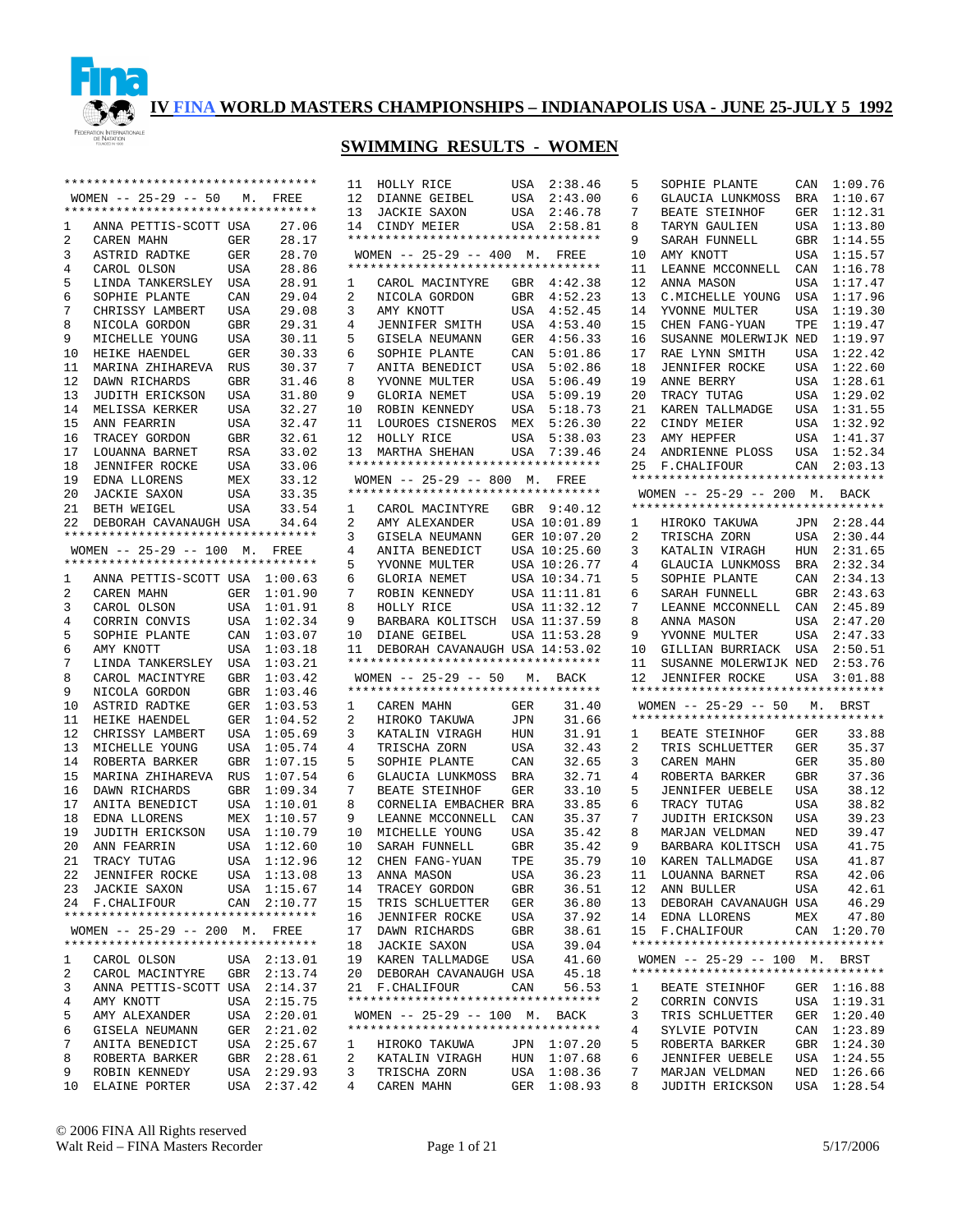# IV FINA WORLD MASTERS CHAMPIONSHIPS – INDIANAPOLIS USA - JUNE 25-JULY 5 1992

## SWIMMING RESULTS - WOMEN

### WOMEN -- 25-29 -- 50 M. FREE

| Place | Name | Country | Time |
|---|---|---|---|
| 1 | ANNA PETTIS-SCOTT | USA | 27.06 |
| 2 | CAREN MAHN | GER | 28.17 |
| 3 | ASTRID RADTKE | GER | 28.70 |
| 4 | CAROL OLSON | USA | 28.86 |
| 5 | LINDA TANKERSLEY | USA | 28.91 |
| 6 | SOPHIE PLANTE | CAN | 29.04 |
| 7 | CHRISSY LAMBERT | USA | 29.08 |
| 8 | NICOLA GORDON | GBR | 29.31 |
| 9 | MICHELLE YOUNG | USA | 30.11 |
| 10 | HEIKE HAENDEL | GER | 30.33 |
| 11 | MARINA ZHIHAREVA | RUS | 30.37 |
| 12 | DAWN RICHARDS | GBR | 31.46 |
| 13 | JUDITH ERICKSON | USA | 31.80 |
| 14 | MELISSA KERKER | USA | 32.27 |
| 15 | ANN FEARRIN | USA | 32.47 |
| 16 | TRACEY GORDON | GBR | 32.61 |
| 17 | LOUANNA BARNET | RSA | 33.02 |
| 18 | JENNIFER ROCKE | USA | 33.06 |
| 19 | EDNA LLORENS | MEX | 33.12 |
| 20 | JACKIE SAXON | USA | 33.35 |
| 21 | BETH WEIGEL | USA | 33.54 |
| 22 | DEBORAH CAVANAUGH | USA | 34.64 |

### WOMEN -- 25-29 -- 100 M. FREE

| Place | Name | Country | Time |
|---|---|---|---|
| 1 | ANNA PETTIS-SCOTT | USA | 1:00.63 |
| 2 | CAREN MAHN | GER | 1:01.90 |
| 3 | CAROL OLSON | USA | 1:01.91 |
| 4 | CORRIN CONVIS | USA | 1:02.34 |
| 5 | SOPHIE PLANTE | CAN | 1:03.07 |
| 6 | AMY KNOTT | USA | 1:03.18 |
| 7 | LINDA TANKERSLEY | USA | 1:03.21 |
| 8 | CAROL MACINTYRE | GBR | 1:03.42 |
| 9 | NICOLA GORDON | GBR | 1:03.46 |
| 10 | ASTRID RADTKE | GER | 1:03.53 |
| 11 | HEIKE HAENDEL | GER | 1:04.52 |
| 12 | CHRISSY LAMBERT | USA | 1:05.69 |
| 13 | MICHELLE YOUNG | USA | 1:05.74 |
| 14 | ROBERTA BARKER | GBR | 1:07.15 |
| 15 | MARINA ZHIHAREVA | RUS | 1:07.54 |
| 16 | DAWN RICHARDS | GBR | 1:09.34 |
| 17 | ANITA BENEDICT | USA | 1:10.01 |
| 18 | EDNA LLORENS | MEX | 1:10.57 |
| 19 | JUDITH ERICKSON | USA | 1:10.79 |
| 20 | ANN FEARRIN | USA | 1:12.60 |
| 21 | TRACY TUTAG | USA | 1:12.96 |
| 22 | JENNIFER ROCKE | USA | 1:13.08 |
| 23 | JACKIE SAXON | USA | 1:15.67 |
| 24 | F.CHALIFOUR | CAN | 2:10.77 |

### WOMEN -- 25-29 -- 200 M. FREE

| Place | Name | Country | Time |
|---|---|---|---|
| 1 | CAROL OLSON | USA | 2:13.01 |
| 2 | CAROL MACINTYRE | GBR | 2:13.74 |
| 3 | ANNA PETTIS-SCOTT | USA | 2:14.37 |
| 4 | AMY KNOTT | USA | 2:15.75 |
| 5 | AMY ALEXANDER | USA | 2:20.01 |
| 6 | GISELA NEUMANN | GER | 2:21.02 |
| 7 | ANITA BENEDICT | USA | 2:25.67 |
| 8 | ROBERTA BARKER | GBR | 2:28.61 |
| 9 | ROBIN KENNEDY | USA | 2:29.93 |
| 10 | ELAINE PORTER | USA | 2:37.42 |
| 11 | HOLLY RICE | USA | 2:38.46 |
| 12 | DIANNE GEIBEL | USA | 2:43.00 |
| 13 | JACKIE SAXON | USA | 2:46.78 |
| 14 | CINDY MEIER | USA | 2:58.81 |

### WOMEN -- 25-29 -- 400 M. FREE

| Place | Name | Country | Time |
|---|---|---|---|
| 1 | CAROL MACINTYRE | GBR | 4:42.38 |
| 2 | NICOLA GORDON | GBR | 4:52.23 |
| 3 | AMY KNOTT | USA | 4:52.45 |
| 4 | JENNIFER SMITH | USA | 4:53.40 |
| 5 | GISELA NEUMANN | GER | 4:56.33 |
| 6 | SOPHIE PLANTE | CAN | 5:01.86 |
| 7 | ANITA BENEDICT | USA | 5:02.86 |
| 8 | YVONNE MULTER | USA | 5:06.49 |
| 9 | GLORIA NEMET | USA | 5:09.19 |
| 10 | ROBIN KENNEDY | USA | 5:18.73 |
| 11 | LOUROES CISNEROS | MEX | 5:26.30 |
| 12 | HOLLY RICE | USA | 5:38.03 |
| 13 | MARTHA SHEHAN | USA | 7:39.46 |

### WOMEN -- 25-29 -- 800 M. FREE

| Place | Name | Country | Time |
|---|---|---|---|
| 1 | CAROL MACINTYRE | GBR | 9:40.12 |
| 2 | AMY ALEXANDER | USA | 10:01.89 |
| 3 | GISELA NEUMANN | GER | 10:07.20 |
| 4 | ANITA BENEDICT | USA | 10:25.60 |
| 5 | YVONNE MULTER | USA | 10:26.77 |
| 6 | GLORIA NEMET | USA | 10:34.71 |
| 7 | ROBIN KENNEDY | USA | 11:11.81 |
| 8 | HOLLY RICE | USA | 11:32.12 |
| 9 | BARBARA KOLITSCH | USA | 11:37.59 |
| 10 | DIANE GEIBEL | USA | 11:53.28 |
| 11 | DEBORAH CAVANAUGH | USA | 14:53.02 |

### WOMEN -- 25-29 -- 50 M. BACK

| Place | Name | Country | Time |
|---|---|---|---|
| 1 | CAREN MAHN | GER | 31.40 |
| 2 | HIROKO TAKUWA | JPN | 31.66 |
| 3 | KATALIN VIRAGH | HUN | 31.91 |
| 4 | TRISCHA ZORN | USA | 32.43 |
| 5 | SOPHIE PLANTE | CAN | 32.65 |
| 6 | GLAUCIA LUNKMOSS | BRA | 32.71 |
| 7 | BEATE STEINHOF | GER | 33.10 |
| 8 | CORNELIA EMBACHER | BRA | 33.85 |
| 9 | LEANNE MCCONNELL | CAN | 35.37 |
| 10 | MICHELLE YOUNG | USA | 35.42 |
| 10 | SARAH FUNNELL | GBR | 35.42 |
| 12 | CHEN FANG-YUAN | TPE | 35.79 |
| 13 | ANNA MASON | USA | 36.23 |
| 14 | TRACEY GORDON | GBR | 36.51 |
| 15 | TRIS SCHLUETTER | GER | 36.80 |
| 16 | JENNIFER ROCKE | USA | 37.92 |
| 17 | DAWN RICHARDS | GBR | 38.61 |
| 18 | JACKIE SAXON | USA | 39.04 |
| 19 | KAREN TALLMADGE | USA | 41.60 |
| 20 | DEBORAH CAVANAUGH | USA | 45.18 |
| 21 | F.CHALIFOUR | CAN | 56.53 |

### WOMEN -- 25-29 -- 100 M. BACK

| Place | Name | Country | Time |
|---|---|---|---|
| 1 | HIROKO TAKUWA | JPN | 1:07.20 |
| 2 | KATALIN VIRAGH | HUN | 1:07.68 |
| 3 | TRISCHA ZORN | USA | 1:08.36 |
| 4 | CAREN MAHN | GER | 1:08.93 |
| 5 | SOPHIE PLANTE | CAN | 1:09.76 |
| 6 | GLAUCIA LUNKMOSS | BRA | 1:10.67 |
| 7 | BEATE STEINHOF | GER | 1:12.31 |
| 8 | TARYN GAULIEN | USA | 1:13.80 |
| 9 | SARAH FUNNELL | GBR | 1:14.55 |
| 10 | AMY KNOTT | USA | 1:15.57 |
| 11 | LEANNE MCCONNELL | CAN | 1:16.78 |
| 12 | ANNA MASON | USA | 1:17.47 |
| 13 | C.MICHELLE YOUNG | USA | 1:17.96 |
| 14 | YVONNE MULTER | USA | 1:19.30 |
| 15 | CHEN FANG-YUAN | TPE | 1:19.47 |
| 16 | SUSANNE MOLERWIJK | NED | 1:19.97 |
| 17 | RAE LYNN SMITH | USA | 1:22.42 |
| 18 | JENNIFER ROCKE | USA | 1:22.60 |
| 19 | ANNE BERRY | USA | 1:28.61 |
| 20 | TRACY TUTAG | USA | 1:29.02 |
| 21 | KAREN TALLMADGE | USA | 1:31.55 |
| 22 | CINDY MEIER | USA | 1:32.92 |
| 23 | AMY HEPFER | USA | 1:41.37 |
| 24 | ANDRIENNE PLOSS | USA | 1:52.34 |
| 25 | F.CHALIFOUR | CAN | 2:03.13 |

### WOMEN -- 25-29 -- 200 M. BACK

| Place | Name | Country | Time |
|---|---|---|---|
| 1 | HIROKO TAKUWA | JPN | 2:28.44 |
| 2 | TRISCHA ZORN | USA | 2:30.44 |
| 3 | KATALIN VIRAGH | HUN | 2:31.65 |
| 4 | GLAUCIA LUNKMOSS | BRA | 2:32.34 |
| 5 | SOPHIE PLANTE | CAN | 2:34.13 |
| 6 | SARAH FUNNELL | GBR | 2:43.63 |
| 7 | LEANNE MCCONNELL | CAN | 2:45.89 |
| 8 | ANNA MASON | USA | 2:47.20 |
| 9 | YVONNE MULTER | USA | 2:47.33 |
| 10 | GILLIAN BURRIACK | USA | 2:50.51 |
| 11 | SUSANNE MOLERWIJK | NED | 2:53.76 |
| 12 | JENNIFER ROCKE | USA | 3:01.88 |

### WOMEN -- 25-29 -- 50 M. BRST

| Place | Name | Country | Time |
|---|---|---|---|
| 1 | BEATE STEINHOF | GER | 33.88 |
| 2 | TRIS SCHLUETTER | GER | 35.37 |
| 3 | CAREN MAHN | GER | 35.80 |
| 4 | ROBERTA BARKER | GBR | 37.36 |
| 5 | JENNIFER UEBELE | USA | 38.12 |
| 6 | TRACY TUTAG | USA | 38.82 |
| 7 | JUDITH ERICKSON | USA | 39.23 |
| 8 | MARJAN VELDMAN | NED | 39.47 |
| 9 | BARBARA KOLITSCH | USA | 41.75 |
| 10 | KAREN TALLMADGE | USA | 41.87 |
| 11 | LOUANNA BARNET | RSA | 42.06 |
| 12 | ANN BULLER | USA | 42.61 |
| 13 | DEBORAH CAVANAUGH | USA | 46.29 |
| 14 | EDNA LLORENS | MEX | 47.80 |
| 15 | F.CHALIFOUR | CAN | 1:20.70 |

### WOMEN -- 25-29 -- 100 M. BRST

| Place | Name | Country | Time |
|---|---|---|---|
| 1 | BEATE STEINHOF | GER | 1:16.88 |
| 2 | CORRIN CONVIS | USA | 1:19.31 |
| 3 | TRIS SCHLUETTER | GER | 1:20.40 |
| 4 | SYLVIE POTVIN | CAN | 1:23.89 |
| 5 | ROBERTA BARKER | GBR | 1:24.30 |
| 6 | JENNIFER UEBELE | USA | 1:24.55 |
| 7 | MARJAN VELDMAN | NED | 1:26.66 |
| 8 | JUDITH ERICKSON | USA | 1:28.54 |

© 2006 FINA All Rights reserved
Walt Reid – FINA Masters Recorder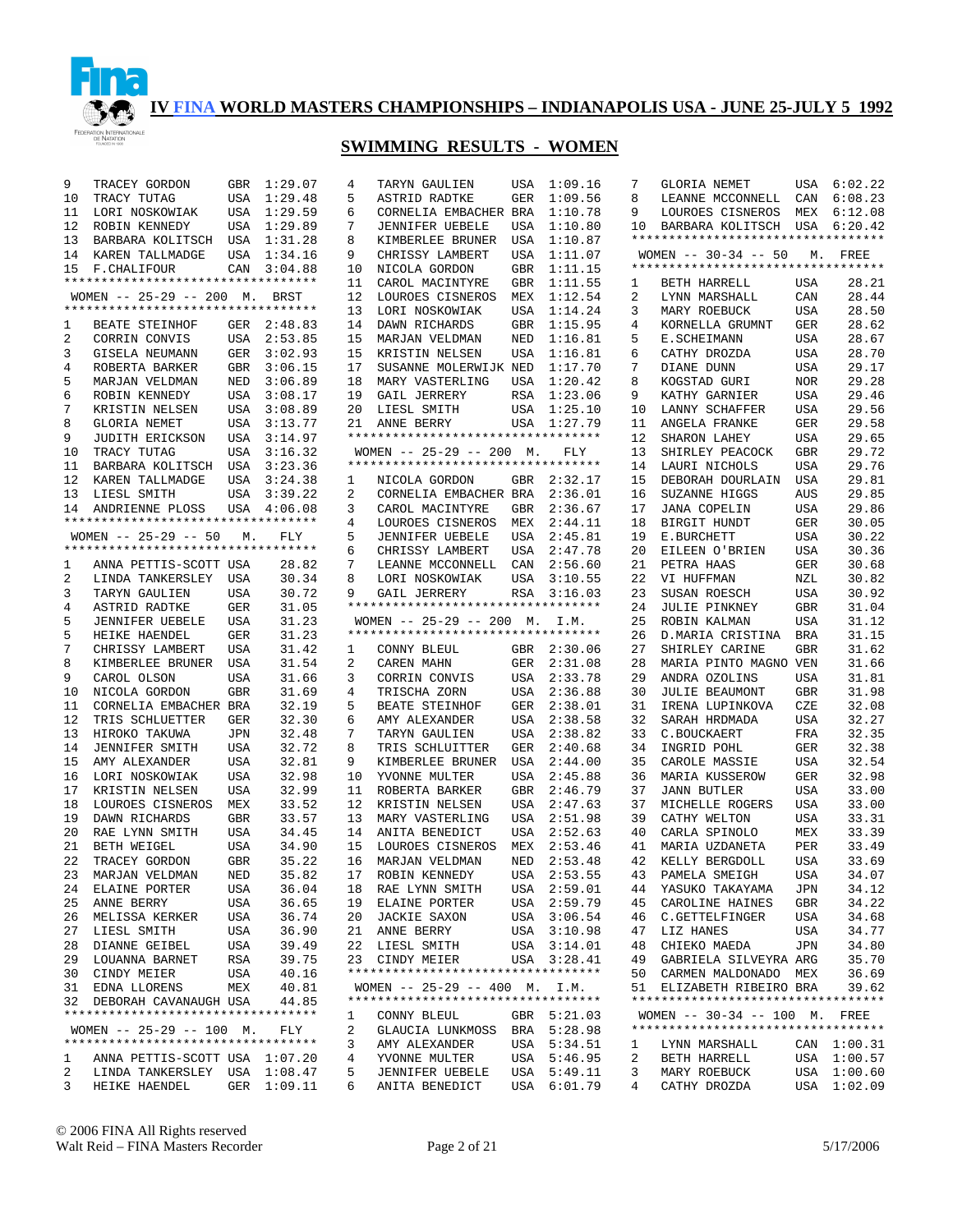# IV FINA WORLD MASTERS CHAMPIONSHIPS – INDIANAPOLIS USA - JUNE 25-JULY 5 1992

## SWIMMING RESULTS - WOMEN

| Place | Name | Country | Time |
|---|---|---|---|
| 9 | TRACEY GORDON | GBR | 1:29.07 |
| 10 | TRACY TUTAG | USA | 1:29.48 |
| 11 | LORI NOSKOWIAK | USA | 1:29.59 |
| 12 | ROBIN KENNEDY | USA | 1:29.89 |
| 13 | BARBARA KOLITSCH | USA | 1:31.28 |
| 14 | KAREN TALLMADGE | USA | 1:34.16 |
| 15 | F.CHALIFOUR | CAN | 3:04.88 |

### WOMEN -- 25-29 -- 200 M. BRST

| Place | Name | Country | Time |
|---|---|---|---|
| 1 | BEATE STEINHOF | GER | 2:48.83 |
| 2 | CORRIN CONVIS | USA | 2:53.85 |
| 3 | GISELA NEUMANN | GER | 3:02.93 |
| 4 | ROBERTA BARKER | GBR | 3:06.15 |
| 5 | MARJAN VELDMAN | NED | 3:06.89 |
| 6 | ROBIN KENNEDY | USA | 3:08.17 |
| 7 | KRISTIN NELSEN | USA | 3:08.89 |
| 8 | GLORIA NEMET | USA | 3:13.77 |
| 9 | JUDITH ERICKSON | USA | 3:14.97 |
| 10 | TRACY TUTAG | USA | 3:16.32 |
| 11 | BARBARA KOLITSCH | USA | 3:23.36 |
| 12 | KAREN TALLMADGE | USA | 3:24.38 |
| 13 | LIESL SMITH | USA | 3:39.22 |
| 14 | ANDRIENNE PLOSS | USA | 4:06.08 |

### WOMEN -- 25-29 -- 50 M. FLY

| Place | Name | Country | Time |
|---|---|---|---|
| 1 | ANNA PETTIS-SCOTT | USA | 28.82 |
| 2 | LINDA TANKERSLEY | USA | 30.34 |
| 3 | TARYN GAULIEN | USA | 30.72 |
| 4 | ASTRID RADTKE | GER | 31.05 |
| 5 | JENNIFER UEBELE | USA | 31.23 |
| 5 | HEIKE HAENDEL | GER | 31.23 |
| 7 | CHRISSY LAMBERT | USA | 31.42 |
| 8 | KIMBERLEE BRUNER | USA | 31.54 |
| 9 | CAROL OLSON | USA | 31.66 |
| 10 | NICOLA GORDON | GBR | 31.69 |
| 11 | CORNELIA EMBACHER | BRA | 32.19 |
| 12 | TRIS SCHLUETTER | GER | 32.30 |
| 13 | HIROKO TAKUWA | JPN | 32.48 |
| 14 | JENNIFER SMITH | USA | 32.72 |
| 15 | AMY ALEXANDER | USA | 32.81 |
| 16 | LORI NOSKOWIAK | USA | 32.98 |
| 17 | KRISTIN NELSEN | USA | 32.99 |
| 18 | LOUROES CISNEROS | MEX | 33.52 |
| 19 | DAWN RICHARDS | GBR | 33.57 |
| 20 | RAE LYNN SMITH | USA | 34.45 |
| 21 | BETH WEIGEL | USA | 34.90 |
| 22 | TRACEY GORDON | GBR | 35.22 |
| 23 | MARJAN VELDMAN | NED | 35.82 |
| 24 | ELAINE PORTER | USA | 36.04 |
| 25 | ANNE BERRY | USA | 36.65 |
| 26 | MELISSA KERKER | USA | 36.74 |
| 27 | LIESL SMITH | USA | 36.90 |
| 28 | DIANNE GEIBEL | USA | 39.49 |
| 29 | LOUANNA BARNET | RSA | 39.75 |
| 30 | CINDY MEIER | USA | 40.16 |
| 31 | EDNA LLORENS | MEX | 40.81 |
| 32 | DEBORAH CAVANAUGH | USA | 44.85 |

### WOMEN -- 25-29 -- 100 M. FLY

| Place | Name | Country | Time |
|---|---|---|---|
| 1 | ANNA PETTIS-SCOTT | USA | 1:07.20 |
| 2 | LINDA TANKERSLEY | USA | 1:08.47 |
| 3 | HEIKE HAENDEL | GER | 1:09.11 |
| 4 | TARYN GAULIEN | USA | 1:09.16 |
| 5 | ASTRID RADTKE | GER | 1:09.56 |
| 6 | CORNELIA EMBACHER | BRA | 1:10.78 |
| 7 | JENNIFER UEBELE | USA | 1:10.80 |
| 8 | KIMBERLEE BRUNER | USA | 1:10.87 |
| 9 | CHRISSY LAMBERT | USA | 1:11.07 |
| 10 | NICOLA GORDON | GBR | 1:11.15 |
| 11 | CAROL MACINTYRE | GBR | 1:11.55 |
| 12 | LOUROES CISNEROS | MEX | 1:12.54 |
| 13 | LORI NOSKOWIAK | USA | 1:14.24 |
| 14 | DAWN RICHARDS | GBR | 1:15.95 |
| 15 | MARJAN VELDMAN | NED | 1:16.81 |
| 15 | KRISTIN NELSEN | USA | 1:16.81 |
| 17 | SUSANNE MOLERWIJK | NED | 1:17.70 |
| 18 | MARY VASTERLING | USA | 1:20.42 |
| 19 | GAIL JERRERY | RSA | 1:23.06 |
| 20 | LIESL SMITH | USA | 1:25.10 |
| 21 | ANNE BERRY | USA | 1:27.79 |

### WOMEN -- 25-29 -- 200 M. FLY

| Place | Name | Country | Time |
|---|---|---|---|
| 1 | NICOLA GORDON | GBR | 2:32.17 |
| 2 | CORNELIA EMBACHER | BRA | 2:36.01 |
| 3 | CAROL MACINTYRE | GBR | 2:36.67 |
| 4 | LOUROES CISNEROS | MEX | 2:44.11 |
| 5 | JENNIFER UEBELE | USA | 2:45.81 |
| 6 | CHRISSY LAMBERT | USA | 2:47.78 |
| 7 | LEANNE MCCONNELL | CAN | 2:56.60 |
| 8 | LORI NOSKOWIAK | USA | 3:10.55 |
| 9 | GAIL JERRERY | RSA | 3:16.03 |

### WOMEN -- 25-29 -- 200 M. I.M.

| Place | Name | Country | Time |
|---|---|---|---|
| 1 | CONNY BLEUL | GBR | 2:30.06 |
| 2 | CAREN MAHN | GER | 2:31.08 |
| 3 | CORRIN CONVIS | USA | 2:33.78 |
| 4 | TRISCHA ZORN | USA | 2:36.88 |
| 5 | BEATE STEINHOF | GER | 2:38.01 |
| 6 | AMY ALEXANDER | USA | 2:38.58 |
| 7 | TARYN GAULIEN | USA | 2:38.82 |
| 8 | TRIS SCHLUITTER | GER | 2:40.68 |
| 9 | KIMBERLEE BRUNER | USA | 2:44.00 |
| 10 | YVONNE MULTER | USA | 2:45.88 |
| 11 | ROBERTA BARKER | GBR | 2:46.79 |
| 12 | KRISTIN NELSEN | USA | 2:47.63 |
| 13 | MARY VASTERLING | USA | 2:51.98 |
| 14 | ANITA BENEDICT | USA | 2:52.63 |
| 15 | LOUROES CISNEROS | MEX | 2:53.46 |
| 16 | MARJAN VELDMAN | NED | 2:53.48 |
| 17 | ROBIN KENNEDY | USA | 2:53.55 |
| 18 | RAE LYNN SMITH | USA | 2:59.01 |
| 19 | ELAINE PORTER | USA | 2:59.79 |
| 20 | JACKIE SAXON | USA | 3:06.54 |
| 21 | ANNE BERRY | USA | 3:10.98 |
| 22 | LIESL SMITH | USA | 3:14.01 |
| 23 | CINDY MEIER | USA | 3:28.41 |

### WOMEN -- 25-29 -- 400 M. I.M.

| Place | Name | Country | Time |
|---|---|---|---|
| 1 | CONNY BLEUL | GBR | 5:21.03 |
| 2 | GLAUCIA LUNKMOSS | BRA | 5:28.98 |
| 3 | AMY ALEXANDER | USA | 5:34.51 |
| 4 | YVONNE MULTER | USA | 5:46.95 |
| 5 | JENNIFER UEBELE | USA | 5:49.11 |
| 6 | ANITA BENEDICT | USA | 6:01.79 |
| 7 | GLORIA NEMET | USA | 6:02.22 |
| 8 | LEANNE MCCONNELL | CAN | 6:08.23 |
| 9 | LOUROES CISNEROS | MEX | 6:12.08 |
| 10 | BARBARA KOLITSCH | USA | 6:20.42 |

### WOMEN -- 30-34 -- 50 M. FREE

| Place | Name | Country | Time |
|---|---|---|---|
| 1 | BETH HARRELL | USA | 28.21 |
| 2 | LYNN MARSHALL | CAN | 28.44 |
| 3 | MARY ROEBUCK | USA | 28.50 |
| 4 | KORNELLA GRUMNT | GER | 28.62 |
| 5 | E.SCHEIMANN | USA | 28.67 |
| 6 | CATHY DROZDA | USA | 28.70 |
| 7 | DIANE DUNN | USA | 29.17 |
| 8 | KOGSTAD GURI | NOR | 29.28 |
| 9 | KATHY GARNIER | USA | 29.46 |
| 10 | LANNY SCHAFFER | USA | 29.56 |
| 11 | ANGELA FRANKE | GER | 29.58 |
| 12 | SHARON LAHEY | USA | 29.65 |
| 13 | SHIRLEY PEACOCK | GBR | 29.72 |
| 14 | LAURI NICHOLS | USA | 29.76 |
| 15 | DEBORAH DOURLAIN | USA | 29.81 |
| 16 | SUZANNE HIGGS | AUS | 29.85 |
| 17 | JANA COPELIN | USA | 29.86 |
| 18 | BIRGIT HUNDT | GER | 30.05 |
| 19 | E.BURCHETT | USA | 30.22 |
| 20 | EILEEN O'BRIEN | USA | 30.36 |
| 21 | PETRA HAAS | GER | 30.68 |
| 22 | VI HUFFMAN | NZL | 30.82 |
| 23 | SUSAN ROESCH | USA | 30.92 |
| 24 | JULIE PINKNEY | GBR | 31.04 |
| 25 | ROBIN KALMAN | USA | 31.12 |
| 26 | D.MARIA CRISTINA | BRA | 31.15 |
| 27 | SHIRLEY CARINE | GBR | 31.62 |
| 28 | MARIA PINTO MAGNO | VEN | 31.66 |
| 29 | ANDRA OZOLINS | USA | 31.81 |
| 30 | JULIE BEAUMONT | GBR | 31.98 |
| 31 | IRENA LUPINKOVA | CZE | 32.08 |
| 32 | SARAH HRDMADA | USA | 32.27 |
| 33 | C.BOUCKAERT | FRA | 32.35 |
| 34 | INGRID POHL | GER | 32.38 |
| 35 | CAROLE MASSIE | USA | 32.54 |
| 36 | MARIA KUSSEROW | GER | 32.98 |
| 37 | JANN BUTLER | USA | 33.00 |
| 37 | MICHELLE ROGERS | USA | 33.00 |
| 39 | CATHY WELTON | USA | 33.31 |
| 40 | CARLA SPINOLO | MEX | 33.39 |
| 41 | MARIA UZDANETA | PER | 33.49 |
| 42 | KELLY BERGDOLL | USA | 33.69 |
| 43 | PAMELA SMEIGH | USA | 34.07 |
| 44 | YASUKO TAKAYAMA | JPN | 34.12 |
| 45 | CAROLINE HAINES | GBR | 34.22 |
| 46 | C.GETTELFINGER | USA | 34.68 |
| 47 | LIZ HANES | USA | 34.77 |
| 48 | CHIEKO MAEDA | JPN | 34.80 |
| 49 | GABRIELA SILVEYRA | ARG | 35.70 |
| 50 | CARMEN MALDONADO | MEX | 36.69 |
| 51 | ELIZABETH RIBEIRO | BRA | 39.62 |

### WOMEN -- 30-34 -- 100 M. FREE

| Place | Name | Country | Time |
|---|---|---|---|
| 1 | LYNN MARSHALL | CAN | 1:00.31 |
| 2 | BETH HARRELL | USA | 1:00.57 |
| 3 | MARY ROEBUCK | USA | 1:00.60 |
| 4 | CATHY DROZDA | USA | 1:02.09 |

© 2006 FINA All Rights reserved
Walt Reid – FINA Masters Recorder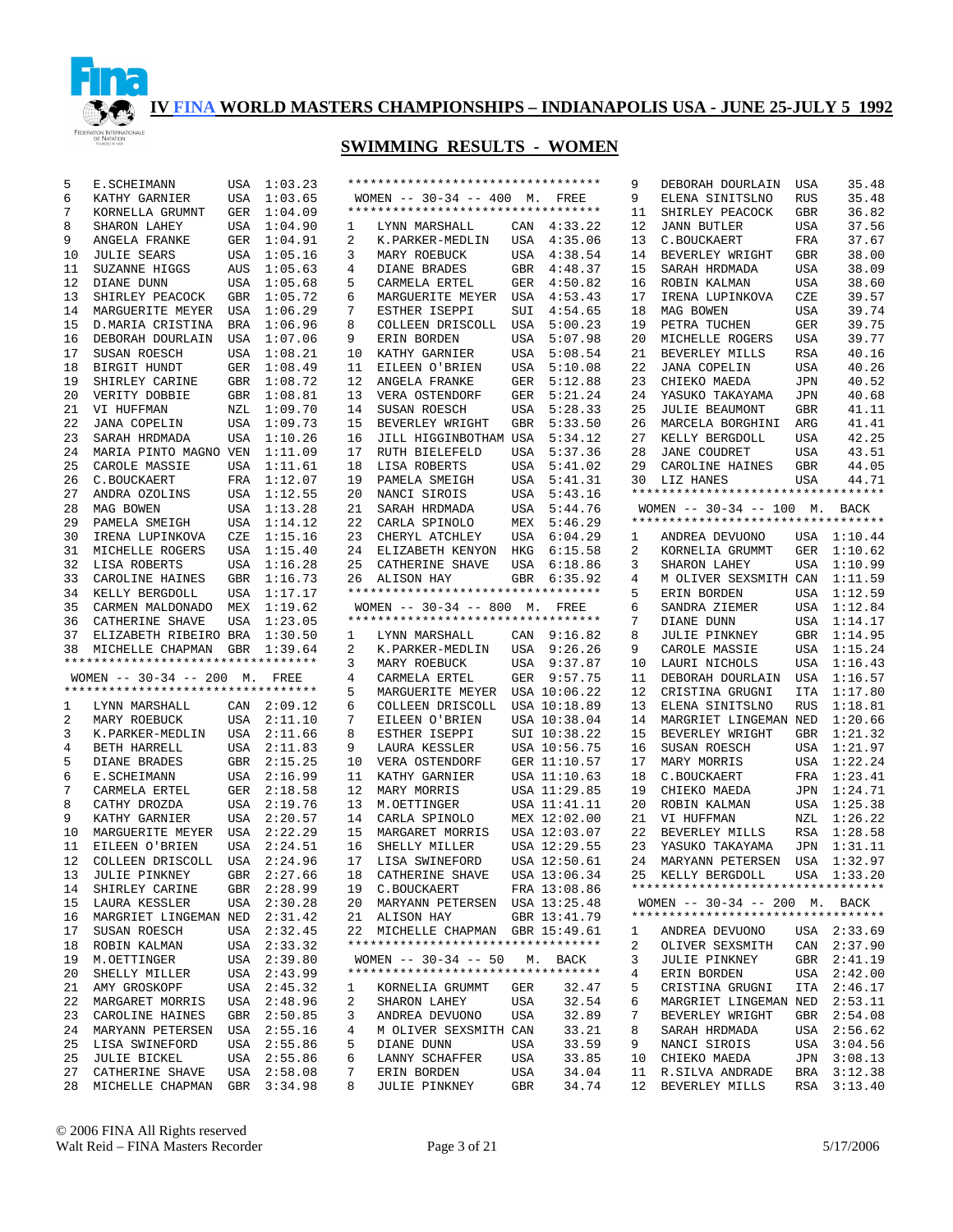# IV FINA WORLD MASTERS CHAMPIONSHIPS – INDIANAPOLIS USA - JUNE 25-JULY 5 1992

## SWIMMING RESULTS - WOMEN

| Place | Name | Country | Time |
|---|---|---|---|
| 5 | E.SCHEIMANN | USA | 1:03.23 |
| 6 | KATHY GARNIER | USA | 1:03.65 |
| 7 | KORNELLA GRUMNT | GER | 1:04.09 |
| 8 | SHARON LAHEY | USA | 1:04.90 |
| 9 | ANGELA FRANKE | GER | 1:04.91 |
| 10 | JULIE SEARS | USA | 1:05.16 |
| 11 | SUZANNE HIGGS | AUS | 1:05.63 |
| 12 | DIANE DUNN | USA | 1:05.68 |
| 13 | SHIRLEY PEACOCK | GBR | 1:05.72 |
| 14 | MARGUERITE MEYER | USA | 1:06.29 |
| 15 | D.MARIA CRISTINA | BRA | 1:06.96 |
| 16 | DEBORAH DOURLAIN | USA | 1:07.06 |
| 17 | SUSAN ROESCH | USA | 1:08.21 |
| 18 | BIRGIT HUNDT | GER | 1:08.49 |
| 19 | SHIRLEY CARINE | GBR | 1:08.72 |
| 20 | VERITY DOBBIE | GBR | 1:08.81 |
| 21 | VI HUFFMAN | NZL | 1:09.70 |
| 22 | JANA COPELIN | USA | 1:09.73 |
| 23 | SARAH HRDMADA | USA | 1:10.26 |
| 24 | MARIA PINTO MAGNO | VEN | 1:11.09 |
| 25 | CAROLE MASSIE | USA | 1:11.61 |
| 26 | C.BOUCKAERT | FRA | 1:12.07 |
| 27 | ANDRA OZOLINS | USA | 1:12.55 |
| 28 | MAG BOWEN | USA | 1:13.28 |
| 29 | PAMELA SMEIGH | USA | 1:14.12 |
| 30 | IRENA LUPINKOVA | CZE | 1:15.16 |
| 31 | MICHELLE ROGERS | USA | 1:15.40 |
| 32 | LISA ROBERTS | USA | 1:16.28 |
| 33 | CAROLINE HAINES | GBR | 1:16.73 |
| 34 | KELLY BERGDOLL | USA | 1:17.17 |
| 35 | CARMEN MALDONADO | MEX | 1:19.62 |
| 36 | CATHERINE SHAVE | USA | 1:23.05 |
| 37 | ELIZABETH RIBEIRO | BRA | 1:30.50 |
| 38 | MICHELLE CHAPMAN | GBR | 1:39.64 |

### WOMEN -- 30-34 -- 200 M. FREE

| Place | Name | Country | Time |
|---|---|---|---|
| 1 | LYNN MARSHALL | CAN | 2:09.12 |
| 2 | MARY ROEBUCK | USA | 2:11.10 |
| 3 | K.PARKER-MEDLIN | USA | 2:11.66 |
| 4 | BETH HARRELL | USA | 2:11.83 |
| 5 | DIANE BRADES | GBR | 2:15.25 |
| 6 | E.SCHEIMANN | USA | 2:16.99 |
| 7 | CARMELA ERTEL | GER | 2:18.58 |
| 8 | CATHY DROZDA | USA | 2:19.76 |
| 9 | KATHY GARNIER | USA | 2:20.57 |
| 10 | MARGUERITE MEYER | USA | 2:22.29 |
| 11 | EILEEN O'BRIEN | USA | 2:24.51 |
| 12 | COLLEEN DRISCOLL | USA | 2:24.96 |
| 13 | JULIE PINKNEY | GBR | 2:27.66 |
| 14 | SHIRLEY CARINE | GBR | 2:28.99 |
| 15 | LAURA KESSLER | USA | 2:30.28 |
| 16 | MARGRIET LINGEMAN | NED | 2:31.42 |
| 17 | SUSAN ROESCH | USA | 2:32.45 |
| 18 | ROBIN KALMAN | USA | 2:33.32 |
| 19 | M.OETTINGER | USA | 2:39.80 |
| 20 | SHELLY MILLER | USA | 2:43.99 |
| 21 | AMY GROSKOPF | USA | 2:45.32 |
| 22 | MARGARET MORRIS | USA | 2:48.96 |
| 23 | CAROLINE HAINES | GBR | 2:50.85 |
| 24 | MARYANN PETERSEN | USA | 2:55.16 |
| 25 | LISA SWINEFORD | USA | 2:55.86 |
| 25 | JULIE BICKEL | USA | 2:55.86 |
| 27 | CATHERINE SHAVE | USA | 2:58.08 |
| 28 | MICHELLE CHAPMAN | GBR | 3:34.98 |

### WOMEN -- 30-34 -- 400 M. FREE

| Place | Name | Country | Time |
|---|---|---|---|
| 1 | LYNN MARSHALL | CAN | 4:33.22 |
| 2 | K.PARKER-MEDLIN | USA | 4:35.06 |
| 3 | MARY ROEBUCK | USA | 4:38.54 |
| 4 | DIANE BRADES | GBR | 4:48.37 |
| 5 | CARMELA ERTEL | GER | 4:50.82 |
| 6 | MARGUERITE MEYER | USA | 4:53.43 |
| 7 | ESTHER ISEPPI | SUI | 4:54.65 |
| 8 | COLLEEN DRISCOLL | USA | 5:00.23 |
| 9 | ERIN BORDEN | USA | 5:07.98 |
| 10 | KATHY GARNIER | USA | 5:08.54 |
| 11 | EILEEN O'BRIEN | USA | 5:10.08 |
| 12 | ANGELA FRANKE | GER | 5:12.88 |
| 13 | VERA OSTENDORF | GER | 5:21.24 |
| 14 | SUSAN ROESCH | USA | 5:28.33 |
| 15 | BEVERLEY WRIGHT | GBR | 5:33.50 |
| 16 | JILL HIGGINBOTHAM | USA | 5:34.12 |
| 17 | RUTH BIELEFELD | USA | 5:37.36 |
| 18 | LISA ROBERTS | USA | 5:41.02 |
| 19 | PAMELA SMEIGH | USA | 5:41.31 |
| 20 | NANCI SIROIS | USA | 5:43.16 |
| 21 | SARAH HRDMADA | USA | 5:44.76 |
| 22 | CARLA SPINOLO | MEX | 5:46.29 |
| 23 | CHERYL ATCHLEY | USA | 6:04.29 |
| 24 | ELIZABETH KENYON | HKG | 6:15.58 |
| 25 | CATHERINE SHAVE | USA | 6:18.86 |
| 26 | ALISON HAY | GBR | 6:35.92 |

### WOMEN -- 30-34 -- 800 M. FREE

| Place | Name | Country | Time |
|---|---|---|---|
| 1 | LYNN MARSHALL | CAN | 9:16.82 |
| 2 | K.PARKER-MEDLIN | USA | 9:26.26 |
| 3 | MARY ROEBUCK | USA | 9:37.87 |
| 4 | CARMELA ERTEL | GER | 9:57.75 |
| 5 | MARGUERITE MEYER | USA | 10:06.22 |
| 6 | COLLEEN DRISCOLL | USA | 10:18.89 |
| 7 | EILEEN O'BRIEN | USA | 10:38.04 |
| 8 | ESTHER ISEPPI | SUI | 10:38.22 |
| 9 | LAURA KESSLER | USA | 10:56.75 |
| 10 | VERA OSTENDORF | GER | 11:10.57 |
| 11 | KATHY GARNIER | USA | 11:10.63 |
| 12 | MARY MORRIS | USA | 11:29.85 |
| 13 | M.OETTINGER | USA | 11:41.11 |
| 14 | CARLA SPINOLO | MEX | 12:02.00 |
| 15 | MARGARET MORRIS | USA | 12:03.07 |
| 16 | SHELLY MILLER | USA | 12:29.55 |
| 17 | LISA SWINEFORD | USA | 12:50.61 |
| 18 | CATHERINE SHAVE | USA | 13:06.34 |
| 19 | C.BOUCKAERT | FRA | 13:08.86 |
| 20 | MARYANN PETERSEN | USA | 13:25.48 |
| 21 | ALISON HAY | GBR | 13:41.79 |
| 22 | MICHELLE CHAPMAN | GBR | 15:49.61 |

### WOMEN -- 30-34 -- 50 M. BACK

| Place | Name | Country | Time |
|---|---|---|---|
| 1 | KORNELIA GRUMMT | GER | 32.47 |
| 2 | SHARON LAHEY | USA | 32.54 |
| 3 | ANDREA DEVUONO | USA | 32.89 |
| 4 | M OLIVER SEXSMITH | CAN | 33.21 |
| 5 | DIANE DUNN | USA | 33.59 |
| 6 | LANNY SCHAFFER | USA | 33.85 |
| 7 | ERIN BORDEN | USA | 34.04 |
| 8 | JULIE PINKNEY | GBR | 34.74 |
| 9 | DEBORAH DOURLAIN | USA | 35.48 |
| 9 | ELENA SINITSLNO | RUS | 35.48 |
| 11 | SHIRLEY PEACOCK | GBR | 36.82 |
| 12 | JANN BUTLER | USA | 37.56 |
| 13 | C.BOUCKAERT | FRA | 37.67 |
| 14 | BEVERLEY WRIGHT | GBR | 38.00 |
| 15 | SARAH HRDMADA | USA | 38.09 |
| 16 | ROBIN KALMAN | USA | 38.60 |
| 17 | IRENA LUPINKOVA | CZE | 39.57 |
| 18 | MAG BOWEN | USA | 39.74 |
| 19 | PETRA TUCHEN | GER | 39.75 |
| 20 | MICHELLE ROGERS | USA | 39.77 |
| 21 | BEVERLEY MILLS | RSA | 40.16 |
| 22 | JANA COPELIN | USA | 40.26 |
| 23 | CHIEKO MAEDA | JPN | 40.52 |
| 24 | YASUKO TAKAYAMA | JPN | 40.68 |
| 25 | JULIE BEAUMONT | GBR | 41.11 |
| 26 | MARCELA BORGHINI | ARG | 41.41 |
| 27 | KELLY BERGDOLL | USA | 42.25 |
| 28 | JANE COUDRET | USA | 43.51 |
| 29 | CAROLINE HAINES | GBR | 44.05 |
| 30 | LIZ HANES | USA | 44.71 |

### WOMEN -- 30-34 -- 100 M. BACK

| Place | Name | Country | Time |
|---|---|---|---|
| 1 | ANDREA DEVUONO | USA | 1:10.44 |
| 2 | KORNELIA GRUMMT | GER | 1:10.62 |
| 3 | SHARON LAHEY | USA | 1:10.99 |
| 4 | M OLIVER SEXSMITH | CAN | 1:11.59 |
| 5 | ERIN BORDEN | USA | 1:12.59 |
| 6 | SANDRA ZIEMER | USA | 1:12.84 |
| 7 | DIANE DUNN | USA | 1:14.17 |
| 8 | JULIE PINKNEY | GBR | 1:14.95 |
| 9 | CAROLE MASSIE | USA | 1:15.24 |
| 10 | LAURI NICHOLS | USA | 1:16.43 |
| 11 | DEBORAH DOURLAIN | USA | 1:16.57 |
| 12 | CRISTINA GRUGNI | ITA | 1:17.80 |
| 13 | ELENA SINITSLNO | RUS | 1:18.81 |
| 14 | MARGRIET LINGEMAN | NED | 1:20.66 |
| 15 | BEVERLEY WRIGHT | GBR | 1:21.32 |
| 16 | SUSAN ROESCH | USA | 1:21.97 |
| 17 | MARY MORRIS | USA | 1:22.24 |
| 18 | C.BOUCKAERT | FRA | 1:23.41 |
| 19 | CHIEKO MAEDA | JPN | 1:24.71 |
| 20 | ROBIN KALMAN | USA | 1:25.38 |
| 21 | VI HUFFMAN | NZL | 1:26.22 |
| 22 | BEVERLEY MILLS | RSA | 1:28.58 |
| 23 | YASUKO TAKAYAMA | JPN | 1:31.11 |
| 24 | MARYANN PETERSEN | USA | 1:32.97 |
| 25 | KELLY BERGDOLL | USA | 1:33.20 |

### WOMEN -- 30-34 -- 200 M. BACK

| Place | Name | Country | Time |
|---|---|---|---|
| 1 | ANDREA DEVUONO | USA | 2:33.69 |
| 2 | OLIVER SEXSMITH | CAN | 2:37.90 |
| 3 | JULIE PINKNEY | GBR | 2:41.19 |
| 4 | ERIN BORDEN | USA | 2:42.00 |
| 5 | CRISTINA GRUGNI | ITA | 2:46.17 |
| 6 | MARGRIET LINGEMAN | NED | 2:53.11 |
| 7 | BEVERLEY WRIGHT | GBR | 2:54.08 |
| 8 | SARAH HRDMADA | USA | 2:56.62 |
| 9 | NANCI SIROIS | USA | 3:04.56 |
| 10 | CHIEKO MAEDA | JPN | 3:08.13 |
| 11 | R.SILVA ANDRADE | BRA | 3:12.38 |
| 12 | BEVERLEY MILLS | RSA | 3:13.40 |

© 2006 FINA All Rights reserved
Walt Reid – FINA Masters Recorder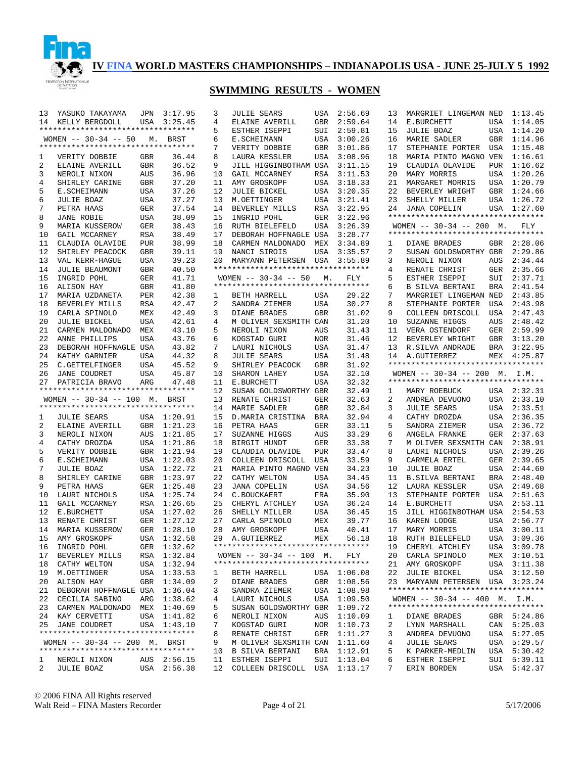# IV FINA WORLD MASTERS CHAMPIONSHIPS – INDIANAPOLIS USA - JUNE 25-JULY 5 1992

## SWIMMING RESULTS - WOMEN

| Place | Name | Country | Time |
|---|---|---|---|
| 13 | YASUKO TAKAYAMA | JPN | 3:17.95 |
| 14 | KELLY BERGDOLL | USA | 3:25.45 |

### WOMEN -- 30-34 -- 50 M. BRST

| Place | Name | Country | Time |
|---|---|---|---|
| 1 | VERITY DOBBIE | GBR | 36.44 |
| 2 | ELAINE AVERILL | GBR | 36.52 |
| 3 | NEROLI NIXON | AUS | 36.96 |
| 4 | SHIRLEY CARINE | GBR | 37.20 |
| 5 | E.SCHEIMANN | USA | 37.26 |
| 6 | JULIE BOAZ | USA | 37.27 |
| 7 | PETRA HAAS | GER | 37.54 |
| 8 | JANE ROBIE | USA | 38.09 |
| 9 | MARIA KUSSEROW | GER | 38.43 |
| 10 | GAIL MCCARNEY | RSA | 38.49 |
| 11 | CLAUDIA OLAVIDE | PUR | 38.99 |
| 12 | SHIRLEY PEACOCK | GBR | 39.11 |
| 13 | VAL KERR-HAGUE | USA | 39.23 |
| 14 | JULIE BEAUMONT | GBR | 40.50 |
| 15 | INGRID POHL | GER | 41.71 |
| 16 | ALISON HAY | GBR | 41.80 |
| 17 | MARIA UZDANETA | PER | 42.38 |
| 18 | BEVERLEY MILLS | RSA | 42.47 |
| 19 | CARLA SPINOLO | MEX | 42.49 |
| 20 | JULIE BICKEL | USA | 42.61 |
| 21 | CARMEN MALDONADO | MEX | 43.10 |
| 22 | ANNE PHILLIPS | USA | 43.76 |
| 23 | DEBORAH HOFFNAGLE | USA | 43.82 |
| 24 | KATHY GARNIER | USA | 44.32 |
| 25 | C.GETTELFINGER | USA | 45.52 |
| 26 | JANE COUDRET | USA | 45.87 |
| 27 | PATRICIA BRAVO | ARG | 47.48 |

### WOMEN -- 30-34 -- 100 M. BRST

| Place | Name | Country | Time |
|---|---|---|---|
| 1 | JULIE SEARS | USA | 1:20.91 |
| 2 | ELAINE AVERILL | GBR | 1:21.23 |
| 3 | NEROLI NIXON | AUS | 1:21.85 |
| 4 | CATHY DROZDA | USA | 1:21.86 |
| 5 | VERITY DOBBIE | GBR | 1:21.94 |
| 6 | E.SCHEIMANN | USA | 1:22.03 |
| 7 | JULIE BOAZ | USA | 1:22.72 |
| 8 | SHIRLEY CARINE | GBR | 1:23.97 |
| 9 | PETRA HAAS | GER | 1:25.48 |
| 10 | LAURI NICHOLS | USA | 1:25.74 |
| 11 | GAIL MCCARNEY | RSA | 1:26.65 |
| 12 | E.BURCHETT | USA | 1:27.02 |
| 13 | RENATE CHRIST | GER | 1:27.12 |
| 14 | MARIA KUSSEROW | GER | 1:28.10 |
| 15 | AMY GROSKOPF | USA | 1:32.58 |
| 16 | INGRID POHL | GER | 1:32.62 |
| 17 | BEVERLEY MILLS | RSA | 1:32.84 |
| 18 | CATHY WELTON | USA | 1:32.94 |
| 19 | M.OETTINGER | USA | 1:33.53 |
| 20 | ALISON HAY | GBR | 1:34.09 |
| 21 | DEBORAH HOFFNAGLE | USA | 1:36.04 |
| 22 | CECILIA SABINO | ARG | 1:38.62 |
| 23 | CARMEN MALDONADO | MEX | 1:40.69 |
| 24 | KAY CERVETTI | USA | 1:41.82 |
| 25 | JANE COUDRET | USA | 1:43.10 |

### WOMEN -- 30-34 -- 200 M. BRST

| Place | Name | Country | Time |
|---|---|---|---|
| 1 | NEROLI NIXON | AUS | 2:56.15 |
| 2 | JULIE BOAZ | USA | 2:56.38 |
| 3 | JULIE SEARS | USA | 2:56.69 |
| 4 | ELAINE AVERILL | GBR | 2:59.64 |
| 5 | ESTHER ISEPPI | SUI | 2:59.81 |
| 6 | E.SCHEIMANN | USA | 3:00.26 |
| 7 | VERITY DOBBIE | GBR | 3:01.86 |
| 8 | LAURA KESSLER | USA | 3:08.96 |
| 9 | JILL HIGGINBOTHAM | USA | 3:11.15 |
| 10 | GAIL MCCARNEY | RSA | 3:11.53 |
| 11 | AMY GROSKOPF | USA | 3:18.33 |
| 12 | JULIE BICKEL | USA | 3:20.35 |
| 13 | M.OETTINGER | USA | 3:21.41 |
| 14 | BEVERLEY MILLS | RSA | 3:22.95 |
| 15 | INGRID POHL | GER | 3:22.96 |
| 16 | RUTH BIELEFELD | USA | 3:26.39 |
| 17 | DEBORAH HOFFNAGLE | USA | 3:28.77 |
| 18 | CARMEN MALDONADO | MEX | 3:34.89 |
| 19 | NANCI SIROIS | USA | 3:35.57 |
| 20 | MARYANN PETERSEN | USA | 3:55.89 |

### WOMEN -- 30-34 -- 50 M. FLY

| Place | Name | Country | Time |
|---|---|---|---|
| 1 | BETH HARRELL | USA | 29.22 |
| 2 | SANDRA ZIEMER | USA | 30.27 |
| 3 | DIANE BRADES | GBR | 31.02 |
| 4 | M OLIVER SEXSMITH | CAN | 31.20 |
| 5 | NEROLI NIXON | AUS | 31.43 |
| 6 | KOGSTAD GURI | NOR | 31.46 |
| 7 | LAURI NICHOLS | USA | 31.47 |
| 8 | JULIE SEARS | USA | 31.48 |
| 9 | SHIRLEY PEACOCK | GBR | 31.92 |
| 10 | SHARON LAHEY | USA | 32.10 |
| 11 | E.BURCHETT | USA | 32.32 |
| 12 | SUSAN GOLDSWORTHY | GBR | 32.49 |
| 13 | RENATE CHRIST | GER | 32.63 |
| 14 | MARIE SADLER | GBR | 32.84 |
| 15 | D.MARIA CRISTINA | BRA | 32.94 |
| 16 | PETRA HAAS | GER | 33.11 |
| 17 | SUZANNE HIGGS | AUS | 33.29 |
| 18 | BIRGIT HUNDT | GER | 33.38 |
| 19 | CLAUDIA OLAVIDE | PUR | 33.47 |
| 20 | COLLEEN DRISCOLL | USA | 33.59 |
| 21 | MARIA PINTO MAGNO | VEN | 34.23 |
| 22 | CATHY WELTON | USA | 34.45 |
| 23 | JANA COPELIN | USA | 34.56 |
| 24 | C.BOUCKAERT | FRA | 35.90 |
| 25 | CHERYL ATCHLEY | USA | 36.24 |
| 26 | SHELLY MILLER | USA | 36.45 |
| 27 | CARLA SPINOLO | MEX | 39.77 |
| 28 | AMY GROSKOPF | USA | 40.41 |
| 29 | A.GUTIERREZ | MEX | 56.18 |

### WOMEN -- 30-34 -- 100 M. FLY

| Place | Name | Country | Time |
|---|---|---|---|
| 1 | BETH HARRELL | USA | 1:06.08 |
| 2 | DIANE BRADES | GBR | 1:08.56 |
| 3 | SANDRA ZIEMER | USA | 1:08.98 |
| 4 | LAURI NICHOLS | USA | 1:09.50 |
| 5 | SUSAN GOLDSWORTHY | GBR | 1:09.72 |
| 6 | NEROLI NIXON | AUS | 1:10.09 |
| 7 | KOGSTAD GURI | NOR | 1:10.73 |
| 8 | RENATE CHRIST | GER | 1:11.27 |
| 9 | M OLIVER SEXSMITH | CAN | 1:11.60 |
| 10 | B SILVA BERTANI | BRA | 1:12.91 |
| 11 | ESTHER ISEPPI | SUI | 1:13.04 |
| 12 | COLLEEN DRISCOLL | USA | 1:13.17 |
| 13 | MARGRIET LINGEMAN | NED | 1:13.45 |
| 14 | E.BURCHETT | USA | 1:14.05 |
| 15 | JULIE BOAZ | USA | 1:14.20 |
| 16 | MARIE SADLER | GBR | 1:14.96 |
| 17 | STEPHANIE PORTER | USA | 1:15.48 |
| 18 | MARIA PINTO MAGNO | VEN | 1:16.61 |
| 19 | CLAUDIA OLAVIDE | PUR | 1:16.62 |
| 20 | MARY MORRIS | USA | 1:20.26 |
| 21 | MARGARET MORRIS | USA | 1:20.79 |
| 22 | BEVERLEY WRIGHT | GBR | 1:24.66 |
| 23 | SHELLY MILLER | USA | 1:26.72 |
| 24 | JANA COPELIN | USA | 1:27.60 |

### WOMEN -- 30-34 -- 200 M. FLY

| Place | Name | Country | Time |
|---|---|---|---|
| 1 | DIANE BRADES | GBR | 2:28.06 |
| 2 | SUSAN GOLDSWORTHY | GBR | 2:29.86 |
| 3 | NEROLI NIXON | AUS | 2:34.44 |
| 4 | RENATE CHRIST | GER | 2:35.66 |
| 5 | ESTHER ISEPPI | SUI | 2:37.71 |
| 6 | B SILVA BERTANI | BRA | 2:41.54 |
| 7 | MARGRIET LINGEMAN | NED | 2:43.85 |
| 8 | STEPHANIE PORTER | USA | 2:43.98 |
| 9 | COLLEEN DRISCOLL | USA | 2:47.43 |
| 10 | SUZANNE HIGGS | AUS | 2:48.42 |
| 11 | VERA OSTENDORF | GER | 2:59.99 |
| 12 | BEVERLEY WRIGHT | GBR | 3:13.20 |
| 13 | R.SILVA ANDRADE | BRA | 3:22.95 |
| 14 | A.GUTIERREZ | MEX | 4:25.87 |

### WOMEN -- 30-34 -- 200 M. I.M.

| Place | Name | Country | Time |
|---|---|---|---|
| 1 | MARY ROEBUCK | USA | 2:32.31 |
| 2 | ANDREA DEVUONO | USA | 2:33.10 |
| 3 | JULIE SEARS | USA | 2:33.51 |
| 4 | CATHY DROZDA | USA | 2:36.35 |
| 5 | SANDRA ZIEMER | USA | 2:36.72 |
| 6 | ANGELA FRANKE | GER | 2:37.63 |
| 7 | M OLIVER SEXSMITH | CAN | 2:38.91 |
| 8 | LAURI NICHOLS | USA | 2:39.26 |
| 9 | CARMELA ERTEL | GER | 2:39.65 |
| 10 | JULIE BOAZ | USA | 2:44.60 |
| 11 | B.SILVA BERTANI | BRA | 2:48.40 |
| 12 | LAURA KESSLER | USA | 2:49.68 |
| 13 | STEPHANIE PORTER | USA | 2:51.63 |
| 14 | E.BURCHETT | USA | 2:53.11 |
| 15 | JILL HIGGINBOTHAM | USA | 2:54.53 |
| 16 | KAREN LODGE | USA | 2:56.77 |
| 17 | MARY MORRIS | USA | 3:00.11 |
| 18 | RUTH BIELEFELD | USA | 3:09.36 |
| 19 | CHERYL ATCHLEY | USA | 3:09.78 |
| 20 | CARLA SPINOLO | MEX | 3:10.51 |
| 21 | AMY GROSKOPF | USA | 3:11.38 |
| 22 | JULIE BICKEL | USA | 3:12.50 |
| 23 | MARYANN PETERSEN | USA | 3:23.24 |

### WOMEN -- 30-34 -- 400 M. I.M.

| Place | Name | Country | Time |
|---|---|---|---|
| 1 | DIANE BRADES | GBR | 5:24.86 |
| 2 | LYNN MARSHALL | CAN | 5:25.03 |
| 3 | ANDREA DEVUONO | USA | 5:27.05 |
| 4 | JULIE SEARS | USA | 5:29.57 |
| 5 | K PARKER-MEDLIN | USA | 5:30.42 |
| 6 | ESTHER ISEPPI | SUI | 5:39.11 |
| 7 | ERIN BORDEN | USA | 5:42.37 |

© 2006 FINA All Rights reserved
Walt Reid – FINA Masters Recorder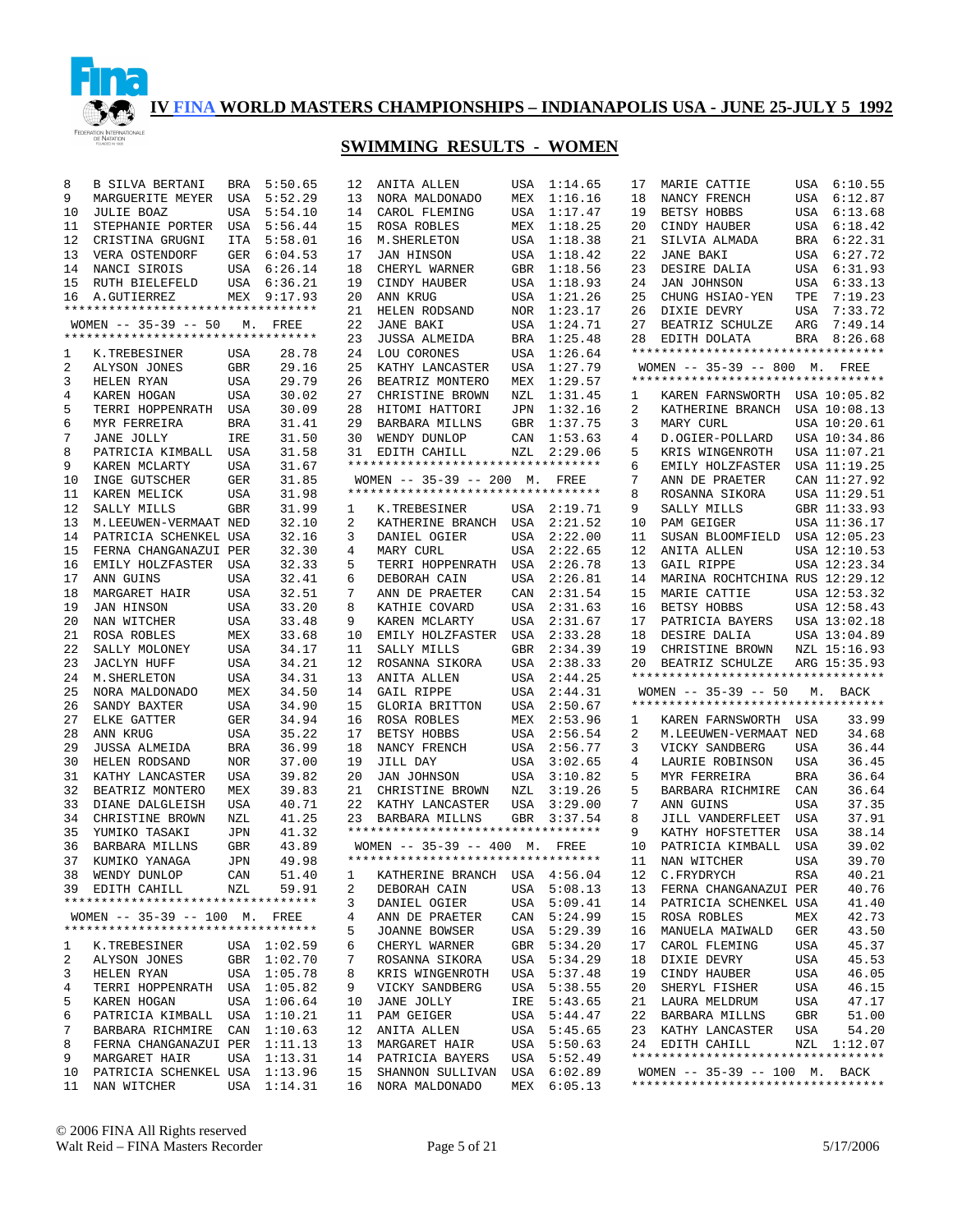# IV FINA WORLD MASTERS CHAMPIONSHIPS – INDIANAPOLIS USA - JUNE 25-JULY 5 1992

## SWIMMING RESULTS - WOMEN

| Place | Name | Country | Time |
|---|---|---|---|
| 8 | B SILVA BERTANI | BRA | 5:50.65 |
| 9 | MARGUERITE MEYER | USA | 5:52.29 |
| 10 | JULIE BOAZ | USA | 5:54.10 |
| 11 | STEPHANIE PORTER | USA | 5:56.44 |
| 12 | CRISTINA GRUGNI | ITA | 5:58.01 |
| 13 | VERA OSTENDORF | GER | 6:04.53 |
| 14 | NANCI SIROIS | USA | 6:26.14 |
| 15 | RUTH BIELEFELD | USA | 6:36.21 |
| 16 | A.GUTIERREZ | MEX | 9:17.93 |

### WOMEN -- 35-39 -- 50 M. FREE

| Place | Name | Country | Time |
|---|---|---|---|
| 1 | K.TREBESINER | USA | 28.78 |
| 2 | ALYSON JONES | GBR | 29.16 |
| 3 | HELEN RYAN | USA | 29.79 |
| 4 | KAREN HOGAN | USA | 30.02 |
| 5 | TERRI HOPPENRATH | USA | 30.09 |
| 6 | MYR FERREIRA | BRA | 31.41 |
| 7 | JANE JOLLY | IRE | 31.50 |
| 8 | PATRICIA KIMBALL | USA | 31.58 |
| 9 | KAREN MCLARTY | USA | 31.67 |
| 10 | INGE GUTSCHER | GER | 31.85 |
| 11 | KAREN MELICK | USA | 31.98 |
| 12 | SALLY MILLS | GBR | 31.99 |
| 13 | M.LEEUWEN-VERMAAT | NED | 32.10 |
| 14 | PATRICIA SCHENKEL | USA | 32.16 |
| 15 | FERNA CHANGANAZUI | PER | 32.30 |
| 16 | EMILY HOLZFASTER | USA | 32.33 |
| 17 | ANN GUINS | USA | 32.41 |
| 18 | MARGARET HAIR | USA | 32.51 |
| 19 | JAN HINSON | USA | 33.20 |
| 20 | NAN WITCHER | USA | 33.48 |
| 21 | ROSA ROBLES | MEX | 33.68 |
| 22 | SALLY MOLONEY | USA | 34.17 |
| 23 | JACLYN HUFF | USA | 34.21 |
| 24 | M.SHERLETON | USA | 34.31 |
| 25 | NORA MALDONADO | MEX | 34.50 |
| 26 | SANDY BAXTER | USA | 34.90 |
| 27 | ELKE GATTER | GER | 34.94 |
| 28 | ANN KRUG | USA | 35.22 |
| 29 | JUSSA ALMEIDA | BRA | 36.99 |
| 30 | HELEN RODSAND | NOR | 37.00 |
| 31 | KATHY LANCASTER | USA | 39.82 |
| 32 | BEATRIZ MONTERO | MEX | 39.83 |
| 33 | DIANE DALGLEISH | USA | 40.71 |
| 34 | CHRISTINE BROWN | NZL | 41.25 |
| 35 | YUMIKO TASAKI | JPN | 41.32 |
| 36 | BARBARA MILLNS | GBR | 43.89 |
| 37 | KUMIKO YANAGA | JPN | 49.98 |
| 38 | WENDY DUNLOP | CAN | 51.40 |
| 39 | EDITH CAHILL | NZL | 59.91 |

### WOMEN -- 35-39 -- 100 M. FREE

| Place | Name | Country | Time |
|---|---|---|---|
| 1 | K.TREBESINER | USA | 1:02.59 |
| 2 | ALYSON JONES | GBR | 1:02.70 |
| 3 | HELEN RYAN | USA | 1:05.78 |
| 4 | TERRI HOPPENRATH | USA | 1:05.82 |
| 5 | KAREN HOGAN | USA | 1:06.64 |
| 6 | PATRICIA KIMBALL | USA | 1:10.21 |
| 7 | BARBARA RICHMIRE | CAN | 1:10.63 |
| 8 | FERNA CHANGANAZUI | PER | 1:11.13 |
| 9 | MARGARET HAIR | USA | 1:13.31 |
| 10 | PATRICIA SCHENKEL | USA | 1:13.96 |
| 11 | NAN WITCHER | USA | 1:14.31 |
| 12 | ANITA ALLEN | USA | 1:14.65 |
| 13 | NORA MALDONADO | MEX | 1:16.16 |
| 14 | CAROL FLEMING | USA | 1:17.47 |
| 15 | ROSA ROBLES | MEX | 1:18.25 |
| 16 | M.SHERLETON | USA | 1:18.38 |
| 17 | JAN HINSON | USA | 1:18.42 |
| 18 | CHERYL WARNER | GBR | 1:18.56 |
| 19 | CINDY HAUBER | USA | 1:18.93 |
| 20 | ANN KRUG | USA | 1:21.26 |
| 21 | HELEN RODSAND | NOR | 1:23.17 |
| 22 | JANE BAKI | USA | 1:24.71 |
| 23 | JUSSA ALMEIDA | BRA | 1:25.48 |
| 24 | LOU CORONES | USA | 1:26.64 |
| 25 | KATHY LANCASTER | USA | 1:27.79 |
| 26 | BEATRIZ MONTERO | MEX | 1:29.57 |
| 27 | CHRISTINE BROWN | NZL | 1:31.45 |
| 28 | HITOMI HATTORI | JPN | 1:32.16 |
| 29 | BARBARA MILLNS | GBR | 1:37.75 |
| 30 | WENDY DUNLOP | CAN | 1:53.63 |
| 31 | EDITH CAHILL | NZL | 2:29.06 |

### WOMEN -- 35-39 -- 200 M. FREE

| Place | Name | Country | Time |
|---|---|---|---|
| 1 | K.TREBESINER | USA | 2:19.71 |
| 2 | KATHERINE BRANCH | USA | 2:21.52 |
| 3 | DANIEL OGIER | USA | 2:22.00 |
| 4 | MARY CURL | USA | 2:22.65 |
| 5 | TERRI HOPPENRATH | USA | 2:26.78 |
| 6 | DEBORAH CAIN | USA | 2:26.81 |
| 7 | ANN DE PRAETER | CAN | 2:31.54 |
| 8 | KATHIE COVARD | USA | 2:31.63 |
| 9 | KAREN MCLARTY | USA | 2:31.67 |
| 10 | EMILY HOLZFASTER | USA | 2:33.28 |
| 11 | SALLY MILLS | GBR | 2:34.39 |
| 12 | ROSANNA SIKORA | USA | 2:38.33 |
| 13 | ANITA ALLEN | USA | 2:44.25 |
| 14 | GAIL RIPPE | USA | 2:44.31 |
| 15 | GLORIA BRITTON | USA | 2:50.67 |
| 16 | ROSA ROBLES | MEX | 2:53.96 |
| 17 | BETSY HOBBS | USA | 2:56.54 |
| 18 | NANCY FRENCH | USA | 2:56.77 |
| 19 | JILL DAY | USA | 3:02.65 |
| 20 | JAN JOHNSON | USA | 3:10.82 |
| 21 | CHRISTINE BROWN | NZL | 3:19.26 |
| 22 | KATHY LANCASTER | USA | 3:29.00 |
| 23 | BARBARA MILLNS | GBR | 3:37.54 |

### WOMEN -- 35-39 -- 400 M. FREE

| Place | Name | Country | Time |
|---|---|---|---|
| 1 | KATHERINE BRANCH | USA | 4:56.04 |
| 2 | DEBORAH CAIN | USA | 5:08.13 |
| 3 | DANIEL OGIER | USA | 5:09.41 |
| 4 | ANN DE PRAETER | CAN | 5:24.99 |
| 5 | JOANNE BOWSER | USA | 5:29.39 |
| 6 | CHERYL WARNER | GBR | 5:34.20 |
| 7 | ROSANNA SIKORA | USA | 5:34.29 |
| 8 | KRIS WINGENROTH | USA | 5:37.48 |
| 9 | VICKY SANDBERG | USA | 5:38.55 |
| 10 | JANE JOLLY | IRE | 5:43.65 |
| 11 | PAM GEIGER | USA | 5:44.47 |
| 12 | ANITA ALLEN | USA | 5:45.65 |
| 13 | MARGARET HAIR | USA | 5:50.63 |
| 14 | PATRICIA BAYERS | USA | 5:52.49 |
| 15 | SHANNON SULLIVAN | USA | 6:02.89 |
| 16 | NORA MALDONADO | MEX | 6:05.13 |
| 17 | MARIE CATTIE | USA | 6:10.55 |
| 18 | NANCY FRENCH | USA | 6:12.87 |
| 19 | BETSY HOBBS | USA | 6:13.68 |
| 20 | CINDY HAUBER | USA | 6:18.42 |
| 21 | SILVIA ALMADA | BRA | 6:22.31 |
| 22 | JANE BAKI | USA | 6:27.72 |
| 23 | DESIRE DALIA | USA | 6:31.93 |
| 24 | JAN JOHNSON | USA | 6:33.13 |
| 25 | CHUNG HSIAO-YEN | TPE | 7:19.23 |
| 26 | DIXIE DEVRY | USA | 7:33.72 |
| 27 | BEATRIZ SCHULZE | ARG | 7:49.14 |
| 28 | EDITH DOLATA | BRA | 8:26.68 |

### WOMEN -- 35-39 -- 800 M. FREE

| Place | Name | Country | Time |
|---|---|---|---|
| 1 | KAREN FARNSWORTH | USA | 10:05.82 |
| 2 | KATHERINE BRANCH | USA | 10:08.13 |
| 3 | MARY CURL | USA | 10:20.61 |
| 4 | D.OGIER-POLLARD | USA | 10:34.86 |
| 5 | KRIS WINGENROTH | USA | 11:07.21 |
| 6 | EMILY HOLZFASTER | USA | 11:19.25 |
| 7 | ANN DE PRAETER | CAN | 11:27.92 |
| 8 | ROSANNA SIKORA | USA | 11:29.51 |
| 9 | SALLY MILLS | GBR | 11:33.93 |
| 10 | PAM GEIGER | USA | 11:36.17 |
| 11 | SUSAN BLOOMFIELD | USA | 12:05.23 |
| 12 | ANITA ALLEN | USA | 12:10.53 |
| 13 | GAIL RIPPE | USA | 12:23.34 |
| 14 | MARINA ROCHTCHINA | RUS | 12:29.12 |
| 15 | MARIE CATTIE | USA | 12:53.32 |
| 16 | BETSY HOBBS | USA | 12:58.43 |
| 17 | PATRICIA BAYERS | USA | 13:02.18 |
| 18 | DESIRE DALIA | USA | 13:04.89 |
| 19 | CHRISTINE BROWN | NZL | 15:16.93 |
| 20 | BEATRIZ SCHULZE | ARG | 15:35.93 |

### WOMEN -- 35-39 -- 50 M. BACK

| Place | Name | Country | Time |
|---|---|---|---|
| 1 | KAREN FARNSWORTH | USA | 33.99 |
| 2 | M.LEEUWEN-VERMAAT | NED | 34.68 |
| 3 | VICKY SANDBERG | USA | 36.44 |
| 4 | LAURIE ROBINSON | USA | 36.45 |
| 5 | MYR FERREIRA | BRA | 36.64 |
| 5 | BARBARA RICHMIRE | CAN | 36.64 |
| 7 | ANN GUINS | USA | 37.35 |
| 8 | JILL VANDERFLEET | USA | 37.91 |
| 9 | KATHY HOFSTETTER | USA | 38.14 |
| 10 | PATRICIA KIMBALL | USA | 39.02 |
| 11 | NAN WITCHER | USA | 39.70 |
| 12 | C.FRYDRYCH | RSA | 40.21 |
| 13 | FERNA CHANGANAZUI | PER | 40.76 |
| 14 | PATRICIA SCHENKEL | USA | 41.40 |
| 15 | ROSA ROBLES | MEX | 42.73 |
| 16 | MANUELA MAIWALD | GER | 43.50 |
| 17 | CAROL FLEMING | USA | 45.37 |
| 18 | DIXIE DEVRY | USA | 45.53 |
| 19 | CINDY HAUBER | USA | 46.05 |
| 20 | SHERYL FISHER | USA | 46.15 |
| 21 | LAURA MELDRUM | USA | 47.17 |
| 22 | BARBARA MILLNS | GBR | 51.00 |
| 23 | KATHY LANCASTER | USA | 54.20 |
| 24 | EDITH CAHILL | NZL | 1:12.07 |

### WOMEN -- 35-39 -- 100 M. BACK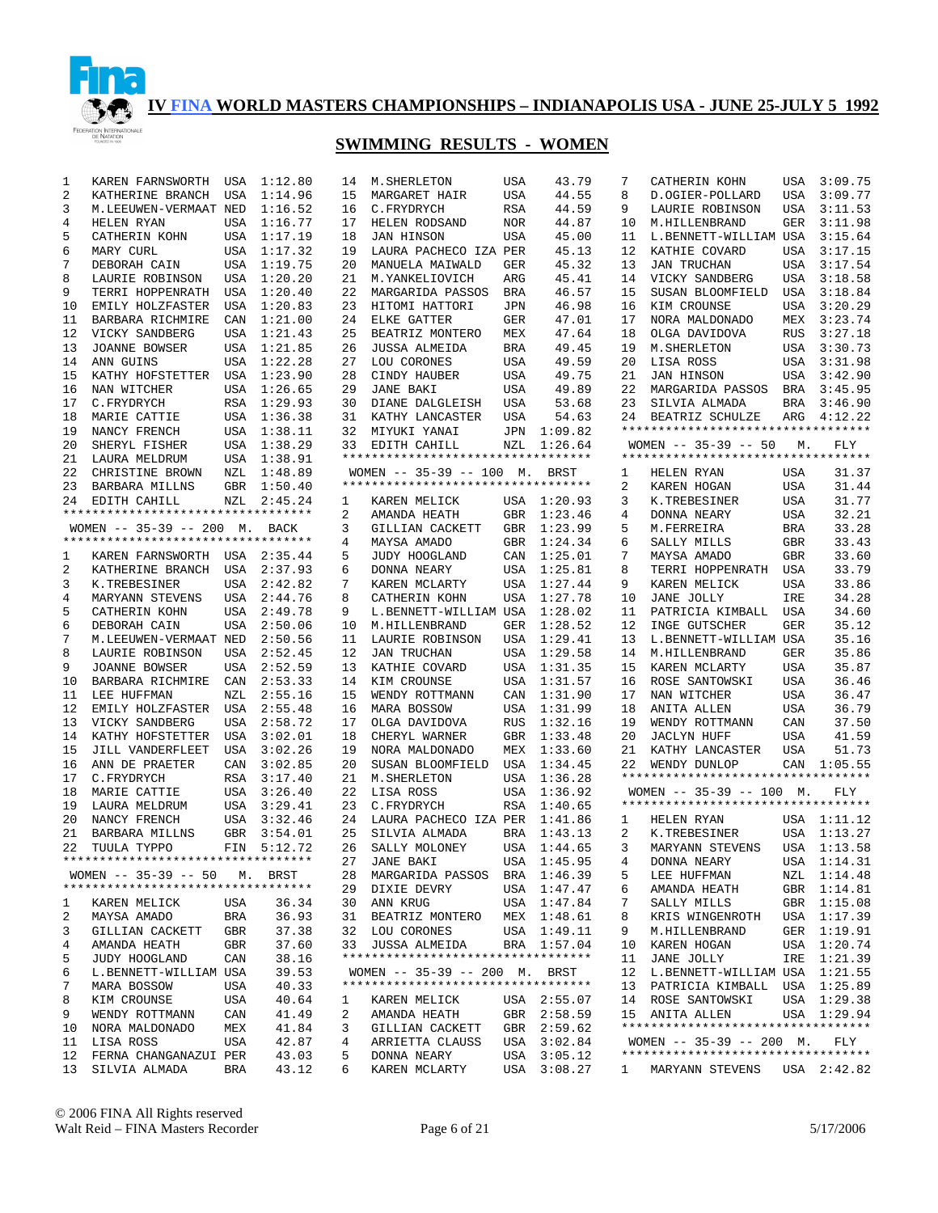# IV FINA WORLD MASTERS CHAMPIONSHIPS – INDIANAPOLIS USA - JUNE 25-JULY 5 1992

## SWIMMING RESULTS - WOMEN

| Place | Name | Country | Time |
|---|---|---|---|
| 1 | KAREN FARNSWORTH | USA | 1:12.80 |
| 2 | KATHERINE BRANCH | USA | 1:14.96 |
| 3 | M.LEEUWEN-VERMAAT | NED | 1:16.52 |
| 4 | HELEN RYAN | USA | 1:16.77 |
| 5 | CATHERIN KOHN | USA | 1:17.19 |
| 6 | MARY CURL | USA | 1:17.32 |
| 7 | DEBORAH CAIN | USA | 1:19.75 |
| 8 | LAURIE ROBINSON | USA | 1:20.20 |
| 9 | TERRI HOPPENRATH | USA | 1:20.40 |
| 10 | EMILY HOLZFASTER | USA | 1:20.83 |
| 11 | BARBARA RICHMIRE | CAN | 1:21.00 |
| 12 | VICKY SANDBERG | USA | 1:21.43 |
| 13 | JOANNE BOWSER | USA | 1:21.85 |
| 14 | ANN GUINS | USA | 1:22.28 |
| 15 | KATHY HOFSTETTER | USA | 1:23.90 |
| 16 | NAN WITCHER | USA | 1:26.65 |
| 17 | C.FRYDRYCH | RSA | 1:29.93 |
| 18 | MARIE CATTIE | USA | 1:36.38 |
| 19 | NANCY FRENCH | USA | 1:38.11 |
| 20 | SHERYL FISHER | USA | 1:38.29 |
| 21 | LAURA MELDRUM | USA | 1:38.91 |
| 22 | CHRISTINE BROWN | NZL | 1:48.89 |
| 23 | BARBARA MILLNS | GBR | 1:50.40 |
| 24 | EDITH CAHILL | NZL | 2:45.24 |

### WOMEN -- 35-39 -- 200 M. BACK

| Place | Name | Country | Time |
|---|---|---|---|
| 1 | KAREN FARNSWORTH | USA | 2:35.44 |
| 2 | KATHERINE BRANCH | USA | 2:37.93 |
| 3 | K.TREBESINER | USA | 2:42.82 |
| 4 | MARYANN STEVENS | USA | 2:44.76 |
| 5 | CATHERIN KOHN | USA | 2:49.78 |
| 6 | DEBORAH CAIN | USA | 2:50.06 |
| 7 | M.LEEUWEN-VERMAAT | NED | 2:50.56 |
| 8 | LAURIE ROBINSON | USA | 2:52.45 |
| 9 | JOANNE BOWSER | USA | 2:52.59 |
| 10 | BARBARA RICHMIRE | CAN | 2:53.33 |
| 11 | LEE HUFFMAN | NZL | 2:55.16 |
| 12 | EMILY HOLZFASTER | USA | 2:55.48 |
| 13 | VICKY SANDBERG | USA | 2:58.72 |
| 14 | KATHY HOFSTETTER | USA | 3:02.01 |
| 15 | JILL VANDERFLEET | USA | 3:02.26 |
| 16 | ANN DE PRAETER | CAN | 3:02.85 |
| 17 | C.FRYDRYCH | RSA | 3:17.40 |
| 18 | MARIE CATTIE | USA | 3:26.40 |
| 19 | LAURA MELDRUM | USA | 3:29.41 |
| 20 | NANCY FRENCH | USA | 3:32.46 |
| 21 | BARBARA MILLNS | GBR | 3:54.01 |
| 22 | TUULA TYPPO | FIN | 5:12.72 |

### WOMEN -- 35-39 -- 50 M. BRST

| Place | Name | Country | Time |
|---|---|---|---|
| 1 | KAREN MELICK | USA | 36.34 |
| 2 | MAYSA AMADO | BRA | 36.93 |
| 3 | GILLIAN CACKETT | GBR | 37.38 |
| 4 | AMANDA HEATH | GBR | 37.60 |
| 5 | JUDY HOOGLAND | CAN | 38.16 |
| 6 | L.BENNETT-WILLIAM | USA | 39.53 |
| 7 | MARA BOSSOW | USA | 40.33 |
| 8 | KIM CROUNSE | USA | 40.64 |
| 9 | WENDY ROTTMANN | CAN | 41.49 |
| 10 | NORA MALDONADO | MEX | 41.84 |
| 11 | LISA ROSS | USA | 42.87 |
| 12 | FERNA CHANGANAZUI | PER | 43.03 |
| 13 | SILVIA ALMADA | BRA | 43.12 |
| 14 | M.SHERLETON | USA | 43.79 |
| 15 | MARGARET HAIR | USA | 44.55 |
| 16 | C.FRYDRYCH | RSA | 44.59 |
| 17 | HELEN RODSAND | NOR | 44.87 |
| 18 | JAN HINSON | USA | 45.00 |
| 19 | LAURA PACHECO IZA | PER | 45.13 |
| 20 | MANUELA MAIWALD | GER | 45.32 |
| 21 | M.YANKELIOVICH | ARG | 45.41 |
| 22 | MARGARIDA PASSOS | BRA | 46.57 |
| 23 | HITOMI HATTORI | JPN | 46.98 |
| 24 | ELKE GATTER | GER | 47.01 |
| 25 | BEATRIZ MONTERO | MEX | 47.64 |
| 26 | JUSSA ALMEIDA | BRA | 49.45 |
| 27 | LOU CORONES | USA | 49.59 |
| 28 | CINDY HAUBER | USA | 49.75 |
| 29 | JANE BAKI | USA | 49.89 |
| 30 | DIANE DALGLEISH | USA | 53.68 |
| 31 | KATHY LANCASTER | USA | 54.63 |
| 32 | MIYUKI YANAI | JPN | 1:09.82 |
| 33 | EDITH CAHILL | NZL | 1:26.64 |

### WOMEN -- 35-39 -- 100 M. BRST

| Place | Name | Country | Time |
|---|---|---|---|
| 1 | KAREN MELICK | USA | 1:20.93 |
| 2 | AMANDA HEATH | GBR | 1:23.46 |
| 3 | GILLIAN CACKETT | GBR | 1:23.99 |
| 4 | MAYSA AMADO | GBR | 1:24.34 |
| 5 | JUDY HOOGLAND | CAN | 1:25.01 |
| 6 | DONNA NEARY | USA | 1:25.81 |
| 7 | KAREN MCLARTY | USA | 1:27.44 |
| 8 | CATHERIN KOHN | USA | 1:27.78 |
| 9 | L.BENNETT-WILLIAM | USA | 1:28.02 |
| 10 | M.HILLENBRAND | GER | 1:28.52 |
| 11 | LAURIE ROBINSON | USA | 1:29.41 |
| 12 | JAN TRUCHAN | USA | 1:29.58 |
| 13 | KATHIE COVARD | USA | 1:31.35 |
| 14 | KIM CROUNSE | USA | 1:31.57 |
| 15 | WENDY ROTTMANN | CAN | 1:31.90 |
| 16 | MARA BOSSOW | USA | 1:31.99 |
| 17 | OLGA DAVIDOVA | RUS | 1:32.16 |
| 18 | CHERYL WARNER | GBR | 1:33.48 |
| 19 | NORA MALDONADO | MEX | 1:33.60 |
| 20 | SUSAN BLOOMFIELD | USA | 1:34.45 |
| 21 | M.SHERLETON | USA | 1:36.28 |
| 22 | LISA ROSS | USA | 1:36.92 |
| 23 | C.FRYDRYCH | RSA | 1:40.65 |
| 24 | LAURA PACHECO IZA | PER | 1:41.86 |
| 25 | SILVIA ALMADA | BRA | 1:43.13 |
| 26 | SALLY MOLONEY | USA | 1:44.65 |
| 27 | JANE BAKI | USA | 1:45.95 |
| 28 | MARGARIDA PASSOS | BRA | 1:46.39 |
| 29 | DIXIE DEVRY | USA | 1:47.47 |
| 30 | ANN KRUG | USA | 1:47.84 |
| 31 | BEATRIZ MONTERO | MEX | 1:48.61 |
| 32 | LOU CORONES | USA | 1:49.11 |
| 33 | JUSSA ALMEIDA | BRA | 1:57.04 |

### WOMEN -- 35-39 -- 200 M. BRST

| Place | Name | Country | Time |
|---|---|---|---|
| 1 | KAREN MELICK | USA | 2:55.07 |
| 2 | AMANDA HEATH | GBR | 2:58.59 |
| 3 | GILLIAN CACKETT | GBR | 2:59.62 |
| 4 | ARRIETTA CLAUSS | USA | 3:02.84 |
| 5 | DONNA NEARY | USA | 3:05.12 |
| 6 | KAREN MCLARTY | USA | 3:08.27 |
| 7 | CATHERIN KOHN | USA | 3:09.75 |
| 8 | D.OGIER-POLLARD | USA | 3:09.77 |
| 9 | LAURIE ROBINSON | USA | 3:11.53 |
| 10 | M.HILLENBRAND | GER | 3:11.98 |
| 11 | L.BENNETT-WILLIAM | USA | 3:15.64 |
| 12 | KATHIE COVARD | USA | 3:17.15 |
| 13 | JAN TRUCHAN | USA | 3:17.54 |
| 14 | VICKY SANDBERG | USA | 3:18.58 |
| 15 | SUSAN BLOOMFIELD | USA | 3:18.84 |
| 16 | KIM CROUNSE | USA | 3:20.29 |
| 17 | NORA MALDONADO | MEX | 3:23.74 |
| 18 | OLGA DAVIDOVA | RUS | 3:27.18 |
| 19 | M.SHERLETON | USA | 3:30.73 |
| 20 | LISA ROSS | USA | 3:31.98 |
| 21 | JAN HINSON | USA | 3:42.90 |
| 22 | MARGARIDA PASSOS | BRA | 3:45.95 |
| 23 | SILVIA ALMADA | BRA | 3:46.90 |
| 24 | BEATRIZ SCHULZE | ARG | 4:12.22 |

### WOMEN -- 35-39 -- 50 M. FLY

| Place | Name | Country | Time |
|---|---|---|---|
| 1 | HELEN RYAN | USA | 31.37 |
| 2 | KAREN HOGAN | USA | 31.44 |
| 3 | K.TREBESINER | USA | 31.77 |
| 4 | DONNA NEARY | USA | 32.21 |
| 5 | M.FERREIRA | BRA | 33.28 |
| 6 | SALLY MILLS | GBR | 33.43 |
| 7 | MAYSA AMADO | GBR | 33.60 |
| 8 | TERRI HOPPENRATH | USA | 33.79 |
| 9 | KAREN MELICK | USA | 33.86 |
| 10 | JANE JOLLY | IRE | 34.28 |
| 11 | PATRICIA KIMBALL | USA | 34.60 |
| 12 | INGE GUTSCHER | GER | 35.12 |
| 13 | L.BENNETT-WILLIAM | USA | 35.16 |
| 14 | M.HILLENBRAND | GER | 35.86 |
| 15 | KAREN MCLARTY | USA | 35.87 |
| 16 | ROSE SANTOWSKI | USA | 36.46 |
| 17 | NAN WITCHER | USA | 36.47 |
| 18 | ANITA ALLEN | USA | 36.79 |
| 19 | WENDY ROTTMANN | CAN | 37.50 |
| 20 | JACLYN HUFF | USA | 41.59 |
| 21 | KATHY LANCASTER | USA | 51.73 |
| 22 | WENDY DUNLOP | CAN | 1:05.55 |

### WOMEN -- 35-39 -- 100 M. FLY

| Place | Name | Country | Time |
|---|---|---|---|
| 1 | HELEN RYAN | USA | 1:11.12 |
| 2 | K.TREBESINER | USA | 1:13.27 |
| 3 | MARYANN STEVENS | USA | 1:13.58 |
| 4 | DONNA NEARY | USA | 1:14.31 |
| 5 | LEE HUFFMAN | NZL | 1:14.48 |
| 6 | AMANDA HEATH | GBR | 1:14.81 |
| 7 | SALLY MILLS | GBR | 1:15.08 |
| 8 | KRIS WINGENROTH | USA | 1:17.39 |
| 9 | M.HILLENBRAND | GER | 1:19.91 |
| 10 | KAREN HOGAN | USA | 1:20.74 |
| 11 | JANE JOLLY | IRE | 1:21.39 |
| 12 | L.BENNETT-WILLIAM | USA | 1:21.55 |
| 13 | PATRICIA KIMBALL | USA | 1:25.89 |
| 14 | ROSE SANTOWSKI | USA | 1:29.38 |
| 15 | ANITA ALLEN | USA | 1:29.94 |

### WOMEN -- 35-39 -- 200 M. FLY

| Place | Name | Country | Time |
|---|---|---|---|
| 1 | MARYANN STEVENS | USA | 2:42.82 |

© 2006 FINA All Rights reserved
Walt Reid – FINA Masters Recorder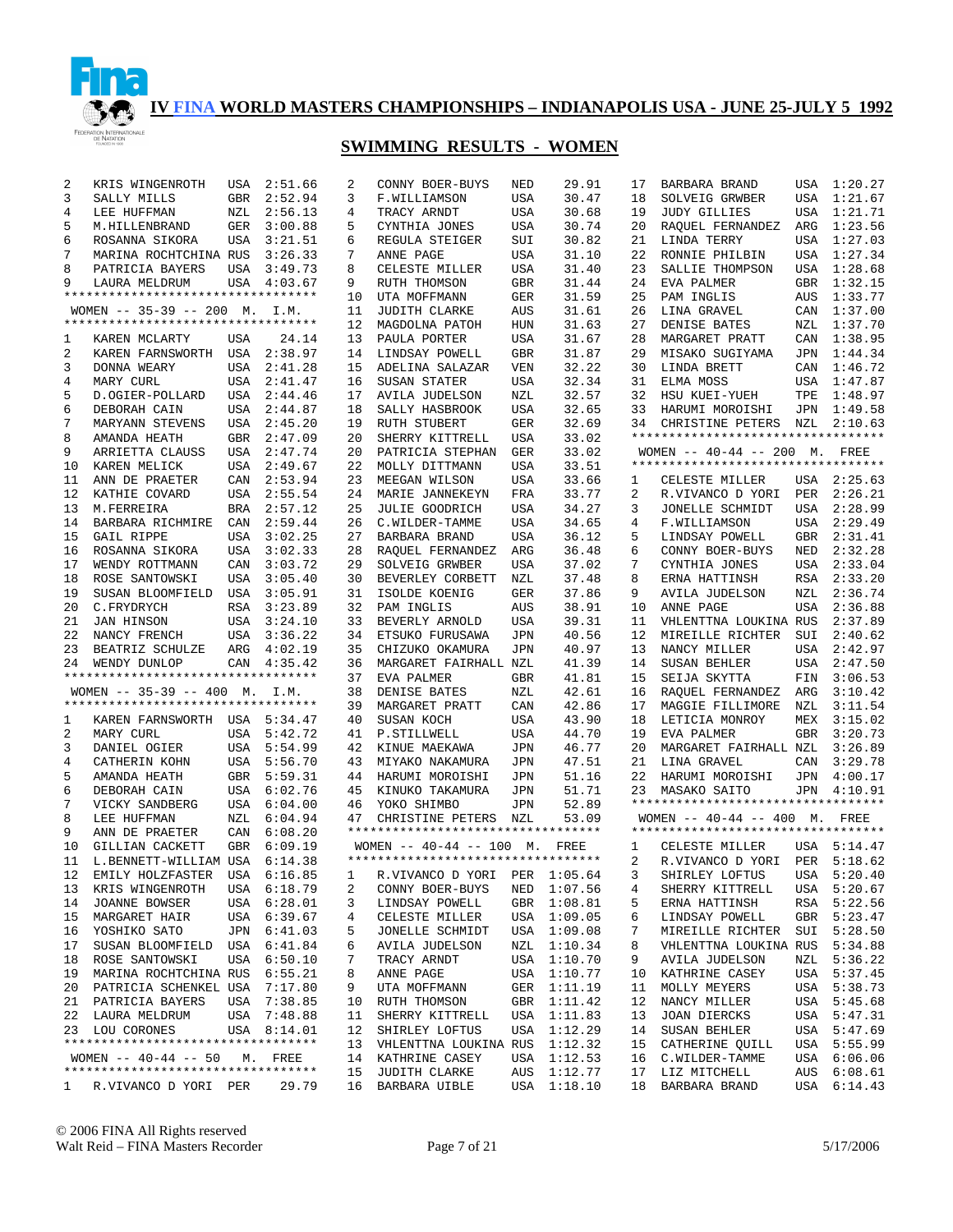# IV FINA WORLD MASTERS CHAMPIONSHIPS – INDIANAPOLIS USA - JUNE 25-JULY 5 1992

## SWIMMING RESULTS - WOMEN

| Place | Name | Country | Time |
|---|---|---|---|
| 2 | KRIS WINGENROTH | USA | 2:51.66 |
| 3 | SALLY MILLS | GBR | 2:52.94 |
| 4 | LEE HUFFMAN | NZL | 2:56.13 |
| 5 | M.HILLENBRAND | GER | 3:00.88 |
| 6 | ROSANNA SIKORA | USA | 3:21.51 |
| 7 | MARINA ROCHTCHINA | RUS | 3:26.33 |
| 8 | PATRICIA BAYERS | USA | 3:49.73 |
| 9 | LAURA MELDRUM | USA | 4:03.67 |

### WOMEN -- 35-39 -- 200 M. I.M.

| Place | Name | Country | Time |
|---|---|---|---|
| 1 | KAREN MCLARTY | USA | 24.14 |
| 2 | KAREN FARNSWORTH | USA | 2:38.97 |
| 3 | DONNA WEARY | USA | 2:41.28 |
| 4 | MARY CURL | USA | 2:41.47 |
| 5 | D.OGIER-POLLARD | USA | 2:44.46 |
| 6 | DEBORAH CAIN | USA | 2:44.87 |
| 7 | MARYANN STEVENS | USA | 2:45.20 |
| 8 | AMANDA HEATH | GBR | 2:47.09 |
| 9 | ARRIETTA CLAUSS | USA | 2:47.74 |
| 10 | KAREN MELICK | USA | 2:49.67 |
| 11 | ANN DE PRAETER | CAN | 2:53.94 |
| 12 | KATHIE COVARD | USA | 2:55.54 |
| 13 | M.FERREIRA | BRA | 2:57.12 |
| 14 | BARBARA RICHMIRE | CAN | 2:59.44 |
| 15 | GAIL RIPPE | USA | 3:02.25 |
| 16 | ROSANNA SIKORA | USA | 3:02.33 |
| 17 | WENDY ROTTMANN | CAN | 3:03.72 |
| 18 | ROSE SANTOWSKI | USA | 3:05.40 |
| 19 | SUSAN BLOOMFIELD | USA | 3:05.91 |
| 20 | C.FRYDRYCH | RSA | 3:23.89 |
| 21 | JAN HINSON | USA | 3:24.10 |
| 22 | NANCY FRENCH | USA | 3:36.22 |
| 23 | BEATRIZ SCHULZE | ARG | 4:02.19 |
| 24 | WENDY DUNLOP | CAN | 4:35.42 |

### WOMEN -- 35-39 -- 400 M. I.M.

| Place | Name | Country | Time |
|---|---|---|---|
| 1 | KAREN FARNSWORTH | USA | 5:34.47 |
| 2 | MARY CURL | USA | 5:42.72 |
| 3 | DANIEL OGIER | USA | 5:54.99 |
| 4 | CATHERIN KOHN | USA | 5:56.70 |
| 5 | AMANDA HEATH | GBR | 5:59.31 |
| 6 | DEBORAH CAIN | USA | 6:02.76 |
| 7 | VICKY SANDBERG | USA | 6:04.00 |
| 8 | LEE HUFFMAN | NZL | 6:04.94 |
| 9 | ANN DE PRAETER | CAN | 6:08.20 |
| 10 | GILLIAN CACKETT | GBR | 6:09.19 |
| 11 | L.BENNETT-WILLIAM | USA | 6:14.38 |
| 12 | EMILY HOLZFASTER | USA | 6:16.85 |
| 13 | KRIS WINGENROTH | USA | 6:18.79 |
| 14 | JOANNE BOWSER | USA | 6:28.01 |
| 15 | MARGARET HAIR | USA | 6:39.67 |
| 16 | YOSHIKO SATO | JPN | 6:41.03 |
| 17 | SUSAN BLOOMFIELD | USA | 6:41.84 |
| 18 | ROSE SANTOWSKI | USA | 6:50.10 |
| 19 | MARINA ROCHTCHINA | RUS | 6:55.21 |
| 20 | PATRICIA SCHENKEL | USA | 7:17.80 |
| 21 | PATRICIA BAYERS | USA | 7:38.85 |
| 22 | LAURA MELDRUM | USA | 7:48.88 |
| 23 | LOU CORONES | USA | 8:14.01 |

### WOMEN -- 40-44 -- 50 M. FREE

| Place | Name | Country | Time |
|---|---|---|---|
| 1 | R.VIVANCO D YORI | PER | 29.79 |
| 2 | CONNY BOER-BUYS | NED | 29.91 |
| 3 | F.WILLIAMSON | USA | 30.47 |
| 4 | TRACY ARNDT | USA | 30.68 |
| 5 | CYNTHIA JONES | USA | 30.74 |
| 6 | REGULA STEIGER | SUI | 30.82 |
| 7 | ANNE PAGE | USA | 31.10 |
| 8 | CELESTE MILLER | USA | 31.40 |
| 9 | RUTH THOMSON | GBR | 31.44 |
| 10 | UTA MOFFMANN | GER | 31.59 |
| 11 | JUDITH CLARKE | AUS | 31.61 |
| 12 | MAGDOLNA PATOH | HUN | 31.63 |
| 13 | PAULA PORTER | USA | 31.67 |
| 14 | LINDSAY POWELL | GBR | 31.87 |
| 15 | ADELINA SALAZAR | VEN | 32.22 |
| 16 | SUSAN STATER | USA | 32.34 |
| 17 | AVILA JUDELSON | NZL | 32.57 |
| 18 | SALLY HASBROOK | USA | 32.65 |
| 19 | RUTH STUBERT | GER | 32.69 |
| 20 | SHERRY KITTRELL | USA | 33.02 |
| 20 | PATRICIA STEPHAN | GER | 33.02 |
| 22 | MOLLY DITTMANN | USA | 33.51 |
| 23 | MEEGAN WILSON | USA | 33.66 |
| 24 | MARIE JANNEKEYN | FRA | 33.77 |
| 25 | JULIE GOODRICH | USA | 34.27 |
| 26 | C.WILDER-TAMME | USA | 34.65 |
| 27 | BARBARA BRAND | USA | 36.12 |
| 28 | RAQUEL FERNANDEZ | ARG | 36.48 |
| 29 | SOLVEIG GRWBER | USA | 37.02 |
| 30 | BEVERLEY CORBETT | NZL | 37.48 |
| 31 | ISOLDE KOENIG | GER | 37.86 |
| 32 | PAM INGLIS | AUS | 38.91 |
| 33 | BEVERLY ARNOLD | USA | 39.31 |
| 34 | ETSUKO FURUSAWA | JPN | 40.56 |
| 35 | CHIZUKO OKAMURA | JPN | 40.97 |
| 36 | MARGARET FAIRHALL | NZL | 41.39 |
| 37 | EVA PALMER | GBR | 41.81 |
| 38 | DENISE BATES | NZL | 42.61 |
| 39 | MARGARET PRATT | CAN | 42.86 |
| 40 | SUSAN KOCH | USA | 43.90 |
| 41 | P.STILLWELL | USA | 44.70 |
| 42 | KINUE MAEKAWA | JPN | 46.77 |
| 43 | MIYAKO NAKAMURA | JPN | 47.51 |
| 44 | HARUMI MOROISHI | JPN | 51.16 |
| 45 | KINUKO TAKAMURA | JPN | 51.71 |
| 46 | YOKO SHIMBO | JPN | 52.89 |
| 47 | CHRISTINE PETERS | NZL | 53.09 |

### WOMEN -- 40-44 -- 100 M. FREE

| Place | Name | Country | Time |
|---|---|---|---|
| 1 | R.VIVANCO D YORI | PER | 1:05.64 |
| 2 | CONNY BOER-BUYS | NED | 1:07.56 |
| 3 | LINDSAY POWELL | GBR | 1:08.81 |
| 4 | CELESTE MILLER | USA | 1:09.05 |
| 5 | JONELLE SCHMIDT | USA | 1:09.08 |
| 6 | AVILA JUDELSON | NZL | 1:10.34 |
| 7 | TRACY ARNDT | USA | 1:10.70 |
| 8 | ANNE PAGE | USA | 1:10.77 |
| 9 | UTA MOFFMANN | GER | 1:11.19 |
| 10 | RUTH THOMSON | GBR | 1:11.42 |
| 11 | SHERRY KITTRELL | USA | 1:11.83 |
| 12 | SHIRLEY LOFTUS | USA | 1:12.29 |
| 13 | VHLENTTNA LOUKINA | RUS | 1:12.32 |
| 14 | KATHRINE CASEY | USA | 1:12.53 |
| 15 | JUDITH CLARKE | AUS | 1:12.77 |
| 16 | BARBARA UIBLE | USA | 1:18.10 |
| 17 | BARBARA BRAND | USA | 1:20.27 |
| 18 | SOLVEIG GRWBER | USA | 1:21.67 |
| 19 | JUDY GILLIES | USA | 1:21.71 |
| 20 | RAQUEL FERNANDEZ | ARG | 1:23.56 |
| 21 | LINDA TERRY | USA | 1:27.03 |
| 22 | RONNIE PHILBIN | USA | 1:27.34 |
| 23 | SALLIE THOMPSON | USA | 1:28.68 |
| 24 | EVA PALMER | GBR | 1:32.15 |
| 25 | PAM INGLIS | AUS | 1:33.77 |
| 26 | LINA GRAVEL | CAN | 1:37.00 |
| 27 | DENISE BATES | NZL | 1:37.70 |
| 28 | MARGARET PRATT | CAN | 1:38.95 |
| 29 | MISAKO SUGIYAMA | JPN | 1:44.34 |
| 30 | LINDA BRETT | CAN | 1:46.72 |
| 31 | ELMA MOSS | USA | 1:47.87 |
| 32 | HSU KUEI-YUEH | TPE | 1:48.97 |
| 33 | HARUMI MOROISHI | JPN | 1:49.58 |
| 34 | CHRISTINE PETERS | NZL | 2:10.63 |

### WOMEN -- 40-44 -- 200 M. FREE

| Place | Name | Country | Time |
|---|---|---|---|
| 1 | CELESTE MILLER | USA | 2:25.63 |
| 2 | R.VIVANCO D YORI | PER | 2:26.21 |
| 3 | JONELLE SCHMIDT | USA | 2:28.99 |
| 4 | F.WILLIAMSON | USA | 2:29.49 |
| 5 | LINDSAY POWELL | GBR | 2:31.41 |
| 6 | CONNY BOER-BUYS | NED | 2:32.28 |
| 7 | CYNTHIA JONES | USA | 2:33.04 |
| 8 | ERNA HATTINSH | RSA | 2:33.20 |
| 9 | AVILA JUDELSON | NZL | 2:36.74 |
| 10 | ANNE PAGE | USA | 2:36.88 |
| 11 | VHLENTTNA LOUKINA | RUS | 2:37.89 |
| 12 | MIREILLE RICHTER | SUI | 2:40.62 |
| 13 | NANCY MILLER | USA | 2:42.97 |
| 14 | SUSAN BEHLER | USA | 2:47.50 |
| 15 | SEIJA SKYTTA | FIN | 3:06.53 |
| 16 | RAQUEL FERNANDEZ | ARG | 3:10.42 |
| 17 | MAGGIE FILLIMORE | NZL | 3:11.54 |
| 18 | LETICIA MONROY | MEX | 3:15.02 |
| 19 | EVA PALMER | GBR | 3:20.73 |
| 20 | MARGARET FAIRHALL | NZL | 3:26.89 |
| 21 | LINA GRAVEL | CAN | 3:29.78 |
| 22 | HARUMI MOROISHI | JPN | 4:00.17 |
| 23 | MASAKO SAITO | JPN | 4:10.91 |

### WOMEN -- 40-44 -- 400 M. FREE

| Place | Name | Country | Time |
|---|---|---|---|
| 1 | CELESTE MILLER | USA | 5:14.47 |
| 2 | R.VIVANCO D YORI | PER | 5:18.62 |
| 3 | SHIRLEY LOFTUS | USA | 5:20.40 |
| 4 | SHERRY KITTRELL | USA | 5:20.67 |
| 5 | ERNA HATTINSH | RSA | 5:22.56 |
| 6 | LINDSAY POWELL | GBR | 5:23.47 |
| 7 | MIREILLE RICHTER | SUI | 5:28.50 |
| 8 | VHLENTTNA LOUKINA | RUS | 5:34.88 |
| 9 | AVILA JUDELSON | NZL | 5:36.22 |
| 10 | KATHRINE CASEY | USA | 5:37.45 |
| 11 | MOLLY MEYERS | USA | 5:38.73 |
| 12 | NANCY MILLER | USA | 5:45.68 |
| 13 | JOAN DIERCKS | USA | 5:47.31 |
| 14 | SUSAN BEHLER | USA | 5:47.69 |
| 15 | CATHERINE QUILL | USA | 5:55.99 |
| 16 | C.WILDER-TAMME | USA | 6:06.06 |
| 17 | LIZ MITCHELL | AUS | 6:08.61 |
| 18 | BARBARA BRAND | USA | 6:14.43 |

© 2006 FINA All Rights reserved
Walt Reid – FINA Masters Recorder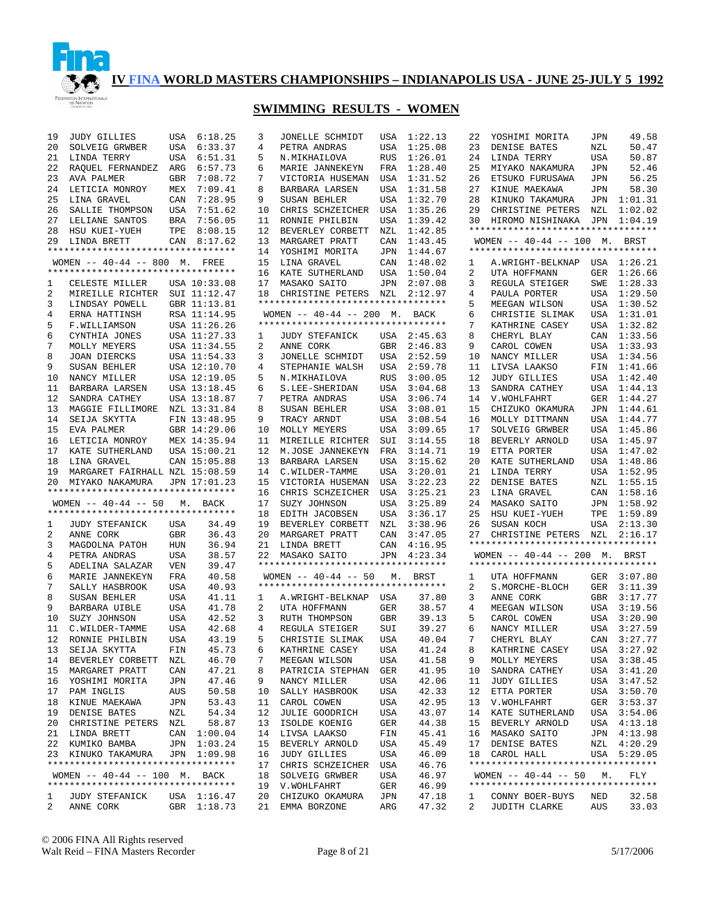# IV FINA WORLD MASTERS CHAMPIONSHIPS – INDIANAPOLIS USA - JUNE 25-JULY 5 1992

## SWIMMING RESULTS - WOMEN

| | | | |
|---|---|---|---|
| 19 | JUDY GILLIES | USA | 6:18.25 |
| 20 | SOLVEIG GRWBER | USA | 6:33.37 |
| 21 | LINDA TERRY | USA | 6:51.31 |
| 22 | RAQUEL FERNANDEZ | ARG | 6:57.73 |
| 23 | AVA PALMER | GBR | 7:08.72 |
| 24 | LETICIA MONROY | MEX | 7:09.41 |
| 25 | LINA GRAVEL | CAN | 7:28.95 |
| 26 | SALLIE THOMPSON | USA | 7:51.62 |
| 27 | LELIANE SANTOS | BRA | 7:56.05 |
| 28 | HSU KUEI-YUEH | TPE | 8:08.15 |
| 29 | LINDA BRETT | CAN | 8:17.62 |

### WOMEN -- 40-44 -- 800 M. FREE

| | | | |
|---|---|---|---|
| 1 | CELESTE MILLER | USA | 10:33.08 |
| 2 | MIREILLE RICHTER | SUI | 11:12.47 |
| 3 | LINDSAY POWELL | GBR | 11:13.81 |
| 4 | ERNA HATTINSH | RSA | 11:14.95 |
| 5 | F.WILLIAMSON | USA | 11:26.26 |
| 6 | CYNTHIA JONES | USA | 11:27.33 |
| 7 | MOLLY MEYERS | USA | 11:34.55 |
| 8 | JOAN DIERCKS | USA | 11:54.33 |
| 9 | SUSAN BEHLER | USA | 12:10.70 |
| 10 | NANCY MILLER | USA | 12:19.05 |
| 11 | BARBARA LARSEN | USA | 13:18.45 |
| 12 | SANDRA CATHEY | USA | 13:18.87 |
| 13 | MAGGIE FILLIMORE | NZL | 13:31.84 |
| 14 | SEIJA SKYTTA | FIN | 13:48.95 |
| 15 | EVA PALMER | GBR | 14:29.06 |
| 16 | LETICIA MONROY | MEX | 14:35.94 |
| 17 | KATE SUTHERLAND | USA | 15:00.21 |
| 18 | LINA GRAVEL | CAN | 15:05.88 |
| 19 | MARGARET FAIRHALL | NZL | 15:08.59 |
| 20 | MIYAKO NAKAMURA | JPN | 17:01.23 |

### WOMEN -- 40-44 -- 50 M. BACK

| | | | |
|---|---|---|---|
| 1 | JUDY STEFANICK | USA | 34.49 |
| 2 | ANNE CORK | GBR | 36.43 |
| 3 | MAGDOLNA PATOH | HUN | 36.94 |
| 4 | PETRA ANDRAS | USA | 38.57 |
| 5 | ADELINA SALAZAR | VEN | 39.47 |
| 6 | MARIE JANNEKEYN | FRA | 40.58 |
| 7 | SALLY HASBROOK | USA | 40.93 |
| 8 | SUSAN BEHLER | USA | 41.11 |
| 9 | BARBARA UIBLE | USA | 41.78 |
| 10 | SUZY JOHNSON | USA | 42.52 |
| 11 | C.WILDER-TAMME | USA | 42.68 |
| 12 | RONNIE PHILBIN | USA | 43.19 |
| 13 | SEIJA SKYTTA | FIN | 45.73 |
| 14 | BEVERLEY CORBETT | NZL | 46.70 |
| 15 | MARGARET PRATT | CAN | 47.21 |
| 16 | YOSHIMI MORITA | JPN | 47.46 |
| 17 | PAM INGLIS | AUS | 50.58 |
| 18 | KINUE MAEKAWA | JPN | 53.43 |
| 19 | DENISE BATES | NZL | 54.34 |
| 20 | CHRISTINE PETERS | NZL | 58.87 |
| 21 | LINDA BRETT | CAN | 1:00.04 |
| 22 | KUMIKO BAMBA | JPN | 1:03.24 |
| 23 | KINUKO TAKAMURA | JPN | 1:09.98 |

### WOMEN -- 40-44 -- 100 M. BACK

| | | | |
|---|---|---|---|
| 1 | JUDY STEFANICK | USA | 1:16.47 |
| 2 | ANNE CORK | GBR | 1:18.73 |
| 3 | JONELLE SCHMIDT | USA | 1:22.13 |
| 4 | PETRA ANDRAS | USA | 1:25.08 |
| 5 | N.MIKHAILOVA | RUS | 1:26.01 |
| 6 | MARIE JANNEKEYN | FRA | 1:28.40 |
| 7 | VICTORIA HUSEMAN | USA | 1:31.52 |
| 8 | BARBARA LARSEN | USA | 1:31.58 |
| 9 | SUSAN BEHLER | USA | 1:32.70 |
| 10 | CHRIS SCHZEICHER | USA | 1:35.26 |
| 11 | RONNIE PHILBIN | USA | 1:39.42 |
| 12 | BEVERLEY CORBETT | NZL | 1:42.85 |
| 13 | MARGARET PRATT | CAN | 1:43.45 |
| 14 | YOSHIMI MORITA | JPN | 1:44.67 |
| 15 | LINA GRAVEL | CAN | 1:48.02 |
| 16 | KATE SUTHERLAND | USA | 1:50.04 |
| 17 | MASAKO SAITO | JPN | 2:07.08 |
| 18 | CHRISTINE PETERS | NZL | 2:12.97 |

### WOMEN -- 40-44 -- 200 M. BACK

| | | | |
|---|---|---|---|
| 1 | JUDY STEFANICK | USA | 2:45.63 |
| 2 | ANNE CORK | GBR | 2:46.83 |
| 3 | JONELLE SCHMIDT | USA | 2:52.59 |
| 4 | STEPHANIE WALSH | USA | 2:59.78 |
| 5 | N.MIKHAILOVA | RUS | 3:00.05 |
| 6 | S.LEE-SHERIDAN | USA | 3:04.68 |
| 7 | PETRA ANDRAS | USA | 3:06.74 |
| 8 | SUSAN BEHLER | USA | 3:08.01 |
| 9 | TRACY ARNDT | USA | 3:08.54 |
| 10 | MOLLY MEYERS | USA | 3:09.65 |
| 11 | MIREILLE RICHTER | SUI | 3:14.55 |
| 12 | M.JOSE JANNEKEYN | FRA | 3:14.71 |
| 13 | BARBARA LARSEN | USA | 3:15.62 |
| 14 | C.WILDER-TAMME | USA | 3:20.01 |
| 15 | VICTORIA HUSEMAN | USA | 3:22.23 |
| 16 | CHRIS SCHZEICHER | USA | 3:25.21 |
| 17 | SUZY JOHNSON | USA | 3:25.89 |
| 18 | EDITH JACOBSEN | USA | 3:36.17 |
| 19 | BEVERLEY CORBETT | NZL | 3:38.96 |
| 20 | MARGARET PRATT | CAN | 3:47.05 |
| 21 | LINDA BRETT | CAN | 4:16.95 |
| 22 | MASAKO SAITO | JPN | 4:23.34 |

### WOMEN -- 40-44 -- 50 M. BRST

| | | | |
|---|---|---|---|
| 1 | A.WRIGHT-BELKNAP | USA | 37.80 |
| 2 | UTA HOFFMANN | GER | 38.57 |
| 3 | RUTH THOMPSON | GBR | 39.13 |
| 4 | REGULA STEIGER | SUI | 39.27 |
| 5 | CHRISTIE SLIMAK | USA | 40.04 |
| 6 | KATHRINE CASEY | USA | 41.24 |
| 7 | MEEGAN WILSON | USA | 41.58 |
| 8 | PATRICIA STEPHAN | GER | 41.95 |
| 9 | NANCY MILLER | USA | 42.06 |
| 10 | SALLY HASBROOK | USA | 42.33 |
| 11 | CAROL COWEN | USA | 42.95 |
| 12 | JULIE GOODRICH | USA | 43.07 |
| 13 | ISOLDE KOENIG | GER | 44.38 |
| 14 | LIVSA LAAKSO | FIN | 45.41 |
| 15 | BEVERLY ARNOLD | USA | 45.49 |
| 16 | JUDY GILLIES | USA | 46.09 |
| 17 | CHRIS SCHZEICHER | USA | 46.76 |
| 18 | SOLVEIG GRWBER | USA | 46.97 |
| 19 | V.WOHLFAHRT | GER | 46.99 |
| 20 | CHIZUKO OKAMURA | JPN | 47.18 |
| 21 | EMMA BORZONE | ARG | 47.32 |
| 22 | YOSHIMI MORITA | JPN | 49.58 |
| 23 | DENISE BATES | NZL | 50.47 |
| 24 | LINDA TERRY | USA | 50.87 |
| 25 | MIYAKO NAKAMURA | JPN | 52.46 |
| 26 | ETSUKO FURUSAWA | JPN | 56.25 |
| 27 | KINUE MAEKAWA | JPN | 58.30 |
| 28 | KINUKO TAKAMURA | JPN | 1:01.31 |
| 29 | CHRISTINE PETERS | NZL | 1:02.02 |
| 30 | HIROMO NISHINAKA | JPN | 1:04.19 |

### WOMEN -- 40-44 -- 100 M. BRST

| | | | |
|---|---|---|---|
| 1 | A.WRIGHT-BELKNAP | USA | 1:26.21 |
| 2 | UTA HOFFMANN | GER | 1:26.66 |
| 3 | REGULA STEIGER | SWE | 1:28.33 |
| 4 | PAULA PORTER | USA | 1:29.50 |
| 5 | MEEGAN WILSON | USA | 1:30.52 |
| 6 | CHRISTIE SLIMAK | USA | 1:31.01 |
| 7 | KATHRINE CASEY | USA | 1:32.82 |
| 8 | CHERYL BLAY | CAN | 1:33.56 |
| 9 | CAROL COWEN | USA | 1:33.93 |
| 10 | NANCY MILLER | USA | 1:34.56 |
| 11 | LIVSA LAAKSO | FIN | 1:41.66 |
| 12 | JUDY GILLIES | USA | 1:42.40 |
| 13 | SANDRA CATHEY | USA | 1:44.13 |
| 14 | V.WOHLFAHRT | GER | 1:44.27 |
| 15 | CHIZUKO OKAMURA | JPN | 1:44.61 |
| 16 | MOLLY DITTMANN | USA | 1:44.77 |
| 17 | SOLVEIG GRWBER | USA | 1:45.86 |
| 18 | BEVERLY ARNOLD | USA | 1:45.97 |
| 19 | ETTA PORTER | USA | 1:47.02 |
| 20 | KATE SUTHERLAND | USA | 1:48.86 |
| 21 | LINDA TERRY | USA | 1:52.95 |
| 22 | DENISE BATES | NZL | 1:55.15 |
| 23 | LINA GRAVEL | CAN | 1:58.16 |
| 24 | MASAKO SAITO | JPN | 1:58.92 |
| 25 | HSU KUEI-YUEH | TPE | 1:59.89 |
| 26 | SUSAN KOCH | USA | 2:13.30 |
| 27 | CHRISTINE PETERS | NZL | 2:16.17 |

### WOMEN -- 40-44 -- 200 M. BRST

| | | | |
|---|---|---|---|
| 1 | UTA HOFFMANN | GER | 3:07.80 |
| 2 | S.MORCHE-BLOCH | GER | 3:11.39 |
| 3 | ANNE CORK | GBR | 3:17.77 |
| 4 | MEEGAN WILSON | USA | 3:19.56 |
| 5 | CAROL COWEN | USA | 3:20.90 |
| 6 | NANCY MILLER | USA | 3:27.59 |
| 7 | CHERYL BLAY | CAN | 3:27.77 |
| 8 | KATHRINE CASEY | USA | 3:27.92 |
| 9 | MOLLY MEYERS | USA | 3:38.45 |
| 10 | SANDRA CATHEY | USA | 3:41.20 |
| 11 | JUDY GILLIES | USA | 3:47.52 |
| 12 | ETTA PORTER | USA | 3:50.70 |
| 13 | V.WOHLFAHRT | GER | 3:53.37 |
| 14 | KATE SUTHERLAND | USA | 3:54.06 |
| 15 | BEVERLY ARNOLD | USA | 4:13.18 |
| 16 | MASAKO SAITO | JPN | 4:13.98 |
| 17 | DENISE BATES | NZL | 4:20.29 |
| 18 | CAROL HALL | USA | 5:29.05 |

### WOMEN -- 40-44 -- 50 M. FLY

| | | | |
|---|---|---|---|
| 1 | CONNY BOER-BUYS | NED | 32.58 |
| 2 | JUDITH CLARKE | AUS | 33.03 |

© 2006 FINA All Rights reserved
Walt Reid – FINA Masters Recorder

5/17/2006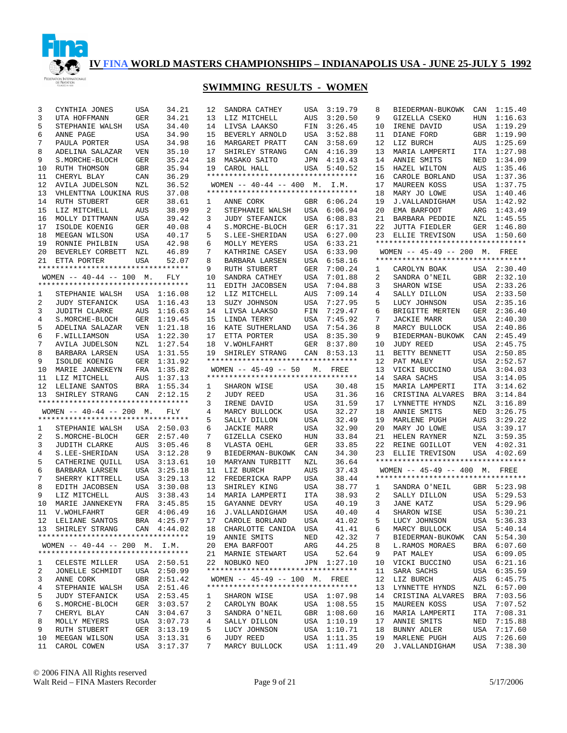# IV FINA WORLD MASTERS CHAMPIONSHIPS – INDIANAPOLIS USA - JUNE 25-JULY 5 1992

## SWIMMING RESULTS - WOMEN

| Place | Name | Country | Time |
|---|---|---|---|
| 3 | CYNTHIA JONES | USA | 34.21 |
| 3 | UTA HOFFMANN | GER | 34.21 |
| 5 | STEPHANIE WALSH | USA | 34.40 |
| 6 | ANNE PAGE | USA | 34.90 |
| 7 | PAULA PORTER | USA | 34.98 |
| 8 | ADELINA SALAZAR | VEN | 35.10 |
| 9 | S.MORCHE-BLOCH | GER | 35.24 |
| 10 | RUTH THOMSON | GBR | 35.94 |
| 11 | CHERYL BLAY | CAN | 36.29 |
| 12 | AVILA JUDELSON | NZL | 36.52 |
| 13 | VHLENTTNA LOUKINA | RUS | 37.08 |
| 14 | RUTH STUBERT | GER | 38.61 |
| 15 | LIZ MITCHELL | AUS | 38.99 |
| 16 | MOLLY DITTMANN | USA | 39.42 |
| 17 | ISOLDE KOENIG | GER | 40.08 |
| 18 | MEEGAN WILSON | USA | 40.17 |
| 19 | RONNIE PHILBIN | USA | 42.98 |
| 20 | BEVERLEY CORBETT | NZL | 46.89 |
| 21 | ETTA PORTER | USA | 52.07 |

### WOMEN -- 40-44 -- 100 M. FLY

| Place | Name | Country | Time |
|---|---|---|---|
| 1 | STEPHANIE WALSH | USA | 1:16.08 |
| 2 | JUDY STEFANICK | USA | 1:16.43 |
| 3 | JUDITH CLARKE | AUS | 1:16.63 |
| 4 | S.MORCHE-BLOCH | GER | 1:19.45 |
| 5 | ADELINA SALAZAR | VEN | 1:21.18 |
| 6 | F.WILLIAMSON | USA | 1:22.30 |
| 7 | AVILA JUDELSON | NZL | 1:27.54 |
| 8 | BARBARA LARSEN | USA | 1:31.55 |
| 9 | ISOLDE KOENIG | GER | 1:31.92 |
| 10 | MARIE JANNEKEYN | FRA | 1:35.82 |
| 11 | LIZ MITCHELL | AUS | 1:37.13 |
| 12 | LELIANE SANTOS | BRA | 1:55.34 |
| 13 | SHIRLEY STRANG | CAN | 2:12.15 |

### WOMEN -- 40-44 -- 200 M. FLY

| Place | Name | Country | Time |
|---|---|---|---|
| 1 | STEPHANIE WALSH | USA | 2:50.03 |
| 2 | S.MORCHE-BLOCH | GER | 2:57.40 |
| 3 | JUDITH CLARKE | AUS | 3:05.46 |
| 4 | S.LEE-SHERIDAN | USA | 3:12.28 |
| 5 | CATHERINE QUILL | USA | 3:13.61 |
| 6 | BARBARA LARSEN | USA | 3:25.18 |
| 7 | SHERRY KITTRELL | USA | 3:29.13 |
| 8 | EDITH JACOBSEN | USA | 3:30.08 |
| 9 | LIZ MITCHELL | AUS | 3:38.43 |
| 10 | MARIE JANNEKEYN | FRA | 3:45.85 |
| 11 | V.WOHLFAHRT | GER | 4:06.49 |
| 12 | LELIANE SANTOS | BRA | 4:25.97 |
| 13 | SHIRLEY STRANG | CAN | 4:44.02 |

### WOMEN -- 40-44 -- 200 M. I.M.

| Place | Name | Country | Time |
|---|---|---|---|
| 1 | CELESTE MILLER | USA | 2:50.51 |
| 2 | JONELLE SCHMIDT | USA | 2:50.99 |
| 3 | ANNE CORK | GBR | 2:51.42 |
| 4 | STEPHANIE WALSH | USA | 2:51.46 |
| 5 | JUDY STEFANICK | USA | 2:53.45 |
| 6 | S.MORCHE-BLOCH | GER | 3:03.57 |
| 7 | CHERYL BLAY | CAN | 3:04.67 |
| 8 | MOLLY MEYERS | USA | 3:07.73 |
| 9 | RUTH STUBERT | GER | 3:13.19 |
| 10 | MEEGAN WILSON | USA | 3:13.31 |
| 11 | CAROL COWEN | USA | 3:17.37 |
| 12 | SANDRA CATHEY | USA | 3:19.79 |
| 13 | LIZ MITCHELL | AUS | 3:20.50 |
| 14 | LIVSA LAAKSO | FIN | 3:26.45 |
| 15 | BEVERLY ARNOLD | USA | 3:52.88 |
| 16 | MARGARET PRATT | CAN | 3:58.69 |
| 17 | SHIRLEY STRANG | CAN | 4:16.39 |
| 18 | MASAKO SAITO | JPN | 4:19.43 |
| 19 | CAROL HALL | USA | 5:40.52 |

### WOMEN -- 40-44 -- 400 M. I.M.

| Place | Name | Country | Time |
|---|---|---|---|
| 1 | ANNE CORK | GBR | 6:06.24 |
| 2 | STEPHANIE WALSH | USA | 6:06.94 |
| 3 | JUDY STEFANICK | USA | 6:08.83 |
| 4 | S.MORCHE-BLOCH | GER | 6:17.31 |
| 5 | S.LEE-SHERIDAN | USA | 6:27.00 |
| 6 | MOLLY MEYERS | USA | 6:33.21 |
| 7 | KATHRINE CASEY | USA | 6:33.90 |
| 8 | BARBARA LARSEN | USA | 6:58.16 |
| 9 | RUTH STUBERT | GER | 7:00.24 |
| 10 | SANDRA CATHEY | USA | 7:01.88 |
| 11 | EDITH JACOBSEN | USA | 7:04.88 |
| 12 | LIZ MITCHELL | AUS | 7:09.14 |
| 13 | SUZY JOHNSON | USA | 7:27.95 |
| 14 | LIVSA LAAKSO | FIN | 7:29.47 |
| 15 | LINDA TERRY | USA | 7:45.92 |
| 16 | KATE SUTHERLAND | USA | 7:54.36 |
| 17 | ETTA PORTER | USA | 8:35.30 |
| 18 | V.WOHLFAHRT | GER | 8:37.80 |
| 19 | SHIRLEY STRANG | CAN | 8:53.13 |

### WOMEN -- 45-49 -- 50 M. FREE

| Place | Name | Country | Time |
|---|---|---|---|
| 1 | SHARON WISE | USA | 30.48 |
| 2 | JUDY REED | USA | 31.36 |
| 3 | IRENE DAVID | USA | 31.59 |
| 4 | MARCY BULLOCK | USA | 32.27 |
| 5 | SALLY DILLON | USA | 32.49 |
| 6 | JACKIE MARR | USA | 32.90 |
| 7 | GIZELLA CSEKO | HUN | 33.84 |
| 8 | VLASTA OEHL | GER | 33.85 |
| 9 | BIEDERMAN-BUKOWK | CAN | 34.30 |
| 10 | MARYANN TURBITT | NZL | 36.64 |
| 11 | LIZ BURCH | AUS | 37.43 |
| 12 | FREDERICKA RAPP | USA | 38.44 |
| 13 | SHIRLEY KING | USA | 38.77 |
| 14 | MARIA LAMPERTI | ITA | 38.93 |
| 15 | GAYANNE DEVRY | USA | 40.19 |
| 16 | J.VALLANDIGHAM | USA | 40.40 |
| 17 | CAROLE BORLAND | USA | 41.02 |
| 18 | CHARLOTTE CANIDA | USA | 41.41 |
| 19 | ANNIE SMITS | NED | 42.32 |
| 20 | EMA BARFOOT | ARG | 44.25 |
| 21 | MARNIE STEWART | USA | 52.64 |
| 22 | NOBUKO NEO | JPN | 1:27.10 |

### WOMEN -- 45-49 -- 100 M. FREE

| Place | Name | Country | Time |
|---|---|---|---|
| 1 | SHARON WISE | USA | 1:07.98 |
| 2 | CAROLYN BOAK | USA | 1:08.55 |
| 3 | SANDRA O'NEIL | GBR | 1:08.60 |
| 4 | SALLY DILLON | USA | 1:10.19 |
| 5 | LUCY JOHNSON | USA | 1:10.71 |
| 6 | JUDY REED | USA | 1:11.35 |
| 7 | MARCY BULLOCK | USA | 1:11.49 |
| 8 | BIEDERMAN-BUKOWK | CAN | 1:15.40 |
| 9 | GIZELLA CSEKO | HUN | 1:16.63 |
| 10 | IRENE DAVID | USA | 1:19.29 |
| 11 | DIANE FORD | GBR | 1:19.90 |
| 12 | LIZ BURCH | AUS | 1:25.69 |
| 13 | MARIA LAMPERTI | ITA | 1:27.98 |
| 14 | ANNIE SMITS | NED | 1:34.09 |
| 15 | HAZEL WILTON | AUS | 1:35.46 |
| 16 | CAROLE BORLAND | USA | 1:37.36 |
| 17 | MAUREEN KOSS | USA | 1:37.75 |
| 18 | MARY JO LOWE | USA | 1:40.46 |
| 19 | J.VALLANDIGHAM | USA | 1:42.92 |
| 20 | EMA BARFOOT | ARG | 1:43.49 |
| 21 | BARBARA PEDDIE | NZL | 1:45.55 |
| 22 | JUTTA FIEDLER | GER | 1:46.80 |
| 23 | ELLIE TREVISON | USA | 1:50.60 |

### WOMEN -- 45-49 -- 200 M. FREE

| Place | Name | Country | Time |
|---|---|---|---|
| 1 | CAROLYN BOAK | USA | 2:30.40 |
| 2 | SANDRA O'NEIL | GBR | 2:32.10 |
| 3 | SHARON WISE | USA | 2:33.26 |
| 4 | SALLY DILLON | USA | 2:33.50 |
| 5 | LUCY JOHNSON | USA | 2:35.16 |
| 6 | BRIGITTE MERTEN | GER | 2:36.40 |
| 7 | JACKIE MARR | USA | 2:40.30 |
| 8 | MARCY BULLOCK | USA | 2:40.86 |
| 9 | BIEDERMAN-BUKOWK | CAN | 2:45.49 |
| 10 | JUDY REED | USA | 2:45.75 |
| 11 | BETTY BENNETT | USA | 2:50.85 |
| 12 | PAT MALEY | USA | 2:52.57 |
| 13 | VICKI BUCCINO | USA | 3:04.03 |
| 14 | SARA SACHS | USA | 3:14.05 |
| 15 | MARIA LAMPERTI | ITA | 3:14.62 |
| 16 | CRISTINA ALVARES | BRA | 3:14.84 |
| 17 | LYNNETTE HYNDS | NZL | 3:16.89 |
| 18 | ANNIE SMITS | NED | 3:26.75 |
| 19 | MARLENE PUGH | AUS | 3:29.22 |
| 20 | MARY JO LOWE | USA | 3:39.17 |
| 21 | HELEN RAYNER | NZL | 3:59.35 |
| 22 | REINE GOILLOT | VEN | 4:02.31 |
| 23 | ELLIE TREVISON | USA | 4:02.69 |

### WOMEN -- 45-49 -- 400 M. FREE

| Place | Name | Country | Time |
|---|---|---|---|
| 1 | SANDRA O'NEIL | GBR | 5:23.98 |
| 2 | SALLY DILLON | USA | 5:29.53 |
| 3 | JANE KATZ | USA | 5:29.96 |
| 4 | SHARON WISE | USA | 5:30.21 |
| 5 | LUCY JOHNSON | USA | 5:36.33 |
| 6 | MARCY BULLOCK | USA | 5:40.14 |
| 7 | BIEDERMAN-BUKOWK | CAN | 5:54.30 |
| 8 | L.RAMOS MORAES | BRA | 6:07.60 |
| 9 | PAT MALEY | USA | 6:09.05 |
| 10 | VICKI BUCCINO | USA | 6:21.16 |
| 11 | SARA SACHS | USA | 6:35.59 |
| 12 | LIZ BURCH | AUS | 6:45.75 |
| 13 | LYNNETTE HYNDS | NZL | 6:57.00 |
| 14 | CRISTINA ALVARES | BRA | 7:03.56 |
| 15 | MAUREEN KOSS | USA | 7:07.52 |
| 16 | MARIA LAMPERTI | ITA | 7:08.31 |
| 17 | ANNIE SMITS | NED | 7:15.88 |
| 18 | BUNNY ADLER | USA | 7:17.60 |
| 19 | MARLENE PUGH | AUS | 7:26.60 |
| 20 | J.VALLANDIGHAM | USA | 7:38.30 |

© 2006 FINA All Rights reserved
Walt Reid – FINA Masters Recorder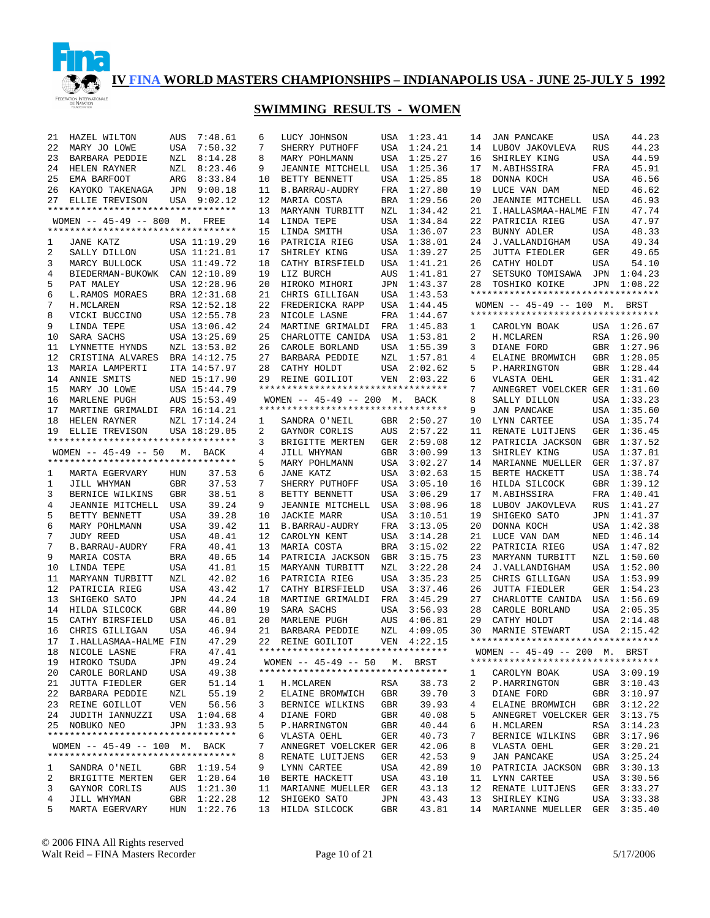# IV FINA WORLD MASTERS CHAMPIONSHIPS – INDIANAPOLIS USA - JUNE 25-JULY 5 1992

## SWIMMING RESULTS - WOMEN

| Place | Name | Country | Time |
|---|---|---|---|
| 21 | HAZEL WILTON | AUS | 7:48.61 |
| 22 | MARY JO LOWE | USA | 7:50.32 |
| 23 | BARBARA PEDDIE | NZL | 8:14.28 |
| 24 | HELEN RAYNER | NZL | 8:23.46 |
| 25 | EMA BARFOOT | ARG | 8:33.84 |
| 26 | KAYOKO TAKENAGA | JPN | 9:00.18 |
| 27 | ELLIE TREVISON | USA | 9:02.12 |

### WOMEN -- 45-49 -- 800 M. FREE

| Place | Name | Country | Time |
|---|---|---|---|
| 1 | JANE KATZ | USA | 11:19.29 |
| 2 | SALLY DILLON | USA | 11:21.01 |
| 3 | MARCY BULLOCK | USA | 11:49.72 |
| 4 | BIEDERMAN-BUKOWK | CAN | 12:10.89 |
| 5 | PAT MALEY | USA | 12:28.96 |
| 6 | L.RAMOS MORAES | BRA | 12:31.68 |
| 7 | H.MCLAREN | RSA | 12:52.18 |
| 8 | VICKI BUCCINO | USA | 12:55.78 |
| 9 | LINDA TEPE | USA | 13:06.42 |
| 10 | SARA SACHS | USA | 13:25.69 |
| 11 | LYNNETTE HYNDS | NZL | 13:53.02 |
| 12 | CRISTINA ALVARES | BRA | 14:12.75 |
| 13 | MARIA LAMPERTI | ITA | 14:57.97 |
| 14 | ANNIE SMITS | NED | 15:17.90 |
| 15 | MARY JO LOWE | USA | 15:44.79 |
| 16 | MARLENE PUGH | AUS | 15:53.43 |
| 17 | MARTINE GRIMALDI | FRA | 16:14.21 |
| 18 | HELEN RAYNER | NZL | 17:14.24 |
| 19 | ELLIE TREVISON | USA | 18:29.05 |

### WOMEN -- 45-49 -- 50 M. BACK

| Place | Name | Country | Time |
|---|---|---|---|
| 1 | MARTA EGERVARY | HUN | 37.53 |
| 1 | JILL WHYMAN | GBR | 37.53 |
| 3 | BERNICE WILKINS | GBR | 38.51 |
| 4 | JEANNIE MITCHELL | USA | 39.24 |
| 5 | BETTY BENNETT | USA | 39.28 |
| 6 | MARY POHLMANN | USA | 39.42 |
| 7 | JUDY REED | USA | 40.41 |
| 7 | B.BARRAU-AUDRY | FRA | 40.41 |
| 9 | MARIA COSTA | BRA | 40.65 |
| 10 | LINDA TEPE | USA | 41.81 |
| 11 | MARYANN TURBITT | NZL | 42.02 |
| 12 | PATRICIA RIEG | USA | 43.42 |
| 13 | SHIGEKO SATO | JPN | 44.24 |
| 14 | HILDA SILCOCK | GBR | 44.80 |
| 15 | CATHY BIRSFIELD | USA | 46.01 |
| 16 | CHRIS GILLIGAN | USA | 46.94 |
| 17 | I.HALLASMAA-HALME | FIN | 47.29 |
| 18 | NICOLE LASNE | FRA | 47.41 |
| 19 | HIROKO TSUDA | JPN | 49.24 |
| 20 | CAROLE BORLAND | USA | 49.38 |
| 21 | JUTTA FIEDLER | GER | 51.14 |
| 22 | BARBARA PEDDIE | NZL | 55.19 |
| 23 | REINE GOILLOT | VEN | 56.56 |
| 24 | JUDITH IANNUZZI | USA | 1:04.68 |
| 25 | NOBUKO NEO | JPN | 1:33.93 |

### WOMEN -- 45-49 -- 100 M. BACK

| Place | Name | Country | Time |
|---|---|---|---|
| 1 | SANDRA O'NEIL | GBR | 1:19.54 |
| 2 | BRIGITTE MERTEN | GER | 1:20.64 |
| 3 | GAYNOR CORLIS | AUS | 1:21.30 |
| 4 | JILL WHYMAN | GBR | 1:22.28 |
| 5 | MARTA EGERVARY | HUN | 1:22.76 |
| 6 | LUCY JOHNSON | USA | 1:23.41 |
| 7 | SHERRY PUTHOFF | USA | 1:24.21 |
| 8 | MARY POHLMANN | USA | 1:25.27 |
| 9 | JEANNIE MITCHELL | USA | 1:25.36 |
| 10 | BETTY BENNETT | USA | 1:25.85 |
| 11 | B.BARRAU-AUDRY | FRA | 1:27.80 |
| 12 | MARIA COSTA | BRA | 1:29.56 |
| 13 | MARYANN TURBITT | NZL | 1:34.42 |
| 14 | LINDA TEPE | USA | 1:34.84 |
| 15 | LINDA SMITH | USA | 1:36.07 |
| 16 | PATRICIA RIEG | USA | 1:38.01 |
| 17 | SHIRLEY KING | USA | 1:39.27 |
| 18 | CATHY BIRSFIELD | USA | 1:41.21 |
| 19 | LIZ BURCH | AUS | 1:41.81 |
| 20 | HIROKO MIHORI | JPN | 1:43.37 |
| 21 | CHRIS GILLIGAN | USA | 1:43.53 |
| 22 | FREDERICKA RAPP | USA | 1:44.45 |
| 23 | NICOLE LASNE | FRA | 1:44.67 |
| 24 | MARTINE GRIMALDI | FRA | 1:45.83 |
| 25 | CHARLOTTE CANIDA | USA | 1:53.81 |
| 26 | CAROLE BORLAND | USA | 1:55.39 |
| 27 | BARBARA PEDDIE | NZL | 1:57.81 |
| 28 | CATHY HOLDT | USA | 2:02.62 |
| 29 | REINE GOILIOT | VEN | 2:03.22 |

### WOMEN -- 45-49 -- 200 M. BACK

| Place | Name | Country | Time |
|---|---|---|---|
| 1 | SANDRA O'NEIL | GBR | 2:50.27 |
| 2 | GAYNOR CORLIS | AUS | 2:57.22 |
| 3 | BRIGITTE MERTEN | GER | 2:59.08 |
| 4 | JILL WHYMAN | GBR | 3:00.99 |
| 5 | MARY POHLMANN | USA | 3:02.27 |
| 6 | JANE KATZ | USA | 3:02.63 |
| 7 | SHERRY PUTHOFF | USA | 3:05.10 |
| 8 | BETTY BENNETT | USA | 3:06.29 |
| 9 | JEANNIE MITCHELL | USA | 3:08.96 |
| 10 | JACKIE MARR | USA | 3:10.51 |
| 11 | B.BARRAU-AUDRY | FRA | 3:13.05 |
| 12 | CAROLYN KENT | USA | 3:14.28 |
| 13 | MARIA COSTA | BRA | 3:15.02 |
| 14 | PATRICIA JACKSON | GBR | 3:15.75 |
| 15 | MARYANN TURBITT | NZL | 3:22.28 |
| 16 | PATRICIA RIEG | USA | 3:35.23 |
| 17 | CATHY BIRSFIELD | USA | 3:37.46 |
| 18 | MARTINE GRIMALDI | FRA | 3:45.29 |
| 19 | SARA SACHS | USA | 3:56.93 |
| 20 | MARLENE PUGH | AUS | 4:06.81 |
| 21 | BARBARA PEDDIE | NZL | 4:09.05 |
| 22 | REINE GOILLOT | VEN | 4:22.15 |

### WOMEN -- 45-49 -- 50 M. BRST

| Place | Name | Country | Time |
|---|---|---|---|
| 1 | H.MCLAREN | RSA | 38.73 |
| 2 | ELAINE BROMWICH | GBR | 39.70 |
| 3 | BERNICE WILKINS | GBR | 39.93 |
| 4 | DIANE FORD | GBR | 40.08 |
| 5 | P.HARRINGTON | GBR | 40.44 |
| 6 | VLASTA OEHL | GER | 40.73 |
| 7 | ANNEGRET VOELCKER | GER | 42.06 |
| 8 | RENATE LUITJENS | GER | 42.53 |
| 9 | LYNN CARTEE | USA | 42.89 |
| 10 | BERTE HACKETT | USA | 43.10 |
| 11 | MARIANNE MUELLER | GER | 43.13 |
| 12 | SHIGEKO SATO | JPN | 43.43 |
| 13 | HILDA SILCOCK | GBR | 43.81 |
| 14 | JAN PANCAKE | USA | 44.23 |
| 14 | LUBOV JAKOVLEVA | RUS | 44.23 |
| 16 | SHIRLEY KING | USA | 44.59 |
| 17 | M.ABIHSSIRA | FRA | 45.91 |
| 18 | DONNA KOCH | USA | 46.56 |
| 19 | LUCE VAN DAM | NED | 46.62 |
| 20 | JEANNIE MITCHELL | USA | 46.93 |
| 21 | I.HALLASMAA-HALME | FIN | 47.74 |
| 22 | PATRICIA RIEG | USA | 47.97 |
| 23 | BUNNY ADLER | USA | 48.33 |
| 24 | J.VALLANDIGHAM | USA | 49.34 |
| 25 | JUTTA FIEDLER | GER | 49.65 |
| 26 | CATHY HOLDT | USA | 54.10 |
| 27 | SETSUKO TOMISAWA | JPN | 1:04.23 |
| 28 | TOSHIKO KOIKE | JPN | 1:08.22 |

### WOMEN -- 45-49 -- 100 M. BRST

| Place | Name | Country | Time |
|---|---|---|---|
| 1 | CAROLYN BOAK | USA | 1:26.67 |
| 2 | H.MCLAREN | RSA | 1:26.90 |
| 3 | DIANE FORD | GBR | 1:27.96 |
| 4 | ELAINE BROMWICH | GBR | 1:28.05 |
| 5 | P.HARRINGTON | GBR | 1:28.44 |
| 6 | VLASTA OEHL | GER | 1:31.42 |
| 7 | ANNEGRET VOELCKER | GER | 1:31.60 |
| 8 | SALLY DILLON | USA | 1:33.23 |
| 9 | JAN PANCAKE | USA | 1:35.60 |
| 10 | LYNN CARTEE | USA | 1:35.74 |
| 11 | RENATE LUITJENS | GER | 1:36.45 |
| 12 | PATRICIA JACKSON | GBR | 1:37.52 |
| 13 | SHIRLEY KING | USA | 1:37.81 |
| 14 | MARIANNE MUELLER | GER | 1:37.87 |
| 15 | BERTE HACKETT | USA | 1:38.74 |
| 16 | HILDA SILCOCK | GBR | 1:39.12 |
| 17 | M.ABIHSSIRA | FRA | 1:40.41 |
| 18 | LUBOV JAKOVLEVA | RUS | 1:41.27 |
| 19 | SHIGEKO SATO | JPN | 1:41.37 |
| 20 | DONNA KOCH | USA | 1:42.38 |
| 21 | LUCE VAN DAM | NED | 1:46.14 |
| 22 | PATRICIA RIEG | USA | 1:47.82 |
| 23 | MARYANN TURBITT | NZL | 1:50.60 |
| 24 | J.VALLANDIGHAM | USA | 1:52.00 |
| 25 | CHRIS GILLIGAN | USA | 1:53.99 |
| 26 | JUTTA FIEDLER | GER | 1:54.23 |
| 27 | CHARLOTTE CANIDA | USA | 1:56.69 |
| 28 | CAROLE BORLAND | USA | 2:05.35 |
| 29 | CATHY HOLDT | USA | 2:14.48 |
| 30 | MARNIE STEWART | USA | 2:15.42 |

### WOMEN -- 45-49 -- 200 M. BRST

| Place | Name | Country | Time |
|---|---|---|---|
| 1 | CAROLYN BOAK | USA | 3:09.19 |
| 2 | P.HARRINGTON | GBR | 3:10.43 |
| 3 | DIANE FORD | GBR | 3:10.97 |
| 4 | ELAINE BROMWICH | GBR | 3:12.22 |
| 5 | ANNEGRET VOELCKER | GER | 3:13.75 |
| 6 | H.MCLAREN | RSA | 3:14.23 |
| 7 | BERNICE WILKINS | GBR | 3:17.96 |
| 8 | VLASTA OEHL | GER | 3:20.21 |
| 9 | JAN PANCAKE | USA | 3:25.24 |
| 10 | PATRICIA JACKSON | GBR | 3:30.13 |
| 11 | LYNN CARTEE | USA | 3:30.56 |
| 12 | RENATE LUITJENS | GER | 3:33.27 |
| 13 | SHIRLEY KING | USA | 3:33.38 |
| 14 | MARIANNE MUELLER | GER | 3:35.40 |

© 2006 FINA All Rights reserved
Walt Reid – FINA Masters Recorder
5/17/2006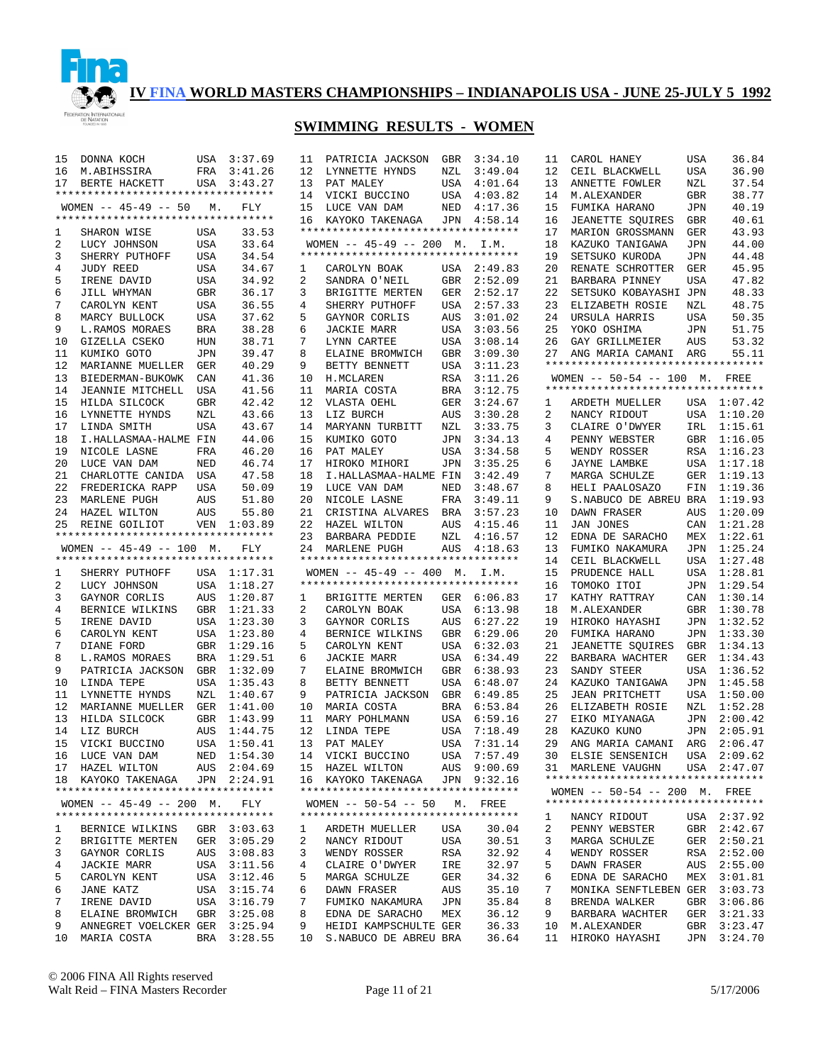# IV FINA WORLD MASTERS CHAMPIONSHIPS – INDIANAPOLIS USA - JUNE 25-JULY 5 1992

## SWIMMING RESULTS - WOMEN

| | | | |
|---|---|---|---|
| 15 | DONNA KOCH | USA | 3:37.69 |
| 16 | M.ABIHSSIRA | FRA | 3:41.26 |
| 17 | BERTE HACKETT | USA | 3:43.27 |

### WOMEN -- 45-49 -- 50 M. FLY

| | | | |
|---|---|---|---|
| 1 | SHARON WISE | USA | 33.53 |
| 2 | LUCY JOHNSON | USA | 33.64 |
| 3 | SHERRY PUTHOFF | USA | 34.54 |
| 4 | JUDY REED | USA | 34.67 |
| 5 | IRENE DAVID | USA | 34.92 |
| 6 | JILL WHYMAN | GBR | 36.17 |
| 7 | CAROLYN KENT | USA | 36.55 |
| 8 | MARCY BULLOCK | USA | 37.62 |
| 9 | L.RAMOS MORAES | BRA | 38.28 |
| 10 | GIZELLA CSEKO | HUN | 38.71 |
| 11 | KUMIKO GOTO | JPN | 39.47 |
| 12 | MARIANNE MUELLER | GER | 40.29 |
| 13 | BIEDERMAN-BUKOWK | CAN | 41.36 |
| 14 | JEANNIE MITCHELL | USA | 41.56 |
| 15 | HILDA SILCOCK | GBR | 42.42 |
| 16 | LYNNETTE HYNDS | NZL | 43.66 |
| 17 | LINDA SMITH | USA | 43.67 |
| 18 | I.HALLASMAA-HALME | FIN | 44.06 |
| 19 | NICOLE LASNE | FRA | 46.20 |
| 20 | LUCE VAN DAM | NED | 46.74 |
| 21 | CHARLOTTE CANIDA | USA | 47.58 |
| 22 | FREDERICKA RAPP | USA | 50.09 |
| 23 | MARLENE PUGH | AUS | 51.80 |
| 24 | HAZEL WILTON | AUS | 55.80 |
| 25 | REINE GOILIOT | VEN | 1:03.89 |

### WOMEN -- 45-49 -- 100 M. FLY

| | | | |
|---|---|---|---|
| 1 | SHERRY PUTHOFF | USA | 1:17.31 |
| 2 | LUCY JOHNSON | USA | 1:18.27 |
| 3 | GAYNOR CORLIS | AUS | 1:20.87 |
| 4 | BERNICE WILKINS | GBR | 1:21.33 |
| 5 | IRENE DAVID | USA | 1:23.30 |
| 6 | CAROLYN KENT | USA | 1:23.80 |
| 7 | DIANE FORD | GBR | 1:29.16 |
| 8 | L.RAMOS MORAES | BRA | 1:29.51 |
| 9 | PATRICIA JACKSON | GBR | 1:32.09 |
| 10 | LINDA TEPE | USA | 1:35.43 |
| 11 | LYNNETTE HYNDS | NZL | 1:40.67 |
| 12 | MARIANNE MUELLER | GER | 1:41.00 |
| 13 | HILDA SILCOCK | GBR | 1:43.99 |
| 14 | LIZ BURCH | AUS | 1:44.75 |
| 15 | VICKI BUCCINO | USA | 1:50.41 |
| 16 | LUCE VAN DAM | NED | 1:54.30 |
| 17 | HAZEL WILTON | AUS | 2:04.69 |
| 18 | KAYOKO TAKENAGA | JPN | 2:24.91 |

### WOMEN -- 45-49 -- 200 M. FLY

| | | | |
|---|---|---|---|
| 1 | BERNICE WILKINS | GBR | 3:03.63 |
| 2 | BRIGITTE MERTEN | GER | 3:05.29 |
| 3 | GAYNOR CORLIS | AUS | 3:08.83 |
| 4 | JACKIE MARR | USA | 3:11.56 |
| 5 | CAROLYN KENT | USA | 3:12.46 |
| 6 | JANE KATZ | USA | 3:15.74 |
| 7 | IRENE DAVID | USA | 3:16.79 |
| 8 | ELAINE BROMWICH | GBR | 3:25.08 |
| 9 | ANNEGRET VOELCKER | GER | 3:25.94 |
| 10 | MARIA COSTA | BRA | 3:28.55 |
| 11 | PATRICIA JACKSON | GBR | 3:34.10 |
| 12 | LYNNETTE HYNDS | NZL | 3:49.04 |
| 13 | PAT MALEY | USA | 4:01.64 |
| 14 | VICKI BUCCINO | USA | 4:03.82 |
| 15 | LUCE VAN DAM | NED | 4:17.36 |
| 16 | KAYOKO TAKENAGA | JPN | 4:58.14 |

### WOMEN -- 45-49 -- 200 M. I.M.

| | | | |
|---|---|---|---|
| 1 | CAROLYN BOAK | USA | 2:49.83 |
| 2 | SANDRA O'NEIL | GBR | 2:52.09 |
| 3 | BRIGITTE MERTEN | GER | 2:52.17 |
| 4 | SHERRY PUTHOFF | USA | 2:57.33 |
| 5 | GAYNOR CORLIS | AUS | 3:01.02 |
| 6 | JACKIE MARR | USA | 3:03.56 |
| 7 | LYNN CARTEE | USA | 3:08.14 |
| 8 | ELAINE BROMWICH | GBR | 3:09.30 |
| 9 | BETTY BENNETT | USA | 3:11.23 |
| 10 | H.MCLAREN | RSA | 3:11.26 |
| 11 | MARIA COSTA | BRA | 3:12.75 |
| 12 | VLASTA OEHL | GER | 3:24.67 |
| 13 | LIZ BURCH | AUS | 3:30.28 |
| 14 | MARYANN TURBITT | NZL | 3:33.75 |
| 15 | KUMIKO GOTO | JPN | 3:34.13 |
| 16 | PAT MALEY | USA | 3:34.58 |
| 17 | HIROKO MIHORI | JPN | 3:35.25 |
| 18 | I.HALLASMAA-HALME | FIN | 3:42.49 |
| 19 | LUCE VAN DAM | NED | 3:48.67 |
| 20 | NICOLE LASNE | FRA | 3:49.11 |
| 21 | CRISTINA ALVARES | BRA | 3:57.23 |
| 22 | HAZEL WILTON | AUS | 4:15.46 |
| 23 | BARBARA PEDDIE | NZL | 4:16.57 |
| 24 | MARLENE PUGH | AUS | 4:18.63 |

### WOMEN -- 45-49 -- 400 M. I.M.

| | | | |
|---|---|---|---|
| 1 | BRIGITTE MERTEN | GER | 6:06.83 |
| 2 | CAROLYN BOAK | USA | 6:13.98 |
| 3 | GAYNOR CORLIS | AUS | 6:27.22 |
| 4 | BERNICE WILKINS | GBR | 6:29.06 |
| 5 | CAROLYN KENT | USA | 6:32.03 |
| 6 | JACKIE MARR | USA | 6:34.49 |
| 7 | ELAINE BROMWICH | GBR | 6:38.93 |
| 8 | BETTY BENNETT | USA | 6:48.07 |
| 9 | PATRICIA JACKSON | GBR | 6:49.85 |
| 10 | MARIA COSTA | BRA | 6:53.84 |
| 11 | MARY POHLMANN | USA | 6:59.16 |
| 12 | LINDA TEPE | USA | 7:18.49 |
| 13 | PAT MALEY | USA | 7:31.14 |
| 14 | VICKI BUCCINO | USA | 7:57.49 |
| 15 | HAZEL WILTON | AUS | 9:00.69 |
| 16 | KAYOKO TAKENAGA | JPN | 9:32.16 |

### WOMEN -- 50-54 -- 50 M. FREE

| | | | |
|---|---|---|---|
| 1 | ARDETH MUELLER | USA | 30.04 |
| 2 | NANCY RIDOUT | USA | 30.51 |
| 3 | WENDY ROSSER | RSA | 32.92 |
| 4 | CLAIRE O'DWYER | IRE | 32.97 |
| 5 | MARGA SCHULZE | GER | 34.32 |
| 6 | DAWN FRASER | AUS | 35.10 |
| 7 | FUMIKO NAKAMURA | JPN | 35.84 |
| 8 | EDNA DE SARACHO | MEX | 36.12 |
| 9 | HEIDI KAMPSCHULTE | GER | 36.33 |
| 10 | S.NABUCO DE ABREU | BRA | 36.64 |
| 11 | CAROL HANEY | USA | 36.84 |
| 12 | CEIL BLACKWELL | USA | 36.90 |
| 13 | ANNETTE FOWLER | NZL | 37.54 |
| 14 | M.ALEXANDER | GBR | 38.77 |
| 15 | FUMIKA HARANO | JPN | 40.19 |
| 16 | JEANETTE SQUIRES | GBR | 40.61 |
| 17 | MARION GROSSMANN | GER | 43.93 |
| 18 | KAZUKO TANIGAWA | JPN | 44.00 |
| 19 | SETSUKO KURODA | JPN | 44.48 |
| 20 | RENATE SCHROTTER | GER | 45.95 |
| 21 | BARBARA PINNEY | USA | 47.82 |
| 22 | SETSUKO KOBAYASHI | JPN | 48.33 |
| 23 | ELIZABETH ROSIE | NZL | 48.75 |
| 24 | URSULA HARRIS | USA | 50.35 |
| 25 | YOKO OSHIMA | JPN | 51.75 |
| 26 | GAY GRILLMEIER | AUS | 53.32 |
| 27 | ANG MARIA CAMANI | ARG | 55.11 |

### WOMEN -- 50-54 -- 100 M. FREE

| | | | |
|---|---|---|---|
| 1 | ARDETH MUELLER | USA | 1:07.42 |
| 2 | NANCY RIDOUT | USA | 1:10.20 |
| 3 | CLAIRE O'DWYER | IRL | 1:15.61 |
| 4 | PENNY WEBSTER | GBR | 1:16.05 |
| 5 | WENDY ROSSER | RSA | 1:16.23 |
| 6 | JAYNE LAMBKE | USA | 1:17.18 |
| 7 | MARGA SCHULZE | GER | 1:19.13 |
| 8 | HELI PAALOSAZO | FIN | 1:19.36 |
| 9 | S.NABUCO DE ABREU | BRA | 1:19.93 |
| 10 | DAWN FRASER | AUS | 1:20.09 |
| 11 | JAN JONES | CAN | 1:21.28 |
| 12 | EDNA DE SARACHO | MEX | 1:22.61 |
| 13 | FUMIKO NAKAMURA | JPN | 1:25.24 |
| 14 | CEIL BLACKWELL | USA | 1:27.48 |
| 15 | PRUDENCE HALL | USA | 1:28.81 |
| 16 | TOMOKO ITOI | JPN | 1:29.54 |
| 17 | KATHY RATTRAY | CAN | 1:30.14 |
| 18 | M.ALEXANDER | GBR | 1:30.78 |
| 19 | HIROKO HAYASHI | JPN | 1:32.52 |
| 20 | FUMIKA HARANO | JPN | 1:33.30 |
| 21 | JEANETTE SQUIRES | GBR | 1:34.13 |
| 22 | BARBARA WACHTER | GER | 1:34.43 |
| 23 | SANDY STEER | USA | 1:36.52 |
| 24 | KAZUKO TANIGAWA | JPN | 1:45.58 |
| 25 | JEAN PRITCHETT | USA | 1:50.00 |
| 26 | ELIZABETH ROSIE | NZL | 1:52.28 |
| 27 | EIKO MIYANAGA | JPN | 2:00.42 |
| 28 | KAZUKO KUNO | JPN | 2:05.91 |
| 29 | ANG MARIA CAMANI | ARG | 2:06.47 |
| 30 | ELSIE SENSENICH | USA | 2:09.62 |
| 31 | MARLENE VAUGHN | USA | 2:47.07 |

### WOMEN -- 50-54 -- 200 M. FREE

| | | | |
|---|---|---|---|
| 1 | NANCY RIDOUT | USA | 2:37.92 |
| 2 | PENNY WEBSTER | GBR | 2:42.67 |
| 3 | MARGA SCHULZE | GER | 2:50.21 |
| 4 | WENDY ROSSER | RSA | 2:52.00 |
| 5 | DAWN FRASER | AUS | 2:55.00 |
| 6 | EDNA DE SARACHO | MEX | 3:01.81 |
| 7 | MONIKA SENFTLEBEN | GER | 3:03.73 |
| 8 | BRENDA WALKER | GBR | 3:06.86 |
| 9 | BARBARA WACHTER | GER | 3:21.33 |
| 10 | M.ALEXANDER | GBR | 3:23.47 |
| 11 | HIROKO HAYASHI | JPN | 3:24.70 |

© 2006 FINA All Rights reserved
Walt Reid – FINA Masters Recorder
5/17/2006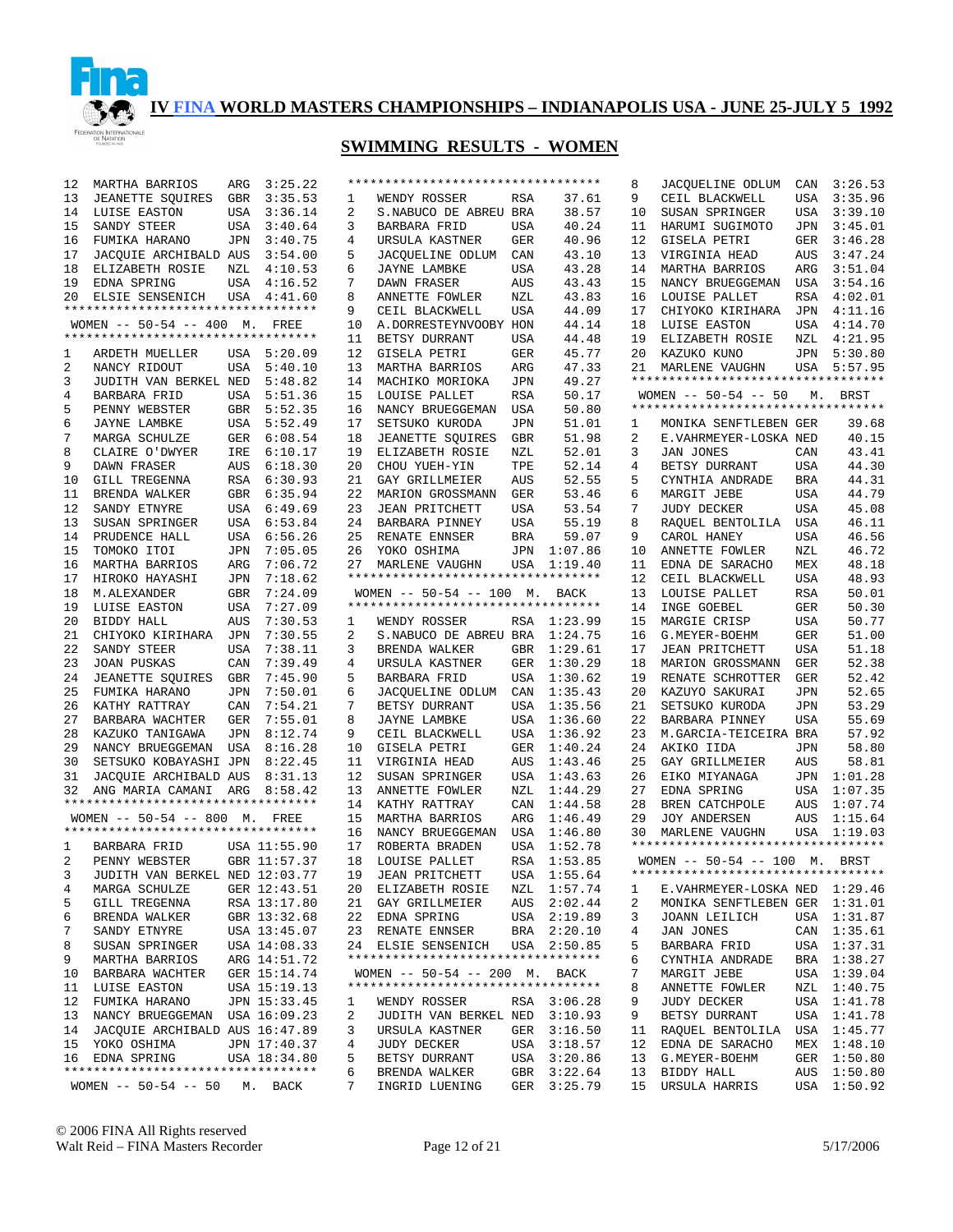# IV FINA WORLD MASTERS CHAMPIONSHIPS – INDIANAPOLIS USA - JUNE 25-JULY 5 1992

## SWIMMING RESULTS - WOMEN

| | | | |
|---|---|---|---|
| 12 | MARTHA BARRIOS | ARG | 3:25.22 |
| 13 | JEANETTE SQUIRES | GBR | 3:35.53 |
| 14 | LUISE EASTON | USA | 3:36.14 |
| 15 | SANDY STEER | USA | 3:40.64 |
| 16 | FUMIKA HARANO | JPN | 3:40.75 |
| 17 | JACQUIE ARCHIBALD | AUS | 3:54.00 |
| 18 | ELIZABETH ROSIE | NZL | 4:10.53 |
| 19 | EDNA SPRING | USA | 4:16.52 |
| 20 | ELSIE SENSENICH | USA | 4:41.60 |

### WOMEN -- 50-54 -- 400 M. FREE

| | | | |
|---|---|---|---|
| 1 | ARDETH MUELLER | USA | 5:20.09 |
| 2 | NANCY RIDOUT | USA | 5:40.10 |
| 3 | JUDITH VAN BERKEL | NED | 5:48.82 |
| 4 | BARBARA FRID | USA | 5:51.36 |
| 5 | PENNY WEBSTER | GBR | 5:52.35 |
| 6 | JAYNE LAMBKE | USA | 5:52.49 |
| 7 | MARGA SCHULZE | GER | 6:08.54 |
| 8 | CLAIRE O'DWYER | IRE | 6:10.17 |
| 9 | DAWN FRASER | AUS | 6:18.30 |
| 10 | GILL TREGENNA | RSA | 6:30.93 |
| 11 | BRENDA WALKER | GBR | 6:35.94 |
| 12 | SANDY ETNYRE | USA | 6:49.69 |
| 13 | SUSAN SPRINGER | USA | 6:53.84 |
| 14 | PRUDENCE HALL | USA | 6:56.26 |
| 15 | TOMOKO ITOI | JPN | 7:05.05 |
| 16 | MARTHA BARRIOS | ARG | 7:06.72 |
| 17 | HIROKO HAYASHI | JPN | 7:18.62 |
| 18 | M.ALEXANDER | GBR | 7:24.09 |
| 19 | LUISE EASTON | USA | 7:27.09 |
| 20 | BIDDY HALL | AUS | 7:30.53 |
| 21 | CHIYOKO KIRIHARA | JPN | 7:30.55 |
| 22 | SANDY STEER | USA | 7:38.11 |
| 23 | JOAN PUSKAS | CAN | 7:39.49 |
| 24 | JEANETTE SQUIRES | GBR | 7:45.90 |
| 25 | FUMIKA HARANO | JPN | 7:50.01 |
| 26 | KATHY RATTRAY | CAN | 7:54.21 |
| 27 | BARBARA WACHTER | GER | 7:55.01 |
| 28 | KAZUKO TANIGAWA | JPN | 8:12.74 |
| 29 | NANCY BRUEGGEMAN | USA | 8:16.28 |
| 30 | SETSUKO KOBAYASHI | JPN | 8:22.45 |
| 31 | JACQUIE ARCHIBALD | AUS | 8:31.13 |
| 32 | ANG MARIA CAMANI | ARG | 8:58.42 |

### WOMEN -- 50-54 -- 800 M. FREE

| | | | |
|---|---|---|---|
| 1 | BARBARA FRID | USA | 11:55.90 |
| 2 | PENNY WEBSTER | GBR | 11:57.37 |
| 3 | JUDITH VAN BERKEL | NED | 12:03.77 |
| 4 | MARGA SCHULZE | GER | 12:43.51 |
| 5 | GILL TREGENNA | RSA | 13:17.80 |
| 6 | BRENDA WALKER | GBR | 13:32.68 |
| 7 | SANDY ETNYRE | USA | 13:45.07 |
| 8 | SUSAN SPRINGER | USA | 14:08.33 |
| 9 | MARTHA BARRIOS | ARG | 14:51.72 |
| 10 | BARBARA WACHTER | GER | 15:14.74 |
| 11 | LUISE EASTON | USA | 15:19.13 |
| 12 | FUMIKA HARANO | JPN | 15:33.45 |
| 13 | NANCY BRUEGGEMAN | USA | 16:09.23 |
| 14 | JACQUIE ARCHIBALD | AUS | 16:47.89 |
| 15 | YOKO OSHIMA | JPN | 17:40.37 |
| 16 | EDNA SPRING | USA | 18:34.80 |

### WOMEN -- 50-54 -- 50 M. BACK

| | | | |
|---|---|---|---|
| 1 | WENDY ROSSER | RSA | 37.61 |
| 2 | S.NABUCO DE ABREU | BRA | 38.57 |
| 3 | BARBARA FRID | USA | 40.24 |
| 4 | URSULA KASTNER | GER | 40.96 |
| 5 | JACQUELINE ODLUM | CAN | 43.10 |
| 6 | JAYNE LAMBKE | USA | 43.28 |
| 7 | DAWN FRASER | AUS | 43.43 |
| 8 | ANNETTE FOWLER | NZL | 43.83 |
| 9 | CEIL BLACKWELL | USA | 44.09 |
| 10 | A.DORRESTEYNVOOBY | HON | 44.14 |
| 11 | BETSY DURRANT | USA | 44.48 |
| 12 | GISELA PETRI | GER | 45.77 |
| 13 | MARTHA BARRIOS | ARG | 47.33 |
| 14 | MACHIKO MORIOKA | JPN | 49.27 |
| 15 | LOUISE PALLET | RSA | 50.17 |
| 16 | NANCY BRUEGGEMAN | USA | 50.80 |
| 17 | SETSUKO KURODA | JPN | 51.01 |
| 18 | JEANETTE SQUIRES | GBR | 51.98 |
| 19 | ELIZABETH ROSIE | NZL | 52.01 |
| 20 | CHOU YUEH-YIN | TPE | 52.14 |
| 21 | GAY GRILLMEIER | AUS | 52.55 |
| 22 | MARION GROSSMANN | GER | 53.46 |
| 23 | JEAN PRITCHETT | USA | 53.54 |
| 24 | BARBARA PINNEY | USA | 55.19 |
| 25 | RENATE ENNSER | BRA | 59.07 |
| 26 | YOKO OSHIMA | JPN | 1:07.86 |
| 27 | MARLENE VAUGHN | USA | 1:19.40 |

### WOMEN -- 50-54 -- 100 M. BACK

| | | | |
|---|---|---|---|
| 1 | WENDY ROSSER | RSA | 1:23.99 |
| 2 | S.NABUCO DE ABREU | BRA | 1:24.75 |
| 3 | BRENDA WALKER | GBR | 1:29.61 |
| 4 | URSULA KASTNER | GER | 1:30.29 |
| 5 | BARBARA FRID | USA | 1:30.62 |
| 6 | JACQUELINE ODLUM | CAN | 1:35.43 |
| 7 | BETSY DURRANT | USA | 1:35.56 |
| 8 | JAYNE LAMBKE | USA | 1:36.60 |
| 9 | CEIL BLACKWELL | USA | 1:36.92 |
| 10 | GISELA PETRI | GER | 1:40.24 |
| 11 | VIRGINIA HEAD | AUS | 1:43.46 |
| 12 | SUSAN SPRINGER | USA | 1:43.63 |
| 13 | ANNETTE FOWLER | NZL | 1:44.29 |
| 14 | KATHY RATTRAY | CAN | 1:44.58 |
| 15 | MARTHA BARRIOS | ARG | 1:46.49 |
| 16 | NANCY BRUEGGEMAN | USA | 1:46.80 |
| 17 | ROBERTA BRADEN | USA | 1:52.78 |
| 18 | LOUISE PALLET | RSA | 1:53.85 |
| 19 | JEAN PRITCHETT | USA | 1:55.64 |
| 20 | ELIZABETH ROSIE | NZL | 1:57.74 |
| 21 | GAY GRILLMEIER | AUS | 2:02.44 |
| 22 | EDNA SPRING | USA | 2:19.89 |
| 23 | RENATE ENNSER | BRA | 2:20.10 |
| 24 | ELSIE SENSENICH | USA | 2:50.85 |

### WOMEN -- 50-54 -- 200 M. BACK

| | | | |
|---|---|---|---|
| 1 | WENDY ROSSER | RSA | 3:06.28 |
| 2 | JUDITH VAN BERKEL | NED | 3:10.93 |
| 3 | URSULA KASTNER | GER | 3:16.50 |
| 4 | JUDY DECKER | USA | 3:18.57 |
| 5 | BETSY DURRANT | USA | 3:20.86 |
| 6 | BRENDA WALKER | GBR | 3:22.64 |
| 7 | INGRID LUENING | GER | 3:25.79 |
| 8 | JACQUELINE ODLUM | CAN | 3:26.53 |
| 9 | CEIL BLACKWELL | USA | 3:35.96 |
| 10 | SUSAN SPRINGER | USA | 3:39.10 |
| 11 | HARUMI SUGIMOTO | JPN | 3:45.01 |
| 12 | GISELA PETRI | GER | 3:46.28 |
| 13 | VIRGINIA HEAD | AUS | 3:47.24 |
| 14 | MARTHA BARRIOS | ARG | 3:51.04 |
| 15 | NANCY BRUEGGEMAN | USA | 3:54.16 |
| 16 | LOUISE PALLET | RSA | 4:02.01 |
| 17 | CHIYOKO KIRIHARA | JPN | 4:11.16 |
| 18 | LUISE EASTON | USA | 4:14.70 |
| 19 | ELIZABETH ROSIE | NZL | 4:21.95 |
| 20 | KAZUKO KUNO | JPN | 5:30.80 |
| 21 | MARLENE VAUGHN | USA | 5:57.95 |

### WOMEN -- 50-54 -- 50 M. BRST

| | | | |
|---|---|---|---|
| 1 | MONIKA SENFTLEBEN | GER | 39.68 |
| 2 | E.VAHRMEYER-LOSKA | NED | 40.15 |
| 3 | JAN JONES | CAN | 43.41 |
| 4 | BETSY DURRANT | USA | 44.30 |
| 5 | CYNTHIA ANDRADE | BRA | 44.31 |
| 6 | MARGIT JEBE | USA | 44.79 |
| 7 | JUDY DECKER | USA | 45.08 |
| 8 | RAQUEL BENTOLILA | USA | 46.11 |
| 9 | CAROL HANEY | USA | 46.56 |
| 10 | ANNETTE FOWLER | NZL | 46.72 |
| 11 | EDNA DE SARACHO | MEX | 48.18 |
| 12 | CEIL BLACKWELL | USA | 48.93 |
| 13 | LOUISE PALLET | RSA | 50.01 |
| 14 | INGE GOEBEL | GER | 50.30 |
| 15 | MARGIE CRISP | USA | 50.77 |
| 16 | G.MEYER-BOEHM | GER | 51.00 |
| 17 | JEAN PRITCHETT | USA | 51.18 |
| 18 | MARION GROSSMANN | GER | 52.38 |
| 19 | RENATE SCHROTTER | GER | 52.42 |
| 20 | KAZUYO SAKURAI | JPN | 52.65 |
| 21 | SETSUKO KURODA | JPN | 53.29 |
| 22 | BARBARA PINNEY | USA | 55.69 |
| 23 | M.GARCIA-TEICEIRA | BRA | 57.92 |
| 24 | AKIKO IIDA | JPN | 58.80 |
| 25 | GAY GRILLMEIER | AUS | 58.81 |
| 26 | EIKO MIYANAGA | JPN | 1:01.28 |
| 27 | EDNA SPRING | USA | 1:07.35 |
| 28 | BREN CATCHPOLE | AUS | 1:07.74 |
| 29 | JOY ANDERSEN | AUS | 1:15.64 |
| 30 | MARLENE VAUGHN | USA | 1:19.03 |

### WOMEN -- 50-54 -- 100 M. BRST

| | | | |
|---|---|---|---|
| 1 | E.VAHRMEYER-LOSKA | NED | 1:29.46 |
| 2 | MONIKA SENFTLEBEN | GER | 1:31.01 |
| 3 | JOANN LEILICH | USA | 1:31.87 |
| 4 | JAN JONES | CAN | 1:35.61 |
| 5 | BARBARA FRID | USA | 1:37.31 |
| 6 | CYNTHIA ANDRADE | BRA | 1:38.27 |
| 7 | MARGIT JEBE | USA | 1:39.04 |
| 8 | ANNETTE FOWLER | NZL | 1:40.75 |
| 9 | JUDY DECKER | USA | 1:41.78 |
| 9 | BETSY DURRANT | USA | 1:41.78 |
| 11 | RAQUEL BENTOLILA | USA | 1:45.77 |
| 12 | EDNA DE SARACHO | MEX | 1:48.10 |
| 13 | G.MEYER-BOEHM | GER | 1:50.80 |
| 13 | BIDDY HALL | AUS | 1:50.80 |
| 15 | URSULA HARRIS | USA | 1:50.92 |

© 2006 FINA All Rights reserved
Walt Reid – FINA Masters Recorder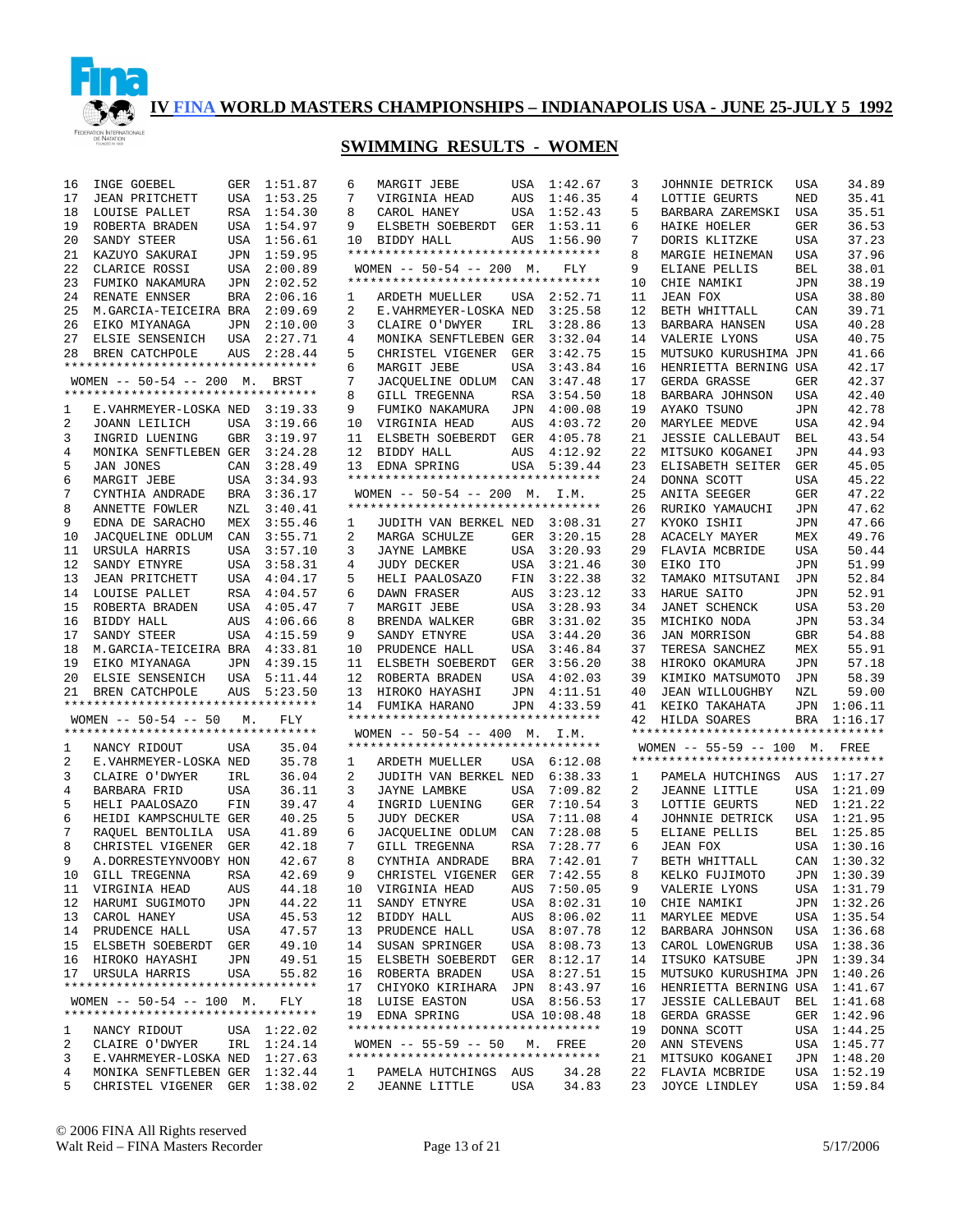# IV FINA WORLD MASTERS CHAMPIONSHIPS – INDIANAPOLIS USA - JUNE 25-JULY 5 1992

## SWIMMING RESULTS - WOMEN

| | | | |
|---|---|---|---|
| 16 | INGE GOEBEL | GER | 1:51.87 |
| 17 | JEAN PRITCHETT | USA | 1:53.25 |
| 18 | LOUISE PALLET | RSA | 1:54.30 |
| 19 | ROBERTA BRADEN | USA | 1:54.97 |
| 20 | SANDY STEER | USA | 1:56.61 |
| 21 | KAZUYO SAKURAI | JPN | 1:59.95 |
| 22 | CLARICE ROSSI | USA | 2:00.89 |
| 23 | FUMIKO NAKAMURA | JPN | 2:02.52 |
| 24 | RENATE ENNSER | BRA | 2:06.16 |
| 25 | M.GARCIA-TEICEIRA | BRA | 2:09.69 |
| 26 | EIKO MIYANAGA | JPN | 2:10.00 |
| 27 | ELSIE SENSENICH | USA | 2:27.71 |
| 28 | BREN CATCHPOLE | AUS | 2:28.44 |

### WOMEN -- 50-54 -- 200 M. BRST

| | | | |
|---|---|---|---|
| 1 | E.VAHRMEYER-LOSKA | NED | 3:19.33 |
| 2 | JOANN LEILICH | USA | 3:19.66 |
| 3 | INGRID LUENING | GBR | 3:19.97 |
| 4 | MONIKA SENFTLEBEN | GER | 3:24.28 |
| 5 | JAN JONES | CAN | 3:28.49 |
| 6 | MARGIT JEBE | USA | 3:34.93 |
| 7 | CYNTHIA ANDRADE | BRA | 3:36.17 |
| 8 | ANNETTE FOWLER | NZL | 3:40.41 |
| 9 | EDNA DE SARACHO | MEX | 3:55.46 |
| 10 | JACQUELINE ODLUM | CAN | 3:55.71 |
| 11 | URSULA HARRIS | USA | 3:57.10 |
| 12 | SANDY ETNYRE | USA | 3:58.31 |
| 13 | JEAN PRITCHETT | USA | 4:04.17 |
| 14 | LOUISE PALLET | RSA | 4:04.57 |
| 15 | ROBERTA BRADEN | USA | 4:05.47 |
| 16 | BIDDY HALL | AUS | 4:06.66 |
| 17 | SANDY STEER | USA | 4:15.59 |
| 18 | M.GARCIA-TEICEIRA | BRA | 4:33.81 |
| 19 | EIKO MIYANAGA | JPN | 4:39.15 |
| 20 | ELSIE SENSENICH | USA | 5:11.44 |
| 21 | BREN CATCHPOLE | AUS | 5:23.50 |

### WOMEN -- 50-54 -- 50 M. FLY

| | | | |
|---|---|---|---|
| 1 | NANCY RIDOUT | USA | 35.04 |
| 2 | E.VAHRMEYER-LOSKA | NED | 35.78 |
| 3 | CLAIRE O'DWYER | IRL | 36.04 |
| 4 | BARBARA FRID | USA | 36.11 |
| 5 | HELI PAALOSAZO | FIN | 39.47 |
| 6 | HEIDI KAMPSCHULTE | GER | 40.25 |
| 7 | RAQUEL BENTOLILA | USA | 41.89 |
| 8 | CHRISTEL VIGENER | GER | 42.18 |
| 9 | A.DORRESTEYNVOOBY | HON | 42.67 |
| 10 | GILL TREGENNA | RSA | 42.69 |
| 11 | VIRGINIA HEAD | AUS | 44.18 |
| 12 | HARUMI SUGIMOTO | JPN | 44.22 |
| 13 | CAROL HANEY | USA | 45.53 |
| 14 | PRUDENCE HALL | USA | 47.57 |
| 15 | ELSBETH SOEBERDT | GER | 49.10 |
| 16 | HIROKO HAYASHI | JPN | 49.51 |
| 17 | URSULA HARRIS | USA | 55.82 |

### WOMEN -- 50-54 -- 100 M. FLY

| | | | |
|---|---|---|---|
| 1 | NANCY RIDOUT | USA | 1:22.02 |
| 2 | CLAIRE O'DWYER | IRL | 1:24.14 |
| 3 | E.VAHRMEYER-LOSKA | NED | 1:27.63 |
| 4 | MONIKA SENFTLEBEN | GER | 1:32.44 |
| 5 | CHRISTEL VIGENER | GER | 1:38.02 |
| 6 | MARGIT JEBE | USA | 1:42.67 |
| 7 | VIRGINIA HEAD | AUS | 1:46.35 |
| 8 | CAROL HANEY | USA | 1:52.43 |
| 9 | ELSBETH SOEBERDT | GER | 1:53.11 |
| 10 | BIDDY HALL | AUS | 1:56.90 |

### WOMEN -- 50-54 -- 200 M. FLY

| | | | |
|---|---|---|---|
| 1 | ARDETH MUELLER | USA | 2:52.71 |
| 2 | E.VAHRMEYER-LOSKA | NED | 3:25.58 |
| 3 | CLAIRE O'DWYER | IRL | 3:28.86 |
| 4 | MONIKA SENFTLEBEN | GER | 3:32.04 |
| 5 | CHRISTEL VIGENER | GER | 3:42.75 |
| 6 | MARGIT JEBE | USA | 3:43.84 |
| 7 | JACQUELINE ODLUM | CAN | 3:47.48 |
| 8 | GILL TREGENNA | RSA | 3:54.50 |
| 9 | FUMIKO NAKAMURA | JPN | 4:00.08 |
| 10 | VIRGINIA HEAD | AUS | 4:03.72 |
| 11 | ELSBETH SOEBERDT | GER | 4:05.78 |
| 12 | BIDDY HALL | AUS | 4:12.92 |
| 13 | EDNA SPRING | USA | 5:39.44 |

### WOMEN -- 50-54 -- 200 M. I.M.

| | | | |
|---|---|---|---|
| 1 | JUDITH VAN BERKEL | NED | 3:08.31 |
| 2 | MARGA SCHULZE | GER | 3:20.15 |
| 3 | JAYNE LAMBKE | USA | 3:20.93 |
| 4 | JUDY DECKER | USA | 3:21.46 |
| 5 | HELI PAALOSAZO | FIN | 3:22.38 |
| 6 | DAWN FRASER | AUS | 3:23.12 |
| 7 | MARGIT JEBE | USA | 3:28.93 |
| 8 | BRENDA WALKER | GBR | 3:31.02 |
| 9 | SANDY ETNYRE | USA | 3:44.20 |
| 10 | PRUDENCE HALL | USA | 3:46.84 |
| 11 | ELSBETH SOEBERDT | GER | 3:56.20 |
| 12 | ROBERTA BRADEN | USA | 4:02.03 |
| 13 | HIROKO HAYASHI | JPN | 4:11.51 |
| 14 | FUMIKA HARANO | JPN | 4:33.59 |

### WOMEN -- 50-54 -- 400 M. I.M.

| | | | |
|---|---|---|---|
| 1 | ARDETH MUELLER | USA | 6:12.08 |
| 2 | JUDITH VAN BERKEL | NED | 6:38.33 |
| 3 | JAYNE LAMBKE | USA | 7:09.82 |
| 4 | INGRID LUENING | GER | 7:10.54 |
| 5 | JUDY DECKER | USA | 7:11.08 |
| 6 | JACQUELINE ODLUM | CAN | 7:28.08 |
| 7 | GILL TREGENNA | RSA | 7:28.77 |
| 8 | CYNTHIA ANDRADE | BRA | 7:42.01 |
| 9 | CHRISTEL VIGENER | GER | 7:42.55 |
| 10 | VIRGINIA HEAD | AUS | 7:50.05 |
| 11 | SANDY ETNYRE | USA | 8:02.31 |
| 12 | BIDDY HALL | AUS | 8:06.02 |
| 13 | PRUDENCE HALL | USA | 8:07.78 |
| 14 | SUSAN SPRINGER | USA | 8:08.73 |
| 15 | ELSBETH SOEBERDT | GER | 8:12.17 |
| 16 | ROBERTA BRADEN | USA | 8:27.51 |
| 17 | CHIYOKO KIRIHARA | JPN | 8:43.97 |
| 18 | LUISE EASTON | USA | 8:56.53 |
| 19 | EDNA SPRING | USA | 10:08.48 |

### WOMEN -- 55-59 -- 50 M. FREE

| | | | |
|---|---|---|---|
| 1 | PAMELA HUTCHINGS | AUS | 34.28 |
| 2 | JEANNE LITTLE | USA | 34.83 |
| 3 | JOHNNIE DETRICK | USA | 34.89 |
| 4 | LOTTIE GEURTS | NED | 35.41 |
| 5 | BARBARA ZAREMSKI | USA | 35.51 |
| 6 | HAIKE HOELER | GER | 36.53 |
| 7 | DORIS KLITZKE | USA | 37.23 |
| 8 | MARGIE HEINEMAN | USA | 37.96 |
| 9 | ELIANE PELLIS | BEL | 38.01 |
| 10 | CHIE NAMIKI | JPN | 38.19 |
| 11 | JEAN FOX | USA | 38.80 |
| 12 | BETH WHITTALL | CAN | 39.71 |
| 13 | BARBARA HANSEN | USA | 40.28 |
| 14 | VALERIE LYONS | USA | 40.75 |
| 15 | MUTSUKO KURUSHIMA | JPN | 41.66 |
| 16 | HENRIETTA BERNING | USA | 42.17 |
| 17 | GERDA GRASSE | GER | 42.37 |
| 18 | BARBARA JOHNSON | USA | 42.40 |
| 19 | AYAKO TSUNO | JPN | 42.78 |
| 20 | MARYLEE MEDVE | USA | 42.94 |
| 21 | JESSIE CALLEBAUT | BEL | 43.54 |
| 22 | MITSUKO KOGANEI | JPN | 44.93 |
| 23 | ELISABETH SEITER | GER | 45.05 |
| 24 | DONNA SCOTT | USA | 45.22 |
| 25 | ANITA SEEGER | GER | 47.22 |
| 26 | RURIKO YAMAUCHI | JPN | 47.62 |
| 27 | KYOKO ISHII | JPN | 47.66 |
| 28 | ACACELY MAYER | MEX | 49.76 |
| 29 | FLAVIA MCBRIDE | USA | 50.44 |
| 30 | EIKO ITO | JPN | 51.99 |
| 31 | TAMAKO MITSUTANI | JPN | 52.84 |
| 32 | HARUE SAITO | JPN | 52.91 |
| 33 | JANET SCHENCK | USA | 53.20 |
| 34 | MICHIKO NODA | JPN | 53.34 |
| 35 | JAN MORRISON | GBR | 54.88 |
| 36 | TERESA SANCHEZ | MEX | 55.91 |
| 37 | HIROKO OKAMURA | JPN | 57.18 |
| 38 | KIMIKO MATSUMOTO | JPN | 58.39 |
| 39 | JEAN WILLOUGHBY | NZL | 59.00 |
| 40 | KEIKO TAKAHATA | JPN | 1:06.11 |
| 41 | HILDA SOARES | BRA | 1:16.17 |

### WOMEN -- 55-59 -- 100 M. FREE

| | | | |
|---|---|---|---|
| 1 | PAMELA HUTCHINGS | AUS | 1:17.27 |
| 2 | JEANNE LITTLE | USA | 1:21.09 |
| 3 | LOTTIE GEURTS | NED | 1:21.22 |
| 4 | JOHNNIE DETRICK | USA | 1:21.95 |
| 5 | ELIANE PELLIS | BEL | 1:25.85 |
| 6 | JEAN FOX | USA | 1:30.16 |
| 7 | BETH WHITTALL | CAN | 1:30.32 |
| 8 | KELKO FUJIMOTO | JPN | 1:30.39 |
| 9 | VALERIE LYONS | USA | 1:31.79 |
| 10 | CHIE NAMIKI | JPN | 1:32.26 |
| 11 | MARYLEE MEDVE | USA | 1:35.54 |
| 12 | BARBARA JOHNSON | USA | 1:36.68 |
| 13 | CAROL LOWENGRUB | USA | 1:38.36 |
| 14 | ITSUKO KATSUBE | JPN | 1:39.34 |
| 15 | MUTSUKO KURUSHIMA | JPN | 1:40.26 |
| 16 | HENRIETTA BERNING | USA | 1:41.67 |
| 17 | JESSIE CALLEBAUT | BEL | 1:41.68 |
| 18 | GERDA GRASSE | GER | 1:42.96 |
| 19 | DONNA SCOTT | USA | 1:44.25 |
| 20 | ANN STEVENS | USA | 1:45.77 |
| 21 | MITSUKO KOGANEI | JPN | 1:48.20 |
| 22 | FLAVIA MCBRIDE | USA | 1:52.19 |
| 23 | JOYCE LINDLEY | USA | 1:59.84 |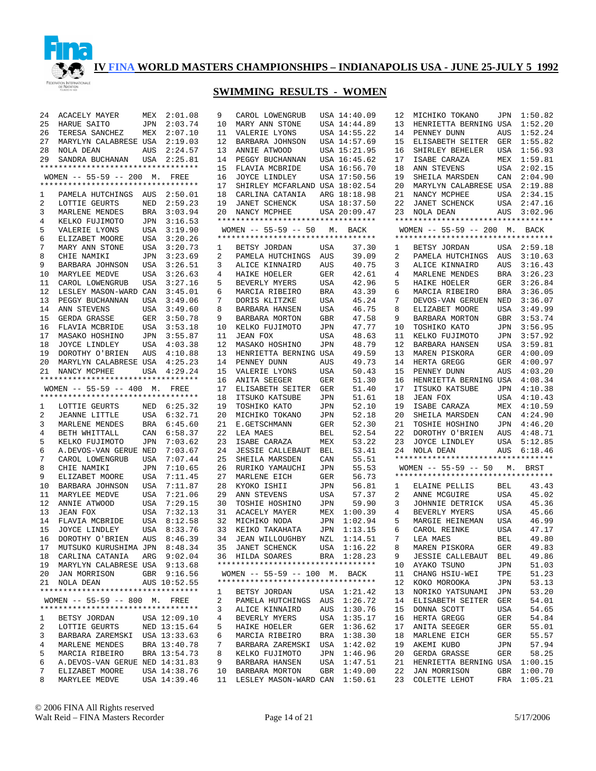# IV FINA WORLD MASTERS CHAMPIONSHIPS – INDIANAPOLIS USA - JUNE 25-JULY 5 1992

## SWIMMING RESULTS - WOMEN

| Place | Name | Country | Time |
|---|---|---|---|
| 24 | ACACELY MAYER | MEX | 2:01.08 |
| 25 | HARUE SAITO | JPN | 2:03.74 |
| 26 | TERESA SANCHEZ | MEX | 2:07.10 |
| 27 | MARYLYN CALABRESE | USA | 2:19.03 |
| 28 | NOLA DEAN | AUS | 2:24.57 |
| 29 | SANDRA BUCHANAN | USA | 2:25.81 |

### WOMEN -- 55-59 -- 200 M. FREE

| Place | Name | Country | Time |
|---|---|---|---|
| 1 | PAMELA HUTCHINGS | AUS | 2:50.01 |
| 2 | LOTTIE GEURTS | NED | 2:59.23 |
| 3 | MARLENE MENDES | BRA | 3:03.94 |
| 4 | KELKO FUJIMOTO | JPN | 3:16.53 |
| 5 | VALERIE LYONS | USA | 3:19.90 |
| 6 | ELIZABET MOORE | USA | 3:20.26 |
| 7 | MARY ANN STONE | USA | 3:20.73 |
| 8 | CHIE NAMIKI | JPN | 3:23.69 |
| 9 | BARBARA JOHNSON | USA | 3:26.51 |
| 10 | MARYLEE MEDVE | USA | 3:26.63 |
| 11 | CAROL LOWENGRUB | USA | 3:27.16 |
| 12 | LESLEY MASON-WARD | CAN | 3:45.01 |
| 13 | PEGGY BUCHANNAN | USA | 3:49.06 |
| 14 | ANN STEVENS | USA | 3:49.60 |
| 15 | GERDA GRASSE | GER | 3:50.78 |
| 16 | FLAVIA MCBRIDE | USA | 3:53.18 |
| 17 | MASAKO HOSHINO | JPN | 3:55.87 |
| 18 | JOYCE LINDLEY | USA | 4:03.38 |
| 19 | DOROTHY O'BRIEN | AUS | 4:10.88 |
| 20 | MARYLYN CALABRESE | USA | 4:25.23 |
| 21 | NANCY MCPHEE | USA | 4:29.24 |

### WOMEN -- 55-59 -- 400 M. FREE

| Place | Name | Country | Time |
|---|---|---|---|
| 1 | LOTTIE GEURTS | NED | 6:25.32 |
| 2 | JEANNE LITTLE | USA | 6:32.71 |
| 3 | MARLENE MENDES | BRA | 6:45.60 |
| 4 | BETH WHITTALL | CAN | 6:58.37 |
| 5 | KELKO FUJIMOTO | JPN | 7:03.62 |
| 6 | A.DEVOS-VAN GERUE | NED | 7:03.67 |
| 7 | CAROL LOWENGRUB | USA | 7:07.44 |
| 8 | CHIE NAMIKI | JPN | 7:10.65 |
| 9 | ELIZABET MOORE | USA | 7:11.45 |
| 10 | BARBARA JOHNSON | USA | 7:11.87 |
| 11 | MARYLEE MEDVE | USA | 7:21.06 |
| 12 | ANNIE ATWOOD | USA | 7:29.15 |
| 13 | JEAN FOX | USA | 7:32.13 |
| 14 | FLAVIA MCBRIDE | USA | 8:12.58 |
| 15 | JOYCE LINDLEY | USA | 8:33.76 |
| 16 | DOROTHY O'BRIEN | AUS | 8:46.39 |
| 17 | MUTSUKO KURUSHIMA | JPN | 8:48.34 |
| 18 | CARLINA CATANIA | ARG | 9:02.04 |
| 19 | MARYLYN CALABRESE | USA | 9:13.68 |
| 20 | JAN MORRISON | GBR | 9:16.56 |
| 21 | NOLA DEAN | AUS | 10:52.55 |

### WOMEN -- 55-59 -- 800 M. FREE

| Place | Name | Country | Time |
|---|---|---|---|
| 1 | BETSY JORDAN | USA | 12:09.10 |
| 2 | LOTTIE GEURTS | NED | 13:15.64 |
| 3 | BARBARA ZAREMSKI | USA | 13:33.63 |
| 4 | MARLENE MENDES | BRA | 13:40.78 |
| 5 | MARCIA RIBEIRO | BRA | 13:54.73 |
| 6 | A.DEVOS-VAN GERUE | NED | 14:31.83 |
| 7 | ELIZABET MOORE | USA | 14:38.76 |
| 8 | MARYLEE MEDVE | USA | 14:39.46 |
| 9 | CAROL LOWENGRUB | USA | 14:40.09 |
| 10 | MARY ANN STONE | USA | 14:44.89 |
| 11 | VALERIE LYONS | USA | 14:55.22 |
| 12 | BARBARA JOHNSON | USA | 14:57.69 |
| 13 | ANNIE ATWOOD | USA | 15:21.95 |
| 14 | PEGGY BUCHANNAN | USA | 16:45.62 |
| 15 | FLAVIA MCBRIDE | USA | 16:56.70 |
| 16 | JOYCE LINDLEY | USA | 17:50.56 |
| 17 | SHIRLEY MCFARLAND | USA | 18:02.54 |
| 18 | CARLINA CATANIA | ARG | 18:18.98 |
| 19 | JANET SCHENCK | USA | 18:37.50 |
| 20 | NANCY MCPHEE | USA | 20:09.47 |

### WOMEN -- 55-59 -- 50 M. BACK

| Place | Name | Country | Time |
|---|---|---|---|
| 1 | BETSY JORDAN | USA | 37.30 |
| 2 | PAMELA HUTCHINGS | AUS | 39.09 |
| 3 | ALICE KINNAIRD | AUS | 40.75 |
| 4 | HAIKE HOELER | GER | 42.61 |
| 5 | BEVERLY MYERS | USA | 42.96 |
| 6 | MARCIA RIBEIRO | BRA | 43.39 |
| 7 | DORIS KLITZKE | USA | 45.24 |
| 8 | BARBARA HANSEN | USA | 46.75 |
| 9 | BARBARA MORTON | GBR | 47.58 |
| 10 | KELKO FUJIMOTO | JPN | 47.77 |
| 11 | JEAN FOX | USA | 48.63 |
| 12 | MASAKO HOSHINO | JPN | 48.79 |
| 13 | HENRIETTA BERNING | USA | 49.59 |
| 14 | PENNEY DUNN | AUS | 49.73 |
| 15 | VALERIE LYONS | USA | 50.43 |
| 16 | ANITA SEEGER | GER | 51.30 |
| 17 | ELISABETH SEITER | GER | 51.40 |
| 18 | ITSUKO KATSUBE | JPN | 51.61 |
| 19 | TOSHIKO KATO | JPN | 52.10 |
| 20 | MICHIKO TOKANO | JPN | 52.18 |
| 21 | E.GETSCHMANN | GER | 52.30 |
| 22 | LEA MAES | BEL | 52.54 |
| 23 | ISABE CARAZA | MEX | 53.22 |
| 24 | JESSIE CALLEBAUT | BEL | 53.41 |
| 25 | SHEILA MARSDEN | CAN | 55.51 |
| 26 | RURIKO YAMAUCHI | JPN | 55.53 |
| 27 | MARLENE EICH | GER | 56.73 |
| 28 | KYOKO ISHII | JPN | 56.81 |
| 29 | ANN STEVENS | USA | 57.37 |
| 30 | TOSHIE HOSHINO | JPN | 59.90 |
| 31 | ACACELY MAYER | MEX | 1:00.39 |
| 32 | MICHIKO NODA | JPN | 1:02.94 |
| 33 | KEIKO TAKAHATA | JPN | 1:13.15 |
| 34 | JEAN WILLOUGHBY | NZL | 1:14.51 |
| 35 | JANET SCHENCK | USA | 1:16.22 |
| 36 | HILDA SOARES | BRA | 1:28.23 |

### WOMEN -- 55-59 -- 100 M. BACK

| Place | Name | Country | Time |
|---|---|---|---|
| 1 | BETSY JORDAN | USA | 1:21.42 |
| 2 | PAMELA HUTCHINGS | AUS | 1:26.72 |
| 3 | ALICE KINNAIRD | AUS | 1:30.76 |
| 4 | BEVERLY MYERS | USA | 1:35.17 |
| 5 | HAIKE HOELER | GER | 1:36.62 |
| 6 | MARCIA RIBEIRO | BRA | 1:38.30 |
| 7 | BARBARA ZAREMSKI | USA | 1:42.02 |
| 8 | KELKO FUJIMOTO | JPN | 1:46.96 |
| 9 | BARBARA HANSEN | USA | 1:47.51 |
| 10 | BARBARA MORTON | GBR | 1:49.00 |
| 11 | LESLEY MASON-WARD | CAN | 1:50.61 |
| 12 | MICHIKO TOKANO | JPN | 1:50.82 |
| 13 | HENRIETTA BERNING | USA | 1:52.20 |
| 14 | PENNEY DUNN | AUS | 1:52.24 |
| 15 | ELISABETH SEITER | GER | 1:55.82 |
| 16 | SHIRLEY BEHELER | USA | 1:56.93 |
| 17 | ISABE CARAZA | MEX | 1:59.81 |
| 18 | ANN STEVENS | USA | 2:02.15 |
| 19 | SHEILA MARSDEN | CAN | 2:04.90 |
| 20 | MARYLYN CALABRESE | USA | 2:19.88 |
| 21 | NANCY MCPHEE | USA | 2:34.15 |
| 22 | JANET SCHENCK | USA | 2:47.16 |
| 23 | NOLA DEAN | AUS | 3:02.96 |

### WOMEN -- 55-59 -- 200 M. BACK

| Place | Name | Country | Time |
|---|---|---|---|
| 1 | BETSY JORDAN | USA | 2:59.18 |
| 2 | PAMELA HUTCHINGS | AUS | 3:10.63 |
| 3 | ALICE KINNAIRD | AUS | 3:16.43 |
| 4 | MARLENE MENDES | BRA | 3:26.23 |
| 5 | HAIKE HOELER | GER | 3:26.84 |
| 6 | MARCIA RIBEIRO | BRA | 3:36.05 |
| 7 | DEVOS-VAN GERUEN | NED | 3:36.07 |
| 8 | ELIZABET MOORE | USA | 3:49.99 |
| 9 | BARBARA MORTON | GBR | 3:53.74 |
| 10 | TOSHIKO KATO | JPN | 3:56.95 |
| 11 | KELKO FUJIMOTO | JPN | 3:57.92 |
| 12 | BARBARA HANSEN | USA | 3:59.81 |
| 13 | MAREN PISKORA | GER | 4:00.09 |
| 14 | HERTA GREGG | GER | 4:00.97 |
| 15 | PENNEY DUNN | AUS | 4:03.20 |
| 16 | HENRIETTA BERNING | USA | 4:08.34 |
| 17 | ITSUKO KATSUBE | JPN | 4:10.38 |
| 18 | JEAN FOX | USA | 4:10.43 |
| 19 | ISABE CARAZA | MEX | 4:10.59 |
| 20 | SHEILA MARSDEN | CAN | 4:24.90 |
| 21 | TOSHIE HOSHINO | JPN | 4:46.20 |
| 22 | DOROTHY O'BRIEN | AUS | 4:48.71 |
| 23 | JOYCE LINDLEY | USA | 5:12.85 |
| 24 | NOLA DEAN | AUS | 6:18.46 |

### WOMEN -- 55-59 -- 50 M. BRST

| Place | Name | Country | Time |
|---|---|---|---|
| 1 | ELAINE PELLIS | BEL | 43.43 |
| 2 | ANNE MCGUIRE | USA | 45.02 |
| 3 | JOHNNIE DETRICK | USA | 45.36 |
| 4 | BEVERLY MYERS | USA | 45.66 |
| 5 | MARGIE HEINEMAN | USA | 46.99 |
| 6 | CAROL REINKE | USA | 47.17 |
| 7 | LEA MAES | BEL | 49.80 |
| 8 | MAREN PISKORA | GER | 49.83 |
| 9 | JESSIE CALLEBAUT | BEL | 49.86 |
| 10 | AYAKO TSUNO | JPN | 51.03 |
| 11 | CHANG HSIU-WEI | TPE | 51.23 |
| 12 | KOKO MOROOKA | JPN | 53.13 |
| 13 | NORIKO YATSUNAMI | JPN | 53.20 |
| 14 | ELISABETH SEITER | GER | 54.01 |
| 15 | DONNA SCOTT | USA | 54.65 |
| 16 | HERTA GREGG | GER | 54.84 |
| 17 | ANITA SEEGER | GER | 55.01 |
| 18 | MARLENE EICH | GER | 55.57 |
| 19 | AKEMI KUBO | JPN | 57.94 |
| 20 | GERDA GRASSE | GER | 58.25 |
| 21 | HENRIETTA BERNING | USA | 1:00.15 |
| 22 | JAN MORRISON | GBR | 1:00.70 |
| 23 | COLETTE LEHOT | FRA | 1:05.21 |

© 2006 FINA All Rights reserved
Walt Reid – FINA Masters Recorder
5/17/2006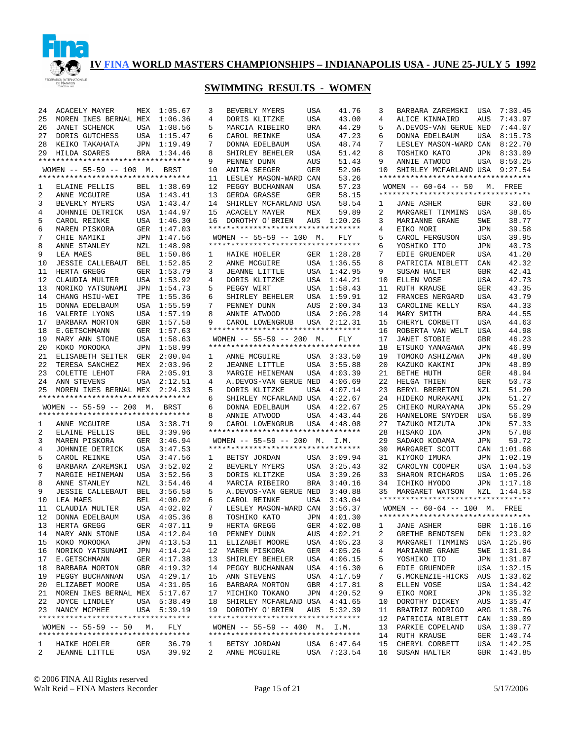# IV FINA WORLD MASTERS CHAMPIONSHIPS – INDIANAPOLIS USA - JUNE 25-JULY 5 1992

## SWIMMING RESULTS - WOMEN

| | | | |
|---|---|---|---|
| 24 | ACACELY MAYER | MEX | 1:05.67 |
| 25 | MOREN INES BERNAL | MEX | 1:06.36 |
| 26 | JANET SCHENCK | USA | 1:08.56 |
| 27 | DORIS GUTCHESS | USA | 1:15.47 |
| 28 | KEIKO TAKAHATA | JPN | 1:19.49 |
| 29 | HILDA SOARES | BRA | 1:34.46 |

### WOMEN -- 55-59 -- 100 M. BRST

| | | | |
|---|---|---|---|
| 1 | ELAINE PELLIS | BEL | 1:38.69 |
| 2 | ANNE MCGUIRE | USA | 1:43.41 |
| 3 | BEVERLY MYERS | USA | 1:43.47 |
| 4 | JOHNNIE DETRICK | USA | 1:44.97 |
| 5 | CAROL REINKE | USA | 1:46.30 |
| 6 | MAREN PISKORA | GER | 1:47.03 |
| 7 | CHIE NAMIKI | JPN | 1:47.56 |
| 8 | ANNE STANLEY | NZL | 1:48.98 |
| 9 | LEA MAES | BEL | 1:50.86 |
| 10 | JESSIE CALLEBAUT | BEL | 1:52.85 |
| 11 | HERTA GREGG | GER | 1:53.79 |
| 12 | CLAUDIA MULTER | USA | 1:53.92 |
| 13 | NORIKO YATSUNAMI | JPN | 1:54.73 |
| 14 | CHANG HSIU-WEI | TPE | 1:55.36 |
| 15 | DONNA EDELBAUM | USA | 1:55.59 |
| 16 | VALERIE LYONS | USA | 1:57.19 |
| 17 | BARBARA MORTON | GBR | 1:57.58 |
| 18 | E.GETSCHMANN | GER | 1:57.63 |
| 19 | MARY ANN STONE | USA | 1:58.63 |
| 20 | KOKO MOROOKA | JPN | 1:58.99 |
| 21 | ELISABETH SEITER | GER | 2:00.04 |
| 22 | TERESA SANCHEZ | MEX | 2:03.96 |
| 23 | COLETTE LEHOT | FRA | 2:05.91 |
| 24 | ANN STEVENS | USA | 2:12.51 |
| 25 | MOREN INES BERNAL | MEX | 2:24.33 |

### WOMEN -- 55-59 -- 200 M. BRST

| | | | |
|---|---|---|---|
| 1 | ANNE MCGUIRE | USA | 3:38.71 |
| 2 | ELAINE PELLIS | BEL | 3:39.96 |
| 3 | MAREN PISKORA | GER | 3:46.94 |
| 4 | JOHNNIE DETRICK | USA | 3:47.53 |
| 5 | CAROL REINKE | USA | 3:47.56 |
| 6 | BARBARA ZAREMSKI | USA | 3:52.02 |
| 7 | MARGIE HEINEMAN | USA | 3:52.56 |
| 8 | ANNE STANLEY | NZL | 3:54.46 |
| 9 | JESSIE CALLEBAUT | BEL | 3:56.58 |
| 10 | LEA MAES | BEL | 4:00.02 |
| 11 | CLAUDIA MULTER | USA | 4:02.02 |
| 12 | DONNA EDELBAUM | USA | 4:05.36 |
| 13 | HERTA GREGG | GER | 4:07.11 |
| 14 | MARY ANN STONE | USA | 4:12.04 |
| 15 | KOKO MOROOKA | JPN | 4:13.53 |
| 16 | NORIKO YATSUNAMI | JPN | 4:14.24 |
| 17 | E.GETSCHMANN | GER | 4:17.38 |
| 18 | BARBARA MORTON | GBR | 4:19.32 |
| 19 | PEGGY BUCHANNAN | USA | 4:29.17 |
| 20 | ELIZABET MOORE | USA | 4:31.05 |
| 21 | MOREN INES BERNAL | MEX | 5:17.67 |
| 22 | JOYCE LINDLEY | USA | 5:38.49 |
| 23 | NANCY MCPHEE | USA | 5:39.19 |

### WOMEN -- 55-59 -- 50 M. FLY

| | | | |
|---|---|---|---|
| 1 | HAIKE HOELER | GER | 36.79 |
| 2 | JEANNE LITTLE | USA | 39.92 |
| 3 | BEVERLY MYERS | USA | 41.76 |
| 4 | DORIS KLITZKE | USA | 43.00 |
| 5 | MARCIA RIBEIRO | BRA | 44.29 |
| 6 | CAROL REINKE | USA | 47.23 |
| 7 | DONNA EDELBAUM | USA | 48.74 |
| 8 | SHIRLEY BEHELER | USA | 51.42 |
| 9 | PENNEY DUNN | AUS | 51.43 |
| 10 | ANITA SEEGER | GER | 52.96 |
| 11 | LESLEY MASON-WARD | CAN | 53.26 |
| 12 | PEGGY BUCHANNAN | USA | 57.23 |
| 13 | GERDA GRASSE | GER | 58.15 |
| 14 | SHIRLEY MCFARLAND | USA | 58.54 |
| 15 | ACACELY MAYER | MEX | 59.89 |
| 16 | DOROTHY O'BRIEN | AUS | 1:20.26 |

### WOMEN -- 55-59 -- 100 M. FLY

| | | | |
|---|---|---|---|
| 1 | HAIKE HOELER | GER | 1:28.28 |
| 2 | ANNE MCGUIRE | USA | 1:36.55 |
| 3 | JEANNE LITTLE | USA | 1:42.95 |
| 4 | DORIS KLITZKE | USA | 1:44.21 |
| 5 | PEGGY WIRT | USA | 1:58.43 |
| 6 | SHIRLEY BEHELER | USA | 1:59.91 |
| 7 | PENNEY DUNN | AUS | 2:00.34 |
| 8 | ANNIE ATWOOD | USA | 2:06.28 |
| 9 | CAROL LOWENGRUB | USA | 2:12.31 |

### WOMEN -- 55-59 -- 200 M. FLY

| | | | |
|---|---|---|---|
| 1 | ANNE MCGUIRE | USA | 3:33.50 |
| 2 | JEANNE LITTLE | USA | 3:55.88 |
| 3 | MARGIE HEINEMAN | USA | 4:03.39 |
| 4 | A.DEVOS-VAN GERUE | NED | 4:06.69 |
| 5 | DORIS KLITZKE | USA | 4:07.14 |
| 6 | SHIRLEY MCFARLAND | USA | 4:22.67 |
| 6 | DONNA EDELBAUM | USA | 4:22.67 |
| 8 | ANNIE ATWOOD | USA | 4:43.44 |
| 9 | CAROL LOWENGRUB | USA | 4:48.08 |

### WOMEN -- 55-59 -- 200 M. I.M.

| | | | |
|---|---|---|---|
| 1 | BETSY JORDAN | USA | 3:09.94 |
| 2 | BEVERLY MYERS | USA | 3:25.43 |
| 3 | DORIS KLITZKE | USA | 3:39.26 |
| 4 | MARCIA RIBEIRO | BRA | 3:40.16 |
| 5 | A.DEVOS-VAN GERUE | NED | 3:40.88 |
| 6 | CAROL REINKE | USA | 3:43.04 |
| 7 | LESLEY MASON-WARD | CAN | 3:56.37 |
| 8 | TOSHIKO KATO | JPN | 4:01.30 |
| 9 | HERTA GREGG | GER | 4:02.08 |
| 10 | PENNEY DUNN | AUS | 4:02.21 |
| 11 | ELIZABET MOORE | USA | 4:05.23 |
| 12 | MAREN PISKORA | GER | 4:05.26 |
| 13 | SHIRLEY BEHELER | USA | 4:06.15 |
| 14 | PEGGY BUCHANNAN | USA | 4:16.30 |
| 15 | ANN STEVENS | USA | 4:17.59 |
| 16 | BARBARA MORTON | GBR | 4:17.81 |
| 17 | MICHIKO TOKANO | JPN | 4:20.52 |
| 18 | SHIRLEY MCFARLAND | USA | 4:41.65 |
| 19 | DOROTHY O'BRIEN | AUS | 5:32.39 |

### WOMEN -- 55-59 -- 400 M. I.M.

| | | | |
|---|---|---|---|
| 1 | BETSY JORDAN | USA | 6:47.64 |
| 2 | ANNE MCGUIRE | USA | 7:23.54 |
| 3 | BARBARA ZAREMSKI | USA | 7:30.45 |
| 4 | ALICE KINNAIRD | AUS | 7:43.97 |
| 5 | A.DEVOS-VAN GERUE | NED | 7:44.07 |
| 6 | DONNA EDELBAUM | USA | 8:15.73 |
| 7 | LESLEY MASON-WARD | CAN | 8:22.70 |
| 8 | TOSHIKO KATO | JPN | 8:33.09 |
| 9 | ANNIE ATWOOD | USA | 8:50.25 |
| 10 | SHIRLEY MCFARLAND | USA | 9:27.54 |

### WOMEN -- 60-64 -- 50 M. FREE

| | | | |
|---|---|---|---|
| 1 | JANE ASHER | GBR | 33.60 |
| 2 | MARGARET TIMMINS | USA | 38.65 |
| 3 | MARIANNE GRANE | SWE | 38.77 |
| 4 | EIKO MORI | JPN | 39.58 |
| 5 | CAROL FERGUSON | USA | 39.95 |
| 6 | YOSHIKO ITO | JPN | 40.73 |
| 7 | EDIE GRUENDER | USA | 41.20 |
| 8 | PATRICIA NIBLETT | CAN | 42.32 |
| 9 | SUSAN HALTER | GBR | 42.41 |
| 10 | ELLEN VOSE | USA | 42.73 |
| 11 | RUTH KRAUSE | GER | 43.35 |
| 12 | FRANCES NERGARD | USA | 43.79 |
| 13 | CAROLINE KELLY | RSA | 44.33 |
| 14 | MARY SMITH | BRA | 44.55 |
| 15 | CHERYL CORBETT | USA | 44.63 |
| 16 | ROBERTA VAN WELT | USA | 44.98 |
| 17 | JANET STOBIE | GBR | 46.23 |
| 18 | ETSUKO YANAGAWA | JPN | 46.99 |
| 19 | TOMOKO ASHIZAWA | JPN | 48.00 |
| 20 | KAZUKO KAKIMI | JPN | 48.89 |
| 21 | BETHE HUTH | GER | 48.94 |
| 22 | HELGA THIEN | GER | 50.73 |
| 23 | BERYL BRERETON | NZL | 51.20 |
| 24 | HIDEKO MURAKAMI | JPN | 51.27 |
| 25 | CHIEKO MURAYAMA | JPN | 55.29 |
| 26 | HANNELORE SNYDER | USA | 56.09 |
| 27 | TAZUKO MIZUTA | JPN | 57.33 |
| 28 | HISAKO IDA | JPN | 57.88 |
| 29 | SADAKO KODAMA | JPN | 59.72 |
| 30 | MARGARET SCOTT | CAN | 1:01.68 |
| 31 | KIYOKO IMURA | JPN | 1:02.19 |
| 32 | CAROLYN COOPER | USA | 1:04.53 |
| 33 | SHARON RICHARDS | USA | 1:05.26 |
| 34 | ICHIKO HYODO | JPN | 1:17.18 |
| 35 | MARGARET WATSON | NZL | 1:44.53 |

### WOMEN -- 60-64 -- 100 M. FREE

| | | | |
|---|---|---|---|
| 1 | JANE ASHER | GBR | 1:16.16 |
| 2 | GRETHE BENDTSEN | DEN | 1:23.92 |
| 3 | MARGARET TIMMINS | USA | 1:25.96 |
| 4 | MARIANNE GRANE | SWE | 1:31.04 |
| 5 | YOSHIKO ITO | JPN | 1:31.87 |
| 6 | EDIE GRUENDER | USA | 1:32.15 |
| 7 | G.MCKENZIE-HICKS | AUS | 1:33.62 |
| 8 | ELLEN VOSE | USA | 1:34.42 |
| 9 | EIKO MORI | JPN | 1:35.32 |
| 10 | DOROTHY DICKEY | AUS | 1:35.47 |
| 11 | BRATRIZ RODRIGO | ARG | 1:38.76 |
| 12 | PATRICIA NIBLETT | CAN | 1:39.09 |
| 13 | PARKIE COPELAND | USA | 1:39.77 |
| 14 | RUTH KRAUSE | GER | 1:40.74 |
| 15 | CHERYL CORBETT | USA | 1:42.25 |
| 16 | SUSAN HALTER | GBR | 1:43.85 |

© 2006 FINA All Rights reserved
Walt Reid – FINA Masters Recorder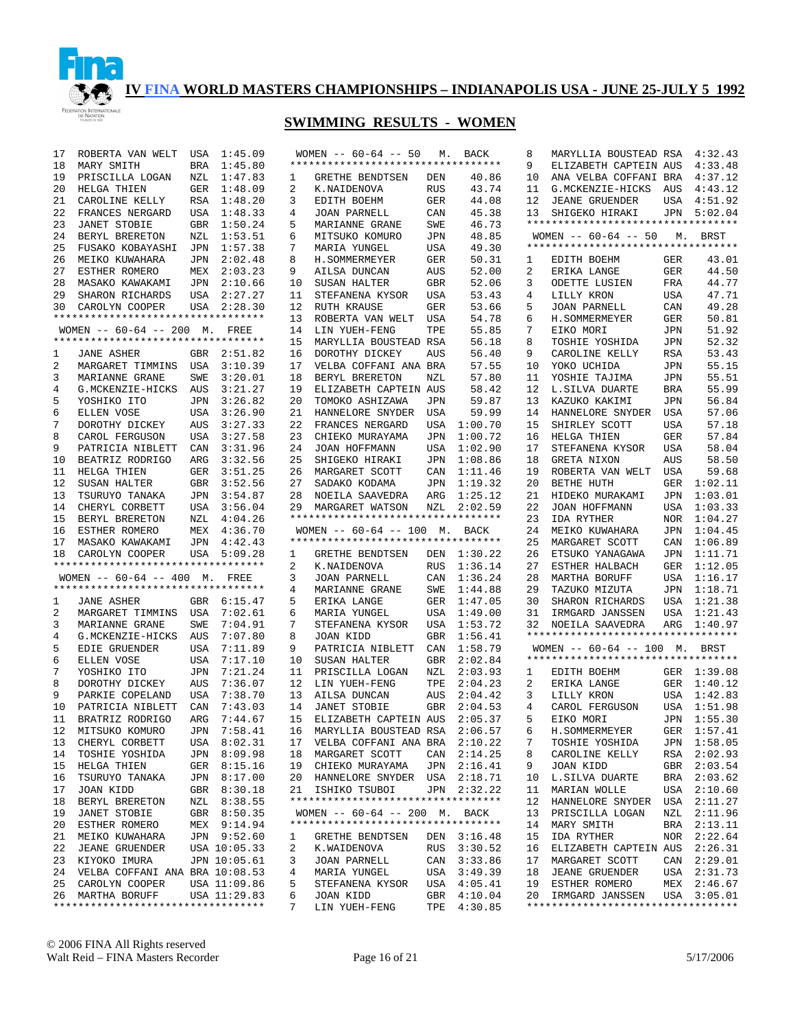# IV FINA WORLD MASTERS CHAMPIONSHIPS – INDIANAPOLIS USA - JUNE 25-JULY 5 1992

## SWIMMING RESULTS - WOMEN

| | | | |
|---|---|---|---|
| 17 | ROBERTA VAN WELT | USA | 1:45.09 |
| 18 | MARY SMITH | BRA | 1:45.80 |
| 19 | PRISCILLA LOGAN | NZL | 1:47.83 |
| 20 | HELGA THIEN | GER | 1:48.09 |
| 21 | CAROLINE KELLY | RSA | 1:48.20 |
| 22 | FRANCES NERGARD | USA | 1:48.33 |
| 23 | JANET STOBIE | GBR | 1:50.24 |
| 24 | BERYL BRERETON | NZL | 1:53.51 |
| 25 | FUSAKO KOBAYASHI | JPN | 1:57.38 |
| 26 | MEIKO KUWAHARA | JPN | 2:02.48 |
| 27 | ESTHER ROMERO | MEX | 2:03.23 |
| 28 | MASAKO KAWAKAMI | JPN | 2:10.66 |
| 29 | SHARON RICHARDS | USA | 2:27.27 |
| 30 | CAROLYN COOPER | USA | 2:28.30 |

### WOMEN -- 60-64 -- 200 M. FREE

| | | | |
|---|---|---|---|
| 1 | JANE ASHER | GBR | 2:51.82 |
| 2 | MARGARET TIMMINS | USA | 3:10.39 |
| 3 | MARIANNE GRANE | SWE | 3:20.01 |
| 4 | G.MCKENZIE-HICKS | AUS | 3:21.27 |
| 5 | YOSHIKO ITO | JPN | 3:26.82 |
| 6 | ELLEN VOSE | USA | 3:26.90 |
| 7 | DOROTHY DICKEY | AUS | 3:27.33 |
| 8 | CAROL FERGUSON | USA | 3:27.58 |
| 9 | PATRICIA NIBLETT | CAN | 3:31.96 |
| 10 | BEATRIZ RODRIGO | ARG | 3:32.56 |
| 11 | HELGA THIEN | GER | 3:51.25 |
| 12 | SUSAN HALTER | GBR | 3:52.56 |
| 13 | TSURUYO TANAKA | JPN | 3:54.87 |
| 14 | CHERYL CORBETT | USA | 3:56.04 |
| 15 | BERYL BRERETON | NZL | 4:04.26 |
| 16 | ESTHER ROMERO | MEX | 4:36.70 |
| 17 | MASAKO KAWAKAMI | JPN | 4:42.43 |
| 18 | CAROLYN COOPER | USA | 5:09.28 |

### WOMEN -- 60-64 -- 400 M. FREE

| | | | |
|---|---|---|---|
| 1 | JANE ASHER | GBR | 6:15.47 |
| 2 | MARGARET TIMMINS | USA | 7:02.61 |
| 3 | MARIANNE GRANE | SWE | 7:04.91 |
| 4 | G.MCKENZIE-HICKS | AUS | 7:07.80 |
| 5 | EDIE GRUENDER | USA | 7:11.89 |
| 6 | ELLEN VOSE | USA | 7:17.10 |
| 7 | YOSHIKO ITO | JPN | 7:21.24 |
| 8 | DOROTHY DICKEY | AUS | 7:36.07 |
| 9 | PARKIE COPELAND | USA | 7:38.70 |
| 10 | PATRICIA NIBLETT | CAN | 7:43.03 |
| 11 | BRATRIZ RODRIGO | ARG | 7:44.67 |
| 12 | MITSUKO KOMURO | JPN | 7:58.41 |
| 13 | CHERYL CORBETT | USA | 8:02.31 |
| 14 | TOSHIE YOSHIDA | JPN | 8:09.98 |
| 15 | HELGA THIEN | GER | 8:15.16 |
| 16 | TSURUYO TANAKA | JPN | 8:17.00 |
| 17 | JOAN KIDD | GBR | 8:30.18 |
| 18 | BERYL BRERETON | NZL | 8:38.55 |
| 19 | JANET STOBIE | GBR | 8:50.35 |
| 20 | ESTHER ROMERO | MEX | 9:14.94 |
| 21 | MEIKO KUWAHARA | JPN | 9:52.60 |
| 22 | JEANE GRUENDER | USA | 10:05.33 |
| 23 | KIYOKO IMURA | JPN | 10:05.61 |
| 24 | VELBA COFFANI ANA | BRA | 10:08.53 |
| 25 | CAROLYN COOPER | USA | 11:09.86 |
| 26 | MARTHA BORUFF | USA | 11:29.83 |

### WOMEN -- 60-64 -- 50 M. BACK

| | | | |
|---|---|---|---|
| 1 | GRETHE BENDTSEN | DEN | 40.86 |
| 2 | K.NAIDENOVA | RUS | 43.74 |
| 3 | EDITH BOEHM | GER | 44.08 |
| 4 | JOAN PARNELL | CAN | 45.38 |
| 5 | MARIANNE GRANE | SWE | 46.73 |
| 6 | MITSUKO KOMURO | JPN | 48.85 |
| 7 | MARIA YUNGEL | USA | 49.30 |
| 8 | H.SOMMERMEYER | GER | 50.31 |
| 9 | AILSA DUNCAN | AUS | 52.00 |
| 10 | SUSAN HALTER | GBR | 52.06 |
| 11 | STEFANENA KYSOR | USA | 53.43 |
| 12 | RUTH KRAUSE | GER | 53.66 |
| 13 | ROBERTA VAN WELT | USA | 54.78 |
| 14 | LIN YUEH-FENG | TPE | 55.85 |
| 15 | MARYLLIA BOUSTEAD | RSA | 56.18 |
| 16 | DOROTHY DICKEY | AUS | 56.40 |
| 17 | VELBA COFFANI ANA | BRA | 57.55 |
| 18 | BERYL BRERETON | NZL | 57.80 |
| 19 | ELIZABETH CAPTEIN | AUS | 58.42 |
| 20 | TOMOKO ASHIZAWA | JPN | 59.87 |
| 21 | HANNELORE SNYDER | USA | 59.99 |
| 22 | FRANCES NERGARD | USA | 1:00.70 |
| 23 | CHIEKO MURAYAMA | JPN | 1:00.72 |
| 24 | JOAN HOFFMANN | USA | 1:02.90 |
| 25 | SHIGEKO HIRAKI | JPN | 1:08.86 |
| 26 | MARGARET SCOTT | CAN | 1:11.46 |
| 27 | SADAKO KODAMA | JPN | 1:19.32 |
| 28 | NOEILA SAAVEDRA | ARG | 1:25.12 |
| 29 | MARGARET WATSON | NZL | 2:02.59 |

### WOMEN -- 60-64 -- 100 M. BACK

| | | | |
|---|---|---|---|
| 1 | GRETHE BENDTSEN | DEN | 1:30.22 |
| 2 | K.NAIDENOVA | RUS | 1:36.14 |
| 3 | JOAN PARNELL | CAN | 1:36.24 |
| 4 | MARIANNE GRANE | SWE | 1:44.88 |
| 5 | ERIKA LANGE | GER | 1:47.05 |
| 6 | MARIA YUNGEL | USA | 1:49.00 |
| 7 | STEFANENA KYSOR | USA | 1:53.72 |
| 8 | JOAN KIDD | GBR | 1:56.41 |
| 9 | PATRICIA NIBLETT | CAN | 1:58.79 |
| 10 | SUSAN HALTER | GBR | 2:02.84 |
| 11 | PRISCILLA LOGAN | NZL | 2:03.93 |
| 12 | LIN YUEH-FENG | TPE | 2:04.23 |
| 13 | AILSA DUNCAN | AUS | 2:04.42 |
| 14 | JANET STOBIE | GBR | 2:04.53 |
| 15 | ELIZABETH CAPTEIN | AUS | 2:05.37 |
| 16 | MARYLLIA BOUSTEAD | RSA | 2:06.57 |
| 17 | VELBA COFFANI ANA | BRA | 2:10.22 |
| 18 | MARGARET SCOTT | CAN | 2:14.25 |
| 19 | CHIEKO MURAYAMA | JPN | 2:16.41 |
| 20 | HANNELORE SNYDER | USA | 2:18.71 |
| 21 | ISHIKO TSUBOI | JPN | 2:32.22 |

### WOMEN -- 60-64 -- 200 M. BACK

| | | | |
|---|---|---|---|
| 1 | GRETHE BENDTSEN | DEN | 3:16.48 |
| 2 | K.WAIDENOVA | RUS | 3:30.52 |
| 3 | JOAN PARNELL | CAN | 3:33.86 |
| 4 | MARIA YUNGEL | USA | 3:49.39 |
| 5 | STEFANENA KYSOR | USA | 4:05.41 |
| 6 | JOAN KIDD | GBR | 4:10.04 |
| 7 | LIN YUEH-FENG | TPE | 4:30.85 |
| 8 | MARYLLIA BOUSTEAD | RSA | 4:32.43 |
| 9 | ELIZABETH CAPTEIN | AUS | 4:33.48 |
| 10 | ANA VELBA COFFANI | BRA | 4:37.12 |
| 11 | G.MCKENZIE-HICKS | AUS | 4:43.12 |
| 12 | JEANE GRUENDER | USA | 4:51.92 |
| 13 | SHIGEKO HIRAKI | JPN | 5:02.04 |

### WOMEN -- 60-64 -- 50 M. BRST

| | | | |
|---|---|---|---|
| 1 | EDITH BOEHM | GER | 43.01 |
| 2 | ERIKA LANGE | GER | 44.50 |
| 3 | ODETTE LUSIEN | FRA | 44.77 |
| 4 | LILLY KRON | USA | 47.71 |
| 5 | JOAN PARNELL | CAN | 49.28 |
| 6 | H.SOMMERMEYER | GER | 50.81 |
| 7 | EIKO MORI | JPN | 51.92 |
| 8 | TOSHIE YOSHIDA | JPN | 52.32 |
| 9 | CAROLINE KELLY | RSA | 53.43 |
| 10 | YOKO UCHIDA | JPN | 55.15 |
| 11 | YOSHIE TAJIMA | JPN | 55.51 |
| 12 | L.SILVA DUARTE | BRA | 55.99 |
| 13 | KAZUKO KAKIMI | JPN | 56.84 |
| 14 | HANNELORE SNYDER | USA | 57.06 |
| 15 | SHIRLEY SCOTT | USA | 57.18 |
| 16 | HELGA THIEN | GER | 57.84 |
| 17 | STEFANENA KYSOR | USA | 58.04 |
| 18 | GRETA NIXON | AUS | 58.50 |
| 19 | ROBERTA VAN WELT | USA | 59.68 |
| 20 | BETHE HUTH | GER | 1:02.11 |
| 21 | HIDEKO MURAKAMI | JPN | 1:03.01 |
| 22 | JOAN HOFFMANN | USA | 1:03.33 |
| 23 | IDA RYTHER | NOR | 1:04.27 |
| 24 | MEIKO KUWAHARA | JPN | 1:04.45 |
| 25 | MARGARET SCOTT | CAN | 1:06.89 |
| 26 | ETSUKO YANAGAWA | JPN | 1:11.71 |
| 27 | ESTHER HALBACH | GER | 1:12.05 |
| 28 | MARTHA BORUFF | USA | 1:16.17 |
| 29 | TAZUKO MIZUTA | JPN | 1:18.71 |
| 30 | SHARON RICHARDS | USA | 1:21.38 |
| 31 | IRMGARD JANSSEN | USA | 1:21.43 |
| 32 | NOEILA SAAVEDRA | ARG | 1:40.97 |

### WOMEN -- 60-64 -- 100 M. BRST

| | | | |
|---|---|---|---|
| 1 | EDITH BOEHM | GER | 1:39.08 |
| 2 | ERIKA LANGE | GER | 1:40.12 |
| 3 | LILLY KRON | USA | 1:42.83 |
| 4 | CAROL FERGUSON | USA | 1:51.98 |
| 5 | EIKO MORI | JPN | 1:55.30 |
| 6 | H.SOMMERMEYER | GER | 1:57.41 |
| 7 | TOSHIE YOSHIDA | JPN | 1:58.05 |
| 8 | CAROLINE KELLY | RSA | 2:02.93 |
| 9 | JOAN KIDD | GBR | 2:03.54 |
| 10 | L.SILVA DUARTE | BRA | 2:03.62 |
| 11 | MARIAN WOLLE | USA | 2:10.60 |
| 12 | HANNELORE SNYDER | USA | 2:11.27 |
| 13 | PRISCILLA LOGAN | NZL | 2:11.96 |
| 14 | MARY SMITH | BRA | 2:13.11 |
| 15 | IDA RYTHER | NOR | 2:22.64 |
| 16 | ELIZABETH CAPTEIN | AUS | 2:26.31 |
| 17 | MARGARET SCOTT | CAN | 2:29.01 |
| 18 | JEANE GRUENDER | USA | 2:31.73 |
| 19 | ESTHER ROMERO | MEX | 2:46.67 |
| 20 | IRMGARD JANSSEN | USA | 3:05.01 |

© 2006 FINA All Rights reserved
Walt Reid – FINA Masters Recorder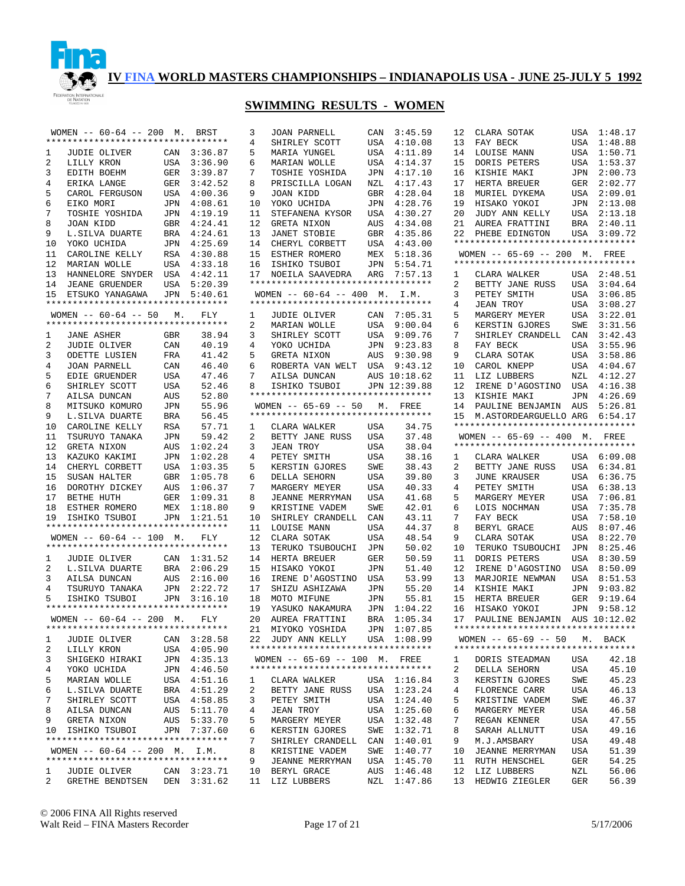# IV FINA WORLD MASTERS CHAMPIONSHIPS – INDIANAPOLIS USA - JUNE 25-JULY 5 1992

## SWIMMING RESULTS - WOMEN

### WOMEN -- 60-64 -- 200 M. BRST

| Place | Name | Country | Time |
|---|---|---|---|
| 1 | JUDIE OLIVER | CAN | 3:36.87 |
| 2 | LILLY KRON | USA | 3:36.90 |
| 3 | EDITH BOEHM | GER | 3:39.87 |
| 4 | ERIKA LANGE | GER | 3:42.52 |
| 5 | CAROL FERGUSON | USA | 4:00.36 |
| 6 | EIKO MORI | JPN | 4:08.61 |
| 7 | TOSHIE YOSHIDA | JPN | 4:19.19 |
| 8 | JOAN KIDD | GBR | 4:24.41 |
| 9 | L.SILVA DUARTE | BRA | 4:24.61 |
| 10 | YOKO UCHIDA | JPN | 4:25.69 |
| 11 | CAROLINE KELLY | RSA | 4:30.88 |
| 12 | MARIAN WOLLE | USA | 4:33.18 |
| 13 | HANNELORE SNYDER | USA | 4:42.11 |
| 14 | JEANE GRUENDER | USA | 5:20.39 |
| 15 | ETSUKO YANAGAWA | JPN | 5:40.61 |

### WOMEN -- 60-64 -- 50 M. FLY

| Place | Name | Country | Time |
|---|---|---|---|
| 1 | JANE ASHER | GBR | 38.94 |
| 2 | JUDIE OLIVER | CAN | 40.19 |
| 3 | ODETTE LUSIEN | FRA | 41.42 |
| 4 | JOAN PARNELL | CAN | 46.40 |
| 5 | EDIE GRUENDER | USA | 47.46 |
| 6 | SHIRLEY SCOTT | USA | 52.46 |
| 7 | AILSA DUNCAN | AUS | 52.80 |
| 8 | MITSUKO KOMURO | JPN | 55.96 |
| 9 | L.SILVA DUARTE | BRA | 56.45 |
| 10 | CAROLINE KELLY | RSA | 57.71 |
| 11 | TSURUYO TANAKA | JPN | 59.42 |
| 12 | GRETA NIXON | AUS | 1:02.24 |
| 13 | KAZUKO KAKIMI | JPN | 1:02.28 |
| 14 | CHERYL CORBETT | USA | 1:03.35 |
| 15 | SUSAN HALTER | GBR | 1:05.78 |
| 16 | DOROTHY DICKEY | AUS | 1:06.37 |
| 17 | BETHE HUTH | GER | 1:09.31 |
| 18 | ESTHER ROMERO | MEX | 1:18.80 |
| 19 | ISHIKO TSUBOI | JPN | 1:21.51 |

### WOMEN -- 60-64 -- 100 M. FLY

| Place | Name | Country | Time |
|---|---|---|---|
| 1 | JUDIE OLIVER | CAN | 1:31.52 |
| 2 | L.SILVA DUARTE | BRA | 2:06.29 |
| 3 | AILSA DUNCAN | AUS | 2:16.00 |
| 4 | TSURUYO TANAKA | JPN | 2:22.72 |
| 5 | ISHIKO TSUBOI | JPN | 3:16.10 |

### WOMEN -- 60-64 -- 200 M. FLY

| Place | Name | Country | Time |
|---|---|---|---|
| 1 | JUDIE OLIVER | CAN | 3:28.58 |
| 2 | LILLY KRON | USA | 4:05.90 |
| 3 | SHIGEKO HIRAKI | JPN | 4:35.13 |
| 4 | YOKO UCHIDA | JPN | 4:46.50 |
| 5 | MARIAN WOLLE | USA | 4:51.16 |
| 6 | L.SILVA DUARTE | BRA | 4:51.29 |
| 7 | SHIRLEY SCOTT | USA | 4:58.85 |
| 8 | AILSA DUNCAN | AUS | 5:11.70 |
| 9 | GRETA NIXON | AUS | 5:33.70 |
| 10 | ISHIKO TSUBOI | JPN | 7:37.60 |

### WOMEN -- 60-64 -- 200 M. I.M.

| Place | Name | Country | Time |
|---|---|---|---|
| 1 | JUDIE OLIVER | CAN | 3:23.71 |
| 2 | GRETHE BENDTSEN | DEN | 3:31.62 |
| 3 | JOAN PARNELL | CAN | 3:45.59 |
| 4 | SHIRLEY SCOTT | USA | 4:10.08 |
| 5 | MARIA YUNGEL | USA | 4:11.89 |
| 6 | MARIAN WOLLE | USA | 4:14.37 |
| 7 | TOSHIE YOSHIDA | JPN | 4:17.10 |
| 8 | PRISCILLA LOGAN | NZL | 4:17.43 |
| 9 | JOAN KIDD | GBR | 4:28.04 |
| 10 | YOKO UCHIDA | JPN | 4:28.76 |
| 11 | STEFANENA KYSOR | USA | 4:30.27 |
| 12 | GRETA NIXON | AUS | 4:34.08 |
| 13 | JANET STOBIE | GBR | 4:35.86 |
| 14 | CHERYL CORBETT | USA | 4:43.00 |
| 15 | ESTHER ROMERO | MEX | 5:18.36 |
| 16 | ISHIKO TSUBOI | JPN | 5:54.71 |
| 17 | NOEILA SAAVEDRA | ARG | 7:57.13 |

### WOMEN -- 60-64 -- 400 M. I.M.

| Place | Name | Country | Time |
|---|---|---|---|
| 1 | JUDIE OLIVER | CAN | 7:05.31 |
| 2 | MARIAN WOLLE | USA | 9:00.04 |
| 3 | SHIRLEY SCOTT | USA | 9:09.76 |
| 4 | YOKO UCHIDA | JPN | 9:23.83 |
| 5 | GRETA NIXON | AUS | 9:30.98 |
| 6 | ROBERTA VAN WELT | USA | 9:43.12 |
| 7 | AILSA DUNCAN | AUS | 10:18.62 |
| 8 | ISHIKO TSUBOI | JPN | 12:39.88 |

### WOMEN -- 65-69 -- 50 M. FREE

| Place | Name | Country | Time |
|---|---|---|---|
| 1 | CLARA WALKER | USA | 34.75 |
| 2 | BETTY JANE RUSS | USA | 37.48 |
| 3 | JEAN TROY | USA | 38.04 |
| 4 | PETEY SMITH | USA | 38.16 |
| 5 | KERSTIN GJORES | SWE | 38.43 |
| 6 | DELLA SEHORN | USA | 39.80 |
| 7 | MARGERY MEYER | USA | 40.33 |
| 8 | JEANNE MERRYMAN | USA | 41.68 |
| 9 | KRISTINE VADEM | SWE | 42.01 |
| 10 | SHIRLEY CRANDELL | CAN | 43.11 |
| 11 | LOUISE MANN | USA | 44.37 |
| 12 | CLARA SOTAK | USA | 48.54 |
| 13 | TERUKO TSUBOUCHI | JPN | 50.02 |
| 14 | HERTA BREUER | GER | 50.59 |
| 15 | HISAKO YOKOI | JPN | 51.40 |
| 16 | IRENE D'AGOSTINO | USA | 53.99 |
| 17 | SHIZU ASHIZAWA | JPN | 55.20 |
| 18 | MOTO MIFUNE | JPN | 55.81 |
| 19 | YASUKO NAKAMURA | JPN | 1:04.22 |
| 20 | AUREA FRATTINI | BRA | 1:05.34 |
| 21 | MIYOKO YOSHIDA | JPN | 1:07.85 |
| 22 | JUDY ANN KELLY | USA | 1:08.99 |

### WOMEN -- 65-69 -- 100 M. FREE

| Place | Name | Country | Time |
|---|---|---|---|
| 1 | CLARA WALKER | USA | 1:16.84 |
| 2 | BETTY JANE RUSS | USA | 1:23.24 |
| 3 | PETEY SMITH | USA | 1:24.40 |
| 4 | JEAN TROY | USA | 1:25.60 |
| 5 | MARGERY MEYER | USA | 1:32.48 |
| 6 | KERSTIN GJORES | SWE | 1:32.71 |
| 7 | SHIRLEY CRANDELL | CAN | 1:40.01 |
| 8 | KRISTINE VADEM | SWE | 1:40.77 |
| 9 | JEANNE MERRYMAN | USA | 1:45.70 |
| 10 | BERYL GRACE | AUS | 1:46.48 |
| 11 | LIZ LUBBERS | NZL | 1:47.86 |
| 12 | CLARA SOTAK | USA | 1:48.17 |
| 13 | FAY BECK | USA | 1:48.88 |
| 14 | LOUISE MANN | USA | 1:50.71 |
| 15 | DORIS PETERS | USA | 1:53.37 |
| 16 | KISHIE MAKI | JPN | 2:00.73 |
| 17 | HERTA BREUER | GER | 2:02.77 |
| 18 | MURIEL DYKEMA | USA | 2:09.01 |
| 19 | HISAKO YOKOI | JPN | 2:13.08 |
| 20 | JUDY ANN KELLY | USA | 2:13.18 |
| 21 | AUREA FRATTINI | BRA | 2:40.11 |
| 22 | PHEBE EDINGTON | USA | 3:09.72 |

### WOMEN -- 65-69 -- 200 M. FREE

| Place | Name | Country | Time |
|---|---|---|---|
| 1 | CLARA WALKER | USA | 2:48.51 |
| 2 | BETTY JANE RUSS | USA | 3:04.64 |
| 3 | PETEY SMITH | USA | 3:06.85 |
| 4 | JEAN TROY | USA | 3:08.27 |
| 5 | MARGERY MEYER | USA | 3:22.01 |
| 6 | KERSTIN GJORES | SWE | 3:31.56 |
| 7 | SHIRLEY CRANDELL | CAN | 3:42.43 |
| 8 | FAY BECK | USA | 3:55.96 |
| 9 | CLARA SOTAK | USA | 3:58.86 |
| 10 | CAROL KNEPP | USA | 4:04.67 |
| 11 | LIZ LUBBERS | NZL | 4:12.27 |
| 12 | IRENE D'AGOSTINO | USA | 4:16.38 |
| 13 | KISHIE MAKI | JPN | 4:26.69 |
| 14 | PAULINE BENJAMIN | AUS | 5:26.81 |
| 15 | M.ASTORDEARGUELLO | ARG | 6:54.17 |

### WOMEN -- 65-69 -- 400 M. FREE

| Place | Name | Country | Time |
|---|---|---|---|
| 1 | CLARA WALKER | USA | 6:09.08 |
| 2 | BETTY JANE RUSS | USA | 6:34.81 |
| 3 | JUNE KRAUSER | USA | 6:36.75 |
| 4 | PETEY SMITH | USA | 6:38.13 |
| 5 | MARGERY MEYER | USA | 7:06.81 |
| 6 | LOIS NOCHMAN | USA | 7:35.78 |
| 7 | FAY BECK | USA | 7:58.10 |
| 8 | BERYL GRACE | AUS | 8:07.46 |
| 9 | CLARA SOTAK | USA | 8:22.70 |
| 10 | TERUKO TSUBOUCHI | JPN | 8:25.46 |
| 11 | DORIS PETERS | USA | 8:30.59 |
| 12 | IRENE D'AGOSTINO | USA | 8:50.09 |
| 13 | MARJORIE NEWMAN | USA | 8:51.53 |
| 14 | KISHIE MAKI | JPN | 9:03.82 |
| 15 | HERTA BREUER | GER | 9:19.64 |
| 16 | HISAKO YOKOI | JPN | 9:58.12 |
| 17 | PAULINE BENJAMIN | AUS | 10:12.02 |

### WOMEN -- 65-69 -- 50 M. BACK

| Place | Name | Country | Time |
|---|---|---|---|
| 1 | DORIS STEADMAN | USA | 42.18 |
| 2 | DELLA SEHORN | USA | 45.10 |
| 3 | KERSTIN GJORES | SWE | 45.23 |
| 4 | FLORENCE CARR | USA | 46.13 |
| 5 | KRISTINE VADEM | SWE | 46.37 |
| 6 | MARGERY MEYER | USA | 46.58 |
| 7 | REGAN KENNER | USA | 47.55 |
| 8 | SARAH ALLNUTT | USA | 49.16 |
| 9 | M.J.AMSBARY | USA | 49.48 |
| 10 | JEANNE MERRYMAN | USA | 51.39 |
| 11 | RUTH HENSCHEL | GER | 54.25 |
| 12 | LIZ LUBBERS | NZL | 56.06 |
| 13 | HEDWIG ZIEGLER | GER | 56.39 |

© 2006 FINA All Rights reserved
Walt Reid – FINA Masters Recorder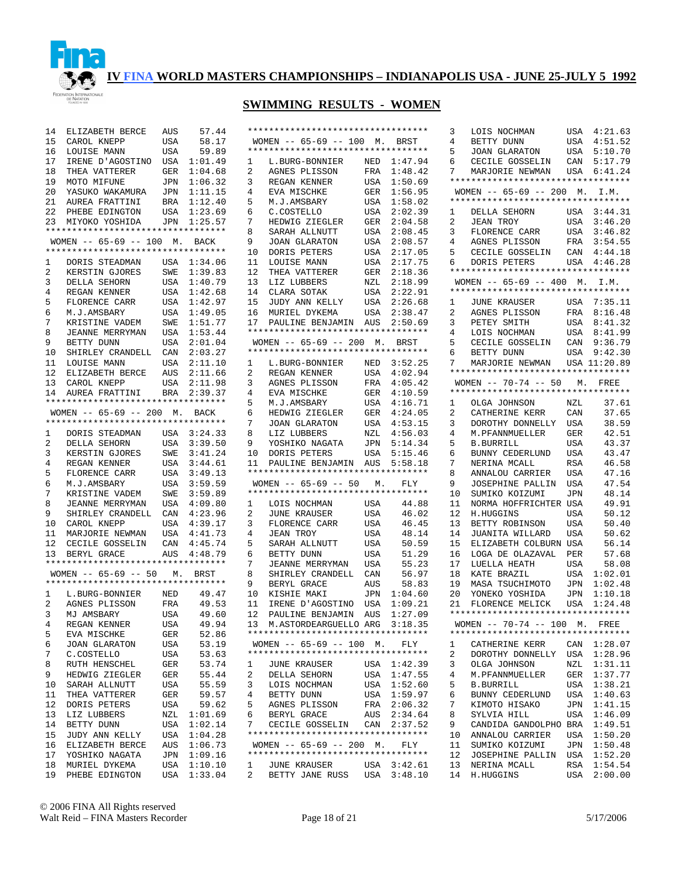# IV FINA WORLD MASTERS CHAMPIONSHIPS – INDIANAPOLIS USA - JUNE 25-JULY 5 1992

## SWIMMING RESULTS - WOMEN

| Place | Name | Country | Time |
|---|---|---|---|
| 14 | ELIZABETH BERCE | AUS | 57.44 |
| 15 | CAROL KNEPP | USA | 58.17 |
| 16 | LOUISE MANN | USA | 59.89 |
| 17 | IRENE D'AGOSTINO | USA | 1:01.49 |
| 18 | THEA VATTERER | GER | 1:04.68 |
| 19 | MOTO MIFUNE | JPN | 1:06.32 |
| 20 | YASUKO WAKAMURA | JPN | 1:11.15 |
| 21 | AUREA FRATTINI | BRA | 1:12.40 |
| 22 | PHEBE EDINGTON | USA | 1:23.69 |
| 23 | MIYOKO YOSHIDA | JPN | 1:25.57 |

### WOMEN -- 65-69 -- 100 M. BACK

| Place | Name | Country | Time |
|---|---|---|---|
| 1 | DORIS STEADMAN | USA | 1:34.06 |
| 2 | KERSTIN GJORES | SWE | 1:39.83 |
| 3 | DELLA SEHORN | USA | 1:40.79 |
| 4 | REGAN KENNER | USA | 1:42.68 |
| 5 | FLORENCE CARR | USA | 1:42.97 |
| 6 | M.J.AMSBARY | USA | 1:49.05 |
| 7 | KRISTINE VADEM | SWE | 1:51.77 |
| 8 | JEANNE MERRYMAN | USA | 1:53.44 |
| 9 | BETTY DUNN | USA | 2:01.04 |
| 10 | SHIRLEY CRANDELL | CAN | 2:03.27 |
| 11 | LOUISE MANN | USA | 2:11.10 |
| 12 | ELIZABETH BERCE | AUS | 2:11.66 |
| 13 | CAROL KNEPP | USA | 2:11.98 |
| 14 | AUREA FRATTINI | BRA | 2:39.37 |

### WOMEN -- 65-69 -- 200 M. BACK

| Place | Name | Country | Time |
|---|---|---|---|
| 1 | DORIS STEADMAN | USA | 3:24.33 |
| 2 | DELLA SEHORN | USA | 3:39.50 |
| 3 | KERSTIN GJORES | SWE | 3:41.24 |
| 4 | REGAN KENNER | USA | 3:44.61 |
| 5 | FLORENCE CARR | USA | 3:49.13 |
| 6 | M.J.AMSBARY | USA | 3:59.59 |
| 7 | KRISTINE VADEM | SWE | 3:59.89 |
| 8 | JEANNE MERRYMAN | USA | 4:09.80 |
| 9 | SHIRLEY CRANDELL | CAN | 4:23.96 |
| 10 | CAROL KNEPP | USA | 4:39.17 |
| 11 | MARJORIE NEWMAN | USA | 4:41.73 |
| 12 | CECILE GOSSELIN | CAN | 4:45.74 |
| 13 | BERYL GRACE | AUS | 4:48.79 |

### WOMEN -- 65-69 -- 50 M. BRST

| Place | Name | Country | Time |
|---|---|---|---|
| 1 | L.BURG-BONNIER | NED | 49.47 |
| 2 | AGNES PLISSON | FRA | 49.53 |
| 3 | MJ AMSBARY | USA | 49.60 |
| 4 | REGAN KENNER | USA | 49.94 |
| 5 | EVA MISCHKE | GER | 52.86 |
| 6 | JOAN GLARATON | USA | 53.19 |
| 7 | C.COSTELLO | USA | 53.63 |
| 8 | RUTH HENSCHEL | GER | 53.74 |
| 9 | HEDWIG ZIEGLER | GER | 55.44 |
| 10 | SARAH ALLNUTT | USA | 55.59 |
| 11 | THEA VATTERER | GER | 59.57 |
| 12 | DORIS PETERS | USA | 59.62 |
| 13 | LIZ LUBBERS | NZL | 1:01.69 |
| 14 | BETTY DUNN | USA | 1:02.14 |
| 15 | JUDY ANN KELLY | USA | 1:04.28 |
| 16 | ELIZABETH BERCE | AUS | 1:06.73 |
| 17 | YOSHIKO NAGATA | JPN | 1:09.16 |
| 18 | MURIEL DYKEMA | USA | 1:10.10 |
| 19 | PHEBE EDINGTON | USA | 1:33.04 |

### WOMEN -- 65-69 -- 100 M. BRST

| Place | Name | Country | Time |
|---|---|---|---|
| 1 | L.BURG-BONNIER | NED | 1:47.94 |
| 2 | AGNES PLISSON | FRA | 1:48.42 |
| 3 | REGAN KENNER | USA | 1:50.69 |
| 4 | EVA MISCHKE | GER | 1:56.95 |
| 5 | M.J.AMSBARY | USA | 1:58.02 |
| 6 | C.COSTELLO | USA | 2:02.39 |
| 7 | HEDWIG ZIEGLER | GER | 2:04.58 |
| 8 | SARAH ALLNUTT | USA | 2:08.45 |
| 9 | JOAN GLARATON | USA | 2:08.57 |
| 10 | DORIS PETERS | USA | 2:17.05 |
| 11 | LOUISE MANN | USA | 2:17.75 |
| 12 | THEA VATTERER | GER | 2:18.36 |
| 13 | LIZ LUBBERS | NZL | 2:18.99 |
| 14 | CLARA SOTAK | USA | 2:22.91 |
| 15 | JUDY ANN KELLY | USA | 2:26.68 |
| 16 | MURIEL DYKEMA | USA | 2:38.47 |
| 17 | PAULINE BENJAMIN | AUS | 2:50.69 |

### WOMEN -- 65-69 -- 200 M. BRST

| Place | Name | Country | Time |
|---|---|---|---|
| 1 | L.BURG-BONNIER | NED | 3:52.25 |
| 2 | REGAN KENNER | USA | 4:02.94 |
| 3 | AGNES PLISSON | FRA | 4:05.42 |
| 4 | EVA MISCHKE | GER | 4:10.59 |
| 5 | M.J.AMSBARY | USA | 4:16.71 |
| 6 | HEDWIG ZIEGLER | GER | 4:24.05 |
| 7 | JOAN GLARATON | USA | 4:53.15 |
| 8 | LIZ LUBBERS | NZL | 4:56.03 |
| 9 | YOSHIKO NAGATA | JPN | 5:14.34 |
| 10 | DORIS PETERS | USA | 5:15.46 |
| 11 | PAULINE BENJAMIN | AUS | 5:58.18 |

### WOMEN -- 65-69 -- 50 M. FLY

| Place | Name | Country | Time |
|---|---|---|---|
| 1 | LOIS NOCHMAN | USA | 44.88 |
| 2 | JUNE KRAUSER | USA | 46.02 |
| 3 | FLORENCE CARR | USA | 46.45 |
| 4 | JEAN TROY | USA | 48.14 |
| 5 | SARAH ALLNUTT | USA | 50.59 |
| 6 | BETTY DUNN | USA | 51.29 |
| 7 | JEANNE MERRYMAN | USA | 55.23 |
| 8 | SHIRLEY CRANDELL | CAN | 56.97 |
| 9 | BERYL GRACE | AUS | 58.83 |
| 10 | KISHIE MAKI | JPN | 1:04.60 |
| 11 | IRENE D'AGOSTINO | USA | 1:09.21 |
| 12 | PAULINE BENJAMIN | AUS | 1:27.09 |
| 13 | M.ASTORDEARGUELLO | ARG | 3:18.35 |

### WOMEN -- 65-69 -- 100 M. FLY

| Place | Name | Country | Time |
|---|---|---|---|
| 1 | JUNE KRAUSER | USA | 1:42.39 |
| 2 | DELLA SEHORN | USA | 1:47.55 |
| 3 | LOIS NOCHMAN | USA | 1:52.60 |
| 4 | BETTY DUNN | USA | 1:59.97 |
| 5 | AGNES PLISSON | FRA | 2:06.32 |
| 6 | BERYL GRACE | AUS | 2:34.64 |
| 7 | CECILE GOSSELIN | CAN | 2:37.52 |

### WOMEN -- 65-69 -- 200 M. FLY

| Place | Name | Country | Time |
|---|---|---|---|
| 1 | JUNE KRAUSER | USA | 3:42.61 |
| 2 | BETTY JANE RUSS | USA | 3:48.10 |
| 3 | LOIS NOCHMAN | USA | 4:21.63 |
| 4 | BETTY DUNN | USA | 4:51.52 |
| 5 | JOAN GLARATON | USA | 5:10.70 |
| 6 | CECILE GOSSELIN | CAN | 5:17.79 |
| 7 | MARJORIE NEWMAN | USA | 6:41.24 |

### WOMEN -- 65-69 -- 200 M. I.M.

| Place | Name | Country | Time |
|---|---|---|---|
| 1 | DELLA SEHORN | USA | 3:44.31 |
| 2 | JEAN TROY | USA | 3:46.20 |
| 3 | FLORENCE CARR | USA | 3:46.82 |
| 4 | AGNES PLISSON | FRA | 3:54.55 |
| 5 | CECILE GOSSELIN | CAN | 4:44.18 |
| 6 | DORIS PETERS | USA | 4:46.28 |

### WOMEN -- 65-69 -- 400 M. I.M.

| Place | Name | Country | Time |
|---|---|---|---|
| 1 | JUNE KRAUSER | USA | 7:35.11 |
| 2 | AGNES PLISSON | FRA | 8:16.48 |
| 3 | PETEY SMITH | USA | 8:41.32 |
| 4 | LOIS NOCHMAN | USA | 8:41.99 |
| 5 | CECILE GOSSELIN | CAN | 9:36.79 |
| 6 | BETTY DUNN | USA | 9:42.30 |
| 7 | MARJORIE NEWMAN | USA | 11:20.89 |

### WOMEN -- 70-74 -- 50 M. FREE

| Place | Name | Country | Time |
|---|---|---|---|
| 1 | OLGA JOHNSON | NZL | 37.61 |
| 2 | CATHERINE KERR | CAN | 37.65 |
| 3 | DOROTHY DONNELLY | USA | 38.59 |
| 4 | M.PFANNMUELLER | GER | 42.51 |
| 5 | B.BURRILL | USA | 43.37 |
| 6 | BUNNY CEDERLUND | USA | 43.47 |
| 7 | NERINA MCALL | RSA | 46.58 |
| 8 | ANNALOU CARRIER | USA | 47.16 |
| 9 | JOSEPHINE PALLIN | USA | 47.54 |
| 10 | SUMIKO KOIZUMI | JPN | 48.14 |
| 11 | NORMA HOFFRICHTER | USA | 49.91 |
| 12 | H.HUGGINS | USA | 50.12 |
| 13 | BETTY ROBINSON | USA | 50.40 |
| 14 | JUANITA WILLARD | USA | 50.62 |
| 15 | ELIZABETH COLBURN | USA | 56.14 |
| 16 | LOGA DE OLAZAVAL | PER | 57.68 |
| 17 | LUELLA HEATH | USA | 58.08 |
| 18 | KATE BRAZIL | USA | 1:02.01 |
| 19 | MASA TSUCHIMOTO | JPN | 1:02.48 |
| 20 | YONEKO YOSHIDA | JPN | 1:10.18 |
| 21 | FLORENCE MELICK | USA | 1:24.48 |

### WOMEN -- 70-74 -- 100 M. FREE

| Place | Name | Country | Time |
|---|---|---|---|
| 1 | CATHERINE KERR | CAN | 1:28.07 |
| 2 | DOROTHY DONNELLY | USA | 1:28.96 |
| 3 | OLGA JOHNSON | NZL | 1:31.11 |
| 4 | M.PFANNMUELLER | GER | 1:37.77 |
| 5 | B.BURRILL | USA | 1:38.21 |
| 6 | BUNNY CEDERLUND | USA | 1:40.63 |
| 7 | KIMOTO HISAKO | JPN | 1:41.15 |
| 8 | SYLVIA HILL | USA | 1:46.09 |
| 9 | CANDIDA GANDOLPHO | BRA | 1:49.51 |
| 10 | ANNALOU CARRIER | USA | 1:50.20 |
| 11 | SUMIKO KOIZUMI | JPN | 1:50.48 |
| 12 | JOSEPHINE PALLIN | USA | 1:52.20 |
| 13 | NERINA MCALL | RSA | 1:54.54 |
| 14 | H.HUGGINS | USA | 2:00.00 |

© 2006 FINA All Rights reserved
Walt Reid – FINA Masters Recorder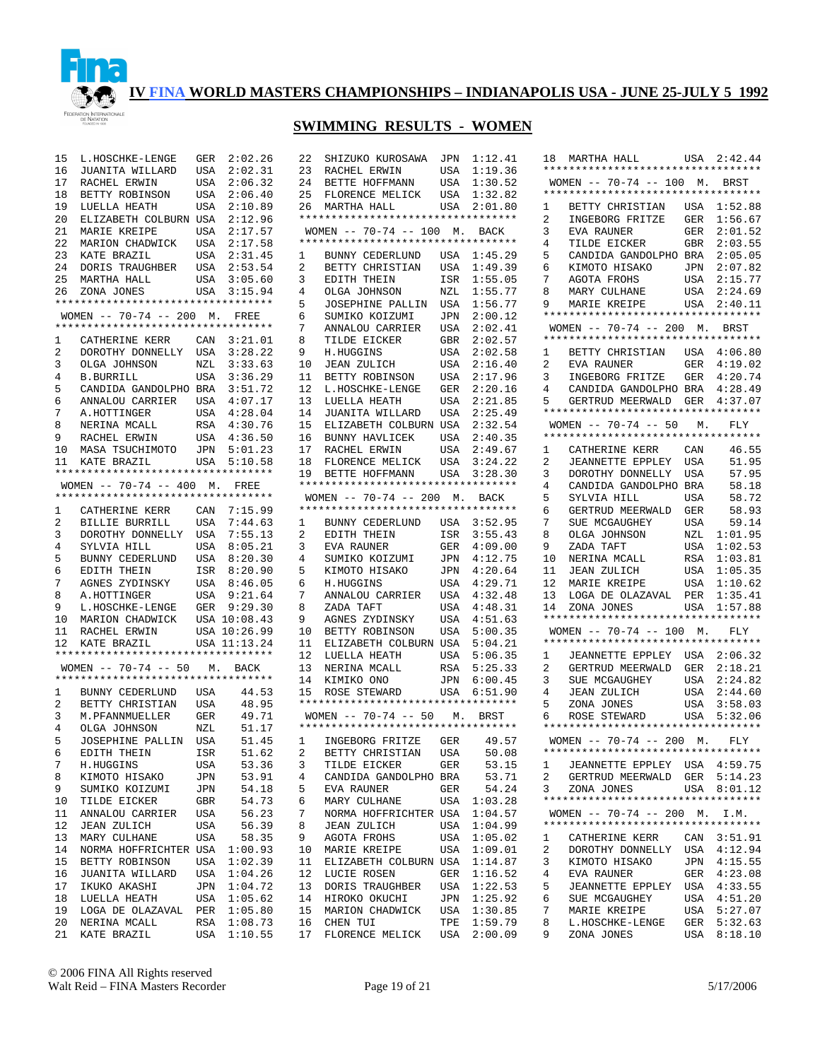# IV FINA WORLD MASTERS CHAMPIONSHIPS – INDIANAPOLIS USA - JUNE 25-JULY 5 1992

## SWIMMING RESULTS - WOMEN

| | | | |
|---|---|---|---|
| 15 | L.HOSCHKE-LENGE | GER | 2:02.26 |
| 16 | JUANITA WILLARD | USA | 2:02.31 |
| 17 | RACHEL ERWIN | USA | 2:06.32 |
| 18 | BETTY ROBINSON | USA | 2:06.40 |
| 19 | LUELLA HEATH | USA | 2:10.89 |
| 20 | ELIZABETH COLBURN | USA | 2:12.96 |
| 21 | MARIE KREIPE | USA | 2:17.57 |
| 22 | MARION CHADWICK | USA | 2:17.58 |
| 23 | KATE BRAZIL | USA | 2:31.45 |
| 24 | DORIS TRAUGHBER | USA | 2:53.54 |
| 25 | MARTHA HALL | USA | 3:05.60 |
| 26 | ZONA JONES | USA | 3:15.94 |

### WOMEN -- 70-74 -- 200 M. FREE

| | | | |
|---|---|---|---|
| 1 | CATHERINE KERR | CAN | 3:21.01 |
| 2 | DOROTHY DONNELLY | USA | 3:28.22 |
| 3 | OLGA JOHNSON | NZL | 3:33.63 |
| 4 | B.BURRILL | USA | 3:36.29 |
| 5 | CANDIDA GANDOLPHO | BRA | 3:51.72 |
| 6 | ANNALOU CARRIER | USA | 4:07.17 |
| 7 | A.HOTTINGER | USA | 4:28.04 |
| 8 | NERINA MCALL | RSA | 4:30.76 |
| 9 | RACHEL ERWIN | USA | 4:36.50 |
| 10 | MASA TSUCHIMOTO | JPN | 5:01.23 |
| 11 | KATE BRAZIL | USA | 5:10.58 |

### WOMEN -- 70-74 -- 400 M. FREE

| | | | |
|---|---|---|---|
| 1 | CATHERINE KERR | CAN | 7:15.99 |
| 2 | BILLIE BURRILL | USA | 7:44.63 |
| 3 | DOROTHY DONNELLY | USA | 7:55.13 |
| 4 | SYLVIA HILL | USA | 8:05.21 |
| 5 | BUNNY CEDERLUND | USA | 8:20.30 |
| 6 | EDITH THEIN | ISR | 8:20.90 |
| 7 | AGNES ZYDINSKY | USA | 8:46.05 |
| 8 | A.HOTTINGER | USA | 9:21.64 |
| 9 | L.HOSCHKE-LENGE | GER | 9:29.30 |
| 10 | MARION CHADWICK | USA | 10:08.43 |
| 11 | RACHEL ERWIN | USA | 10:26.99 |
| 12 | KATE BRAZIL | USA | 11:13.24 |

### WOMEN -- 70-74 -- 50 M. BACK

| | | | |
|---|---|---|---|
| 1 | BUNNY CEDERLUND | USA | 44.53 |
| 2 | BETTY CHRISTIAN | USA | 48.95 |
| 3 | M.PFANNMUELLER | GER | 49.71 |
| 4 | OLGA JOHNSON | NZL | 51.17 |
| 5 | JOSEPHINE PALLIN | USA | 51.45 |
| 6 | EDITH THEIN | ISR | 51.62 |
| 7 | H.HUGGINS | USA | 53.36 |
| 8 | KIMOTO HISAKO | JPN | 53.91 |
| 9 | SUMIKO KOIZUMI | JPN | 54.18 |
| 10 | TILDE EICKER | GBR | 54.73 |
| 11 | ANNALOU CARRIER | USA | 56.23 |
| 12 | JEAN ZULICH | USA | 56.39 |
| 13 | MARY CULHANE | USA | 58.35 |
| 14 | NORMA HOFFRICHTER | USA | 1:00.93 |
| 15 | BETTY ROBINSON | USA | 1:02.39 |
| 16 | JUANITA WILLARD | USA | 1:04.26 |
| 17 | IKUKO AKASHI | JPN | 1:04.72 |
| 18 | LUELLA HEATH | USA | 1:05.62 |
| 19 | LOGA DE OLAZAVAL | PER | 1:05.80 |
| 20 | NERINA MCALL | RSA | 1:08.73 |
| 21 | KATE BRAZIL | USA | 1:10.55 |
| 22 | SHIZUKO KUROSAWA | JPN | 1:12.41 |
| 23 | RACHEL ERWIN | USA | 1:19.36 |
| 24 | BETTE HOFFMANN | USA | 1:30.52 |
| 25 | FLORENCE MELICK | USA | 1:32.82 |
| 26 | MARTHA HALL | USA | 2:01.80 |

### WOMEN -- 70-74 -- 100 M. BACK

| | | | |
|---|---|---|---|
| 1 | BUNNY CEDERLUND | USA | 1:45.29 |
| 2 | BETTY CHRISTIAN | USA | 1:49.39 |
| 3 | EDITH THEIN | ISR | 1:55.05 |
| 4 | OLGA JOHNSON | NZL | 1:55.77 |
| 5 | JOSEPHINE PALLIN | USA | 1:56.77 |
| 6 | SUMIKO KOIZUMI | JPN | 2:00.12 |
| 7 | ANNALOU CARRIER | USA | 2:02.41 |
| 8 | TILDE EICKER | GBR | 2:02.57 |
| 9 | H.HUGGINS | USA | 2:02.58 |
| 10 | JEAN ZULICH | USA | 2:16.40 |
| 11 | BETTY ROBINSON | USA | 2:17.96 |
| 12 | L.HOSCHKE-LENGE | GER | 2:20.16 |
| 13 | LUELLA HEATH | USA | 2:21.85 |
| 14 | JUANITA WILLARD | USA | 2:25.49 |
| 15 | ELIZABETH COLBURN | USA | 2:32.54 |
| 16 | BUNNY HAVLICEK | USA | 2:40.35 |
| 17 | RACHEL ERWIN | USA | 2:49.67 |
| 18 | FLORENCE MELICK | USA | 3:24.22 |
| 19 | BETTE HOFFMANN | USA | 3:28.30 |

### WOMEN -- 70-74 -- 200 M. BACK

| | | | |
|---|---|---|---|
| 1 | BUNNY CEDERLUND | USA | 3:52.95 |
| 2 | EDITH THEIN | ISR | 3:55.43 |
| 3 | EVA RAUNER | GER | 4:09.00 |
| 4 | SUMIKO KOIZUMI | JPN | 4:12.75 |
| 5 | KIMOTO HISAKO | JPN | 4:20.64 |
| 6 | H.HUGGINS | USA | 4:29.71 |
| 7 | ANNALOU CARRIER | USA | 4:32.48 |
| 8 | ZADA TAFT | USA | 4:48.31 |
| 9 | AGNES ZYDINSKY | USA | 4:51.63 |
| 10 | BETTY ROBINSON | USA | 5:00.35 |
| 11 | ELIZABETH COLBURN | USA | 5:04.21 |
| 12 | LUELLA HEATH | USA | 5:06.35 |
| 13 | NERINA MCALL | RSA | 5:25.33 |
| 14 | KIMIKO ONO | JPN | 6:00.45 |
| 15 | ROSE STEWARD | USA | 6:51.90 |

### WOMEN -- 70-74 -- 50 M. BRST

| | | | |
|---|---|---|---|
| 1 | INGEBORG FRITZE | GER | 49.57 |
| 2 | BETTY CHRISTIAN | USA | 50.08 |
| 3 | TILDE EICKER | GER | 53.15 |
| 4 | CANDIDA GANDOLPHO | BRA | 53.71 |
| 5 | EVA RAUNER | GER | 54.24 |
| 6 | MARY CULHANE | USA | 1:03.28 |
| 7 | NORMA HOFFRICHTER | USA | 1:04.57 |
| 8 | JEAN ZULICH | USA | 1:04.99 |
| 9 | AGOTA FROHS | USA | 1:05.02 |
| 10 | MARIE KREIPE | USA | 1:09.01 |
| 11 | ELIZABETH COLBURN | USA | 1:14.87 |
| 12 | LUCIE ROSEN | GER | 1:16.52 |
| 13 | DORIS TRAUGHBER | USA | 1:22.53 |
| 14 | HIROKO OKUCHI | JPN | 1:25.92 |
| 15 | MARION CHADWICK | USA | 1:30.85 |
| 16 | CHEN TUI | TPE | 1:59.79 |
| 17 | FLORENCE MELICK | USA | 2:00.09 |
| 18 | MARTHA HALL | USA | 2:42.44 |

### WOMEN -- 70-74 -- 100 M. BRST

| | | | |
|---|---|---|---|
| 1 | BETTY CHRISTIAN | USA | 1:52.88 |
| 2 | INGEBORG FRITZE | GER | 1:56.67 |
| 3 | EVA RAUNER | GER | 2:01.52 |
| 4 | TILDE EICKER | GBR | 2:03.55 |
| 5 | CANDIDA GANDOLPHO | BRA | 2:05.05 |
| 6 | KIMOTO HISAKO | JPN | 2:07.82 |
| 7 | AGOTA FROHS | USA | 2:15.77 |
| 8 | MARY CULHANE | USA | 2:24.69 |
| 9 | MARIE KREIPE | USA | 2:40.11 |

### WOMEN -- 70-74 -- 200 M. BRST

| | | | |
|---|---|---|---|
| 1 | BETTY CHRISTIAN | USA | 4:06.80 |
| 2 | EVA RAUNER | GER | 4:19.02 |
| 3 | INGEBORG FRITZE | GER | 4:20.74 |
| 4 | CANDIDA GANDOLPHO | BRA | 4:28.49 |
| 5 | GERTRUD MEERWALD | GER | 4:37.07 |

### WOMEN -- 70-74 -- 50 M. FLY

| | | | |
|---|---|---|---|
| 1 | CATHERINE KERR | CAN | 46.55 |
| 2 | JEANNETTE EPPLEY | USA | 51.95 |
| 3 | DOROTHY DONNELLY | USA | 57.95 |
| 4 | CANDIDA GANDOLPHO | BRA | 58.18 |
| 5 | SYLVIA HILL | USA | 58.72 |
| 6 | GERTRUD MEERWALD | GER | 58.93 |
| 7 | SUE MCGAUGHEY | USA | 59.14 |
| 8 | OLGA JOHNSON | NZL | 1:01.95 |
| 9 | ZADA TAFT | USA | 1:02.53 |
| 10 | NERINA MCALL | RSA | 1:03.81 |
| 11 | JEAN ZULICH | USA | 1:05.35 |
| 12 | MARIE KREIPE | USA | 1:10.62 |
| 13 | LOGA DE OLAZAVAL | PER | 1:35.41 |
| 14 | ZONA JONES | USA | 1:57.88 |

### WOMEN -- 70-74 -- 100 M. FLY

| | | | |
|---|---|---|---|
| 1 | JEANNETTE EPPLEY | USA | 2:06.32 |
| 2 | GERTRUD MEERWALD | GER | 2:18.21 |
| 3 | SUE MCGAUGHEY | USA | 2:24.82 |
| 4 | JEAN ZULICH | USA | 2:44.60 |
| 5 | ZONA JONES | USA | 3:58.03 |
| 6 | ROSE STEWARD | USA | 5:32.06 |

### WOMEN -- 70-74 -- 200 M. FLY

| | | | |
|---|---|---|---|
| 1 | JEANNETTE EPPLEY | USA | 4:59.75 |
| 2 | GERTRUD MEERWALD | GER | 5:14.23 |
| 3 | ZONA JONES | USA | 8:01.12 |

### WOMEN -- 70-74 -- 200 M. I.M.

| | | | |
|---|---|---|---|
| 1 | CATHERINE KERR | CAN | 3:51.91 |
| 2 | DOROTHY DONNELLY | USA | 4:12.94 |
| 3 | KIMOTO HISAKO | JPN | 4:15.55 |
| 4 | EVA RAUNER | GER | 4:23.08 |
| 5 | JEANNETTE EPPLEY | USA | 4:33.55 |
| 6 | SUE MCGAUGHEY | USA | 4:51.20 |
| 7 | MARIE KREIPE | USA | 5:27.07 |
| 8 | L.HOSCHKE-LENGE | GER | 5:32.63 |
| 9 | ZONA JONES | USA | 8:18.10 |

© 2006 FINA All Rights reserved
Walt Reid – FINA Masters Recorder 5/17/2006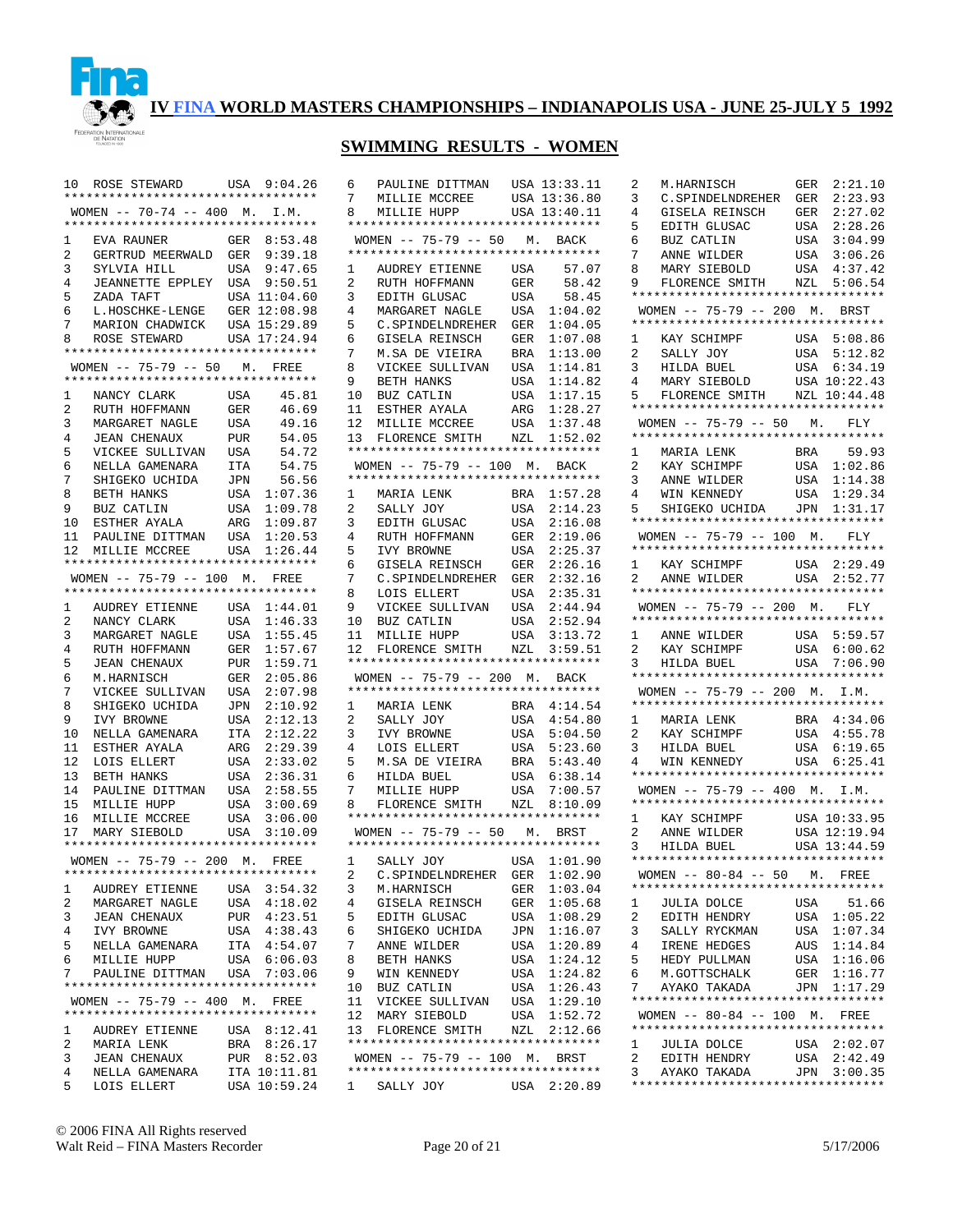# IV FINA WORLD MASTERS CHAMPIONSHIPS – INDIANAPOLIS USA - JUNE 25-JULY 5 1992

## SWIMMING RESULTS - WOMEN

```
10  ROSE STEWARD       USA  9:04.26
**********************************
 WOMEN -- 70-74 -- 400  M.  I.M.
**********************************
1   EVA RAUNER         GER  8:53.48
2   GERTRUD MEERWALD   GER  9:39.18
3   SYLVIA HILL        USA  9:47.65
4   JEANNETTE EPPLEY   USA  9:50.51
5   ZADA TAFT          USA 11:04.60
6   L.HOSCHKE-LENGE    GER 12:08.98
7   MARION CHADWICK    USA 15:29.89
8   ROSE STEWARD       USA 17:24.94
**********************************
 WOMEN -- 75-79 -- 50   M.  FREE
**********************************
1   NANCY CLARK        USA    45.81
2   RUTH HOFFMANN      GER    46.69
3   MARGARET NAGLE     USA    49.16
4   JEAN CHENAUX       PUR    54.05
5   VICKEE SULLIVAN    USA    54.72
6   NELLA GAMENARA     ITA    54.75
7   SHIGEKO UCHIDA     JPN    56.56
8   BETH HANKS         USA  1:07.36
9   BUZ CATLIN         USA  1:09.78
10  ESTHER AYALA       ARG  1:09.87
11  PAULINE DITTMAN    USA  1:20.53
12  MILLIE MCCREE      USA  1:26.44
**********************************
 WOMEN -- 75-79 -- 100  M.  FREE
**********************************
1   AUDREY ETIENNE     USA  1:44.01
2   NANCY CLARK        USA  1:46.33
3   MARGARET NAGLE     USA  1:55.45
4   RUTH HOFFMANN      GER  1:57.67
5   JEAN CHENAUX       PUR  1:59.71
6   M.HARNISCH         GER  2:05.86
7   VICKEE SULLIVAN    USA  2:07.98
8   SHIGEKO UCHIDA     JPN  2:10.92
9   IVY BROWNE         USA  2:12.13
10  NELLA GAMENARA     ITA  2:12.22
11  ESTHER AYALA       ARG  2:29.39
12  LOIS ELLERT        USA  2:33.02
13  BETH HANKS         USA  2:36.31
14  PAULINE DITTMAN    USA  2:58.55
15  MILLIE HUPP        USA  3:00.69
16  MILLIE MCCREE      USA  3:06.00
17  MARY SIEBOLD       USA  3:10.09
**********************************
 WOMEN -- 75-79 -- 200  M.  FREE
**********************************
1   AUDREY ETIENNE     USA  3:54.32
2   MARGARET NAGLE     USA  4:18.02
3   JEAN CHENAUX       PUR  4:23.51
4   IVY BROWNE         USA  4:38.43
5   NELLA GAMENARA     ITA  4:54.07
6   MILLIE HUPP        USA  6:06.03
7   PAULINE DITTMAN    USA  7:03.06
**********************************
 WOMEN -- 75-79 -- 400  M.  FREE
**********************************
1   AUDREY ETIENNE     USA  8:12.41
2   MARIA LENK         BRA  8:26.17
3   JEAN CHENAUX       PUR  8:52.03
4   NELLA GAMENARA     ITA 10:11.81
5   LOIS ELLERT        USA 10:59.24
6   PAULINE DITTMAN    USA 13:33.11
7   MILLIE MCCREE      USA 13:36.80
8   MILLIE HUPP        USA 13:40.11
**********************************
 WOMEN -- 75-79 -- 50   M.  BACK
**********************************
1   AUDREY ETIENNE     USA    57.07
2   RUTH HOFFMANN      GER    58.42
3   EDITH GLUSAC       USA    58.45
4   MARGARET NAGLE     USA  1:04.02
5   C.SPINDELNDREHER   GER  1:04.05
6   GISELA REINSCH     GER  1:07.08
7   M.SA DE VIEIRA     BRA  1:13.00
8   VICKEE SULLIVAN    USA  1:14.81
9   BETH HANKS         USA  1:14.82
10  BUZ CATLIN         USA  1:17.15
11  ESTHER AYALA       ARG  1:28.27
12  MILLIE MCCREE      USA  1:37.48
13  FLORENCE SMITH     NZL  1:52.02
**********************************
 WOMEN -- 75-79 -- 100  M.  BACK
**********************************
1   MARIA LENK         BRA  1:57.28
2   SALLY JOY          USA  2:14.23
3   EDITH GLUSAC       USA  2:16.08
4   RUTH HOFFMANN      GER  2:19.06
5   IVY BROWNE         USA  2:25.37
6   GISELA REINSCH     GER  2:26.16
7   C.SPINDELNDREHER   GER  2:32.16
8   LOIS ELLERT        USA  2:35.31
9   VICKEE SULLIVAN    USA  2:44.94
10  BUZ CATLIN         USA  2:52.94
11  MILLIE HUPP        USA  3:13.72
12  FLORENCE SMITH     NZL  3:59.51
**********************************
 WOMEN -- 75-79 -- 200  M.  BACK
**********************************
1   MARIA LENK         BRA  4:14.54
2   SALLY JOY          USA  4:54.80
3   IVY BROWNE         USA  5:04.50
4   LOIS ELLERT        USA  5:23.60
5   M.SA DE VIEIRA     BRA  5:43.40
6   HILDA BUEL         USA  6:38.14
7   MILLIE HUPP        USA  7:00.57
8   FLORENCE SMITH     NZL  8:10.09
**********************************
 WOMEN -- 75-79 -- 50   M.  BRST
**********************************
1   SALLY JOY          USA  1:01.90
2   C.SPINDELNDREHER   GER  1:02.90
3   M.HARNISCH         GER  1:03.04
4   GISELA REINSCH     GER  1:05.68
5   EDITH GLUSAC       USA  1:08.29
6   SHIGEKO UCHIDA     JPN  1:16.07
7   ANNE WILDER        USA  1:20.89
8   BETH HANKS         USA  1:24.12
9   WIN KENNEDY        USA  1:24.82
10  BUZ CATLIN         USA  1:26.43
11  VICKEE SULLIVAN    USA  1:29.10
12  MARY SIEBOLD       USA  1:52.72
13  FLORENCE SMITH     NZL  2:12.66
**********************************
 WOMEN -- 75-79 -- 100  M.  BRST
**********************************
1   SALLY JOY          USA  2:20.89
2   M.HARNISCH         GER  2:21.10
3   C.SPINDELNDREHER   GER  2:23.93
4   GISELA REINSCH     GER  2:27.02
5   EDITH GLUSAC       USA  2:28.26
6   BUZ CATLIN         USA  3:04.99
7   ANNE WILDER        USA  3:06.26
8   MARY SIEBOLD       USA  4:37.42
9   FLORENCE SMITH     NZL  5:06.54
**********************************
 WOMEN -- 75-79 -- 200  M.  BRST
**********************************
1   KAY SCHIMPF        USA  5:08.86
2   SALLY JOY          USA  5:12.82
3   HILDA BUEL         USA  6:34.19
4   MARY SIEBOLD       USA 10:22.43
5   FLORENCE SMITH     NZL 10:44.48
**********************************
 WOMEN -- 75-79 -- 50   M.  FLY
**********************************
1   MARIA LENK         BRA    59.93
2   KAY SCHIMPF        USA  1:02.86
3   ANNE WILDER        USA  1:14.38
4   WIN KENNEDY        USA  1:29.34
5   SHIGEKO UCHIDA     JPN  1:31.17
**********************************
 WOMEN -- 75-79 -- 100  M.  FLY
**********************************
1   KAY SCHIMPF        USA  2:29.49
2   ANNE WILDER        USA  2:52.77
**********************************
 WOMEN -- 75-79 -- 200  M.  FLY
**********************************
1   ANNE WILDER        USA  5:59.57
2   KAY SCHIMPF        USA  6:00.62
3   HILDA BUEL         USA  7:06.90
**********************************
 WOMEN -- 75-79 -- 200  M.  I.M.
**********************************
1   MARIA LENK         BRA  4:34.06
2   KAY SCHIMPF        USA  4:55.78
3   HILDA BUEL         USA  6:19.65
4   WIN KENNEDY        USA  6:25.41
**********************************
 WOMEN -- 75-79 -- 400  M.  I.M.
**********************************
1   KAY SCHIMPF        USA 10:33.95
2   ANNE WILDER        USA 12:19.94
3   HILDA BUEL         USA 13:44.59
**********************************
 WOMEN -- 80-84 -- 50   M.  FREE
**********************************
1   JULIA DOLCE        USA    51.66
2   EDITH HENDRY       USA  1:05.22
3   SALLY RYCKMAN      USA  1:07.34
4   IRENE HEDGES       AUS  1:14.84
5   HEDY PULLMAN       USA  1:16.06
6   M.GOTTSCHALK       GER  1:16.77
7   AYAKO TAKADA       JPN  1:17.29
**********************************
 WOMEN -- 80-84 -- 100  M.  FREE
**********************************
1   JULIA DOLCE        USA  2:02.07
2   EDITH HENDRY       USA  2:42.49
3   AYAKO TAKADA       JPN  3:00.35
**********************************
```

© 2006 FINA All Rights reserved
Walt Reid – FINA Masters Recorder
5/17/2006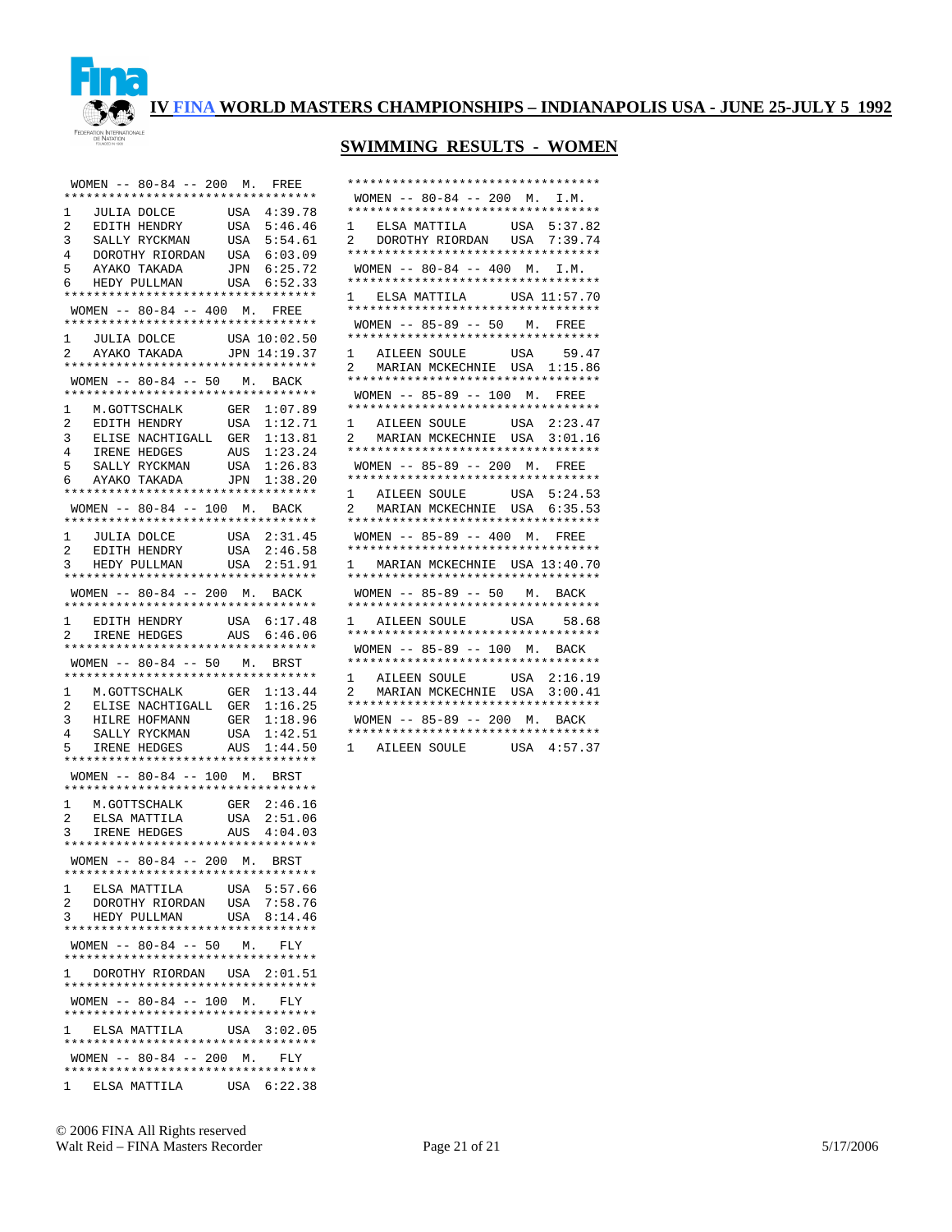# IV FINA WORLD MASTERS CHAMPIONSHIPS – INDIANAPOLIS USA - JUNE 25-JULY 5 1992

## SWIMMING RESULTS - WOMEN

### WOMEN -- 80-84 -- 200 M. FREE

| Place | Name | Country | Time |
|---|---|---|---|
| 1 | JULIA DOLCE | USA | 4:39.78 |
| 2 | EDITH HENDRY | USA | 5:46.46 |
| 3 | SALLY RYCKMAN | USA | 5:54.61 |
| 4 | DOROTHY RIORDAN | USA | 6:03.09 |
| 5 | AYAKO TAKADA | JPN | 6:25.72 |
| 6 | HEDY PULLMAN | USA | 6:52.33 |

### WOMEN -- 80-84 -- 400 M. FREE

| Place | Name | Country | Time |
|---|---|---|---|
| 1 | JULIA DOLCE | USA | 10:02.50 |
| 2 | AYAKO TAKADA | JPN | 14:19.37 |

### WOMEN -- 80-84 -- 50 M. BACK

| Place | Name | Country | Time |
|---|---|---|---|
| 1 | M.GOTTSCHALK | GER | 1:07.89 |
| 2 | EDITH HENDRY | USA | 1:12.71 |
| 3 | ELISE NACHTIGALL | GER | 1:13.81 |
| 4 | IRENE HEDGES | AUS | 1:23.24 |
| 5 | SALLY RYCKMAN | USA | 1:26.83 |
| 6 | AYAKO TAKADA | JPN | 1:38.20 |

### WOMEN -- 80-84 -- 100 M. BACK

| Place | Name | Country | Time |
|---|---|---|---|
| 1 | JULIA DOLCE | USA | 2:31.45 |
| 2 | EDITH HENDRY | USA | 2:46.58 |
| 3 | HEDY PULLMAN | USA | 2:51.91 |

### WOMEN -- 80-84 -- 200 M. BACK

| Place | Name | Country | Time |
|---|---|---|---|
| 1 | EDITH HENDRY | USA | 6:17.48 |
| 2 | IRENE HEDGES | AUS | 6:46.06 |

### WOMEN -- 80-84 -- 50 M. BRST

| Place | Name | Country | Time |
|---|---|---|---|
| 1 | M.GOTTSCHALK | GER | 1:13.44 |
| 2 | ELISE NACHTIGALL | GER | 1:16.25 |
| 3 | HILRE HOFMANN | GER | 1:18.96 |
| 4 | SALLY RYCKMAN | USA | 1:42.51 |
| 5 | IRENE HEDGES | AUS | 1:44.50 |

### WOMEN -- 80-84 -- 100 M. BRST

| Place | Name | Country | Time |
|---|---|---|---|
| 1 | M.GOTTSCHALK | GER | 2:46.16 |
| 2 | ELSA MATTILA | USA | 2:51.06 |
| 3 | IRENE HEDGES | AUS | 4:04.03 |

### WOMEN -- 80-84 -- 200 M. BRST

| Place | Name | Country | Time |
|---|---|---|---|
| 1 | ELSA MATTILA | USA | 5:57.66 |
| 2 | DOROTHY RIORDAN | USA | 7:58.76 |
| 3 | HEDY PULLMAN | USA | 8:14.46 |

### WOMEN -- 80-84 -- 50 M. FLY

| Place | Name | Country | Time |
|---|---|---|---|
| 1 | DOROTHY RIORDAN | USA | 2:01.51 |

### WOMEN -- 80-84 -- 100 M. FLY

| Place | Name | Country | Time |
|---|---|---|---|
| 1 | ELSA MATTILA | USA | 3:02.05 |

### WOMEN -- 80-84 -- 200 M. FLY

| Place | Name | Country | Time |
|---|---|---|---|
| 1 | ELSA MATTILA | USA | 6:22.38 |

### WOMEN -- 80-84 -- 200 M. I.M.

| Place | Name | Country | Time |
|---|---|---|---|
| 1 | ELSA MATTILA | USA | 5:37.82 |
| 2 | DOROTHY RIORDAN | USA | 7:39.74 |

### WOMEN -- 80-84 -- 400 M. I.M.

| Place | Name | Country | Time |
|---|---|---|---|
| 1 | ELSA MATTILA | USA | 11:57.70 |

### WOMEN -- 85-89 -- 50 M. FREE

| Place | Name | Country | Time |
|---|---|---|---|
| 1 | AILEEN SOULE | USA | 59.47 |
| 2 | MARIAN MCKECHNIE | USA | 1:15.86 |

### WOMEN -- 85-89 -- 100 M. FREE

| Place | Name | Country | Time |
|---|---|---|---|
| 1 | AILEEN SOULE | USA | 2:23.47 |
| 2 | MARIAN MCKECHNIE | USA | 3:01.16 |

### WOMEN -- 85-89 -- 200 M. FREE

| Place | Name | Country | Time |
|---|---|---|---|
| 1 | AILEEN SOULE | USA | 5:24.53 |
| 2 | MARIAN MCKECHNIE | USA | 6:35.53 |

### WOMEN -- 85-89 -- 400 M. FREE

| Place | Name | Country | Time |
|---|---|---|---|
| 1 | MARIAN MCKECHNIE | USA | 13:40.70 |

### WOMEN -- 85-89 -- 50 M. BACK

| Place | Name | Country | Time |
|---|---|---|---|
| 1 | AILEEN SOULE | USA | 58.68 |

### WOMEN -- 85-89 -- 100 M. BACK

| Place | Name | Country | Time |
|---|---|---|---|
| 1 | AILEEN SOULE | USA | 2:16.19 |
| 2 | MARIAN MCKECHNIE | USA | 3:00.41 |

### WOMEN -- 85-89 -- 200 M. BACK

| Place | Name | Country | Time |
|---|---|---|---|
| 1 | AILEEN SOULE | USA | 4:57.37 |

© 2006 FINA All Rights reserved
Walt Reid – FINA Masters Recorder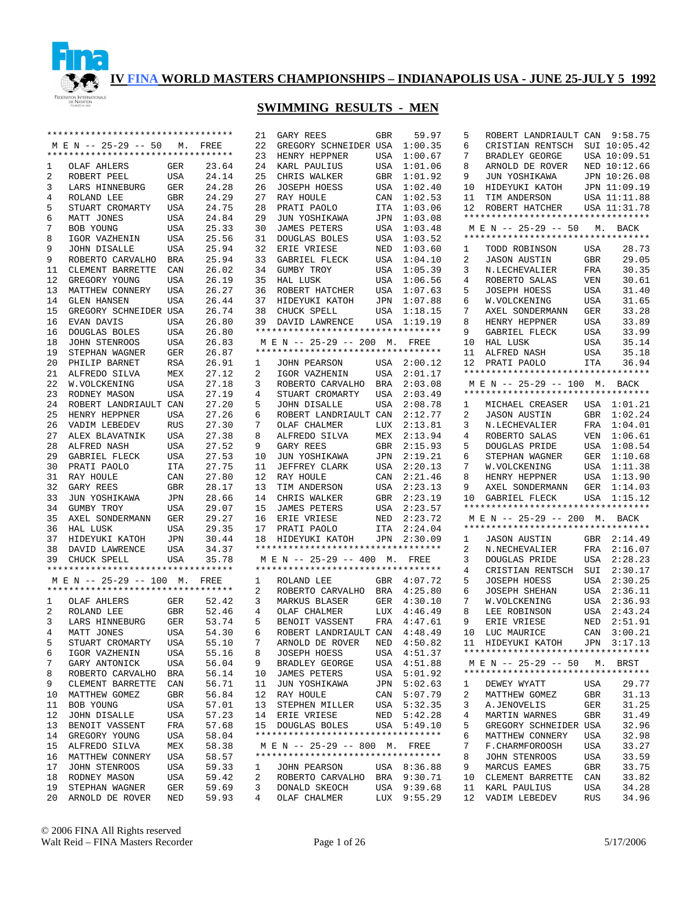# IV FINA WORLD MASTERS CHAMPIONSHIPS – INDIANAPOLIS USA - JUNE 25-JULY 5 1992

## SWIMMING RESULTS - MEN

### M E N -- 25-29 -- 50 M. FREE

| Place | Name | Country | Time |
|---|---|---|---|
| 1 | OLAF AHLERS | GER | 23.64 |
| 2 | ROBERT PEEL | USA | 24.14 |
| 3 | LARS HINNEBURG | GER | 24.28 |
| 4 | ROLAND LEE | GBR | 24.29 |
| 5 | STUART CROMARTY | USA | 24.75 |
| 6 | MATT JONES | USA | 24.84 |
| 7 | BOB YOUNG | USA | 25.33 |
| 8 | IGOR VAZHENIN | USA | 25.56 |
| 9 | JOHN DISALLE | USA | 25.94 |
| 9 | ROBERTO CARVALHO | BRA | 25.94 |
| 11 | CLEMENT BARRETTE | CAN | 26.02 |
| 12 | GREGORY YOUNG | USA | 26.19 |
| 13 | MATTHEW CONNERY | USA | 26.27 |
| 14 | GLEN HANSEN | USA | 26.44 |
| 15 | GREGORY SCHNEIDER | USA | 26.74 |
| 16 | EVAN DAVIS | USA | 26.80 |
| 16 | DOUGLAS BOLES | USA | 26.80 |
| 18 | JOHN STENROOS | USA | 26.83 |
| 19 | STEPHAN WAGNER | GER | 26.87 |
| 20 | PHILIP BARNET | RSA | 26.91 |
| 21 | ALFREDO SILVA | MEX | 27.12 |
| 22 | W.VOLCKENING | USA | 27.18 |
| 23 | RODNEY MASON | USA | 27.19 |
| 24 | ROBERT LANDRIAULT | CAN | 27.20 |
| 25 | HENRY HEPPNER | USA | 27.26 |
| 26 | VADIM LEBEDEV | RUS | 27.30 |
| 27 | ALEX BLAVATNIK | USA | 27.38 |
| 28 | ALFRED NASH | USA | 27.52 |
| 29 | GABRIEL FLECK | USA | 27.53 |
| 30 | PRATI PAOLO | ITA | 27.75 |
| 31 | RAY HOULE | CAN | 27.80 |
| 32 | GARY REES | GBR | 28.17 |
| 33 | JUN YOSHIKAWA | JPN | 28.66 |
| 34 | GUMBY TROY | USA | 29.07 |
| 35 | AXEL SONDERMANN | GER | 29.27 |
| 36 | HAL LUSK | USA | 29.35 |
| 37 | HIDEYUKI KATOH | JPN | 30.44 |
| 38 | DAVID LAWRENCE | USA | 34.37 |
| 39 | CHUCK SPELL | USA | 35.78 |

### M E N -- 25-29 -- 100 M. FREE

| Place | Name | Country | Time |
|---|---|---|---|
| 1 | OLAF AHLERS | GER | 52.42 |
| 2 | ROLAND LEE | GBR | 52.46 |
| 3 | LARS HINNEBURG | GER | 53.74 |
| 4 | MATT JONES | USA | 54.30 |
| 5 | STUART CROMARTY | USA | 55.10 |
| 6 | IGOR VAZHENIN | USA | 55.16 |
| 7 | GARY ANTONICK | USA | 56.04 |
| 8 | ROBERTO CARVALHO | BRA | 56.14 |
| 9 | CLEMENT BARRETTE | CAN | 56.71 |
| 10 | MATTHEW GOMEZ | GBR | 56.84 |
| 11 | BOB YOUNG | USA | 57.01 |
| 12 | JOHN DISALLE | USA | 57.23 |
| 13 | BENOIT VASSENT | FRA | 57.68 |
| 14 | GREGORY YOUNG | USA | 58.04 |
| 15 | ALFREDO SILVA | MEX | 58.38 |
| 16 | MATTHEW CONNERY | USA | 58.57 |
| 17 | JOHN STENROOS | USA | 59.33 |
| 18 | RODNEY MASON | USA | 59.42 |
| 19 | STEPHAN WAGNER | GER | 59.69 |
| 20 | ARNOLD DE ROVER | NED | 59.93 |
| 21 | GARY REES | GBR | 59.97 |
| 22 | GREGORY SCHNEIDER | USA | 1:00.35 |
| 23 | HENRY HEPPNER | USA | 1:00.67 |
| 24 | KARL PAULIUS | USA | 1:01.06 |
| 25 | CHRIS WALKER | GBR | 1:01.92 |
| 26 | JOSEPH HOESS | USA | 1:02.40 |
| 27 | RAY HOULE | CAN | 1:02.53 |
| 28 | PRATI PAOLO | ITA | 1:03.06 |
| 29 | JUN YOSHIKAWA | JPN | 1:03.08 |
| 30 | JAMES PETERS | USA | 1:03.48 |
| 31 | DOUGLAS BOLES | USA | 1:03.52 |
| 32 | ERIE VRIESE | NED | 1:03.60 |
| 33 | GABRIEL FLECK | USA | 1:04.10 |
| 34 | GUMBY TROY | USA | 1:05.39 |
| 35 | HAL LUSK | USA | 1:06.56 |
| 36 | ROBERT HATCHER | USA | 1:07.63 |
| 37 | HIDEYUKI KATOH | JPN | 1:07.88 |
| 38 | CHUCK SPELL | USA | 1:18.15 |
| 39 | DAVID LAWRENCE | USA | 1:19.19 |

### M E N -- 25-29 -- 200 M. FREE

| Place | Name | Country | Time |
|---|---|---|---|
| 1 | JOHN PEARSON | USA | 2:00.12 |
| 2 | IGOR VAZHENIN | USA | 2:01.17 |
| 3 | ROBERTO CARVALHO | BRA | 2:03.08 |
| 4 | STUART CROMARTY | USA | 2:03.49 |
| 5 | JOHN DISALLE | USA | 2:08.78 |
| 6 | ROBERT LANDRIAULT | CAN | 2:12.77 |
| 7 | OLAF CHALMER | LUX | 2:13.81 |
| 8 | ALFREDO SILVA | MEX | 2:13.94 |
| 9 | GARY REES | GBR | 2:15.93 |
| 10 | JUN YOSHIKAWA | JPN | 2:19.21 |
| 11 | JEFFREY CLARK | USA | 2:20.13 |
| 12 | RAY HOULE | CAN | 2:21.46 |
| 13 | TIM ANDERSON | USA | 2:23.13 |
| 14 | CHRIS WALKER | GBR | 2:23.19 |
| 15 | JAMES PETERS | USA | 2:23.57 |
| 16 | ERIE VRIESE | NED | 2:23.72 |
| 17 | PRATI PAOLO | ITA | 2:24.04 |
| 18 | HIDEYUKI KATOH | JPN | 2:30.09 |

### M E N -- 25-29 -- 400 M. FREE

| Place | Name | Country | Time |
|---|---|---|---|
| 1 | ROLAND LEE | GBR | 4:07.72 |
| 2 | ROBERTO CARVALHO | BRA | 4:25.80 |
| 3 | MARKUS BLASER | GER | 4:30.10 |
| 4 | OLAF CHALMER | LUX | 4:46.49 |
| 5 | BENOIT VASSENT | FRA | 4:47.61 |
| 6 | ROBERT LANDRIAULT | CAN | 4:48.49 |
| 7 | ARNOLD DE ROVER | NED | 4:50.82 |
| 8 | JOSEPH HOESS | USA | 4:51.37 |
| 9 | BRADLEY GEORGE | USA | 4:51.88 |
| 10 | JAMES PETERS | USA | 5:01.92 |
| 11 | JUN YOSHIKAWA | JPN | 5:02.63 |
| 12 | RAY HOULE | CAN | 5:07.79 |
| 13 | STEPHEN MILLER | USA | 5:32.35 |
| 14 | ERIE VRIESE | NED | 5:42.28 |
| 15 | DOUGLAS BOLES | USA | 5:49.10 |

### M E N -- 25-29 -- 800 M. FREE

| Place | Name | Country | Time |
|---|---|---|---|
| 1 | JOHN PEARSON | USA | 8:36.88 |
| 2 | ROBERTO CARVALHO | BRA | 9:30.71 |
| 3 | DONALD SKEOCH | USA | 9:39.68 |
| 4 | OLAF CHALMER | LUX | 9:55.29 |
| 5 | ROBERT LANDRIAULT | CAN | 9:58.75 |
| 6 | CRISTIAN RENTSCH | SUI | 10:05.42 |
| 7 | BRADLEY GEORGE | USA | 10:09.51 |
| 8 | ARNOLD DE ROVER | NED | 10:12.66 |
| 9 | JUN YOSHIKAWA | JPN | 10:26.08 |
| 10 | HIDEYUKI KATOH | JPN | 11:09.19 |
| 11 | TIM ANDERSON | USA | 11:11.88 |
| 12 | ROBERT HATCHER | USA | 11:31.78 |

### M E N -- 25-29 -- 50 M. BACK

| Place | Name | Country | Time |
|---|---|---|---|
| 1 | TODD ROBINSON | USA | 28.73 |
| 2 | JASON AUSTIN | GBR | 29.05 |
| 3 | N.LECHEVALIER | FRA | 30.35 |
| 4 | ROBERTO SALAS | VEN | 30.61 |
| 5 | JOSEPH HOESS | USA | 31.40 |
| 6 | W.VOLCKENING | USA | 31.65 |
| 7 | AXEL SONDERMANN | GER | 33.28 |
| 8 | HENRY HEPPNER | USA | 33.89 |
| 9 | GABRIEL FLECK | USA | 33.99 |
| 10 | HAL LUSK | USA | 35.14 |
| 11 | ALFRED NASH | USA | 35.18 |
| 12 | PRATI PAOLO | ITA | 36.94 |

### M E N -- 25-29 -- 100 M. BACK

| Place | Name | Country | Time |
|---|---|---|---|
| 1 | MICHAEL CREASER | USA | 1:01.21 |
| 2 | JASON AUSTIN | GBR | 1:02.24 |
| 3 | N.LECHEVALIER | FRA | 1:04.01 |
| 4 | ROBERTO SALAS | VEN | 1:06.61 |
| 5 | DOUGLAS PRIDE | USA | 1:08.54 |
| 6 | STEPHAN WAGNER | GER | 1:10.68 |
| 7 | W.VOLCKENING | USA | 1:11.38 |
| 8 | HENRY HEPPNER | USA | 1:13.90 |
| 9 | AXEL SONDERMANN | GER | 1:14.03 |
| 10 | GABRIEL FLECK | USA | 1:15.12 |

### M E N -- 25-29 -- 200 M. BACK

| Place | Name | Country | Time |
|---|---|---|---|
| 1 | JASON AUSTIN | GBR | 2:14.49 |
| 2 | N.NECHEVALIER | FRA | 2:16.07 |
| 3 | DOUGLAS PRIDE | USA | 2:28.23 |
| 4 | CRISTIAN RENTSCH | SUI | 2:30.17 |
| 5 | JOSEPH HOESS | USA | 2:30.25 |
| 6 | JOSEPH SHEHAN | USA | 2:36.11 |
| 7 | W.VOLCKENING | USA | 2:36.93 |
| 8 | LEE ROBINSON | USA | 2:43.24 |
| 9 | ERIE VRIESE | NED | 2:51.91 |
| 10 | LUC MAURICE | CAN | 3:00.21 |
| 11 | HIDEYUKI KATOH | JPN | 3:17.13 |

### M E N -- 25-29 -- 50 M. BRST

| Place | Name | Country | Time |
|---|---|---|---|
| 1 | DEWEY WYATT | USA | 29.77 |
| 2 | MATTHEW GOMEZ | GBR | 31.13 |
| 3 | A.JENOVELIS | GER | 31.25 |
| 4 | MARTIN WARNES | GBR | 31.49 |
| 5 | GREGORY SCHNEIDER | USA | 32.96 |
| 6 | MATTHEW CONNERY | USA | 32.98 |
| 7 | F.CHARMFOROOSH | USA | 33.27 |
| 8 | JOHN STENROOS | USA | 33.59 |
| 9 | MARCUS EAMES | GBR | 33.75 |
| 10 | CLEMENT BARRETTE | CAN | 33.82 |
| 11 | KARL PAULIUS | USA | 34.28 |
| 12 | VADIM LEBEDEV | RUS | 34.96 |

© 2006 FINA All Rights reserved
Walt Reid – FINA Masters Recorder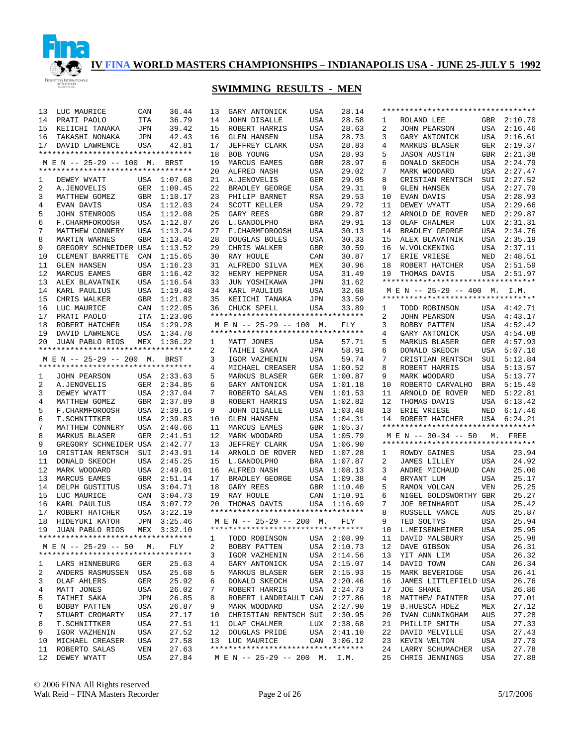# IV FINA WORLD MASTERS CHAMPIONSHIPS – INDIANAPOLIS USA - JUNE 25-JULY 5 1992

## SWIMMING RESULTS - MEN

| | | | |
|---|---|---|---|
| 13 | LUC MAURICE | CAN | 36.44 |
| 14 | PRATI PAOLO | ITA | 36.79 |
| 15 | KEIICHI TANAKA | JPN | 39.42 |
| 16 | TAKASHI NONAKA | JPN | 42.43 |
| 17 | DAVID LAWRENCE | USA | 42.81 |

### M E N -- 25-29 -- 100 M. BRST

| | | | |
|---|---|---|---|
| 1 | DEWEY WYATT | USA | 1:07.68 |
| 2 | A.JENOVELIS | GER | 1:09.45 |
| 3 | MATTHEW GOMEZ | GBR | 1:10.17 |
| 4 | EVAN DAVIS | USA | 1:12.03 |
| 5 | JOHN STENROOS | USA | 1:12.08 |
| 6 | F.CHARMFOROOSH | USA | 1:12.87 |
| 7 | MATTHEW CONNERY | USA | 1:13.24 |
| 8 | MARTIN WARNES | GBR | 1:13.45 |
| 9 | GREGORY SCHNEIDER | USA | 1:13.52 |
| 10 | CLEMENT BARRETTE | CAN | 1:15.65 |
| 11 | GLEN HANSEN | USA | 1:16.23 |
| 12 | MARCUS EAMES | GBR | 1:16.42 |
| 13 | ALEX BLAVATNIK | USA | 1:16.54 |
| 14 | KARL PAULIUS | USA | 1:19.48 |
| 15 | CHRIS WALKER | GBR | 1:21.82 |
| 16 | LUC MAURICE | CAN | 1:22.05 |
| 17 | PRATI PAOLO | ITA | 1:23.06 |
| 18 | ROBERT HATCHER | USA | 1:29.28 |
| 19 | DAVID LAWRENCE | USA | 1:34.78 |
| 20 | JUAN PABLO RIOS | MEX | 1:36.22 |

### M E N -- 25-29 -- 200 M. BRST

| | | | |
|---|---|---|---|
| 1 | JOHN PEARSON | USA | 2:33.63 |
| 2 | A.JENOVELIS | GER | 2:34.85 |
| 3 | DEWEY WYATT | USA | 2:37.04 |
| 4 | MATTHEW GOMEZ | GBR | 2:37.89 |
| 5 | F.CHARMFOROOSH | USA | 2:39.16 |
| 6 | T.SCHNITTKER | USA | 2:39.83 |
| 7 | MATTHEW CONNERY | USA | 2:40.66 |
| 8 | MARKUS BLASER | GER | 2:41.51 |
| 9 | GREGORY SCHNEIDER | USA | 2:42.77 |
| 10 | CRISTIAN RENTSCH | SUI | 2:43.91 |
| 11 | DONALD SKEOCH | USA | 2:45.25 |
| 12 | MARK WOODARD | USA | 2:49.01 |
| 13 | MARCUS EAMES | GBR | 2:51.14 |
| 14 | DELPH GUSTITUS | USA | 3:04.71 |
| 15 | LUC MAURICE | CAN | 3:04.73 |
| 16 | KARL PAULIUS | USA | 3:07.72 |
| 17 | ROBERT HATCHER | USA | 3:22.19 |
| 18 | HIDEYUKI KATOH | JPN | 3:25.46 |
| 19 | JUAN PABLO RIOS | MEX | 3:32.10 |

### M E N -- 25-29 -- 50 M. FLY

| | | | |
|---|---|---|---|
| 1 | LARS HINNEBURG | GER | 25.63 |
| 2 | ANDERS RASMUSSEN | USA | 25.68 |
| 3 | OLAF AHLERS | GER | 25.92 |
| 4 | MATT JONES | USA | 26.02 |
| 5 | TAIHEI SAKA | JPN | 26.85 |
| 6 | BOBBY PATTEN | USA | 26.87 |
| 7 | STUART CROMARTY | USA | 27.17 |
| 8 | T.SCHNITTKER | USA | 27.51 |
| 9 | IGOR VAZHENIN | USA | 27.52 |
| 10 | MICHAEL CREASER | USA | 27.58 |
| 11 | ROBERTO SALAS | VEN | 27.63 |
| 12 | DEWEY WYATT | USA | 27.84 |
| 13 | GARY ANTONICK | USA | 28.14 |
| 14 | JOHN DISALLE | USA | 28.58 |
| 15 | ROBERT HARRIS | USA | 28.63 |
| 16 | GLEN HANSEN | USA | 28.73 |
| 17 | JEFFREY CLARK | USA | 28.83 |
| 18 | BOB YOUNG | USA | 28.93 |
| 19 | MARCUS EAMES | GBR | 28.97 |
| 20 | ALFRED NASH | USA | 29.02 |
| 21 | A.JENOVELIS | GER | 29.05 |
| 22 | BRADLEY GEORGE | USA | 29.31 |
| 23 | PHILIP BARNET | RSA | 29.53 |
| 24 | SCOTT KELLER | USA | 29.72 |
| 25 | GARY REES | GBR | 29.87 |
| 26 | L.GANDOLPHO | BRA | 29.91 |
| 27 | F.CHARMFOROOSH | USA | 30.13 |
| 28 | DOUGLAS BOLES | USA | 30.33 |
| 29 | CHRIS WALKER | GBR | 30.59 |
| 30 | RAY HOULE | CAN | 30.87 |
| 31 | ALFREDO SILVA | MEX | 30.96 |
| 32 | HENRY HEPPNER | USA | 31.49 |
| 33 | JUN YOSHIKAWA | JPN | 31.62 |
| 34 | KARL PAULIUS | USA | 32.68 |
| 35 | KEIICHI TANAKA | JPN | 33.59 |
| 36 | CHUCK SPELL | USA | 33.89 |

### M E N -- 25-29 -- 100 M. FLY

| | | | |
|---|---|---|---|
| 1 | MATT JONES | USA | 57.71 |
| 2 | TAIHEI SAKA | JPN | 58.91 |
| 3 | IGOR VAZHENIN | USA | 59.74 |
| 4 | MICHAEL CREASER | USA | 1:00.52 |
| 5 | MARKUS BLASER | GER | 1:00.87 |
| 6 | GARY ANTONICK | USA | 1:01.18 |
| 7 | ROBERTO SALAS | VEN | 1:01.53 |
| 8 | ROBERT HARRIS | USA | 1:02.82 |
| 9 | JOHN DISALLE | USA | 1:03.48 |
| 10 | GLEN HANSEN | USA | 1:04.31 |
| 11 | MARCUS EAMES | GBR | 1:05.37 |
| 12 | MARK WOODARD | USA | 1:05.79 |
| 13 | JEFFREY CLARK | USA | 1:06.90 |
| 14 | ARNOLD DE ROVER | NED | 1:07.28 |
| 15 | L.GANDOLPHO | BRA | 1:07.87 |
| 16 | ALFRED NASH | USA | 1:08.13 |
| 17 | BRADLEY GEORGE | USA | 1:09.38 |
| 18 | GARY REES | GBR | 1:10.40 |
| 19 | RAY HOULE | CAN | 1:10.91 |
| 20 | THOMAS DAVIS | USA | 1:16.69 |

### M E N -- 25-29 -- 200 M. FLY

| | | | |
|---|---|---|---|
| 1 | TODD ROBINSON | USA | 2:08.99 |
| 2 | BOBBY PATTEN | USA | 2:10.73 |
| 3 | IGOR VAZHENIN | USA | 2:14.56 |
| 4 | GARY ANTONICK | USA | 2:15.07 |
| 5 | MARKUS BLASER | GER | 2:15.93 |
| 6 | DONALD SKEOCH | USA | 2:20.46 |
| 7 | ROBERT HARRIS | USA | 2:24.73 |
| 8 | ROBERT LANDRIAULT | CAN | 2:27.86 |
| 9 | MARK WOODARD | USA | 2:27.90 |
| 10 | CHRISTIAN RENTSCH | SUI | 2:30.95 |
| 11 | OLAF CHALMER | LUX | 2:38.68 |
| 12 | DOUGLAS PRIDE | USA | 2:41.10 |
| 13 | LUC MAURICE | CAN | 3:06.12 |

### M E N -- 25-29 -- 200 M. I.M.

| | | | |
|---|---|---|---|
| 1 | ROLAND LEE | GBR | 2:10.70 |
| 2 | JOHN PEARSON | USA | 2:16.46 |
| 3 | GARY ANTONICK | USA | 2:16.61 |
| 4 | MARKUS BLASER | GER | 2:19.37 |
| 5 | JASON AUSTIN | GBR | 2:21.38 |
| 6 | DONALD SKEOCH | USA | 2:24.79 |
| 7 | MARK WOODARD | USA | 2:27.47 |
| 8 | CRISTIAN RENTSCH | SUI | 2:27.52 |
| 9 | GLEN HANSEN | USA | 2:27.79 |
| 10 | EVAN DAVIS | USA | 2:28.93 |
| 11 | DEWEY WYATT | USA | 2:29.66 |
| 12 | ARNOLD DE ROVER | NED | 2:29.87 |
| 13 | OLAF CHALMER | LUX | 2:31.31 |
| 14 | BRADLEY GEORGE | USA | 2:34.76 |
| 15 | ALEX BLAVATNIK | USA | 2:35.19 |
| 16 | W.VOLCKENING | USA | 2:37.11 |
| 17 | ERIE VRIESE | NED | 2:48.51 |
| 18 | ROBERT HATCHER | USA | 2:51.59 |
| 19 | THOMAS DAVIS | USA | 2:51.97 |

### M E N -- 25-29 -- 400 M. I.M.

| | | | |
|---|---|---|---|
| 1 | TODD ROBINSON | USA | 4:42.71 |
| 2 | JOHN PEARSON | USA | 4:43.17 |
| 3 | BOBBY PATTEN | USA | 4:52.42 |
| 4 | GARY ANTONICK | USA | 4:54.08 |
| 5 | MARKUS BLASER | GER | 4:57.93 |
| 6 | DONALD SKEOCH | USA | 5:07.16 |
| 7 | CRISTIAN RENTSCH | SUI | 5:12.84 |
| 8 | ROBERT HARRIS | USA | 5:13.57 |
| 9 | MARK WOODARD | USA | 5:13.77 |
| 10 | ROBERTO CARVALHO | BRA | 5:15.40 |
| 11 | ARNOLD DE ROVER | NED | 5:22.81 |
| 12 | THOMAS DAVIS | USA | 6:13.42 |
| 13 | ERIE VRIESE | NED | 6:17.46 |
| 14 | ROBERT HATCHER | USA | 6:24.21 |

### M E N -- 30-34 -- 50 M. FREE

| | | | |
|---|---|---|---|
| 1 | ROWDY GAINES | USA | 23.94 |
| 2 | JAMES LILLEY | USA | 24.92 |
| 3 | ANDRE MICHAUD | CAN | 25.06 |
| 4 | BRYANT LUM | USA | 25.17 |
| 5 | RAMON VOLCAN | VEN | 25.25 |
| 6 | NIGEL GOLDSWORTHY | GBR | 25.27 |
| 7 | JOE REINHARDT | USA | 25.42 |
| 8 | RUSSELL VANCE | AUS | 25.87 |
| 9 | TED SOLTYS | USA | 25.94 |
| 10 | L.MEISENHEIMER | USA | 25.95 |
| 11 | DAVID MALSBURY | USA | 25.98 |
| 12 | DAVE GIBSON | USA | 26.31 |
| 13 | YIT ANN LIM | USA | 26.32 |
| 14 | DAVID TOWN | CAN | 26.34 |
| 15 | MARK BEVERIDGE | USA | 26.41 |
| 16 | JAMES LITTLEFIELD | USA | 26.76 |
| 17 | JOE SHAKE | USA | 26.86 |
| 18 | MATTHEW PAINTER | USA | 27.01 |
| 19 | B.HUESCA HDEZ | MEX | 27.12 |
| 20 | IVAN CUNNINGHAM | AUS | 27.28 |
| 21 | PHILLIP SMITH | USA | 27.33 |
| 22 | DAVID MELVILLE | USA | 27.43 |
| 23 | KEVIN WELTON | USA | 27.70 |
| 24 | LARRY SCHUMACHER | USA | 27.78 |
| 25 | CHRIS JENNINGS | USA | 27.88 |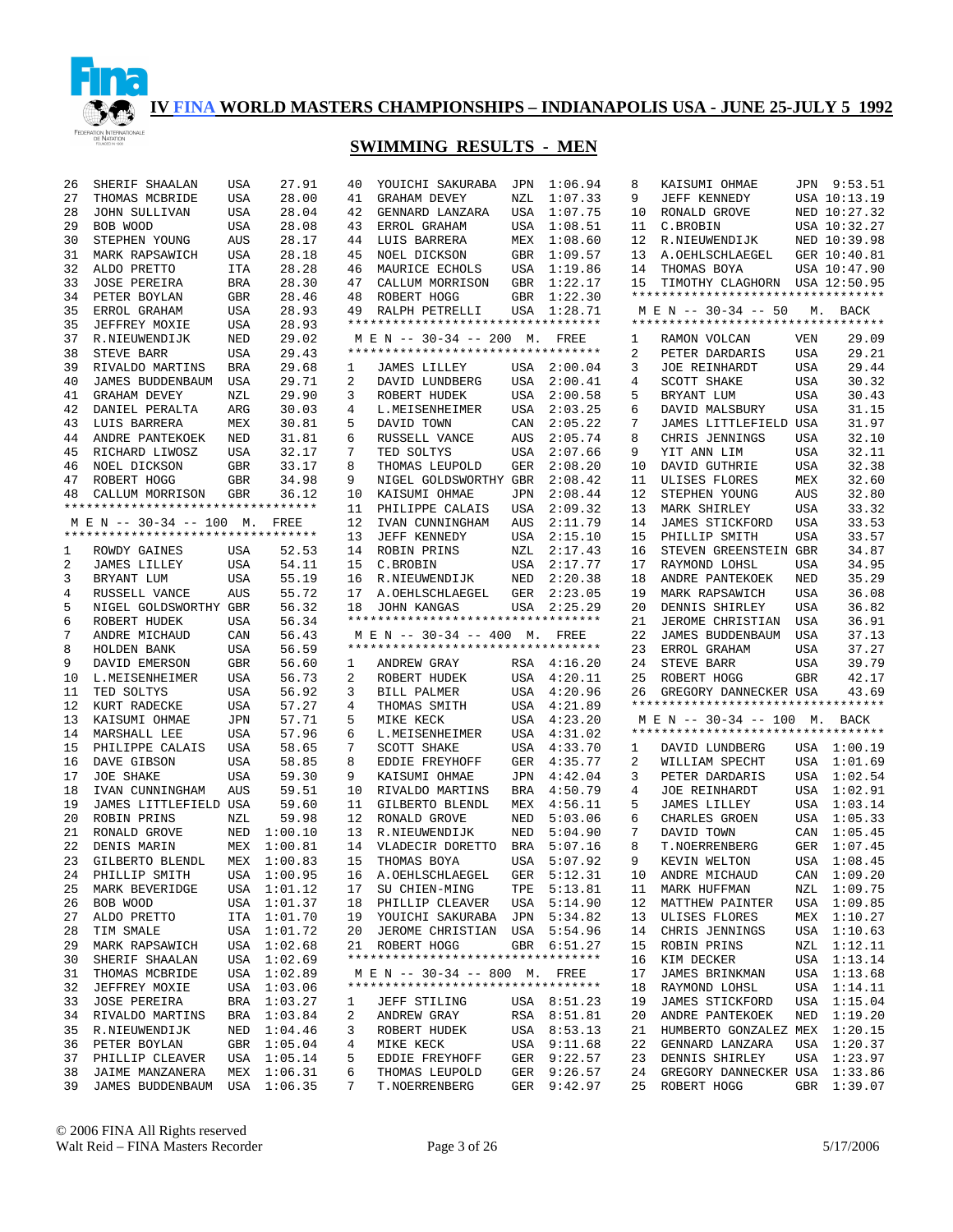# IV FINA WORLD MASTERS CHAMPIONSHIPS – INDIANAPOLIS USA - JUNE 25-JULY 5 1992

## SWIMMING RESULTS - MEN

| Place | Name | Country | Time |
|---|---|---|---|
| 26 | SHERIF SHAALAN | USA | 27.91 |
| 27 | THOMAS MCBRIDE | USA | 28.00 |
| 28 | JOHN SULLIVAN | USA | 28.04 |
| 29 | BOB WOOD | USA | 28.08 |
| 30 | STEPHEN YOUNG | AUS | 28.17 |
| 31 | MARK RAPSAWICH | USA | 28.18 |
| 32 | ALDO PRETTO | ITA | 28.28 |
| 33 | JOSE PEREIRA | BRA | 28.30 |
| 34 | PETER BOYLAN | GBR | 28.46 |
| 35 | ERROL GRAHAM | USA | 28.93 |
| 35 | JEFFREY MOXIE | USA | 28.93 |
| 37 | R.NIEUWENDIJK | NED | 29.02 |
| 38 | STEVE BARR | USA | 29.43 |
| 39 | RIVALDO MARTINS | BRA | 29.68 |
| 40 | JAMES BUDDENBAUM | USA | 29.71 |
| 41 | GRAHAM DEVEY | NZL | 29.90 |
| 42 | DANIEL PERALTA | ARG | 30.03 |
| 43 | LUIS BARRERA | MEX | 30.81 |
| 44 | ANDRE PANTEKOEK | NED | 31.81 |
| 45 | RICHARD LIWOSZ | USA | 32.17 |
| 46 | NOEL DICKSON | GBR | 33.17 |
| 47 | ROBERT HOGG | GBR | 34.98 |
| 48 | CALLUM MORRISON | GBR | 36.12 |

### M E N -- 30-34 -- 100 M. FREE

| Place | Name | Country | Time |
|---|---|---|---|
| 1 | ROWDY GAINES | USA | 52.53 |
| 2 | JAMES LILLEY | USA | 54.11 |
| 3 | BRYANT LUM | USA | 55.19 |
| 4 | RUSSELL VANCE | AUS | 55.72 |
| 5 | NIGEL GOLDSWORTHY | GBR | 56.32 |
| 6 | ROBERT HUDEK | USA | 56.34 |
| 7 | ANDRE MICHAUD | CAN | 56.43 |
| 8 | HOLDEN BANK | USA | 56.59 |
| 9 | DAVID EMERSON | GBR | 56.60 |
| 10 | L.MEISENHEIMER | USA | 56.73 |
| 11 | TED SOLTYS | USA | 56.92 |
| 12 | KURT RADECKE | USA | 57.27 |
| 13 | KAISUMI OHMAE | JPN | 57.71 |
| 14 | MARSHALL LEE | USA | 57.96 |
| 15 | PHILIPPE CALAIS | USA | 58.65 |
| 16 | DAVE GIBSON | USA | 58.85 |
| 17 | JOE SHAKE | USA | 59.30 |
| 18 | IVAN CUNNINGHAM | AUS | 59.51 |
| 19 | JAMES LITTLEFIELD | USA | 59.60 |
| 20 | ROBIN PRINS | NZL | 59.98 |
| 21 | RONALD GROVE | NED | 1:00.10 |
| 22 | DENIS MARIN | MEX | 1:00.81 |
| 23 | GILBERTO BLENDL | MEX | 1:00.83 |
| 24 | PHILLIP SMITH | USA | 1:00.95 |
| 25 | MARK BEVERIDGE | USA | 1:01.12 |
| 26 | BOB WOOD | USA | 1:01.37 |
| 27 | ALDO PRETTO | ITA | 1:01.70 |
| 28 | TIM SMALE | USA | 1:01.72 |
| 29 | MARK RAPSAWICH | USA | 1:02.68 |
| 30 | SHERIF SHAALAN | USA | 1:02.69 |
| 31 | THOMAS MCBRIDE | USA | 1:02.89 |
| 32 | JEFFREY MOXIE | USA | 1:03.06 |
| 33 | JOSE PEREIRA | BRA | 1:03.27 |
| 34 | RIVALDO MARTINS | BRA | 1:03.84 |
| 35 | R.NIEUWENDIJK | NED | 1:04.46 |
| 36 | PETER BOYLAN | GBR | 1:05.04 |
| 37 | PHILLIP CLEAVER | USA | 1:05.14 |
| 38 | JAIME MANZANERA | MEX | 1:06.31 |
| 39 | JAMES BUDDENBAUM | USA | 1:06.35 |
| 40 | YOUICHI SAKURABA | JPN | 1:06.94 |
| 41 | GRAHAM DEVEY | NZL | 1:07.33 |
| 42 | GENNARD LANZARA | USA | 1:07.75 |
| 43 | ERROL GRAHAM | USA | 1:08.51 |
| 44 | LUIS BARRERA | MEX | 1:08.60 |
| 45 | NOEL DICKSON | GBR | 1:09.57 |
| 46 | MAURICE ECHOLS | USA | 1:19.86 |
| 47 | CALLUM MORRISON | GBR | 1:22.17 |
| 48 | ROBERT HOGG | GBR | 1:22.30 |
| 49 | RALPH PETRELLI | USA | 1:28.71 |

### M E N -- 30-34 -- 200 M. FREE

| Place | Name | Country | Time |
|---|---|---|---|
| 1 | JAMES LILLEY | USA | 2:00.04 |
| 2 | DAVID LUNDBERG | USA | 2:00.41 |
| 3 | ROBERT HUDEK | USA | 2:00.58 |
| 4 | L.MEISENHEIMER | USA | 2:03.25 |
| 5 | DAVID TOWN | CAN | 2:05.22 |
| 6 | RUSSELL VANCE | AUS | 2:05.74 |
| 7 | TED SOLTYS | USA | 2:07.66 |
| 8 | THOMAS LEUPOLD | GER | 2:08.20 |
| 9 | NIGEL GOLDSWORTHY | GBR | 2:08.42 |
| 10 | KAISUMI OHMAE | JPN | 2:08.44 |
| 11 | PHILIPPE CALAIS | USA | 2:09.32 |
| 12 | IVAN CUNNINGHAM | AUS | 2:11.79 |
| 13 | JEFF KENNEDY | USA | 2:15.10 |
| 14 | ROBIN PRINS | NZL | 2:17.43 |
| 15 | C.BROBIN | USA | 2:17.77 |
| 16 | R.NIEUWENDIJK | NED | 2:20.38 |
| 17 | A.OEHLSCHLAEGEL | GER | 2:23.05 |
| 18 | JOHN KANGAS | USA | 2:25.29 |

### M E N -- 30-34 -- 400 M. FREE

| Place | Name | Country | Time |
|---|---|---|---|
| 1 | ANDREW GRAY | RSA | 4:16.20 |
| 2 | ROBERT HUDEK | USA | 4:20.11 |
| 3 | BILL PALMER | USA | 4:20.96 |
| 4 | THOMAS SMITH | USA | 4:21.89 |
| 5 | MIKE KECK | USA | 4:23.20 |
| 6 | L.MEISENHEIMER | USA | 4:31.02 |
| 7 | SCOTT SHAKE | USA | 4:33.70 |
| 8 | EDDIE FREYHOFF | GER | 4:35.77 |
| 9 | KAISUMI OHMAE | JPN | 4:42.04 |
| 10 | RIVALDO MARTINS | BRA | 4:50.79 |
| 11 | GILBERTO BLENDL | MEX | 4:56.11 |
| 12 | RONALD GROVE | NED | 5:03.06 |
| 13 | R.NIEUWENDIJK | NED | 5:04.90 |
| 14 | VLADECIR DORETTO | BRA | 5:07.16 |
| 15 | THOMAS BOYA | USA | 5:07.92 |
| 16 | A.OEHLSCHLAEGEL | GER | 5:12.31 |
| 17 | SU CHIEN-MING | TPE | 5:13.81 |
| 18 | PHILLIP CLEAVER | USA | 5:14.90 |
| 19 | YOUICHI SAKURABA | JPN | 5:34.82 |
| 20 | JEROME CHRISTIAN | USA | 5:54.96 |
| 21 | ROBERT HOGG | GBR | 6:51.27 |

### M E N -- 30-34 -- 800 M. FREE

| Place | Name | Country | Time |
|---|---|---|---|
| 1 | JEFF STILING | USA | 8:51.23 |
| 2 | ANDREW GRAY | RSA | 8:51.81 |
| 3 | ROBERT HUDEK | USA | 8:53.13 |
| 4 | MIKE KECK | USA | 9:11.68 |
| 5 | EDDIE FREYHOFF | GER | 9:22.57 |
| 6 | THOMAS LEUPOLD | GER | 9:26.57 |
| 7 | T.NOERRENBERG | GER | 9:42.97 |
| 8 | KAISUMI OHMAE | JPN | 9:53.51 |
| 9 | JEFF KENNEDY | USA | 10:13.19 |
| 10 | RONALD GROVE | NED | 10:27.32 |
| 11 | C.BROBIN | USA | 10:32.27 |
| 12 | R.NIEUWENDIJK | NED | 10:39.98 |
| 13 | A.OEHLSCHLAEGEL | GER | 10:40.81 |
| 14 | THOMAS BOYA | USA | 10:47.90 |
| 15 | TIMOTHY CLAGHORN | USA | 12:50.95 |

### M E N -- 30-34 -- 50 M. BACK

| Place | Name | Country | Time |
|---|---|---|---|
| 1 | RAMON VOLCAN | VEN | 29.09 |
| 2 | PETER DARDARIS | USA | 29.21 |
| 3 | JOE REINHARDT | USA | 29.44 |
| 4 | SCOTT SHAKE | USA | 30.32 |
| 5 | BRYANT LUM | USA | 30.43 |
| 6 | DAVID MALSBURY | USA | 31.15 |
| 7 | JAMES LITTLEFIELD | USA | 31.97 |
| 8 | CHRIS JENNINGS | USA | 32.10 |
| 9 | YIT ANN LIM | USA | 32.11 |
| 10 | DAVID GUTHRIE | USA | 32.38 |
| 11 | ULISES FLORES | MEX | 32.60 |
| 12 | STEPHEN YOUNG | AUS | 32.80 |
| 13 | MARK SHIRLEY | USA | 33.32 |
| 14 | JAMES STICKFORD | USA | 33.53 |
| 15 | PHILLIP SMITH | USA | 33.57 |
| 16 | STEVEN GREENSTEIN | GBR | 34.87 |
| 17 | RAYMOND LOHSL | USA | 34.95 |
| 18 | ANDRE PANTEKOEK | NED | 35.29 |
| 19 | MARK RAPSAWICH | USA | 36.08 |
| 20 | DENNIS SHIRLEY | USA | 36.82 |
| 21 | JEROME CHRISTIAN | USA | 36.91 |
| 22 | JAMES BUDDENBAUM | USA | 37.13 |
| 23 | ERROL GRAHAM | USA | 37.27 |
| 24 | STEVE BARR | USA | 39.79 |
| 25 | ROBERT HOGG | GBR | 42.17 |
| 26 | GREGORY DANNECKER | USA | 43.69 |

### M E N -- 30-34 -- 100 M. BACK

| Place | Name | Country | Time |
|---|---|---|---|
| 1 | DAVID LUNDBERG | USA | 1:00.19 |
| 2 | WILLIAM SPECHT | USA | 1:01.69 |
| 3 | PETER DARDARIS | USA | 1:02.54 |
| 4 | JOE REINHARDT | USA | 1:02.91 |
| 5 | JAMES LILLEY | USA | 1:03.14 |
| 6 | CHARLES GROEN | USA | 1:05.33 |
| 7 | DAVID TOWN | CAN | 1:05.45 |
| 8 | T.NOERRENBERG | GER | 1:07.45 |
| 9 | KEVIN WELTON | USA | 1:08.45 |
| 10 | ANDRE MICHAUD | CAN | 1:09.20 |
| 11 | MARK HUFFMAN | NZL | 1:09.75 |
| 12 | MATTHEW PAINTER | USA | 1:09.85 |
| 13 | ULISES FLORES | MEX | 1:10.27 |
| 14 | CHRIS JENNINGS | USA | 1:10.63 |
| 15 | ROBIN PRINS | NZL | 1:12.11 |
| 16 | KIM DECKER | USA | 1:13.14 |
| 17 | JAMES BRINKMAN | USA | 1:13.68 |
| 18 | RAYMOND LOHSL | USA | 1:14.11 |
| 19 | JAMES STICKFORD | USA | 1:15.04 |
| 20 | ANDRE PANTEKOEK | NED | 1:19.20 |
| 21 | HUMBERTO GONZALEZ | MEX | 1:20.15 |
| 22 | GENNARD LANZARA | USA | 1:20.37 |
| 23 | DENNIS SHIRLEY | USA | 1:23.97 |
| 24 | GREGORY DANNECKER | USA | 1:33.86 |
| 25 | ROBERT HOGG | GBR | 1:39.07 |

© 2006 FINA All Rights reserved
Walt Reid – FINA Masters Recorder

5/17/2006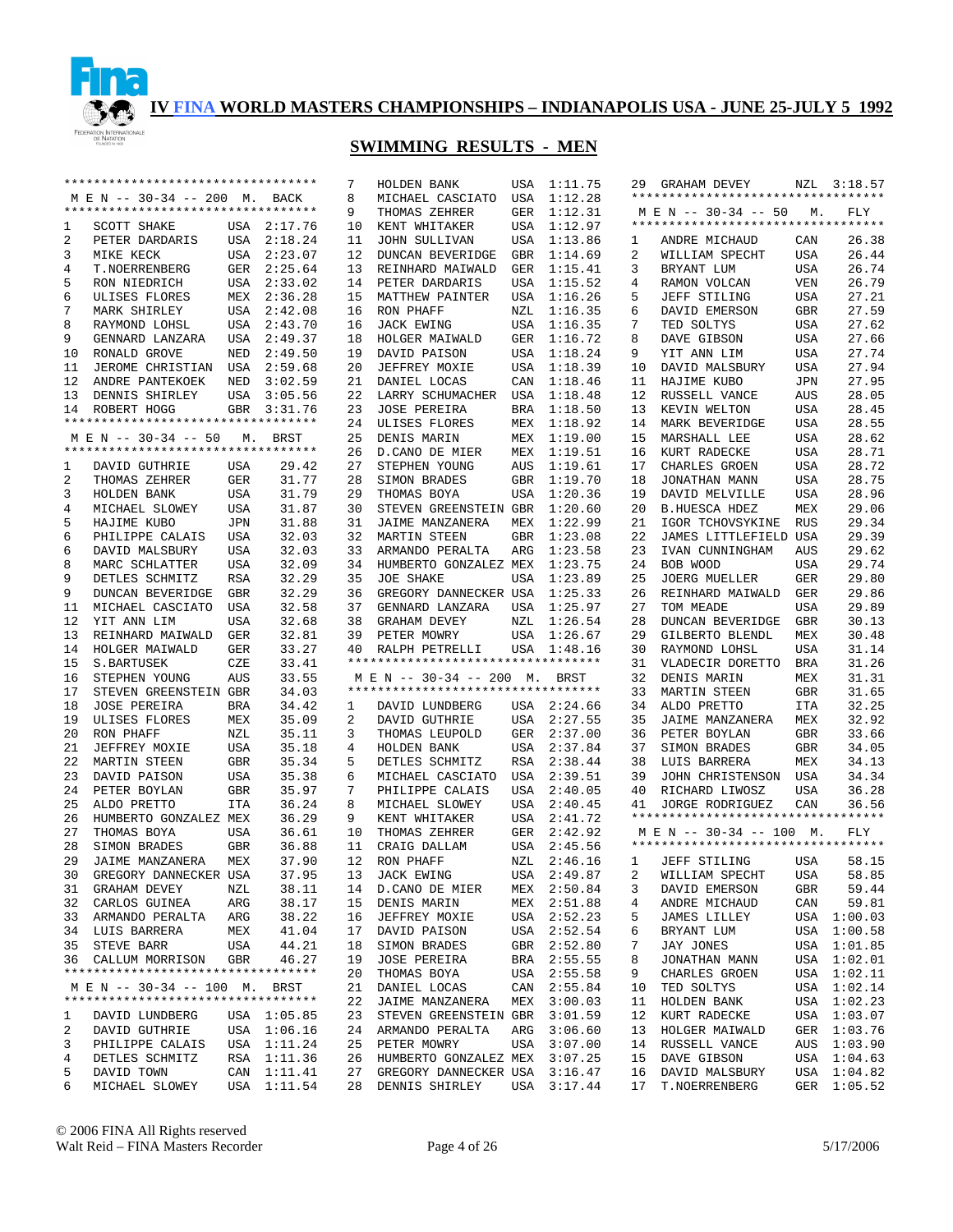# IV FINA WORLD MASTERS CHAMPIONSHIPS – INDIANAPOLIS USA - JUNE 25-JULY 5 1992

## SWIMMING RESULTS - MEN

### MEN -- 30-34 -- 200 M. BACK

| Place | Name | Country | Time |
|---|---|---|---|
| 1 | SCOTT SHAKE | USA | 2:17.76 |
| 2 | PETER DARDARIS | USA | 2:18.24 |
| 3 | MIKE KECK | USA | 2:23.07 |
| 4 | T.NOERRENBERG | GER | 2:25.64 |
| 5 | RON NIEDRICH | USA | 2:33.02 |
| 6 | ULISES FLORES | MEX | 2:36.28 |
| 7 | MARK SHIRLEY | USA | 2:42.08 |
| 8 | RAYMOND LOHSL | USA | 2:43.70 |
| 9 | GENNARD LANZARA | USA | 2:49.37 |
| 10 | RONALD GROVE | NED | 2:49.50 |
| 11 | JEROME CHRISTIAN | USA | 2:59.68 |
| 12 | ANDRE PANTEKOEK | NED | 3:02.59 |
| 13 | DENNIS SHIRLEY | USA | 3:05.56 |
| 14 | ROBERT HOGG | GBR | 3:31.76 |

### MEN -- 30-34 -- 50 M. BRST

| Place | Name | Country | Time |
|---|---|---|---|
| 1 | DAVID GUTHRIE | USA | 29.42 |
| 2 | THOMAS ZEHRER | GER | 31.77 |
| 3 | HOLDEN BANK | USA | 31.79 |
| 4 | MICHAEL SLOWEY | USA | 31.87 |
| 5 | HAJIME KUBO | JPN | 31.88 |
| 6 | PHILIPPE CALAIS | USA | 32.03 |
| 6 | DAVID MALSBURY | USA | 32.03 |
| 8 | MARC SCHLATTER | USA | 32.09 |
| 9 | DETLES SCHMITZ | RSA | 32.29 |
| 9 | DUNCAN BEVERIDGE | GBR | 32.29 |
| 11 | MICHAEL CASCIATO | USA | 32.58 |
| 12 | YIT ANN LIM | USA | 32.68 |
| 13 | REINHARD MAIWALD | GER | 32.81 |
| 14 | HOLGER MAIWALD | GER | 33.27 |
| 15 | S.BARTUSEK | CZE | 33.41 |
| 16 | STEPHEN YOUNG | AUS | 33.55 |
| 17 | STEVEN GREENSTEIN | GBR | 34.03 |
| 18 | JOSE PEREIRA | BRA | 34.42 |
| 19 | ULISES FLORES | MEX | 35.09 |
| 20 | RON PHAFF | NZL | 35.11 |
| 21 | JEFFREY MOXIE | USA | 35.18 |
| 22 | MARTIN STEEN | GBR | 35.34 |
| 23 | DAVID PAISON | USA | 35.38 |
| 24 | PETER BOYLAN | GBR | 35.97 |
| 25 | ALDO PRETTO | ITA | 36.24 |
| 26 | HUMBERTO GONZALEZ | MEX | 36.29 |
| 27 | THOMAS BOYA | USA | 36.61 |
| 28 | SIMON BRADES | GBR | 36.88 |
| 29 | JAIME MANZANERA | MEX | 37.90 |
| 30 | GREGORY DANNECKER | USA | 37.95 |
| 31 | GRAHAM DEVEY | NZL | 38.11 |
| 32 | CARLOS GUINEA | ARG | 38.17 |
| 33 | ARMANDO PERALTA | ARG | 38.22 |
| 34 | LUIS BARRERA | MEX | 41.04 |
| 35 | STEVE BARR | USA | 44.21 |
| 36 | CALLUM MORRISON | GBR | 46.27 |

### MEN -- 30-34 -- 100 M. BRST

| Place | Name | Country | Time |
|---|---|---|---|
| 1 | DAVID LUNDBERG | USA | 1:05.85 |
| 2 | DAVID GUTHRIE | USA | 1:06.16 |
| 3 | PHILIPPE CALAIS | USA | 1:11.24 |
| 4 | DETLES SCHMITZ | RSA | 1:11.36 |
| 5 | DAVID TOWN | CAN | 1:11.41 |
| 6 | MICHAEL SLOWEY | USA | 1:11.54 |
| 7 | HOLDEN BANK | USA | 1:11.75 |
| 8 | MICHAEL CASCIATO | USA | 1:12.28 |
| 9 | THOMAS ZEHRER | GER | 1:12.31 |
| 10 | KENT WHITAKER | USA | 1:12.97 |
| 11 | JOHN SULLIVAN | USA | 1:13.86 |
| 12 | DUNCAN BEVERIDGE | GBR | 1:14.69 |
| 13 | REINHARD MAIWALD | GER | 1:15.41 |
| 14 | PETER DARDARIS | USA | 1:15.52 |
| 15 | MATTHEW PAINTER | USA | 1:16.26 |
| 16 | RON PHAFF | NZL | 1:16.35 |
| 16 | JACK EWING | USA | 1:16.35 |
| 18 | HOLGER MAIWALD | GER | 1:16.72 |
| 19 | DAVID PAISON | USA | 1:18.24 |
| 20 | JEFFREY MOXIE | USA | 1:18.39 |
| 21 | DANIEL LOCAS | CAN | 1:18.46 |
| 22 | LARRY SCHUMACHER | USA | 1:18.48 |
| 23 | JOSE PEREIRA | BRA | 1:18.50 |
| 24 | ULISES FLORES | MEX | 1:18.92 |
| 25 | DENIS MARIN | MEX | 1:19.00 |
| 26 | D.CANO DE MIER | MEX | 1:19.51 |
| 27 | STEPHEN YOUNG | AUS | 1:19.61 |
| 28 | SIMON BRADES | GBR | 1:19.70 |
| 29 | THOMAS BOYA | USA | 1:20.36 |
| 30 | STEVEN GREENSTEIN | GBR | 1:20.60 |
| 31 | JAIME MANZANERA | MEX | 1:22.99 |
| 32 | MARTIN STEEN | GBR | 1:23.08 |
| 33 | ARMANDO PERALTA | ARG | 1:23.58 |
| 34 | HUMBERTO GONZALEZ | MEX | 1:23.75 |
| 35 | JOE SHAKE | USA | 1:23.89 |
| 36 | GREGORY DANNECKER | USA | 1:25.33 |
| 37 | GENNARD LANZARA | USA | 1:25.97 |
| 38 | GRAHAM DEVEY | NZL | 1:26.54 |
| 39 | PETER MOWRY | USA | 1:26.67 |
| 40 | RALPH PETRELLI | USA | 1:48.16 |

### MEN -- 30-34 -- 200 M. BRST

| Place | Name | Country | Time |
|---|---|---|---|
| 1 | DAVID LUNDBERG | USA | 2:24.66 |
| 2 | DAVID GUTHRIE | USA | 2:27.55 |
| 3 | THOMAS LEUPOLD | GER | 2:37.00 |
| 4 | HOLDEN BANK | USA | 2:37.84 |
| 5 | DETLES SCHMITZ | RSA | 2:38.44 |
| 6 | MICHAEL CASCIATO | USA | 2:39.51 |
| 7 | PHILIPPE CALAIS | USA | 2:40.05 |
| 8 | MICHAEL SLOWEY | USA | 2:40.45 |
| 9 | KENT WHITAKER | USA | 2:41.72 |
| 10 | THOMAS ZEHRER | GER | 2:42.92 |
| 11 | CRAIG DALLAM | USA | 2:45.56 |
| 12 | RON PHAFF | NZL | 2:46.16 |
| 13 | JACK EWING | USA | 2:49.87 |
| 14 | D.CANO DE MIER | MEX | 2:50.84 |
| 15 | DENIS MARIN | MEX | 2:51.88 |
| 16 | JEFFREY MOXIE | USA | 2:52.23 |
| 17 | DAVID PAISON | USA | 2:52.54 |
| 18 | SIMON BRADES | GBR | 2:52.80 |
| 19 | JOSE PEREIRA | BRA | 2:55.55 |
| 20 | THOMAS BOYA | USA | 2:55.58 |
| 21 | DANIEL LOCAS | CAN | 2:55.84 |
| 22 | JAIME MANZANERA | MEX | 3:00.03 |
| 23 | STEVEN GREENSTEIN | GBR | 3:01.59 |
| 24 | ARMANDO PERALTA | ARG | 3:06.60 |
| 25 | PETER MOWRY | USA | 3:07.00 |
| 26 | HUMBERTO GONZALEZ | MEX | 3:07.25 |
| 27 | GREGORY DANNECKER | USA | 3:16.47 |
| 28 | DENNIS SHIRLEY | USA | 3:17.44 |
| 29 | GRAHAM DEVEY | NZL | 3:18.57 |

### MEN -- 30-34 -- 50 M. FLY

| Place | Name | Country | Time |
|---|---|---|---|
| 1 | ANDRE MICHAUD | CAN | 26.38 |
| 2 | WILLIAM SPECHT | USA | 26.44 |
| 3 | BRYANT LUM | USA | 26.74 |
| 4 | RAMON VOLCAN | VEN | 26.79 |
| 5 | JEFF STILING | USA | 27.21 |
| 6 | DAVID EMERSON | GBR | 27.59 |
| 7 | TED SOLTYS | USA | 27.62 |
| 8 | DAVE GIBSON | USA | 27.66 |
| 9 | YIT ANN LIM | USA | 27.74 |
| 10 | DAVID MALSBURY | USA | 27.94 |
| 11 | HAJIME KUBO | JPN | 27.95 |
| 12 | RUSSELL VANCE | AUS | 28.05 |
| 13 | KEVIN WELTON | USA | 28.45 |
| 14 | MARK BEVERIDGE | USA | 28.55 |
| 15 | MARSHALL LEE | USA | 28.62 |
| 16 | KURT RADECKE | USA | 28.71 |
| 17 | CHARLES GROEN | USA | 28.72 |
| 18 | JONATHAN MANN | USA | 28.75 |
| 19 | DAVID MELVILLE | USA | 28.96 |
| 20 | B.HUESCA HDEZ | MEX | 29.06 |
| 21 | IGOR TCHOVSYKINE | RUS | 29.34 |
| 22 | JAMES LITTLEFIELD | USA | 29.39 |
| 23 | IVAN CUNNINGHAM | AUS | 29.62 |
| 24 | BOB WOOD | USA | 29.74 |
| 25 | JOERG MUELLER | GER | 29.80 |
| 26 | REINHARD MAIWALD | GER | 29.86 |
| 27 | TOM MEADE | USA | 29.89 |
| 28 | DUNCAN BEVERIDGE | GBR | 30.13 |
| 29 | GILBERTO BLENDL | MEX | 30.48 |
| 30 | RAYMOND LOHSL | USA | 31.14 |
| 31 | VLADECIR DORETTO | BRA | 31.26 |
| 32 | DENIS MARIN | MEX | 31.31 |
| 33 | MARTIN STEEN | GBR | 31.65 |
| 34 | ALDO PRETTO | ITA | 32.25 |
| 35 | JAIME MANZANERA | MEX | 32.92 |
| 36 | PETER BOYLAN | GBR | 33.66 |
| 37 | SIMON BRADES | GBR | 34.05 |
| 38 | LUIS BARRERA | MEX | 34.13 |
| 39 | JOHN CHRISTENSON | USA | 34.34 |
| 40 | RICHARD LIWOSZ | USA | 36.28 |
| 41 | JORGE RODRIGUEZ | CAN | 36.56 |

### MEN -- 30-34 -- 100 M. FLY

| Place | Name | Country | Time |
|---|---|---|---|
| 1 | JEFF STILING | USA | 58.15 |
| 2 | WILLIAM SPECHT | USA | 58.85 |
| 3 | DAVID EMERSON | GBR | 59.44 |
| 4 | ANDRE MICHAUD | CAN | 59.81 |
| 5 | JAMES LILLEY | USA | 1:00.03 |
| 6 | BRYANT LUM | USA | 1:00.58 |
| 7 | JAY JONES | USA | 1:01.85 |
| 8 | JONATHAN MANN | USA | 1:02.01 |
| 9 | CHARLES GROEN | USA | 1:02.11 |
| 10 | TED SOLTYS | USA | 1:02.14 |
| 11 | HOLDEN BANK | USA | 1:02.23 |
| 12 | KURT RADECKE | USA | 1:03.07 |
| 13 | HOLGER MAIWALD | GER | 1:03.76 |
| 14 | RUSSELL VANCE | AUS | 1:03.90 |
| 15 | DAVE GIBSON | USA | 1:04.63 |
| 16 | DAVID MALSBURY | USA | 1:04.82 |
| 17 | T.NOERRENBERG | GER | 1:05.52 |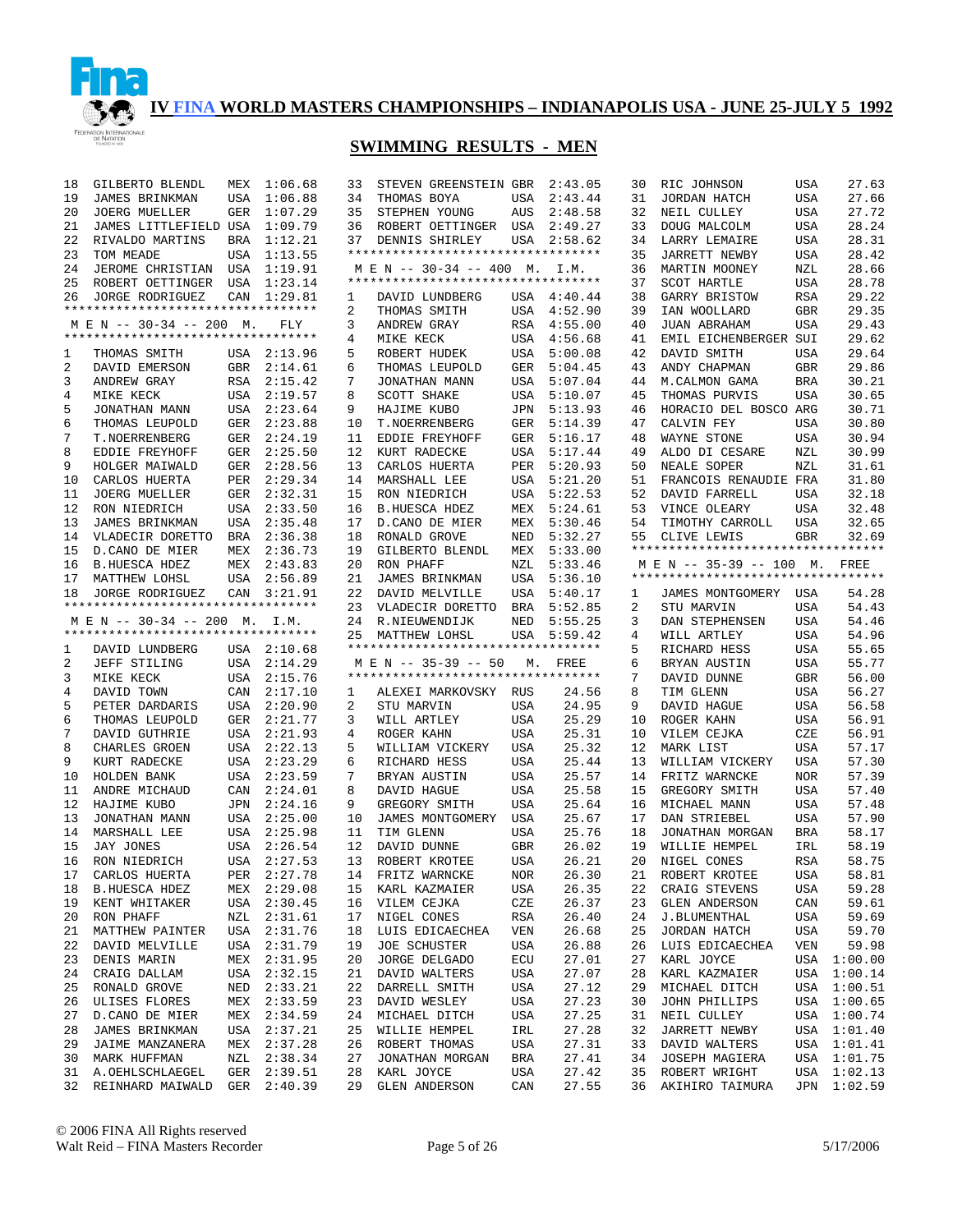**IV FINA WORLD MASTERS CHAMPIONSHIPS – INDIANAPOLIS USA - JUNE 25-JULY 5 1992**

## SWIMMING RESULTS - MEN

| | | | |
|---|---|---|---|
| 18 | GILBERTO BLENDL | MEX | 1:06.68 |
| 19 | JAMES BRINKMAN | USA | 1:06.88 |
| 20 | JOERG MUELLER | GER | 1:07.29 |
| 21 | JAMES LITTLEFIELD | USA | 1:09.79 |
| 22 | RIVALDO MARTINS | BRA | 1:12.21 |
| 23 | TOM MEADE | USA | 1:13.55 |
| 24 | JEROME CHRISTIAN | USA | 1:19.91 |
| 25 | ROBERT OETTINGER | USA | 1:23.14 |
| 26 | JORGE RODRIGUEZ | CAN | 1:29.81 |

### M E N -- 30-34 -- 200 M. FLY

| | | | |
|---|---|---|---|
| 1 | THOMAS SMITH | USA | 2:13.96 |
| 2 | DAVID EMERSON | GBR | 2:14.61 |
| 3 | ANDREW GRAY | RSA | 2:15.42 |
| 4 | MIKE KECK | USA | 2:19.57 |
| 5 | JONATHAN MANN | USA | 2:23.64 |
| 6 | THOMAS LEUPOLD | GER | 2:23.88 |
| 7 | T.NOERRENBERG | GER | 2:24.19 |
| 8 | EDDIE FREYHOFF | GER | 2:25.50 |
| 9 | HOLGER MAIWALD | GER | 2:28.56 |
| 10 | CARLOS HUERTA | PER | 2:29.34 |
| 11 | JOERG MUELLER | GER | 2:32.31 |
| 12 | RON NIEDRICH | USA | 2:33.50 |
| 13 | JAMES BRINKMAN | USA | 2:35.48 |
| 14 | VLADECIR DORETTO | BRA | 2:36.38 |
| 15 | D.CANO DE MIER | MEX | 2:36.73 |
| 16 | B.HUESCA HDEZ | MEX | 2:43.83 |
| 17 | MATTHEW LOHSL | USA | 2:56.89 |
| 18 | JORGE RODRIGUEZ | CAN | 3:21.91 |

### M E N -- 30-34 -- 200 M. I.M.

| | | | |
|---|---|---|---|
| 1 | DAVID LUNDBERG | USA | 2:10.68 |
| 2 | JEFF STILING | USA | 2:14.29 |
| 3 | MIKE KECK | USA | 2:15.76 |
| 4 | DAVID TOWN | CAN | 2:17.10 |
| 5 | PETER DARDARIS | USA | 2:20.90 |
| 6 | THOMAS LEUPOLD | GER | 2:21.77 |
| 7 | DAVID GUTHRIE | USA | 2:21.93 |
| 8 | CHARLES GROEN | USA | 2:22.13 |
| 9 | KURT RADECKE | USA | 2:23.29 |
| 10 | HOLDEN BANK | USA | 2:23.59 |
| 11 | ANDRE MICHAUD | CAN | 2:24.01 |
| 12 | HAJIME KUBO | JPN | 2:24.16 |
| 13 | JONATHAN MANN | USA | 2:25.00 |
| 14 | MARSHALL LEE | USA | 2:25.98 |
| 15 | JAY JONES | USA | 2:26.54 |
| 16 | RON NIEDRICH | USA | 2:27.53 |
| 17 | CARLOS HUERTA | PER | 2:27.78 |
| 18 | B.HUESCA HDEZ | MEX | 2:29.08 |
| 19 | KENT WHITAKER | USA | 2:30.45 |
| 20 | RON PHAFF | NZL | 2:31.61 |
| 21 | MATTHEW PAINTER | USA | 2:31.76 |
| 22 | DAVID MELVILLE | USA | 2:31.79 |
| 23 | DENIS MARIN | MEX | 2:31.95 |
| 24 | CRAIG DALLAM | USA | 2:32.15 |
| 25 | RONALD GROVE | NED | 2:33.21 |
| 26 | ULISES FLORES | MEX | 2:33.59 |
| 27 | D.CANO DE MIER | MEX | 2:34.59 |
| 28 | JAMES BRINKMAN | USA | 2:37.21 |
| 29 | JAIME MANZANERA | MEX | 2:37.28 |
| 30 | MARK HUFFMAN | NZL | 2:38.34 |
| 31 | A.OEHLSCHLAEGEL | GER | 2:39.51 |
| 32 | REINHARD MAIWALD | GER | 2:40.39 |
| 33 | STEVEN GREENSTEIN | GBR | 2:43.05 |
| 34 | THOMAS BOYA | USA | 2:43.44 |
| 35 | STEPHEN YOUNG | AUS | 2:48.58 |
| 36 | ROBERT OETTINGER | USA | 2:49.27 |
| 37 | DENNIS SHIRLEY | USA | 2:58.62 |

### M E N -- 30-34 -- 400 M. I.M.

| | | | |
|---|---|---|---|
| 1 | DAVID LUNDBERG | USA | 4:40.44 |
| 2 | THOMAS SMITH | USA | 4:52.90 |
| 3 | ANDREW GRAY | RSA | 4:55.00 |
| 4 | MIKE KECK | USA | 4:56.68 |
| 5 | ROBERT HUDEK | USA | 5:00.08 |
| 6 | THOMAS LEUPOLD | GER | 5:04.45 |
| 7 | JONATHAN MANN | USA | 5:07.04 |
| 8 | SCOTT SHAKE | USA | 5:10.07 |
| 9 | HAJIME KUBO | JPN | 5:13.93 |
| 10 | T.NOERRENBERG | GER | 5:14.39 |
| 11 | EDDIE FREYHOFF | GER | 5:16.17 |
| 12 | KURT RADECKE | USA | 5:17.44 |
| 13 | CARLOS HUERTA | PER | 5:20.93 |
| 14 | MARSHALL LEE | USA | 5:21.20 |
| 15 | RON NIEDRICH | USA | 5:22.53 |
| 16 | B.HUESCA HDEZ | MEX | 5:24.61 |
| 17 | D.CANO DE MIER | MEX | 5:30.46 |
| 18 | RONALD GROVE | NED | 5:32.27 |
| 19 | GILBERTO BLENDL | MEX | 5:33.00 |
| 20 | RON PHAFF | NZL | 5:33.46 |
| 21 | JAMES BRINKMAN | USA | 5:36.10 |
| 22 | DAVID MELVILLE | USA | 5:40.17 |
| 23 | VLADECIR DORETTO | BRA | 5:52.85 |
| 24 | R.NIEUWENDIJK | NED | 5:55.25 |
| 25 | MATTHEW LOHSL | USA | 5:59.42 |

### M E N -- 35-39 -- 50 M. FREE

| | | | |
|---|---|---|---|
| 1 | ALEXEI MARKOVSKY | RUS | 24.56 |
| 2 | STU MARVIN | USA | 24.95 |
| 3 | WILL ARTLEY | USA | 25.29 |
| 4 | ROGER KAHN | USA | 25.31 |
| 5 | WILLIAM VICKERY | USA | 25.32 |
| 6 | RICHARD HESS | USA | 25.44 |
| 7 | BRYAN AUSTIN | USA | 25.57 |
| 8 | DAVID HAGUE | USA | 25.58 |
| 9 | GREGORY SMITH | USA | 25.64 |
| 10 | JAMES MONTGOMERY | USA | 25.67 |
| 11 | TIM GLENN | USA | 25.76 |
| 12 | DAVID DUNNE | GBR | 26.02 |
| 13 | ROBERT KROTEE | USA | 26.21 |
| 14 | FRITZ WARNCKE | NOR | 26.30 |
| 15 | KARL KAZMAIER | USA | 26.35 |
| 16 | VILEM CEJKA | CZE | 26.37 |
| 17 | NIGEL CONES | RSA | 26.40 |
| 18 | LUIS EDICAECHEA | VEN | 26.68 |
| 19 | JOE SCHUSTER | USA | 26.88 |
| 20 | JORGE DELGADO | ECU | 27.01 |
| 21 | DAVID WALTERS | USA | 27.07 |
| 22 | DARRELL SMITH | USA | 27.12 |
| 23 | DAVID WESLEY | USA | 27.23 |
| 24 | MICHAEL DITCH | USA | 27.25 |
| 25 | WILLIE HEMPEL | IRL | 27.28 |
| 26 | ROBERT THOMAS | USA | 27.31 |
| 27 | JONATHAN MORGAN | BRA | 27.41 |
| 28 | KARL JOYCE | USA | 27.42 |
| 29 | GLEN ANDERSON | CAN | 27.55 |
| 30 | RIC JOHNSON | USA | 27.63 |
| 31 | JORDAN HATCH | USA | 27.66 |
| 32 | NEIL CULLEY | USA | 27.72 |
| 33 | DOUG MALCOLM | USA | 28.24 |
| 34 | LARRY LEMAIRE | USA | 28.31 |
| 35 | JARRETT NEWBY | USA | 28.42 |
| 36 | MARTIN MOONEY | NZL | 28.66 |
| 37 | SCOT HARTLE | USA | 28.78 |
| 38 | GARRY BRISTOW | RSA | 29.22 |
| 39 | IAN WOOLLARD | GBR | 29.35 |
| 40 | JUAN ABRAHAM | USA | 29.43 |
| 41 | EMIL EICHENBERGER | SUI | 29.62 |
| 42 | DAVID SMITH | USA | 29.64 |
| 43 | ANDY CHAPMAN | GBR | 29.86 |
| 44 | M.CALMON GAMA | BRA | 30.21 |
| 45 | THOMAS PURVIS | USA | 30.65 |
| 46 | HORACIO DEL BOSCO | ARG | 30.71 |
| 47 | CALVIN FEY | USA | 30.80 |
| 48 | WAYNE STONE | USA | 30.94 |
| 49 | ALDO DI CESARE | NZL | 30.99 |
| 50 | NEALE SOPER | NZL | 31.61 |
| 51 | FRANCOIS RENAUDIE | FRA | 31.80 |
| 52 | DAVID FARRELL | USA | 32.18 |
| 53 | VINCE OLEARY | USA | 32.48 |
| 54 | TIMOTHY CARROLL | USA | 32.65 |
| 55 | CLIVE LEWIS | GBR | 32.69 |

### M E N -- 35-39 -- 100 M. FREE

| | | | |
|---|---|---|---|
| 1 | JAMES MONTGOMERY | USA | 54.28 |
| 2 | STU MARVIN | USA | 54.43 |
| 3 | DAN STEPHENSEN | USA | 54.46 |
| 4 | WILL ARTLEY | USA | 54.96 |
| 5 | RICHARD HESS | USA | 55.65 |
| 6 | BRYAN AUSTIN | USA | 55.77 |
| 7 | DAVID DUNNE | GBR | 56.00 |
| 8 | TIM GLENN | USA | 56.27 |
| 9 | DAVID HAGUE | USA | 56.58 |
| 10 | ROGER KAHN | USA | 56.91 |
| 10 | VILEM CEJKA | CZE | 56.91 |
| 12 | MARK LIST | USA | 57.17 |
| 13 | WILLIAM VICKERY | USA | 57.30 |
| 14 | FRITZ WARNCKE | NOR | 57.39 |
| 15 | GREGORY SMITH | USA | 57.40 |
| 16 | MICHAEL MANN | USA | 57.48 |
| 17 | DAN STRIEBEL | USA | 57.90 |
| 18 | JONATHAN MORGAN | BRA | 58.17 |
| 19 | WILLIE HEMPEL | IRL | 58.19 |
| 20 | NIGEL CONES | RSA | 58.75 |
| 21 | ROBERT KROTEE | USA | 58.81 |
| 22 | CRAIG STEVENS | USA | 59.28 |
| 23 | GLEN ANDERSON | CAN | 59.61 |
| 24 | J.BLUMENTHAL | USA | 59.69 |
| 25 | JORDAN HATCH | USA | 59.70 |
| 26 | LUIS EDICAECHEA | VEN | 59.98 |
| 27 | KARL JOYCE | USA | 1:00.00 |
| 28 | KARL KAZMAIER | USA | 1:00.14 |
| 29 | MICHAEL DITCH | USA | 1:00.51 |
| 30 | JOHN PHILLIPS | USA | 1:00.65 |
| 31 | NEIL CULLEY | USA | 1:00.74 |
| 32 | JARRETT NEWBY | USA | 1:01.40 |
| 33 | DAVID WALTERS | USA | 1:01.41 |
| 34 | JOSEPH MAGIERA | USA | 1:01.75 |
| 35 | ROBERT WRIGHT | USA | 1:02.13 |
| 36 | AKIHIRO TAIMURA | JPN | 1:02.59 |

© 2006 FINA All Rights reserved
Walt Reid – FINA Masters Recorder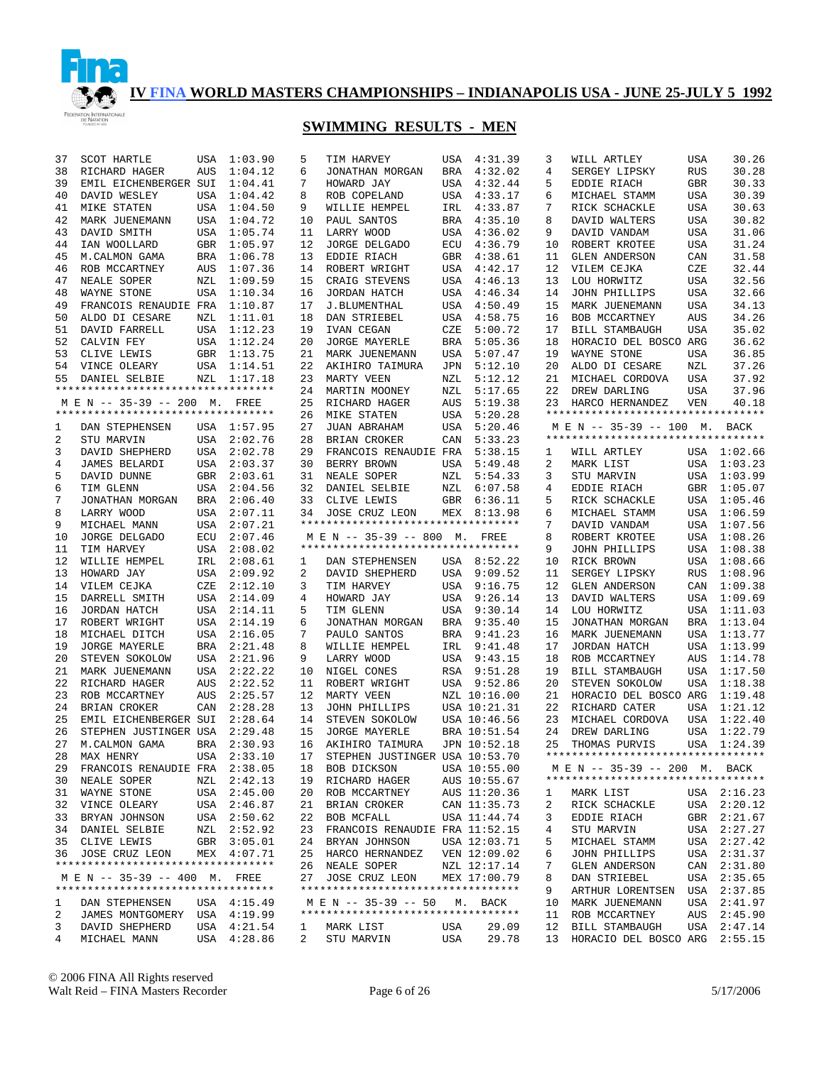# IV FINA WORLD MASTERS CHAMPIONSHIPS – INDIANAPOLIS USA - JUNE 25-JULY 5 1992

## SWIMMING RESULTS - MEN

| | | | |
|---|---|---|---|
| 37 | SCOT HARTLE | USA | 1:03.90 |
| 38 | RICHARD HAGER | AUS | 1:04.12 |
| 39 | EMIL EICHENBERGER | SUI | 1:04.41 |
| 40 | DAVID WESLEY | USA | 1:04.42 |
| 41 | MIKE STATEN | USA | 1:04.50 |
| 42 | MARK JUENEMANN | USA | 1:04.72 |
| 43 | DAVID SMITH | USA | 1:05.74 |
| 44 | IAN WOOLLARD | GBR | 1:05.97 |
| 45 | M.CALMON GAMA | BRA | 1:06.78 |
| 46 | ROB MCCARTNEY | AUS | 1:07.36 |
| 47 | NEALE SOPER | NZL | 1:09.59 |
| 48 | WAYNE STONE | USA | 1:10.34 |
| 49 | FRANCOIS RENAUDIE | FRA | 1:10.87 |
| 50 | ALDO DI CESARE | NZL | 1:11.01 |
| 51 | DAVID FARRELL | USA | 1:12.23 |
| 52 | CALVIN FEY | USA | 1:12.24 |
| 53 | CLIVE LEWIS | GBR | 1:13.75 |
| 54 | VINCE OLEARY | USA | 1:14.51 |
| 55 | DANIEL SELBIE | NZL | 1:17.18 |

### M E N -- 35-39 -- 200 M. FREE

| | | | |
|---|---|---|---|
| 1 | DAN STEPHENSEN | USA | 1:57.95 |
| 2 | STU MARVIN | USA | 2:02.76 |
| 3 | DAVID SHEPHERD | USA | 2:02.78 |
| 4 | JAMES BELARDI | USA | 2:03.37 |
| 5 | DAVID DUNNE | GBR | 2:03.61 |
| 6 | TIM GLENN | USA | 2:04.56 |
| 7 | JONATHAN MORGAN | BRA | 2:06.40 |
| 8 | LARRY WOOD | USA | 2:07.11 |
| 9 | MICHAEL MANN | USA | 2:07.21 |
| 10 | JORGE DELGADO | ECU | 2:07.46 |
| 11 | TIM HARVEY | USA | 2:08.02 |
| 12 | WILLIE HEMPEL | IRL | 2:08.61 |
| 13 | HOWARD JAY | USA | 2:09.92 |
| 14 | VILEM CEJKA | CZE | 2:12.10 |
| 15 | DARRELL SMITH | USA | 2:14.09 |
| 16 | JORDAN HATCH | USA | 2:14.11 |
| 17 | ROBERT WRIGHT | USA | 2:14.19 |
| 18 | MICHAEL DITCH | USA | 2:16.05 |
| 19 | JORGE MAYERLE | BRA | 2:21.48 |
| 20 | STEVEN SOKOLOW | USA | 2:21.96 |
| 21 | MARK JUENEMANN | USA | 2:22.22 |
| 22 | RICHARD HAGER | AUS | 2:22.52 |
| 23 | ROB MCCARTNEY | AUS | 2:25.57 |
| 24 | BRIAN CROKER | CAN | 2:28.28 |
| 25 | EMIL EICHENBERGER | SUI | 2:28.64 |
| 26 | STEPHEN JUSTINGER | USA | 2:29.48 |
| 27 | M.CALMON GAMA | BRA | 2:30.93 |
| 28 | MAX HENRY | USA | 2:33.10 |
| 29 | FRANCOIS RENAUDIE | FRA | 2:38.05 |
| 30 | NEALE SOPER | NZL | 2:42.13 |
| 31 | WAYNE STONE | USA | 2:45.00 |
| 32 | VINCE OLEARY | USA | 2:46.87 |
| 33 | BRYAN JOHNSON | USA | 2:50.62 |
| 34 | DANIEL SELBIE | NZL | 2:52.92 |
| 35 | CLIVE LEWIS | GBR | 3:05.01 |
| 36 | JOSE CRUZ LEON | MEX | 4:07.71 |

### M E N -- 35-39 -- 400 M. FREE

| | | | |
|---|---|---|---|
| 1 | DAN STEPHENSEN | USA | 4:15.49 |
| 2 | JAMES MONTGOMERY | USA | 4:19.99 |
| 3 | DAVID SHEPHERD | USA | 4:21.54 |
| 4 | MICHAEL MANN | USA | 4:28.86 |
| 5 | TIM HARVEY | USA | 4:31.39 |
| 6 | JONATHAN MORGAN | BRA | 4:32.02 |
| 7 | HOWARD JAY | USA | 4:32.44 |
| 8 | ROB COPELAND | USA | 4:33.17 |
| 9 | WILLIE HEMPEL | IRL | 4:33.87 |
| 10 | PAUL SANTOS | BRA | 4:35.10 |
| 11 | LARRY WOOD | USA | 4:36.02 |
| 12 | JORGE DELGADO | ECU | 4:36.79 |
| 13 | EDDIE RIACH | GBR | 4:38.61 |
| 14 | ROBERT WRIGHT | USA | 4:42.17 |
| 15 | CRAIG STEVENS | USA | 4:46.13 |
| 16 | JORDAN HATCH | USA | 4:46.34 |
| 17 | J.BLUMENTHAL | USA | 4:50.49 |
| 18 | DAN STRIEBEL | USA | 4:58.75 |
| 19 | IVAN CEGAN | CZE | 5:00.72 |
| 20 | JORGE MAYERLE | BRA | 5:05.36 |
| 21 | MARK JUENEMANN | USA | 5:07.47 |
| 22 | AKIHIRO TAIMURA | JPN | 5:12.10 |
| 23 | MARTY VEEN | NZL | 5:12.12 |
| 24 | MARTIN MOONEY | NZL | 5:17.65 |
| 25 | RICHARD HAGER | AUS | 5:19.38 |
| 26 | MIKE STATEN | USA | 5:20.28 |
| 27 | JUAN ABRAHAM | USA | 5:20.46 |
| 28 | BRIAN CROKER | CAN | 5:33.23 |
| 29 | FRANCOIS RENAUDIE | FRA | 5:38.15 |
| 30 | BERRY BROWN | USA | 5:49.48 |
| 31 | NEALE SOPER | NZL | 5:54.33 |
| 32 | DANIEL SELBIE | NZL | 6:07.58 |
| 33 | CLIVE LEWIS | GBR | 6:36.11 |
| 34 | JOSE CRUZ LEON | MEX | 8:13.98 |

### M E N -- 35-39 -- 800 M. FREE

| | | | |
|---|---|---|---|
| 1 | DAN STEPHENSEN | USA | 8:52.22 |
| 2 | DAVID SHEPHERD | USA | 9:09.52 |
| 3 | TIM HARVEY | USA | 9:16.75 |
| 4 | HOWARD JAY | USA | 9:26.14 |
| 5 | TIM GLENN | USA | 9:30.14 |
| 6 | JONATHAN MORGAN | BRA | 9:35.40 |
| 7 | PAULO SANTOS | BRA | 9:41.23 |
| 8 | WILLIE HEMPEL | IRL | 9:41.48 |
| 9 | LARRY WOOD | USA | 9:43.15 |
| 10 | NIGEL CONES | RSA | 9:51.28 |
| 11 | ROBERT WRIGHT | USA | 9:52.86 |
| 12 | MARTY VEEN | NZL | 10:16.00 |
| 13 | JOHN PHILLIPS | USA | 10:21.31 |
| 14 | STEVEN SOKOLOW | USA | 10:46.56 |
| 15 | JORGE MAYERLE | BRA | 10:51.54 |
| 16 | AKIHIRO TAIMURA | JPN | 10:52.18 |
| 17 | STEPHEN JUSTINGER | USA | 10:53.70 |
| 18 | BOB DICKSON | USA | 10:55.00 |
| 19 | RICHARD HAGER | AUS | 10:55.67 |
| 20 | ROB MCCARTNEY | AUS | 11:20.36 |
| 21 | BRIAN CROKER | CAN | 11:35.73 |
| 22 | BOB MCFALL | USA | 11:44.74 |
| 23 | FRANCOIS RENAUDIE | FRA | 11:52.15 |
| 24 | BRYAN JOHNSON | USA | 12:03.71 |
| 25 | HARCO HERNANDEZ | VEN | 12:09.02 |
| 26 | NEALE SOPER | NZL | 12:17.14 |
| 27 | JOSE CRUZ LEON | MEX | 17:00.79 |

### M E N -- 35-39 -- 50 M. BACK

| | | | |
|---|---|---|---|
| 1 | MARK LIST | USA | 29.09 |
| 2 | STU MARVIN | USA | 29.78 |
| 3 | WILL ARTLEY | USA | 30.26 |
| 4 | SERGEY LIPSKY | RUS | 30.28 |
| 5 | EDDIE RIACH | GBR | 30.33 |
| 6 | MICHAEL STAMM | USA | 30.39 |
| 7 | RICK SCHACKLE | USA | 30.63 |
| 8 | DAVID WALTERS | USA | 30.82 |
| 9 | DAVID VANDAM | USA | 31.06 |
| 10 | ROBERT KROTEE | USA | 31.24 |
| 11 | GLEN ANDERSON | CAN | 31.58 |
| 12 | VILEM CEJKA | CZE | 32.44 |
| 13 | LOU HORWITZ | USA | 32.56 |
| 14 | JOHN PHILLIPS | USA | 32.66 |
| 15 | MARK JUENEMANN | USA | 34.13 |
| 16 | BOB MCCARTNEY | AUS | 34.26 |
| 17 | BILL STAMBAUGH | USA | 35.02 |
| 18 | HORACIO DEL BOSCO | ARG | 36.62 |
| 19 | WAYNE STONE | USA | 36.85 |
| 20 | ALDO DI CESARE | NZL | 37.26 |
| 21 | MICHAEL CORDOVA | USA | 37.92 |
| 22 | DREW DARLING | USA | 37.96 |
| 23 | HARCO HERNANDEZ | VEN | 40.18 |

### M E N -- 35-39 -- 100 M. BACK

| | | | |
|---|---|---|---|
| 1 | WILL ARTLEY | USA | 1:02.66 |
| 2 | MARK LIST | USA | 1:03.23 |
| 3 | STU MARVIN | USA | 1:03.99 |
| 4 | EDDIE RIACH | GBR | 1:05.07 |
| 5 | RICK SCHACKLE | USA | 1:05.46 |
| 6 | MICHAEL STAMM | USA | 1:06.59 |
| 7 | DAVID VANDAM | USA | 1:07.56 |
| 8 | ROBERT KROTEE | USA | 1:08.26 |
| 9 | JOHN PHILLIPS | USA | 1:08.38 |
| 10 | RICK BROWN | USA | 1:08.66 |
| 11 | SERGEY LIPSKY | RUS | 1:08.96 |
| 12 | GLEN ANDERSON | CAN | 1:09.38 |
| 13 | DAVID WALTERS | USA | 1:09.69 |
| 14 | LOU HORWITZ | USA | 1:11.03 |
| 15 | JONATHAN MORGAN | BRA | 1:13.04 |
| 16 | MARK JUENEMANN | USA | 1:13.77 |
| 17 | JORDAN HATCH | USA | 1:13.99 |
| 18 | ROB MCCARTNEY | AUS | 1:14.78 |
| 19 | BILL STAMBAUGH | USA | 1:17.50 |
| 20 | STEVEN SOKOLOW | USA | 1:18.38 |
| 21 | HORACIO DEL BOSCO | ARG | 1:19.48 |
| 22 | RICHARD CATER | USA | 1:21.12 |
| 23 | MICHAEL CORDOVA | USA | 1:22.40 |
| 24 | DREW DARLING | USA | 1:22.79 |
| 25 | THOMAS PURVIS | USA | 1:24.39 |

### M E N -- 35-39 -- 200 M. BACK

| | | | |
|---|---|---|---|
| 1 | MARK LIST | USA | 2:16.23 |
| 2 | RICK SCHACKLE | USA | 2:20.12 |
| 3 | EDDIE RIACH | GBR | 2:21.67 |
| 4 | STU MARVIN | USA | 2:27.27 |
| 5 | MICHAEL STAMM | USA | 2:27.42 |
| 6 | JOHN PHILLIPS | USA | 2:31.37 |
| 7 | GLEN ANDERSON | CAN | 2:31.80 |
| 8 | DAN STRIEBEL | USA | 2:35.65 |
| 9 | ARTHUR LORENTSEN | USA | 2:37.85 |
| 10 | MARK JUENEMANN | USA | 2:41.97 |
| 11 | ROB MCCARTNEY | AUS | 2:45.90 |
| 12 | BILL STAMBAUGH | USA | 2:47.14 |
| 13 | HORACIO DEL BOSCO | ARG | 2:55.15 |

© 2006 FINA All Rights reserved
Walt Reid – FINA Masters Recorder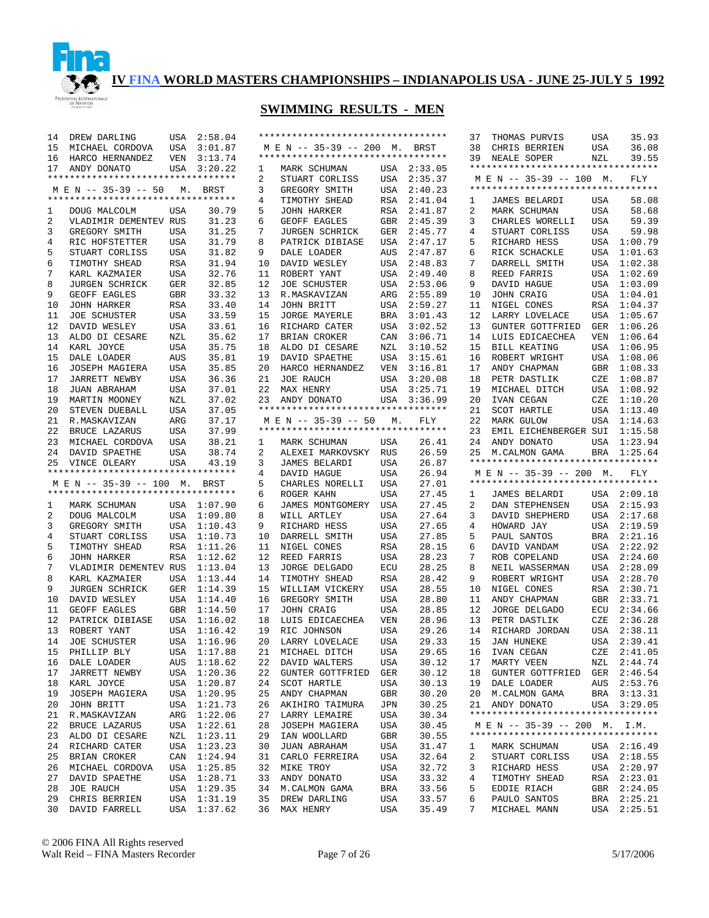# IV FINA WORLD MASTERS CHAMPIONSHIPS – INDIANAPOLIS USA - JUNE 25-JULY 5 1992

## SWIMMING RESULTS - MEN

| Place | Name | Country | Time |
|---|---|---|---|
| 14 | DREW DARLING | USA | 2:58.04 |
| 15 | MICHAEL CORDOVA | USA | 3:01.87 |
| 16 | HARCO HERNANDEZ | VEN | 3:13.74 |
| 17 | ANDY DONATO | USA | 3:20.22 |

### M E N -- 35-39 -- 50 M. BRST

| Place | Name | Country | Time |
|---|---|---|---|
| 1 | DOUG MALCOLM | USA | 30.79 |
| 2 | VLADIMIR DEMENTEV | RUS | 31.23 |
| 3 | GREGORY SMITH | USA | 31.25 |
| 4 | RIC HOFSTETTER | USA | 31.79 |
| 5 | STUART CORLISS | USA | 31.82 |
| 6 | TIMOTHY SHEAD | RSA | 31.94 |
| 7 | KARL KAZMAIER | USA | 32.76 |
| 8 | JURGEN SCHRICK | GER | 32.85 |
| 9 | GEOFF EAGLES | GBR | 33.32 |
| 10 | JOHN HARKER | RSA | 33.40 |
| 11 | JOE SCHUSTER | USA | 33.59 |
| 12 | DAVID WESLEY | USA | 33.61 |
| 13 | ALDO DI CESARE | NZL | 35.62 |
| 14 | KARL JOYCE | USA | 35.75 |
| 15 | DALE LOADER | AUS | 35.81 |
| 16 | JOSEPH MAGIERA | USA | 35.85 |
| 17 | JARRETT NEWBY | USA | 36.36 |
| 18 | JUAN ABRAHAM | USA | 37.01 |
| 19 | MARTIN MOONEY | NZL | 37.02 |
| 20 | STEVEN DUEBALL | USA | 37.05 |
| 21 | R.MASKAVIZAN | ARG | 37.17 |
| 22 | BRUCE LAZARUS | USA | 37.99 |
| 23 | MICHAEL CORDOVA | USA | 38.21 |
| 24 | DAVID SPAETHE | USA | 38.74 |
| 25 | VINCE OLEARY | USA | 43.19 |

### M E N -- 35-39 -- 100 M. BRST

| Place | Name | Country | Time |
|---|---|---|---|
| 1 | MARK SCHUMAN | USA | 1:07.90 |
| 2 | DOUG MALCOLM | USA | 1:09.80 |
| 3 | GREGORY SMITH | USA | 1:10.43 |
| 4 | STUART CORLISS | USA | 1:10.73 |
| 5 | TIMOTHY SHEAD | RSA | 1:11.26 |
| 6 | JOHN HARKER | RSA | 1:12.62 |
| 7 | VLADIMIR DEMENTEV | RUS | 1:13.04 |
| 8 | KARL KAZMAIER | USA | 1:13.44 |
| 9 | JURGEN SCHRICK | GER | 1:14.39 |
| 10 | DAVID WESLEY | USA | 1:14.40 |
| 11 | GEOFF EAGLES | GBR | 1:14.50 |
| 12 | PATRICK DIBIASE | USA | 1:16.02 |
| 13 | ROBERT YANT | USA | 1:16.42 |
| 14 | JOE SCHUSTER | USA | 1:16.96 |
| 15 | PHILLIP BLY | USA | 1:17.88 |
| 16 | DALE LOADER | AUS | 1:18.62 |
| 17 | JARRETT NEWBY | USA | 1:20.36 |
| 18 | KARL JOYCE | USA | 1:20.87 |
| 19 | JOSEPH MAGIERA | USA | 1:20.95 |
| 20 | JOHN BRITT | USA | 1:21.73 |
| 21 | R.MASKAVIZAN | ARG | 1:22.06 |
| 22 | BRUCE LAZARUS | USA | 1:22.61 |
| 23 | ALDO DI CESARE | NZL | 1:23.11 |
| 24 | RICHARD CATER | USA | 1:23.23 |
| 25 | BRIAN CROKER | CAN | 1:24.94 |
| 26 | MICHAEL CORDOVA | USA | 1:25.85 |
| 27 | DAVID SPAETHE | USA | 1:28.71 |
| 28 | JOE RAUCH | USA | 1:29.35 |
| 29 | CHRIS BERRIEN | USA | 1:31.19 |
| 30 | DAVID FARRELL | USA | 1:37.62 |

### M E N -- 35-39 -- 200 M. BRST

| Place | Name | Country | Time |
|---|---|---|---|
| 1 | MARK SCHUMAN | USA | 2:33.05 |
| 2 | STUART CORLISS | USA | 2:35.37 |
| 3 | GREGORY SMITH | USA | 2:40.23 |
| 4 | TIMOTHY SHEAD | RSA | 2:41.04 |
| 5 | JOHN HARKER | RSA | 2:41.87 |
| 6 | GEOFF EAGLES | GBR | 2:45.39 |
| 7 | JURGEN SCHRICK | GER | 2:45.77 |
| 8 | PATRICK DIBIASE | USA | 2:47.17 |
| 9 | DALE LOADER | AUS | 2:47.87 |
| 10 | DAVID WESLEY | USA | 2:48.83 |
| 11 | ROBERT YANT | USA | 2:49.40 |
| 12 | JOE SCHUSTER | USA | 2:53.06 |
| 13 | R.MASKAVIZAN | ARG | 2:55.89 |
| 14 | JOHN BRITT | USA | 2:59.27 |
| 15 | JORGE MAYERLE | BRA | 3:01.43 |
| 16 | RICHARD CATER | USA | 3:02.52 |
| 17 | BRIAN CROKER | CAN | 3:06.71 |
| 18 | ALDO DI CESARE | NZL | 3:10.52 |
| 19 | DAVID SPAETHE | USA | 3:15.61 |
| 20 | HARCO HERNANDEZ | VEN | 3:16.81 |
| 21 | JOE RAUCH | USA | 3:20.08 |
| 22 | MAX HENRY | USA | 3:25.71 |
| 23 | ANDY DONATO | USA | 3:36.99 |

### M E N -- 35-39 -- 50 M. FLY

| Place | Name | Country | Time |
|---|---|---|---|
| 1 | MARK SCHUMAN | USA | 26.41 |
| 2 | ALEXEI MARKOVSKY | RUS | 26.59 |
| 3 | JAMES BELARDI | USA | 26.87 |
| 4 | DAVID HAGUE | USA | 26.94 |
| 5 | CHARLES NORELLI | USA | 27.01 |
| 6 | ROGER KAHN | USA | 27.45 |
| 6 | JAMES MONTGOMERY | USA | 27.45 |
| 8 | WILL ARTLEY | USA | 27.64 |
| 9 | RICHARD HESS | USA | 27.65 |
| 10 | DARRELL SMITH | USA | 27.85 |
| 11 | NIGEL CONES | RSA | 28.15 |
| 12 | REED FARRIS | USA | 28.23 |
| 13 | JORGE DELGADO | ECU | 28.25 |
| 14 | TIMOTHY SHEAD | RSA | 28.42 |
| 15 | WILLIAM VICKERY | USA | 28.55 |
| 16 | GREGORY SMITH | USA | 28.80 |
| 17 | JOHN CRAIG | USA | 28.85 |
| 18 | LUIS EDICAECHEA | VEN | 28.96 |
| 19 | RIC JOHNSON | USA | 29.26 |
| 20 | LARRY LOVELACE | USA | 29.33 |
| 21 | MICHAEL DITCH | USA | 29.65 |
| 22 | DAVID WALTERS | USA | 30.12 |
| 22 | GUNTER GOTTFRIED | GER | 30.12 |
| 24 | SCOT HARTLE | USA | 30.13 |
| 25 | ANDY CHAPMAN | GBR | 30.20 |
| 26 | AKIHIRO TAIMURA | JPN | 30.25 |
| 27 | LARRY LEMAIRE | USA | 30.34 |
| 28 | JOSEPH MAGIERA | USA | 30.45 |
| 29 | IAN WOOLLARD | GBR | 30.55 |
| 30 | JUAN ABRAHAM | USA | 31.47 |
| 31 | CARLO FERREIRA | USA | 32.64 |
| 32 | MIKE TROY | USA | 32.72 |
| 33 | ANDY DONATO | USA | 33.32 |
| 34 | M.CALMON GAMA | BRA | 33.56 |
| 35 | DREW DARLING | USA | 33.57 |
| 36 | MAX HENRY | USA | 35.49 |
| 37 | THOMAS PURVIS | USA | 35.93 |
| 38 | CHRIS BERRIEN | USA | 36.08 |
| 39 | NEALE SOPER | NZL | 39.55 |

### M E N -- 35-39 -- 100 M. FLY

| Place | Name | Country | Time |
|---|---|---|---|
| 1 | JAMES BELARDI | USA | 58.08 |
| 2 | MARK SCHUMAN | USA | 58.68 |
| 3 | CHARLES WORELLI | USA | 59.39 |
| 4 | STUART CORLISS | USA | 59.98 |
| 5 | RICHARD HESS | USA | 1:00.79 |
| 6 | RICK SCHACKLE | USA | 1:01.63 |
| 7 | DARRELL SMITH | USA | 1:02.38 |
| 8 | REED FARRIS | USA | 1:02.69 |
| 9 | DAVID HAGUE | USA | 1:03.09 |
| 10 | JOHN CRAIG | USA | 1:04.01 |
| 11 | NIGEL CONES | RSA | 1:04.37 |
| 12 | LARRY LOVELACE | USA | 1:05.67 |
| 13 | GUNTER GOTTFRIED | GER | 1:06.26 |
| 14 | LUIS EDICAECHEA | VEN | 1:06.64 |
| 15 | BILL KEATING | USA | 1:06.95 |
| 16 | ROBERT WRIGHT | USA | 1:08.06 |
| 17 | ANDY CHAPMAN | GBR | 1:08.33 |
| 18 | PETR DASTLIK | CZE | 1:08.87 |
| 19 | MICHAEL DITCH | USA | 1:08.92 |
| 20 | IVAN CEGAN | CZE | 1:10.20 |
| 21 | SCOT HARTLE | USA | 1:13.40 |
| 22 | MARK GULOW | USA | 1:14.63 |
| 23 | EMIL EICHENBERGER | SUI | 1:15.58 |
| 24 | ANDY DONATO | USA | 1:23.94 |
| 25 | M.CALMON GAMA | BRA | 1:25.64 |

### M E N -- 35-39 -- 200 M. FLY

| Place | Name | Country | Time |
|---|---|---|---|
| 1 | JAMES BELARDI | USA | 2:09.18 |
| 2 | DAN STEPHENSEN | USA | 2:15.93 |
| 3 | DAVID SHEPHERD | USA | 2:17.68 |
| 4 | HOWARD JAY | USA | 2:19.59 |
| 5 | PAUL SANTOS | BRA | 2:21.16 |
| 6 | DAVID VANDAM | USA | 2:22.92 |
| 7 | ROB COPELAND | USA | 2:24.60 |
| 8 | NEIL WASSERMAN | USA | 2:28.09 |
| 9 | ROBERT WRIGHT | USA | 2:28.70 |
| 10 | NIGEL CONES | RSA | 2:30.71 |
| 11 | ANDY CHAPMAN | GBR | 2:33.71 |
| 12 | JORGE DELGADO | ECU | 2:34.66 |
| 13 | PETR DASTLIK | CZE | 2:36.28 |
| 14 | RICHARD JORDAN | USA | 2:38.11 |
| 15 | JAN HUNEKE | USA | 2:39.41 |
| 16 | IVAN CEGAN | CZE | 2:41.05 |
| 17 | MARTY VEEN | NZL | 2:44.74 |
| 18 | GUNTER GOTTFRIED | GER | 2:46.54 |
| 19 | DALE LOADER | AUS | 2:53.76 |
| 20 | M.CALMON GAMA | BRA | 3:13.31 |
| 21 | ANDY DONATO | USA | 3:29.05 |

### M E N -- 35-39 -- 200 M. I.M.

| Place | Name | Country | Time |
|---|---|---|---|
| 1 | MARK SCHUMAN | USA | 2:16.49 |
| 2 | STUART CORLISS | USA | 2:18.55 |
| 3 | RICHARD HESS | USA | 2:20.97 |
| 4 | TIMOTHY SHEAD | RSA | 2:23.01 |
| 5 | EDDIE RIACH | GBR | 2:24.05 |
| 6 | PAULO SANTOS | BRA | 2:25.21 |
| 7 | MICHAEL MANN | USA | 2:25.51 |

© 2006 FINA All Rights reserved
Walt Reid – FINA Masters Recorder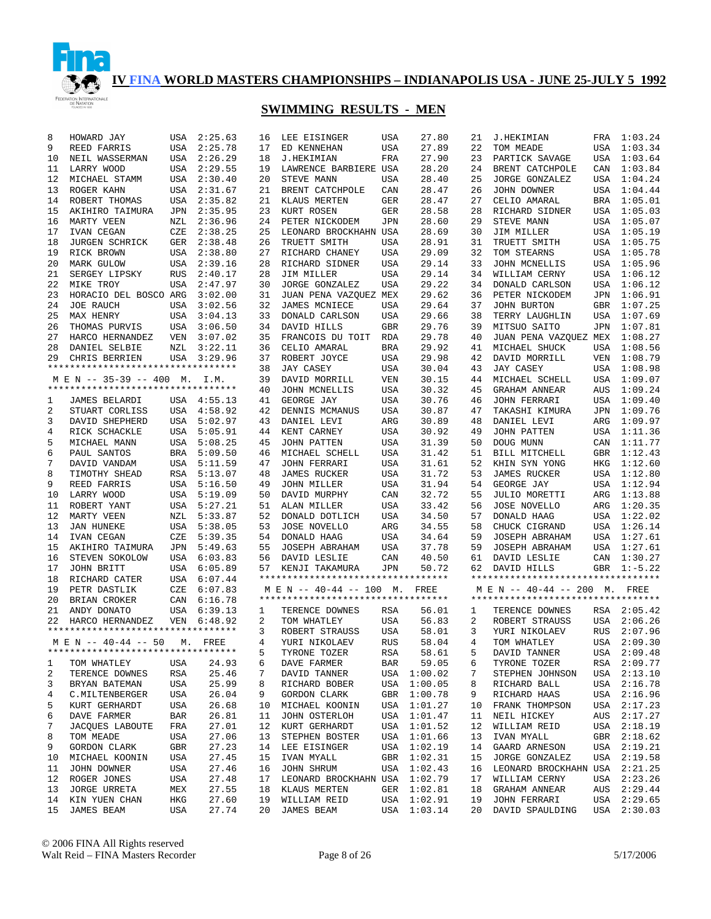# IV FINA WORLD MASTERS CHAMPIONSHIPS – INDIANAPOLIS USA - JUNE 25-JULY 5 1992

## SWIMMING RESULTS - MEN

| Place | Name | Country | Time |
|---|---|---|---|
| 8 | HOWARD JAY | USA | 2:25.63 |
| 9 | REED FARRIS | USA | 2:25.78 |
| 10 | NEIL WASSERMAN | USA | 2:26.29 |
| 11 | LARRY WOOD | USA | 2:29.55 |
| 12 | MICHAEL STAMM | USA | 2:30.40 |
| 13 | ROGER KAHN | USA | 2:31.67 |
| 14 | ROBERT THOMAS | USA | 2:35.82 |
| 15 | AKIHIRO TAIMURA | JPN | 2:35.95 |
| 16 | MARTY VEEN | NZL | 2:36.96 |
| 17 | IVAN CEGAN | CZE | 2:38.25 |
| 18 | JURGEN SCHRICK | GER | 2:38.48 |
| 19 | RICK BROWN | USA | 2:38.80 |
| 20 | MARK GULOW | USA | 2:39.16 |
| 21 | SERGEY LIPSKY | RUS | 2:40.17 |
| 22 | MIKE TROY | USA | 2:47.97 |
| 23 | HORACIO DEL BOSCO | ARG | 3:02.00 |
| 24 | JOE RAUCH | USA | 3:02.56 |
| 25 | MAX HENRY | USA | 3:04.13 |
| 26 | THOMAS PURVIS | USA | 3:06.50 |
| 27 | HARCO HERNANDEZ | VEN | 3:07.02 |
| 28 | DANIEL SELBIE | NZL | 3:22.11 |
| 29 | CHRIS BERRIEN | USA | 3:29.96 |

### M E N -- 35-39 -- 400 M. I.M.

| Place | Name | Country | Time |
|---|---|---|---|
| 1 | JAMES BELARDI | USA | 4:55.13 |
| 2 | STUART CORLISS | USA | 4:58.92 |
| 3 | DAVID SHEPHERD | USA | 5:02.97 |
| 4 | RICK SCHACKLE | USA | 5:05.91 |
| 5 | MICHAEL MANN | USA | 5:08.25 |
| 6 | PAUL SANTOS | BRA | 5:09.50 |
| 7 | DAVID VANDAM | USA | 5:11.59 |
| 8 | TIMOTHY SHEAD | RSA | 5:13.07 |
| 9 | REED FARRIS | USA | 5:16.50 |
| 10 | LARRY WOOD | USA | 5:19.09 |
| 11 | ROBERT YANT | USA | 5:27.21 |
| 12 | MARTY VEEN | NZL | 5:33.87 |
| 13 | JAN HUNEKE | USA | 5:38.05 |
| 14 | IVAN CEGAN | CZE | 5:39.35 |
| 15 | AKIHIRO TAIMURA | JPN | 5:49.63 |
| 16 | STEVEN SOKOLOW | USA | 6:03.83 |
| 17 | JOHN BRITT | USA | 6:05.89 |
| 18 | RICHARD CATER | USA | 6:07.44 |
| 19 | PETR DASTLIK | CZE | 6:07.83 |
| 20 | BRIAN CROKER | CAN | 6:16.78 |
| 21 | ANDY DONATO | USA | 6:39.13 |
| 22 | HARCO HERNANDEZ | VEN | 6:48.92 |

### M E N -- 40-44 -- 50 M. FREE

| Place | Name | Country | Time |
|---|---|---|---|
| 1 | TOM WHATLEY | USA | 24.93 |
| 2 | TERENCE DOWNES | RSA | 25.46 |
| 3 | BRYAN BATEMAN | USA | 25.99 |
| 4 | C.MILTENBERGER | USA | 26.04 |
| 5 | KURT GERHARDT | USA | 26.68 |
| 6 | DAVE FARMER | BAR | 26.81 |
| 7 | JACQUES LABOUTE | FRA | 27.01 |
| 8 | TOM MEADE | USA | 27.06 |
| 9 | GORDON CLARK | GBR | 27.23 |
| 10 | MICHAEL KOONIN | USA | 27.45 |
| 11 | JOHN DOWNER | USA | 27.46 |
| 12 | ROGER JONES | USA | 27.48 |
| 13 | JORGE URRETA | MEX | 27.55 |
| 14 | KIN YUEN CHAN | HKG | 27.60 |
| 15 | JAMES BEAM | USA | 27.74 |
| 16 | LEE EISINGER | USA | 27.80 |
| 17 | ED KENNEHAN | USA | 27.89 |
| 18 | J.HEKIMIAN | FRA | 27.90 |
| 19 | LAWRENCE BARBIERE | USA | 28.20 |
| 20 | STEVE MANN | USA | 28.40 |
| 21 | BRENT CATCHPOLE | CAN | 28.47 |
| 21 | KLAUS MERTEN | GER | 28.47 |
| 23 | KURT ROSEN | GER | 28.58 |
| 24 | PETER NICKODEM | JPN | 28.60 |
| 25 | LEONARD BROCKHAHN | USA | 28.69 |
| 26 | TRUETT SMITH | USA | 28.91 |
| 27 | RICHARD CHANEY | USA | 29.09 |
| 28 | RICHARD SIDNER | USA | 29.14 |
| 28 | JIM MILLER | USA | 29.14 |
| 30 | JORGE GONZALEZ | USA | 29.22 |
| 31 | JUAN PENA VAZQUEZ | MEX | 29.62 |
| 32 | JAMES MCNIECE | USA | 29.64 |
| 33 | DONALD CARLSON | USA | 29.66 |
| 34 | DAVID HILLS | GBR | 29.76 |
| 35 | FRANCOIS DU TOIT | RDA | 29.78 |
| 36 | CELIO AMARAL | BRA | 29.92 |
| 37 | ROBERT JOYCE | USA | 29.98 |
| 38 | JAY CASEY | USA | 30.04 |
| 39 | DAVID MORRILL | VEN | 30.15 |
| 40 | JOHN MCNELLIS | USA | 30.32 |
| 41 | GEORGE JAY | USA | 30.76 |
| 42 | DENNIS MCMANUS | USA | 30.87 |
| 43 | DANIEL LEVI | ARG | 30.89 |
| 44 | KENT CARNEY | USA | 30.92 |
| 45 | JOHN PATTEN | USA | 31.39 |
| 46 | MICHAEL SCHELL | USA | 31.42 |
| 47 | JOHN FERRARI | USA | 31.61 |
| 48 | JAMES RUCKER | USA | 31.72 |
| 49 | JOHN MILLER | USA | 31.94 |
| 50 | DAVID MURPHY | CAN | 32.72 |
| 51 | ALAN MILLER | USA | 33.42 |
| 52 | DONALD DOTLICH | USA | 34.50 |
| 53 | JOSE NOVELLO | ARG | 34.55 |
| 54 | DONALD HAAG | USA | 34.64 |
| 55 | JOSEPH ABRAHAM | USA | 37.78 |
| 56 | DAVID LESLIE | CAN | 40.50 |
| 57 | KENJI TAKAMURA | JPN | 50.72 |

### M E N -- 40-44 -- 100 M. FREE

| Place | Name | Country | Time |
|---|---|---|---|
| 1 | TERENCE DOWNES | RSA | 56.01 |
| 2 | TOM WHATLEY | USA | 56.83 |
| 3 | ROBERT STRAUSS | USA | 58.01 |
| 4 | YURI NIKOLAEV | RUS | 58.04 |
| 5 | TYRONE TOZER | RSA | 58.61 |
| 6 | DAVE FARMER | BAR | 59.05 |
| 7 | DAVID TANNER | USA | 1:00.02 |
| 8 | RICHARD BOBER | USA | 1:00.05 |
| 9 | GORDON CLARK | GBR | 1:00.78 |
| 10 | MICHAEL KOONIN | USA | 1:01.27 |
| 11 | JOHN OSTERLOH | USA | 1:01.47 |
| 12 | KURT GERHARDT | USA | 1:01.52 |
| 13 | STEPHEN BOSTER | USA | 1:01.66 |
| 14 | LEE EISINGER | USA | 1:02.19 |
| 15 | IVAN MYALL | GBR | 1:02.31 |
| 16 | JOHN SHRUM | USA | 1:02.43 |
| 17 | LEONARD BROCKHAHN | USA | 1:02.79 |
| 18 | KLAUS MERTEN | GER | 1:02.81 |
| 19 | WILLIAM REID | USA | 1:02.91 |
| 20 | JAMES BEAM | USA | 1:03.14 |
| 21 | J.HEKIMIAN | FRA | 1:03.24 |
| 22 | TOM MEADE | USA | 1:03.34 |
| 23 | PARTICK SAVAGE | USA | 1:03.64 |
| 24 | BRENT CATCHPOLE | CAN | 1:03.84 |
| 25 | JORGE GONZALEZ | USA | 1:04.24 |
| 26 | JOHN DOWNER | USA | 1:04.44 |
| 27 | CELIO AMARAL | BRA | 1:05.01 |
| 28 | RICHARD SIDNER | USA | 1:05.03 |
| 29 | STEVE MANN | USA | 1:05.07 |
| 30 | JIM MILLER | USA | 1:05.19 |
| 31 | TRUETT SMITH | USA | 1:05.75 |
| 32 | TOM STEARNS | USA | 1:05.78 |
| 33 | JOHN MCNELLIS | USA | 1:05.96 |
| 34 | WILLIAM CERNY | USA | 1:06.12 |
| 34 | DONALD CARLSON | USA | 1:06.12 |
| 36 | PETER NICKODEM | JPN | 1:06.91 |
| 37 | JOHN BURTON | GBR | 1:07.25 |
| 38 | TERRY LAUGHLIN | USA | 1:07.69 |
| 39 | MITSUO SAITO | JPN | 1:07.81 |
| 40 | JUAN PENA VAZQUEZ | MEX | 1:08.27 |
| 41 | MICHAEL SHUCK | USA | 1:08.56 |
| 42 | DAVID MORRILL | VEN | 1:08.79 |
| 43 | JAY CASEY | USA | 1:08.98 |
| 44 | MICHAEL SCHELL | USA | 1:09.07 |
| 45 | GRAHAM ANNEAR | AUS | 1:09.24 |
| 46 | JOHN FERRARI | USA | 1:09.40 |
| 47 | TAKASHI KIMURA | JPN | 1:09.76 |
| 48 | DANIEL LEVI | ARG | 1:09.97 |
| 49 | JOHN PATTEN | USA | 1:11.36 |
| 50 | DOUG MUNN | CAN | 1:11.77 |
| 51 | BILL MITCHELL | GBR | 1:12.43 |
| 52 | KHIN SYN YONG | HKG | 1:12.60 |
| 53 | JAMES RUCKER | USA | 1:12.80 |
| 54 | GEORGE JAY | USA | 1:12.94 |
| 55 | JULIO MORETTI | ARG | 1:13.88 |
| 56 | JOSE NOVELLO | ARG | 1:20.35 |
| 57 | DONALD HAAG | USA | 1:22.02 |
| 58 | CHUCK CIGRAND | USA | 1:26.14 |
| 59 | JOSEPH ABRAHAM | USA | 1:27.61 |
| 59 | JOSEPH ABRAHAM | USA | 1:27.61 |
| 61 | DAVID LESLIE | CAN | 1:30.27 |
| 62 | DAVID HILLS | GBR | 1:-5.22 |

### M E N -- 40-44 -- 200 M. FREE

| Place | Name | Country | Time |
|---|---|---|---|
| 1 | TERENCE DOWNES | RSA | 2:05.42 |
| 2 | ROBERT STRAUSS | USA | 2:06.26 |
| 3 | YURI NIKOLAEV | RUS | 2:07.96 |
| 4 | TOM WHATLEY | USA | 2:09.30 |
| 5 | DAVID TANNER | USA | 2:09.48 |
| 6 | TYRONE TOZER | RSA | 2:09.77 |
| 7 | STEPHEN JOHNSON | USA | 2:13.10 |
| 8 | RICHARD BALL | USA | 2:16.78 |
| 9 | RICHARD HAAS | USA | 2:16.96 |
| 10 | FRANK THOMPSON | USA | 2:17.23 |
| 11 | NEIL HICKEY | AUS | 2:17.27 |
| 12 | WILLIAM REID | USA | 2:18.19 |
| 13 | IVAN MYALL | GBR | 2:18.62 |
| 14 | GAARD ARNESON | USA | 2:19.21 |
| 15 | JORGE GONZALEZ | USA | 2:19.58 |
| 16 | LEONARD BROCKHAHN | USA | 2:21.25 |
| 17 | WILLIAM CERNY | USA | 2:23.26 |
| 18 | GRAHAM ANNEAR | AUS | 2:29.44 |
| 19 | JOHN FERRARI | USA | 2:29.65 |
| 20 | DAVID SPAULDING | USA | 2:30.03 |

© 2006 FINA All Rights reserved
Walt Reid – FINA Masters Recorder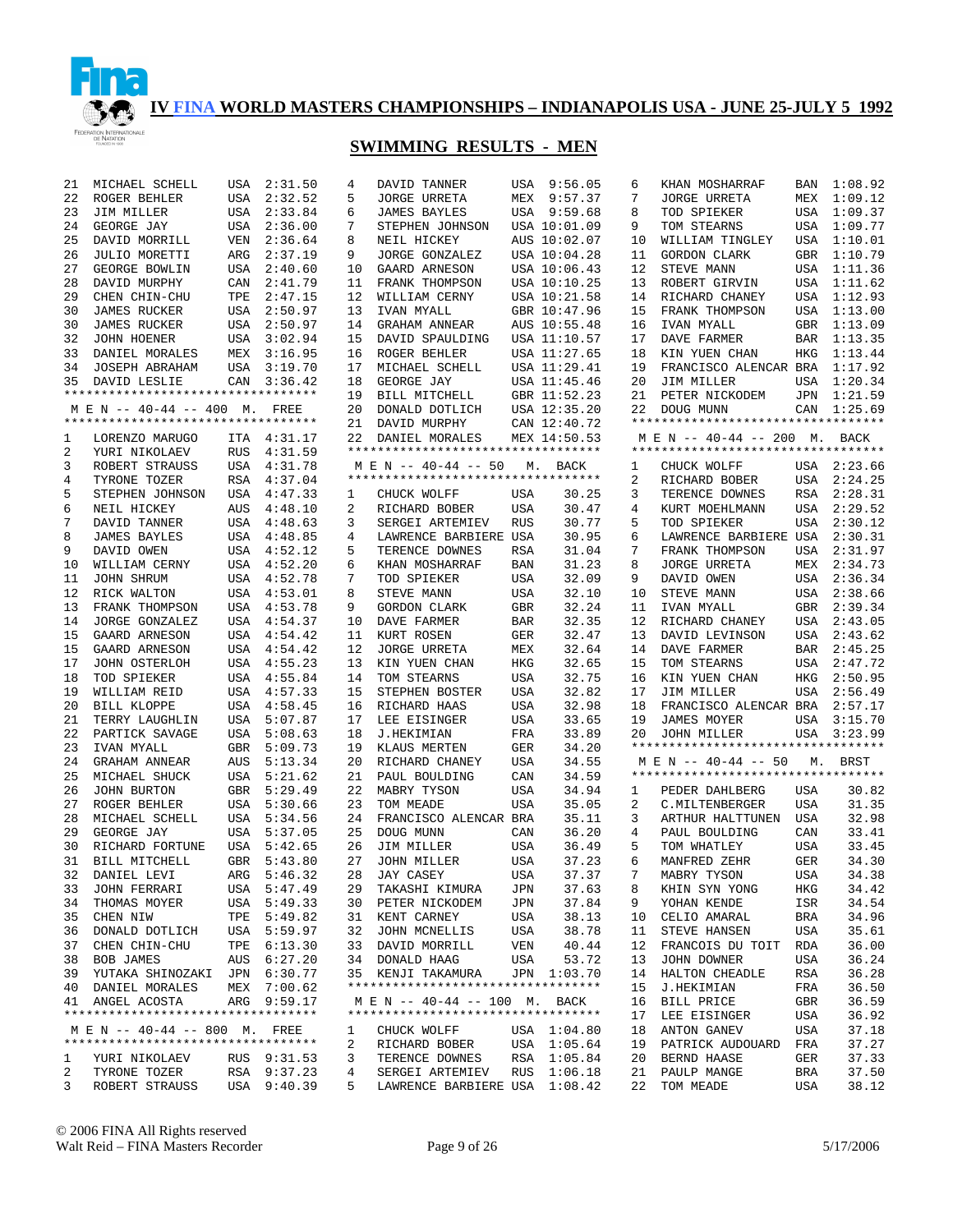# IV FINA WORLD MASTERS CHAMPIONSHIPS – INDIANAPOLIS USA - JUNE 25-JULY 5 1992

## SWIMMING RESULTS - MEN

| | | | |
|---|---|---|---|
| 21 | MICHAEL SCHELL | USA | 2:31.50 |
| 22 | ROGER BEHLER | USA | 2:32.52 |
| 23 | JIM MILLER | USA | 2:33.84 |
| 24 | GEORGE JAY | USA | 2:36.00 |
| 25 | DAVID MORRILL | VEN | 2:36.64 |
| 26 | JULIO MORETTI | ARG | 2:37.19 |
| 27 | GEORGE BOWLIN | USA | 2:40.60 |
| 28 | DAVID MURPHY | CAN | 2:41.79 |
| 29 | CHEN CHIN-CHU | TPE | 2:47.15 |
| 30 | JAMES RUCKER | USA | 2:50.97 |
| 30 | JAMES RUCKER | USA | 2:50.97 |
| 32 | JOHN HOENER | USA | 3:02.94 |
| 33 | DANIEL MORALES | MEX | 3:16.95 |
| 34 | JOSEPH ABRAHAM | USA | 3:19.70 |
| 35 | DAVID LESLIE | CAN | 3:36.42 |

### M E N -- 40-44 -- 400 M. FREE

| | | | |
|---|---|---|---|
| 1 | LORENZO MARUGO | ITA | 4:31.17 |
| 2 | YURI NIKOLAEV | RUS | 4:31.59 |
| 3 | ROBERT STRAUSS | USA | 4:31.78 |
| 4 | TYRONE TOZER | RSA | 4:37.04 |
| 5 | STEPHEN JOHNSON | USA | 4:47.33 |
| 6 | NEIL HICKEY | AUS | 4:48.10 |
| 7 | DAVID TANNER | USA | 4:48.63 |
| 8 | JAMES BAYLES | USA | 4:48.85 |
| 9 | DAVID OWEN | USA | 4:52.12 |
| 10 | WILLIAM CERNY | USA | 4:52.20 |
| 11 | JOHN SHRUM | USA | 4:52.78 |
| 12 | RICK WALTON | USA | 4:53.01 |
| 13 | FRANK THOMPSON | USA | 4:53.78 |
| 14 | JORGE GONZALEZ | USA | 4:54.37 |
| 15 | GAARD ARNESON | USA | 4:54.42 |
| 15 | GAARD ARNESON | USA | 4:54.42 |
| 17 | JOHN OSTERLOH | USA | 4:55.23 |
| 18 | TOD SPIEKER | USA | 4:55.84 |
| 19 | WILLIAM REID | USA | 4:57.33 |
| 20 | BILL KLOPPE | USA | 4:58.45 |
| 21 | TERRY LAUGHLIN | USA | 5:07.87 |
| 22 | PARTICK SAVAGE | USA | 5:08.63 |
| 23 | IVAN MYALL | GBR | 5:09.73 |
| 24 | GRAHAM ANNEAR | AUS | 5:13.34 |
| 25 | MICHAEL SHUCK | USA | 5:21.62 |
| 26 | JOHN BURTON | GBR | 5:29.49 |
| 27 | ROGER BEHLER | USA | 5:30.66 |
| 28 | MICHAEL SCHELL | USA | 5:34.56 |
| 29 | GEORGE JAY | USA | 5:37.05 |
| 30 | RICHARD FORTUNE | USA | 5:42.65 |
| 31 | BILL MITCHELL | GBR | 5:43.80 |
| 32 | DANIEL LEVI | ARG | 5:46.32 |
| 33 | JOHN FERRARI | USA | 5:47.49 |
| 34 | THOMAS MOYER | USA | 5:49.33 |
| 35 | CHEN NIW | TPE | 5:49.82 |
| 36 | DONALD DOTLICH | USA | 5:59.97 |
| 37 | CHEN CHIN-CHU | TPE | 6:13.30 |
| 38 | BOB JAMES | AUS | 6:27.20 |
| 39 | YUTAKA SHINOZAKI | JPN | 6:30.77 |
| 40 | DANIEL MORALES | MEX | 7:00.62 |
| 41 | ANGEL ACOSTA | ARG | 9:59.17 |

### M E N -- 40-44 -- 800 M. FREE

| | | | |
|---|---|---|---|
| 1 | YURI NIKOLAEV | RUS | 9:31.53 |
| 2 | TYRONE TOZER | RSA | 9:37.23 |
| 3 | ROBERT STRAUSS | USA | 9:40.39 |
| 4 | DAVID TANNER | USA | 9:56.05 |
| 5 | JORGE URRETA | MEX | 9:57.37 |
| 6 | JAMES BAYLES | USA | 9:59.68 |
| 7 | STEPHEN JOHNSON | USA | 10:01.09 |
| 8 | NEIL HICKEY | AUS | 10:02.07 |
| 9 | JORGE GONZALEZ | USA | 10:04.28 |
| 10 | GAARD ARNESON | USA | 10:06.43 |
| 11 | FRANK THOMPSON | USA | 10:10.25 |
| 12 | WILLIAM CERNY | USA | 10:21.58 |
| 13 | IVAN MYALL | GBR | 10:47.96 |
| 14 | GRAHAM ANNEAR | AUS | 10:55.48 |
| 15 | DAVID SPAULDING | USA | 11:10.57 |
| 16 | ROGER BEHLER | USA | 11:27.65 |
| 17 | MICHAEL SCHELL | USA | 11:29.41 |
| 18 | GEORGE JAY | USA | 11:45.46 |
| 19 | BILL MITCHELL | GBR | 11:52.23 |
| 20 | DONALD DOTLICH | USA | 12:35.20 |
| 21 | DAVID MURPHY | CAN | 12:40.72 |
| 22 | DANIEL MORALES | MEX | 14:50.53 |

### M E N -- 40-44 -- 50 M. BACK

| | | | |
|---|---|---|---|
| 1 | CHUCK WOLFF | USA | 30.25 |
| 2 | RICHARD BOBER | USA | 30.47 |
| 3 | SERGEI ARTEMIEV | RUS | 30.77 |
| 4 | LAWRENCE BARBIERE | USA | 30.95 |
| 5 | TERENCE DOWNES | RSA | 31.04 |
| 6 | KHAN MOSHARRAF | BAN | 31.23 |
| 7 | TOD SPIEKER | USA | 32.09 |
| 8 | STEVE MANN | USA | 32.10 |
| 9 | GORDON CLARK | GBR | 32.24 |
| 10 | DAVE FARMER | BAR | 32.35 |
| 11 | KURT ROSEN | GER | 32.47 |
| 12 | JORGE URRETA | MEX | 32.64 |
| 13 | KIN YUEN CHAN | HKG | 32.65 |
| 14 | TOM STEARNS | USA | 32.75 |
| 15 | STEPHEN BOSTER | USA | 32.82 |
| 16 | RICHARD HAAS | USA | 32.98 |
| 17 | LEE EISINGER | USA | 33.65 |
| 18 | J.HEKIMIAN | FRA | 33.89 |
| 19 | KLAUS MERTEN | GER | 34.20 |
| 20 | RICHARD CHANEY | USA | 34.55 |
| 21 | PAUL BOULDING | CAN | 34.59 |
| 22 | MABRY TYSON | USA | 34.94 |
| 23 | TOM MEADE | USA | 35.05 |
| 24 | FRANCISCO ALENCAR | BRA | 35.11 |
| 25 | DOUG MUNN | CAN | 36.20 |
| 26 | JIM MILLER | USA | 36.49 |
| 27 | JOHN MILLER | USA | 37.23 |
| 28 | JAY CASEY | USA | 37.37 |
| 29 | TAKASHI KIMURA | JPN | 37.63 |
| 30 | PETER NICKODEM | JPN | 37.84 |
| 31 | KENT CARNEY | USA | 38.13 |
| 32 | JOHN MCNELLIS | USA | 38.78 |
| 33 | DAVID MORRILL | VEN | 40.44 |
| 34 | DONALD HAAG | USA | 53.72 |
| 35 | KENJI TAKAMURA | JPN | 1:03.70 |

### M E N -- 40-44 -- 100 M. BACK

| | | | |
|---|---|---|---|
| 1 | CHUCK WOLFF | USA | 1:04.80 |
| 2 | RICHARD BOBER | USA | 1:05.64 |
| 3 | TERENCE DOWNES | RSA | 1:05.84 |
| 4 | SERGEI ARTEMIEV | RUS | 1:06.18 |
| 5 | LAWRENCE BARBIERE | USA | 1:08.42 |
| 6 | KHAN MOSHARRAF | BAN | 1:08.92 |
| 7 | JORGE URRETA | MEX | 1:09.12 |
| 8 | TOD SPIEKER | USA | 1:09.37 |
| 9 | TOM STEARNS | USA | 1:09.77 |
| 10 | WILLIAM TINGLEY | USA | 1:10.01 |
| 11 | GORDON CLARK | GBR | 1:10.79 |
| 12 | STEVE MANN | USA | 1:11.36 |
| 13 | ROBERT GIRVIN | USA | 1:11.62 |
| 14 | RICHARD CHANEY | USA | 1:12.93 |
| 15 | FRANK THOMPSON | USA | 1:13.00 |
| 16 | IVAN MYALL | GBR | 1:13.09 |
| 17 | DAVE FARMER | BAR | 1:13.35 |
| 18 | KIN YUEN CHAN | HKG | 1:13.44 |
| 19 | FRANCISCO ALENCAR | BRA | 1:17.92 |
| 20 | JIM MILLER | USA | 1:20.34 |
| 21 | PETER NICKODEM | JPN | 1:21.59 |
| 22 | DOUG MUNN | CAN | 1:25.69 |

### M E N -- 40-44 -- 200 M. BACK

| | | | |
|---|---|---|---|
| 1 | CHUCK WOLFF | USA | 2:23.66 |
| 2 | RICHARD BOBER | USA | 2:24.25 |
| 3 | TERENCE DOWNES | RSA | 2:28.31 |
| 4 | KURT MOEHLMANN | USA | 2:29.52 |
| 5 | TOD SPIEKER | USA | 2:30.12 |
| 6 | LAWRENCE BARBIERE | USA | 2:30.31 |
| 7 | FRANK THOMPSON | USA | 2:31.97 |
| 8 | JORGE URRETA | MEX | 2:34.73 |
| 9 | DAVID OWEN | USA | 2:36.34 |
| 10 | STEVE MANN | USA | 2:38.66 |
| 11 | IVAN MYALL | GBR | 2:39.34 |
| 12 | RICHARD CHANEY | USA | 2:43.05 |
| 13 | DAVID LEVINSON | USA | 2:43.62 |
| 14 | DAVE FARMER | BAR | 2:45.25 |
| 15 | TOM STEARNS | USA | 2:47.72 |
| 16 | KIN YUEN CHAN | HKG | 2:50.95 |
| 17 | JIM MILLER | USA | 2:56.49 |
| 18 | FRANCISCO ALENCAR | BRA | 2:57.17 |
| 19 | JAMES MOYER | USA | 3:15.70 |
| 20 | JOHN MILLER | USA | 3:23.99 |

### M E N -- 40-44 -- 50 M. BRST

| | | | |
|---|---|---|---|
| 1 | PEDER DAHLBERG | USA | 30.82 |
| 2 | C.MILTENBERGER | USA | 31.35 |
| 3 | ARTHUR HALTTUNEN | USA | 32.98 |
| 4 | PAUL BOULDING | CAN | 33.41 |
| 5 | TOM WHATLEY | USA | 33.45 |
| 6 | MANFRED ZEHR | GER | 34.30 |
| 7 | MABRY TYSON | USA | 34.38 |
| 8 | KHIN SYN YONG | HKG | 34.42 |
| 9 | YOHAN KENDE | ISR | 34.54 |
| 10 | CELIO AMARAL | BRA | 34.96 |
| 11 | STEVE HANSEN | USA | 35.61 |
| 12 | FRANCOIS DU TOIT | RDA | 36.00 |
| 13 | JOHN DOWNER | USA | 36.24 |
| 14 | HALTON CHEADLE | RSA | 36.28 |
| 15 | J.HEKIMIAN | FRA | 36.50 |
| 16 | BILL PRICE | GBR | 36.59 |
| 17 | LEE EISINGER | USA | 36.92 |
| 18 | ANTON GANEV | USA | 37.18 |
| 19 | PATRICK AUDOUARD | FRA | 37.27 |
| 20 | BERND HAASE | GER | 37.33 |
| 21 | PAULP MANGE | BRA | 37.50 |
| 22 | TOM MEADE | USA | 38.12 |

© 2006 FINA All Rights reserved
Walt Reid – FINA Masters Recorder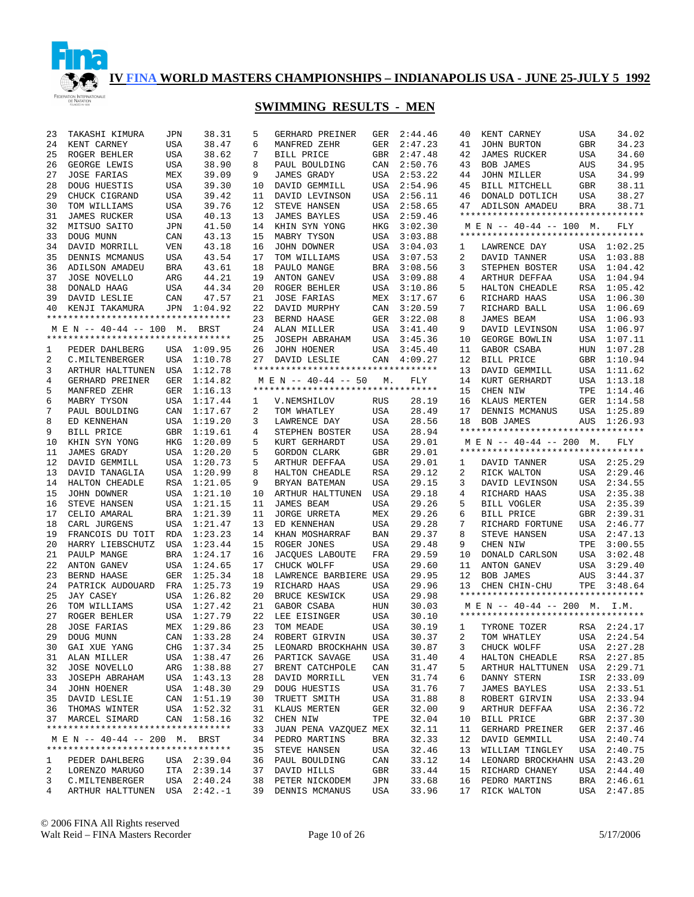# IV FINA WORLD MASTERS CHAMPIONSHIPS – INDIANAPOLIS USA - JUNE 25-JULY 5 1992

## SWIMMING RESULTS - MEN

| | | | |
|---|---|---|---|
| 23 | TAKASHI KIMURA | JPN | 38.31 |
| 24 | KENT CARNEY | USA | 38.47 |
| 25 | ROGER BEHLER | USA | 38.62 |
| 26 | GEORGE LEWIS | USA | 38.90 |
| 27 | JOSE FARIAS | MEX | 39.09 |
| 28 | DOUG HUESTIS | USA | 39.30 |
| 29 | CHUCK CIGRAND | USA | 39.42 |
| 30 | TOM WILLIAMS | USA | 39.76 |
| 31 | JAMES RUCKER | USA | 40.13 |
| 32 | MITSUO SAITO | JPN | 41.50 |
| 33 | DOUG MUNN | CAN | 43.13 |
| 34 | DAVID MORRILL | VEN | 43.18 |
| 35 | DENNIS MCMANUS | USA | 43.54 |
| 36 | ADILSON AMADEU | BRA | 43.61 |
| 37 | JOSE NOVELLO | ARG | 44.21 |
| 38 | DONALD HAAG | USA | 44.34 |
| 39 | DAVID LESLIE | CAN | 47.57 |
| 40 | KENJI TAKAMURA | JPN | 1:04.92 |

### M E N -- 40-44 -- 100 M. BRST

| | | | |
|---|---|---|---|
| 1 | PEDER DAHLBERG | USA | 1:09.95 |
| 2 | C.MILTENBERGER | USA | 1:10.78 |
| 3 | ARTHUR HALTTUNEN | USA | 1:12.78 |
| 4 | GERHARD PREINER | GER | 1:14.82 |
| 5 | MANFRED ZEHR | GER | 1:16.13 |
| 6 | MABRY TYSON | USA | 1:17.44 |
| 7 | PAUL BOULDING | CAN | 1:17.67 |
| 8 | ED KENNEHAN | USA | 1:19.20 |
| 9 | BILL PRICE | GBR | 1:19.61 |
| 10 | KHIN SYN YONG | HKG | 1:20.09 |
| 11 | JAMES GRADY | USA | 1:20.20 |
| 12 | DAVID GEMMILL | USA | 1:20.73 |
| 13 | DAVID TANAGLIA | USA | 1:20.99 |
| 14 | HALTON CHEADLE | RSA | 1:21.05 |
| 15 | JOHN DOWNER | USA | 1:21.10 |
| 16 | STEVE HANSEN | USA | 1:21.15 |
| 17 | CELIO AMARAL | BRA | 1:21.39 |
| 18 | CARL JURGENS | USA | 1:21.47 |
| 19 | FRANCOIS DU TOIT | RDA | 1:23.23 |
| 20 | HARRY LIEBSCHUTZ | USA | 1:23.44 |
| 21 | PAULP MANGE | BRA | 1:24.17 |
| 22 | ANTON GANEV | USA | 1:24.65 |
| 23 | BERND HAASE | GER | 1:25.34 |
| 24 | PATRICK AUDOUARD | FRA | 1:25.73 |
| 25 | JAY CASEY | USA | 1:26.82 |
| 26 | TOM WILLIAMS | USA | 1:27.42 |
| 27 | ROGER BEHLER | USA | 1:27.79 |
| 28 | JOSE FARIAS | MEX | 1:29.86 |
| 29 | DOUG MUNN | CAN | 1:33.28 |
| 30 | GAI XUE YANG | CHG | 1:37.34 |
| 31 | ALAN MILLER | USA | 1:38.47 |
| 32 | JOSE NOVELLO | ARG | 1:38.88 |
| 33 | JOSEPH ABRAHAM | USA | 1:43.13 |
| 34 | JOHN HOENER | USA | 1:48.30 |
| 35 | DAVID LESLIE | CAN | 1:51.19 |
| 36 | THOMAS WINTER | USA | 1:52.32 |
| 37 | MARCEL SIMARD | CAN | 1:58.16 |

### M E N -- 40-44 -- 200 M. BRST

| | | | |
|---|---|---|---|
| 1 | PEDER DAHLBERG | USA | 2:39.04 |
| 2 | LORENZO MARUGO | ITA | 2:39.14 |
| 3 | C.MILTENBERGER | USA | 2:40.24 |
| 4 | ARTHUR HALTTUNEN | USA | 2:42.-1 |
| 5 | GERHARD PREINER | GER | 2:44.46 |
| 6 | MANFRED ZEHR | GER | 2:47.23 |
| 7 | BILL PRICE | GBR | 2:47.48 |
| 8 | PAUL BOULDING | CAN | 2:50.76 |
| 9 | JAMES GRADY | USA | 2:53.22 |
| 10 | DAVID GEMMILL | USA | 2:54.96 |
| 11 | DAVID LEVINSON | USA | 2:56.11 |
| 12 | STEVE HANSEN | USA | 2:58.65 |
| 13 | JAMES BAYLES | USA | 2:59.46 |
| 14 | KHIN SYN YONG | HKG | 3:02.30 |
| 15 | MABRY TYSON | USA | 3:03.88 |
| 16 | JOHN DOWNER | USA | 3:04.03 |
| 17 | TOM WILLIAMS | USA | 3:07.53 |
| 18 | PAULO MANGE | BRA | 3:08.56 |
| 19 | ANTON GANEV | USA | 3:09.88 |
| 20 | ROGER BEHLER | USA | 3:10.86 |
| 21 | JOSE FARIAS | MEX | 3:17.67 |
| 22 | DAVID MURPHY | CAN | 3:20.59 |
| 23 | BERND HAASE | GER | 3:22.08 |
| 24 | ALAN MILLER | USA | 3:41.40 |
| 25 | JOSEPH ABRAHAM | USA | 3:45.36 |
| 26 | JOHN HOENER | USA | 3:45.40 |
| 27 | DAVID LESLIE | CAN | 4:09.27 |

### M E N -- 40-44 -- 50 M. FLY

| | | | |
|---|---|---|---|
| 1 | V.NEMSHILOV | RUS | 28.19 |
| 2 | TOM WHATLEY | USA | 28.49 |
| 3 | LAWRENCE DAY | USA | 28.56 |
| 4 | STEPHEN BOSTER | USA | 28.94 |
| 5 | KURT GERHARDT | USA | 29.01 |
| 5 | GORDON CLARK | GBR | 29.01 |
| 5 | ARTHUR DEFFAA | USA | 29.01 |
| 8 | HALTON CHEADLE | RSA | 29.12 |
| 9 | BRYAN BATEMAN | USA | 29.15 |
| 10 | ARTHUR HALTTUNEN | USA | 29.18 |
| 11 | JAMES BEAM | USA | 29.26 |
| 11 | JORGE URRETA | MEX | 29.26 |
| 13 | ED KENNEHAN | USA | 29.28 |
| 14 | KHAN MOSHARRAF | BAN | 29.37 |
| 15 | ROGER JONES | USA | 29.48 |
| 16 | JACQUES LABOUTE | FRA | 29.59 |
| 17 | CHUCK WOLFF | USA | 29.60 |
| 18 | LAWRENCE BARBIERE | USA | 29.95 |
| 19 | RICHARD HAAS | USA | 29.96 |
| 20 | BRUCE KESWICK | USA | 29.98 |
| 21 | GABOR CSABA | HUN | 30.03 |
| 22 | LEE EISINGER | USA | 30.10 |
| 23 | TOM MEADE | USA | 30.19 |
| 24 | ROBERT GIRVIN | USA | 30.37 |
| 25 | LEONARD BROCKHAHN | USA | 30.87 |
| 26 | PARTICK SAVAGE | USA | 31.40 |
| 27 | BRENT CATCHPOLE | CAN | 31.47 |
| 28 | DAVID MORRILL | VEN | 31.74 |
| 29 | DOUG HUESTIS | USA | 31.76 |
| 30 | TRUETT SMITH | USA | 31.88 |
| 31 | KLAUS MERTEN | GER | 32.00 |
| 32 | CHEN NIW | TPE | 32.04 |
| 33 | JUAN PENA VAZQUEZ | MEX | 32.11 |
| 34 | PEDRO MARTINS | BRA | 32.33 |
| 35 | STEVE HANSEN | USA | 32.46 |
| 36 | PAUL BOULDING | CAN | 33.12 |
| 37 | DAVID HILLS | GBR | 33.44 |
| 38 | PETER NICKODEM | JPN | 33.68 |
| 39 | DENNIS MCMANUS | USA | 33.96 |
| 40 | KENT CARNEY | USA | 34.02 |
| 41 | JOHN BURTON | GBR | 34.23 |
| 42 | JAMES RUCKER | USA | 34.60 |
| 43 | BOB JAMES | AUS | 34.95 |
| 44 | JOHN MILLER | USA | 34.99 |
| 45 | BILL MITCHELL | GBR | 38.11 |
| 46 | DONALD DOTLICH | USA | 38.27 |
| 47 | ADILSON AMADEU | BRA | 38.71 |

### M E N -- 40-44 -- 100 M. FLY

| | | | |
|---|---|---|---|
| 1 | LAWRENCE DAY | USA | 1:02.25 |
| 2 | DAVID TANNER | USA | 1:03.88 |
| 3 | STEPHEN BOSTER | USA | 1:04.42 |
| 4 | ARTHUR DEFFAA | USA | 1:04.94 |
| 5 | HALTON CHEADLE | RSA | 1:05.42 |
| 6 | RICHARD HAAS | USA | 1:06.30 |
| 7 | RICHARD BALL | USA | 1:06.69 |
| 8 | JAMES BEAM | USA | 1:06.93 |
| 9 | DAVID LEVINSON | USA | 1:06.97 |
| 10 | GEORGE BOWLIN | USA | 1:07.11 |
| 11 | GABOR CSABA | HUN | 1:07.28 |
| 12 | BILL PRICE | GBR | 1:10.94 |
| 13 | DAVID GEMMILL | USA | 1:11.62 |
| 14 | KURT GERHARDT | USA | 1:13.18 |
| 15 | CHEN NIW | TPE | 1:14.46 |
| 16 | KLAUS MERTEN | GER | 1:14.58 |
| 17 | DENNIS MCMANUS | USA | 1:25.89 |
| 18 | BOB JAMES | AUS | 1:26.93 |

### M E N -- 40-44 -- 200 M. FLY

| | | | |
|---|---|---|---|
| 1 | DAVID TANNER | USA | 2:25.29 |
| 2 | RICK WALTON | USA | 2:29.46 |
| 3 | DAVID LEVINSON | USA | 2:34.55 |
| 4 | RICHARD HAAS | USA | 2:35.38 |
| 5 | BILL VOGLER | USA | 2:35.39 |
| 6 | BILL PRICE | GBR | 2:39.31 |
| 7 | RICHARD FORTUNE | USA | 2:46.77 |
| 8 | STEVE HANSEN | USA | 2:47.13 |
| 9 | CHEN NIW | TPE | 3:00.55 |
| 10 | DONALD CARLSON | USA | 3:02.48 |
| 11 | ANTON GANEV | USA | 3:29.40 |
| 12 | BOB JAMES | AUS | 3:44.37 |
| 13 | CHEN CHIN-CHU | TPE | 3:48.64 |

### M E N -- 40-44 -- 200 M. I.M.

| | | | |
|---|---|---|---|
| 1 | TYRONE TOZER | RSA | 2:24.17 |
| 2 | TOM WHATLEY | USA | 2:24.54 |
| 3 | CHUCK WOLFF | USA | 2:27.28 |
| 4 | HALTON CHEADLE | RSA | 2:27.85 |
| 5 | ARTHUR HALTTUNEN | USA | 2:29.71 |
| 6 | DANNY STERN | ISR | 2:33.09 |
| 7 | JAMES BAYLES | USA | 2:33.51 |
| 8 | ROBERT GIRVIN | USA | 2:33.94 |
| 9 | ARTHUR DEFFAA | USA | 2:36.72 |
| 10 | BILL PRICE | GBR | 2:37.30 |
| 11 | GERHARD PREINER | GER | 2:37.46 |
| 12 | DAVID GEMMILL | USA | 2:40.74 |
| 13 | WILLIAM TINGLEY | USA | 2:40.75 |
| 14 | LEONARD BROCKHAHN | USA | 2:43.20 |
| 15 | RICHARD CHANEY | USA | 2:44.40 |
| 16 | PEDRO MARTINS | BRA | 2:46.61 |
| 17 | RICK WALTON | USA | 2:47.85 |

© 2006 FINA All Rights reserved
Walt Reid – FINA Masters Recorder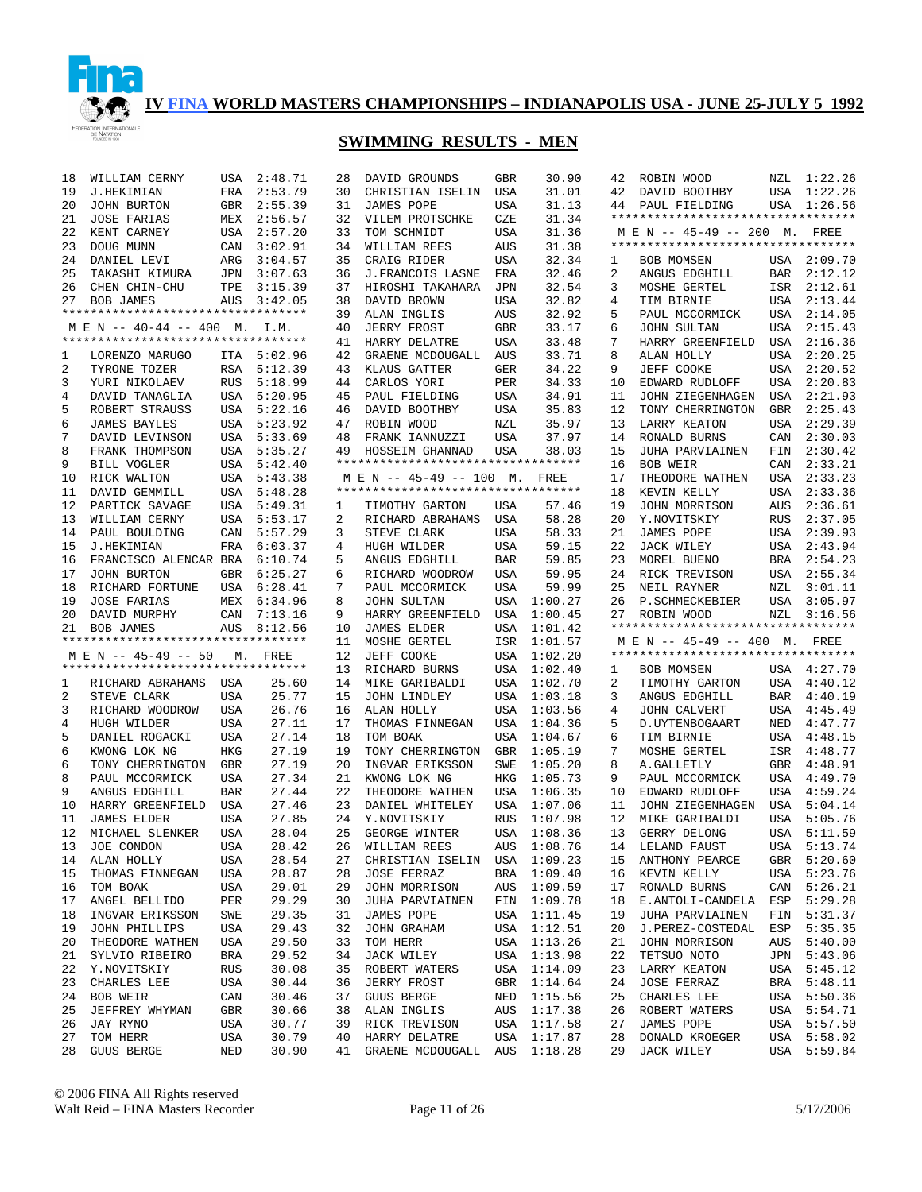# IV FINA WORLD MASTERS CHAMPIONSHIPS – INDIANAPOLIS USA - JUNE 25-JULY 5 1992

## SWIMMING RESULTS - MEN

| Place | Name | Country | Time |
|---|---|---|---|
| 18 | WILLIAM CERNY | USA | 2:48.71 |
| 19 | J.HEKIMIAN | FRA | 2:53.79 |
| 20 | JOHN BURTON | GBR | 2:55.39 |
| 21 | JOSE FARIAS | MEX | 2:56.57 |
| 22 | KENT CARNEY | USA | 2:57.20 |
| 23 | DOUG MUNN | CAN | 3:02.91 |
| 24 | DANIEL LEVI | ARG | 3:04.57 |
| 25 | TAKASHI KIMURA | JPN | 3:07.63 |
| 26 | CHEN CHIN-CHU | TPE | 3:15.39 |
| 27 | BOB JAMES | AUS | 3:42.05 |

### M E N -- 40-44 -- 400 M. I.M.

| Place | Name | Country | Time |
|---|---|---|---|
| 1 | LORENZO MARUGO | ITA | 5:02.96 |
| 2 | TYRONE TOZER | RSA | 5:12.39 |
| 3 | YURI NIKOLAEV | RUS | 5:18.99 |
| 4 | DAVID TANAGLIA | USA | 5:20.95 |
| 5 | ROBERT STRAUSS | USA | 5:22.16 |
| 6 | JAMES BAYLES | USA | 5:23.92 |
| 7 | DAVID LEVINSON | USA | 5:33.69 |
| 8 | FRANK THOMPSON | USA | 5:35.27 |
| 9 | BILL VOGLER | USA | 5:42.40 |
| 10 | RICK WALTON | USA | 5:43.38 |
| 11 | DAVID GEMMILL | USA | 5:48.28 |
| 12 | PARTICK SAVAGE | USA | 5:49.31 |
| 13 | WILLIAM CERNY | USA | 5:53.17 |
| 14 | PAUL BOULDING | CAN | 5:57.29 |
| 15 | J.HEKIMIAN | FRA | 6:03.37 |
| 16 | FRANCISCO ALENCAR | BRA | 6:10.74 |
| 17 | JOHN BURTON | GBR | 6:25.27 |
| 18 | RICHARD FORTUNE | USA | 6:28.41 |
| 19 | JOSE FARIAS | MEX | 6:34.96 |
| 20 | DAVID MURPHY | CAN | 7:13.16 |
| 21 | BOB JAMES | AUS | 8:12.56 |

### M E N -- 45-49 -- 50 M. FREE

| Place | Name | Country | Time |
|---|---|---|---|
| 1 | RICHARD ABRAHAMS | USA | 25.60 |
| 2 | STEVE CLARK | USA | 25.77 |
| 3 | RICHARD WOODROW | USA | 26.76 |
| 4 | HUGH WILDER | USA | 27.11 |
| 5 | DANIEL ROGACKI | USA | 27.14 |
| 6 | KWONG LOK NG | HKG | 27.19 |
| 6 | TONY CHERRINGTON | GBR | 27.19 |
| 8 | PAUL MCCORMICK | USA | 27.34 |
| 9 | ANGUS EDGHILL | BAR | 27.44 |
| 10 | HARRY GREENFIELD | USA | 27.46 |
| 11 | JAMES ELDER | USA | 27.85 |
| 12 | MICHAEL SLENKER | USA | 28.04 |
| 13 | JOE CONDON | USA | 28.42 |
| 14 | ALAN HOLLY | USA | 28.54 |
| 15 | THOMAS FINNEGAN | USA | 28.87 |
| 16 | TOM BOAK | USA | 29.01 |
| 17 | ANGEL BELLIDO | PER | 29.29 |
| 18 | INGVAR ERIKSSON | SWE | 29.35 |
| 19 | JOHN PHILLIPS | USA | 29.43 |
| 20 | THEODORE WATHEN | USA | 29.50 |
| 21 | SYLVIO RIBEIRO | BRA | 29.52 |
| 22 | Y.NOVITSKIY | RUS | 30.08 |
| 23 | CHARLES LEE | USA | 30.44 |
| 24 | BOB WEIR | CAN | 30.46 |
| 25 | JEFFREY WHYMAN | GBR | 30.66 |
| 26 | JAY RYNO | USA | 30.77 |
| 27 | TOM HERR | USA | 30.79 |
| 28 | GUUS BERGE | NED | 30.90 |
| 28 | DAVID GROUNDS | GBR | 30.90 |
| 30 | CHRISTIAN ISELIN | USA | 31.01 |
| 31 | JAMES POPE | USA | 31.13 |
| 32 | VILEM PROTSCHKE | CZE | 31.34 |
| 33 | TOM SCHMIDT | USA | 31.36 |
| 34 | WILLIAM REES | AUS | 31.38 |
| 35 | CRAIG RIDER | USA | 32.34 |
| 36 | J.FRANCOIS LASNE | FRA | 32.46 |
| 37 | HIROSHI TAKAHARA | JPN | 32.54 |
| 38 | DAVID BROWN | USA | 32.82 |
| 39 | ALAN INGLIS | AUS | 32.92 |
| 40 | JERRY FROST | GBR | 33.17 |
| 41 | HARRY DELATRE | USA | 33.48 |
| 42 | GRAENE MCDOUGALL | AUS | 33.71 |
| 43 | KLAUS GATTER | GER | 34.22 |
| 44 | CARLOS YORI | PER | 34.33 |
| 45 | PAUL FIELDING | USA | 34.91 |
| 46 | DAVID BOOTHBY | USA | 35.83 |
| 47 | ROBIN WOOD | NZL | 35.97 |
| 48 | FRANK IANNUZZI | USA | 37.97 |
| 49 | HOSSEIM GHANNAD | USA | 38.03 |

### M E N -- 45-49 -- 100 M. FREE

| Place | Name | Country | Time |
|---|---|---|---|
| 1 | TIMOTHY GARTON | USA | 57.46 |
| 2 | RICHARD ABRAHAMS | USA | 58.28 |
| 3 | STEVE CLARK | USA | 58.33 |
| 4 | HUGH WILDER | USA | 59.15 |
| 5 | ANGUS EDGHILL | BAR | 59.85 |
| 6 | RICHARD WOODROW | USA | 59.95 |
| 7 | PAUL MCCORMICK | USA | 59.99 |
| 8 | JOHN SULTAN | USA | 1:00.27 |
| 9 | HARRY GREENFIELD | USA | 1:00.45 |
| 10 | JAMES ELDER | USA | 1:01.42 |
| 11 | MOSHE GERTEL | ISR | 1:01.57 |
| 12 | JEFF COOKE | USA | 1:02.20 |
| 13 | RICHARD BURNS | USA | 1:02.40 |
| 14 | MIKE GARIBALDI | USA | 1:02.70 |
| 15 | JOHN LINDLEY | USA | 1:03.18 |
| 16 | ALAN HOLLY | USA | 1:03.56 |
| 17 | THOMAS FINNEGAN | USA | 1:04.36 |
| 18 | TOM BOAK | USA | 1:04.67 |
| 19 | TONY CHERRINGTON | GBR | 1:05.19 |
| 20 | INGVAR ERIKSSON | SWE | 1:05.20 |
| 21 | KWONG LOK NG | HKG | 1:05.73 |
| 22 | THEODORE WATHEN | USA | 1:06.35 |
| 23 | DANIEL WHITELEY | USA | 1:07.06 |
| 24 | Y.NOVITSKIY | RUS | 1:07.98 |
| 25 | GEORGE WINTER | USA | 1:08.36 |
| 26 | WILLIAM REES | AUS | 1:08.76 |
| 27 | CHRISTIAN ISELIN | USA | 1:09.23 |
| 28 | JOSE FERRAZ | BRA | 1:09.40 |
| 29 | JOHN MORRISON | AUS | 1:09.59 |
| 30 | JUHA PARVIAINEN | FIN | 1:09.78 |
| 31 | JAMES POPE | USA | 1:11.45 |
| 32 | JOHN GRAHAM | USA | 1:12.51 |
| 33 | TOM HERR | USA | 1:13.26 |
| 34 | JACK WILEY | USA | 1:13.98 |
| 35 | ROBERT WATERS | USA | 1:14.09 |
| 36 | JERRY FROST | GBR | 1:14.64 |
| 37 | GUUS BERGE | NED | 1:15.56 |
| 38 | ALAN INGLIS | AUS | 1:17.38 |
| 39 | RICK TREVISON | USA | 1:17.58 |
| 40 | HARRY DELATRE | USA | 1:17.87 |
| 41 | GRAENE MCDOUGALL | AUS | 1:18.28 |
| 42 | ROBIN WOOD | NZL | 1:22.26 |
| 42 | DAVID BOOTHBY | USA | 1:22.26 |
| 44 | PAUL FIELDING | USA | 1:26.56 |

### M E N -- 45-49 -- 200 M. FREE

| Place | Name | Country | Time |
|---|---|---|---|
| 1 | BOB MOMSEN | USA | 2:09.70 |
| 2 | ANGUS EDGHILL | BAR | 2:12.12 |
| 3 | MOSHE GERTEL | ISR | 2:12.61 |
| 4 | TIM BIRNIE | USA | 2:13.44 |
| 5 | PAUL MCCORMICK | USA | 2:14.05 |
| 6 | JOHN SULTAN | USA | 2:15.43 |
| 7 | HARRY GREENFIELD | USA | 2:16.36 |
| 8 | ALAN HOLLY | USA | 2:20.25 |
| 9 | JEFF COOKE | USA | 2:20.52 |
| 10 | EDWARD RUDLOFF | USA | 2:20.83 |
| 11 | JOHN ZIEGENHAGEN | USA | 2:21.93 |
| 12 | TONY CHERRINGTON | GBR | 2:25.43 |
| 13 | LARRY KEATON | USA | 2:29.39 |
| 14 | RONALD BURNS | CAN | 2:30.03 |
| 15 | JUHA PARVIAINEN | FIN | 2:30.42 |
| 16 | BOB WEIR | CAN | 2:33.21 |
| 17 | THEODORE WATHEN | USA | 2:33.23 |
| 18 | KEVIN KELLY | USA | 2:33.36 |
| 19 | JOHN MORRISON | AUS | 2:36.61 |
| 20 | Y.NOVITSKIY | RUS | 2:37.05 |
| 21 | JAMES POPE | USA | 2:39.93 |
| 22 | JACK WILEY | USA | 2:43.94 |
| 23 | MOREL BUENO | BRA | 2:54.23 |
| 24 | RICK TREVISON | USA | 2:55.34 |
| 25 | NEIL RAYNER | NZL | 3:01.11 |
| 26 | P.SCHMECKEBIER | USA | 3:05.97 |
| 27 | ROBIN WOOD | NZL | 3:16.56 |

### M E N -- 45-49 -- 400 M. FREE

| Place | Name | Country | Time |
|---|---|---|---|
| 1 | BOB MOMSEN | USA | 4:27.70 |
| 2 | TIMOTHY GARTON | USA | 4:40.12 |
| 3 | ANGUS EDGHILL | BAR | 4:40.19 |
| 4 | JOHN CALVERT | USA | 4:45.49 |
| 5 | D.UYTENBOGAART | NED | 4:47.77 |
| 6 | TIM BIRNIE | USA | 4:48.15 |
| 7 | MOSHE GERTEL | ISR | 4:48.77 |
| 8 | A.GALLETLY | GBR | 4:48.91 |
| 9 | PAUL MCCORMICK | USA | 4:49.70 |
| 10 | EDWARD RUDLOFF | USA | 4:59.24 |
| 11 | JOHN ZIEGENHAGEN | USA | 5:04.14 |
| 12 | MIKE GARIBALDI | USA | 5:05.76 |
| 13 | GERRY DELONG | USA | 5:11.59 |
| 14 | LELAND FAUST | USA | 5:13.74 |
| 15 | ANTHONY PEARCE | GBR | 5:20.60 |
| 16 | KEVIN KELLY | USA | 5:23.76 |
| 17 | RONALD BURNS | CAN | 5:26.21 |
| 18 | E.ANTOLI-CANDELA | ESP | 5:29.28 |
| 19 | JUHA PARVIAINEN | FIN | 5:31.37 |
| 20 | J.PEREZ-COSTEDAL | ESP | 5:35.35 |
| 21 | JOHN MORRISON | AUS | 5:40.00 |
| 22 | TETSUO NOTO | JPN | 5:43.06 |
| 23 | LARRY KEATON | USA | 5:45.12 |
| 24 | JOSE FERRAZ | BRA | 5:48.11 |
| 25 | CHARLES LEE | USA | 5:50.36 |
| 26 | ROBERT WATERS | USA | 5:54.71 |
| 27 | JAMES POPE | USA | 5:57.50 |
| 28 | DONALD KROEGER | USA | 5:58.02 |
| 29 | JACK WILEY | USA | 5:59.84 |

© 2006 FINA All Rights reserved
Walt Reid – FINA Masters Recorder 5/17/2006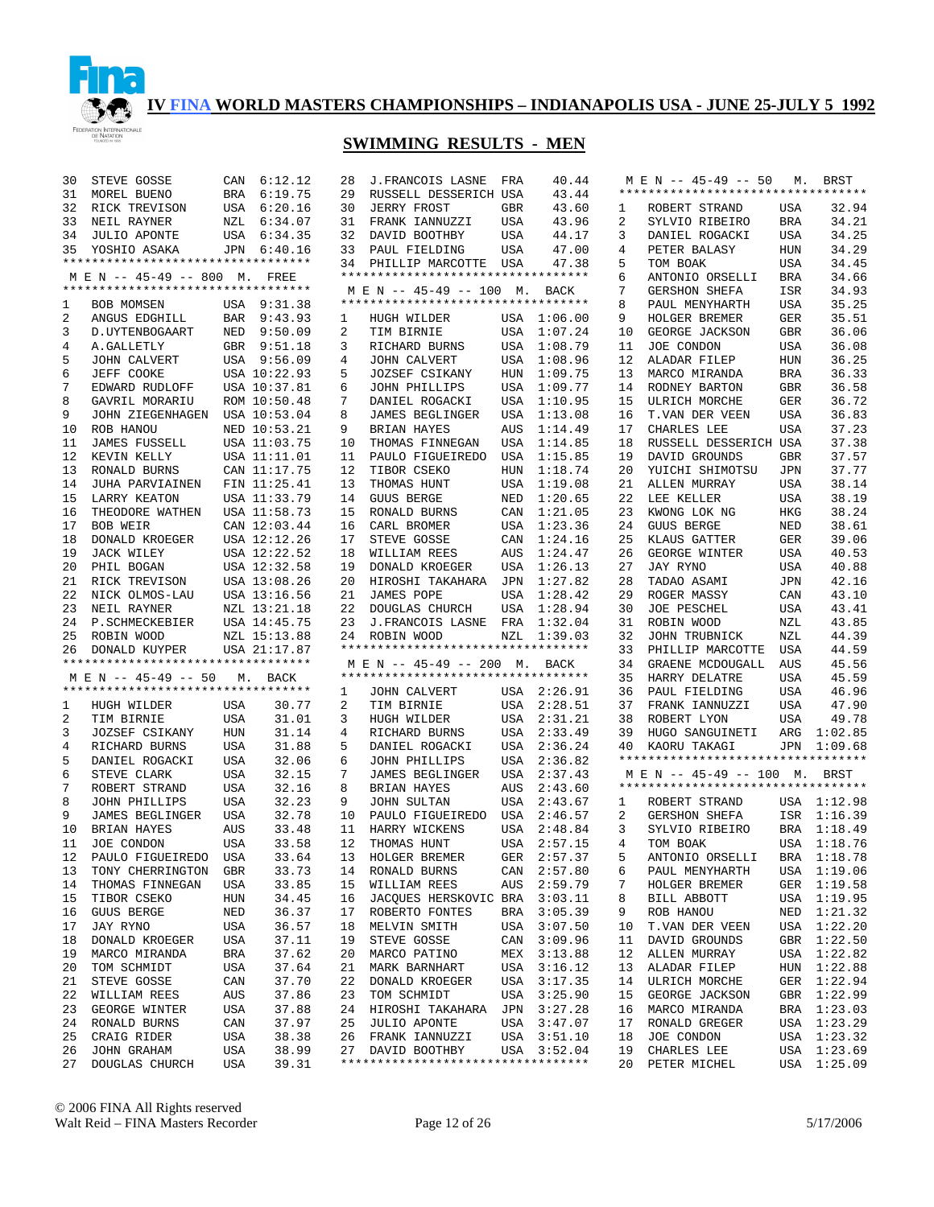# IV FINA WORLD MASTERS CHAMPIONSHIPS – INDIANAPOLIS USA - JUNE 25-JULY 5 1992

## SWIMMING RESULTS - MEN

| | | | |
|---|---|---|---|
| 30 | STEVE GOSSE | CAN | 6:12.12 |
| 31 | MOREL BUENO | BRA | 6:19.75 |
| 32 | RICK TREVISON | USA | 6:20.16 |
| 33 | NEIL RAYNER | NZL | 6:34.07 |
| 34 | JULIO APONTE | USA | 6:34.35 |
| 35 | YOSHIO ASAKA | JPN | 6:40.16 |

### M E N -- 45-49 -- 800 M. FREE

| | | | |
|---|---|---|---|
| 1 | BOB MOMSEN | USA | 9:31.38 |
| 2 | ANGUS EDGHILL | BAR | 9:43.93 |
| 3 | D.UYTENBOGAART | NED | 9:50.09 |
| 4 | A.GALLETLY | GBR | 9:51.18 |
| 5 | JOHN CALVERT | USA | 9:56.09 |
| 6 | JEFF COOKE | USA | 10:22.93 |
| 7 | EDWARD RUDLOFF | USA | 10:37.81 |
| 8 | GAVRIL MORARIU | ROM | 10:50.48 |
| 9 | JOHN ZIEGENHAGEN | USA | 10:53.04 |
| 10 | ROB HANOU | NED | 10:53.21 |
| 11 | JAMES FUSSELL | USA | 11:03.75 |
| 12 | KEVIN KELLY | USA | 11:11.01 |
| 13 | RONALD BURNS | CAN | 11:17.75 |
| 14 | JUHA PARVIAINEN | FIN | 11:25.41 |
| 15 | LARRY KEATON | USA | 11:33.79 |
| 16 | THEODORE WATHEN | USA | 11:58.73 |
| 17 | BOB WEIR | CAN | 12:03.44 |
| 18 | DONALD KROEGER | USA | 12:12.26 |
| 19 | JACK WILEY | USA | 12:22.52 |
| 20 | PHIL BOGAN | USA | 12:32.58 |
| 21 | RICK TREVISON | USA | 13:08.26 |
| 22 | NICK OLMOS-LAU | USA | 13:16.56 |
| 23 | NEIL RAYNER | NZL | 13:21.18 |
| 24 | P.SCHMECKEBIER | USA | 14:45.75 |
| 25 | ROBIN WOOD | NZL | 15:13.88 |
| 26 | DONALD KUYPER | USA | 21:17.87 |

### M E N -- 45-49 -- 50 M. BACK

| | | | |
|---|---|---|---|
| 1 | HUGH WILDER | USA | 30.77 |
| 2 | TIM BIRNIE | USA | 31.01 |
| 3 | JOZSEF CSIKANY | HUN | 31.14 |
| 4 | RICHARD BURNS | USA | 31.88 |
| 5 | DANIEL ROGACKI | USA | 32.06 |
| 6 | STEVE CLARK | USA | 32.15 |
| 7 | ROBERT STRAND | USA | 32.16 |
| 8 | JOHN PHILLIPS | USA | 32.23 |
| 9 | JAMES BEGLINGER | USA | 32.78 |
| 10 | BRIAN HAYES | AUS | 33.48 |
| 11 | JOE CONDON | USA | 33.58 |
| 12 | PAULO FIGUEIREDO | USA | 33.64 |
| 13 | TONY CHERRINGTON | GBR | 33.73 |
| 14 | THOMAS FINNEGAN | USA | 33.85 |
| 15 | TIBOR CSEKO | HUN | 34.45 |
| 16 | GUUS BERGE | NED | 36.37 |
| 17 | JAY RYNO | USA | 36.57 |
| 18 | DONALD KROEGER | USA | 37.11 |
| 19 | MARCO MIRANDA | BRA | 37.62 |
| 20 | TOM SCHMIDT | USA | 37.64 |
| 21 | STEVE GOSSE | CAN | 37.70 |
| 22 | WILLIAM REES | AUS | 37.86 |
| 23 | GEORGE WINTER | USA | 37.88 |
| 24 | RONALD BURNS | CAN | 37.97 |
| 25 | CRAIG RIDER | USA | 38.38 |
| 26 | JOHN GRAHAM | USA | 38.99 |
| 27 | DOUGLAS CHURCH | USA | 39.31 |
| 28 | J.FRANCOIS LASNE | FRA | 40.44 |
| 29 | RUSSELL DESSERICH | USA | 43.44 |
| 30 | JERRY FROST | GBR | 43.60 |
| 31 | FRANK IANNUZZI | USA | 43.96 |
| 32 | DAVID BOOTHBY | USA | 44.17 |
| 33 | PAUL FIELDING | USA | 47.00 |
| 34 | PHILLIP MARCOTTE | USA | 47.38 |

### M E N -- 45-49 -- 100 M. BACK

| | | | |
|---|---|---|---|
| 1 | HUGH WILDER | USA | 1:06.00 |
| 2 | TIM BIRNIE | USA | 1:07.24 |
| 3 | RICHARD BURNS | USA | 1:08.79 |
| 4 | JOHN CALVERT | USA | 1:08.96 |
| 5 | JOZSEF CSIKANY | HUN | 1:09.75 |
| 6 | JOHN PHILLIPS | USA | 1:09.77 |
| 7 | DANIEL ROGACKI | USA | 1:10.95 |
| 8 | JAMES BEGLINGER | USA | 1:13.08 |
| 9 | BRIAN HAYES | AUS | 1:14.49 |
| 10 | THOMAS FINNEGAN | USA | 1:14.85 |
| 11 | PAULO FIGUEIREDO | USA | 1:15.85 |
| 12 | TIBOR CSEKO | HUN | 1:18.74 |
| 13 | THOMAS HUNT | USA | 1:19.08 |
| 14 | GUUS BERGE | NED | 1:20.65 |
| 15 | RONALD BURNS | CAN | 1:21.05 |
| 16 | CARL BROMER | USA | 1:23.36 |
| 17 | STEVE GOSSE | CAN | 1:24.16 |
| 18 | WILLIAM REES | AUS | 1:24.47 |
| 19 | DONALD KROEGER | USA | 1:26.13 |
| 20 | HIROSHI TAKAHARA | JPN | 1:27.82 |
| 21 | JAMES POPE | USA | 1:28.42 |
| 22 | DOUGLAS CHURCH | USA | 1:28.94 |
| 23 | J.FRANCOIS LASNE | FRA | 1:32.04 |
| 24 | ROBIN WOOD | NZL | 1:39.03 |

### M E N -- 45-49 -- 200 M. BACK

| | | | |
|---|---|---|---|
| 1 | JOHN CALVERT | USA | 2:26.91 |
| 2 | TIM BIRNIE | USA | 2:28.51 |
| 3 | HUGH WILDER | USA | 2:31.21 |
| 4 | RICHARD BURNS | USA | 2:33.49 |
| 5 | DANIEL ROGACKI | USA | 2:36.24 |
| 6 | JOHN PHILLIPS | USA | 2:36.82 |
| 7 | JAMES BEGLINGER | USA | 2:37.43 |
| 8 | BRIAN HAYES | AUS | 2:43.60 |
| 9 | JOHN SULTAN | USA | 2:43.67 |
| 10 | PAULO FIGUEIREDO | USA | 2:46.57 |
| 11 | HARRY WICKENS | USA | 2:48.84 |
| 12 | THOMAS HUNT | USA | 2:57.15 |
| 13 | HOLGER BREMER | GER | 2:57.37 |
| 14 | RONALD BURNS | CAN | 2:57.80 |
| 15 | WILLIAM REES | AUS | 2:59.79 |
| 16 | JACQUES HERSKOVIC | BRA | 3:03.11 |
| 17 | ROBERTO FONTES | BRA | 3:05.39 |
| 18 | MELVIN SMITH | USA | 3:07.50 |
| 19 | STEVE GOSSE | CAN | 3:09.96 |
| 20 | MARCO PATINO | MEX | 3:13.88 |
| 21 | MARK BARNHART | USA | 3:16.12 |
| 22 | DONALD KROEGER | USA | 3:17.35 |
| 23 | TOM SCHMIDT | USA | 3:25.90 |
| 24 | HIROSHI TAKAHARA | JPN | 3:27.28 |
| 25 | JULIO APONTE | USA | 3:47.07 |
| 26 | FRANK IANNUZZI | USA | 3:51.10 |
| 27 | DAVID BOOTHBY | USA | 3:52.04 |

### M E N -- 45-49 -- 50 M. BRST

| | | | |
|---|---|---|---|
| 1 | ROBERT STRAND | USA | 32.94 |
| 2 | SYLVIO RIBEIRO | BRA | 34.21 |
| 3 | DANIEL ROGACKI | USA | 34.25 |
| 4 | PETER BALASY | HUN | 34.29 |
| 5 | TOM BOAK | USA | 34.45 |
| 6 | ANTONIO ORSELLI | BRA | 34.66 |
| 7 | GERSHON SHEFA | ISR | 34.93 |
| 8 | PAUL MENYHARTH | USA | 35.25 |
| 9 | HOLGER BREMER | GER | 35.51 |
| 10 | GEORGE JACKSON | GBR | 36.06 |
| 11 | JOE CONDON | USA | 36.08 |
| 12 | ALADAR FILEP | HUN | 36.25 |
| 13 | MARCO MIRANDA | BRA | 36.33 |
| 14 | RODNEY BARTON | GBR | 36.58 |
| 15 | ULRICH MORCHE | GER | 36.72 |
| 16 | T.VAN DER VEEN | USA | 36.83 |
| 17 | CHARLES LEE | USA | 37.23 |
| 18 | RUSSELL DESSERICH | USA | 37.38 |
| 19 | DAVID GROUNDS | GBR | 37.57 |
| 20 | YUICHI SHIMOTSU | JPN | 37.77 |
| 21 | ALLEN MURRAY | USA | 38.14 |
| 22 | LEE KELLER | USA | 38.19 |
| 23 | KWONG LOK NG | HKG | 38.24 |
| 24 | GUUS BERGE | NED | 38.61 |
| 25 | KLAUS GATTER | GER | 39.06 |
| 26 | GEORGE WINTER | USA | 40.53 |
| 27 | JAY RYNO | USA | 40.88 |
| 28 | TADAO ASAMI | JPN | 42.16 |
| 29 | ROGER MASSY | CAN | 43.10 |
| 30 | JOE PESCHEL | USA | 43.41 |
| 31 | ROBIN WOOD | NZL | 43.85 |
| 32 | JOHN TRUBNICK | NZL | 44.39 |
| 33 | PHILLIP MARCOTTE | USA | 44.59 |
| 34 | GRAENE MCDOUGALL | AUS | 45.56 |
| 35 | HARRY DELATRE | USA | 45.59 |
| 36 | PAUL FIELDING | USA | 46.96 |
| 37 | FRANK IANNUZZI | USA | 47.90 |
| 38 | ROBERT LYON | USA | 49.78 |
| 39 | HUGO SANGUINETI | ARG | 1:02.85 |
| 40 | KAORU TAKAGI | JPN | 1:09.68 |

### M E N -- 45-49 -- 100 M. BRST

| | | | |
|---|---|---|---|
| 1 | ROBERT STRAND | USA | 1:12.98 |
| 2 | GERSHON SHEFA | ISR | 1:16.39 |
| 3 | SYLVIO RIBEIRO | BRA | 1:18.49 |
| 4 | TOM BOAK | USA | 1:18.76 |
| 5 | ANTONIO ORSELLI | BRA | 1:18.78 |
| 6 | PAUL MENYHARTH | USA | 1:19.06 |
| 7 | HOLGER BREMER | GER | 1:19.58 |
| 8 | BILL ABBOTT | USA | 1:19.95 |
| 9 | ROB HANOU | NED | 1:21.32 |
| 10 | T.VAN DER VEEN | USA | 1:22.20 |
| 11 | DAVID GROUNDS | GBR | 1:22.50 |
| 12 | ALLEN MURRAY | USA | 1:22.82 |
| 13 | ALADAR FILEP | HUN | 1:22.88 |
| 14 | ULRICH MORCHE | GER | 1:22.94 |
| 15 | GEORGE JACKSON | GBR | 1:22.99 |
| 16 | MARCO MIRANDA | BRA | 1:23.03 |
| 17 | RONALD GREGER | USA | 1:23.29 |
| 18 | JOE CONDON | USA | 1:23.32 |
| 19 | CHARLES LEE | USA | 1:23.69 |
| 20 | PETER MICHEL | USA | 1:25.09 |

© 2006 FINA All Rights reserved
Walt Reid – FINA Masters Recorder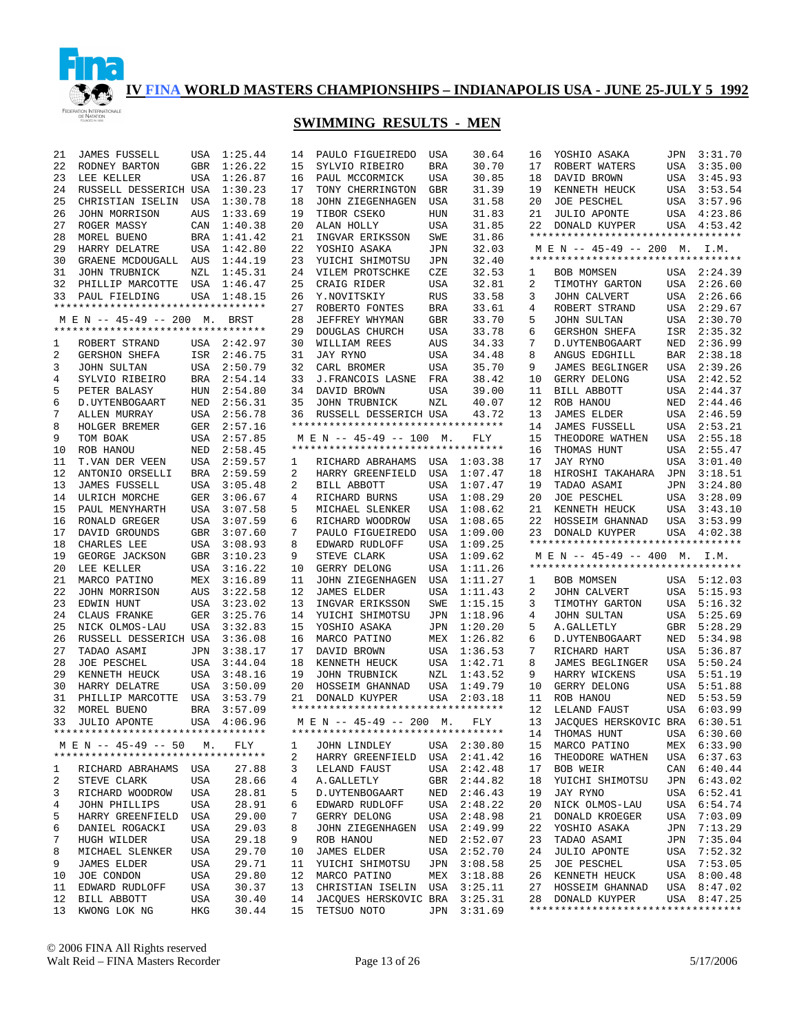# IV FINA WORLD MASTERS CHAMPIONSHIPS – INDIANAPOLIS USA - JUNE 25-JULY 5 1992

## SWIMMING RESULTS - MEN

| | | | |
|---|---|---|---|
| 21 | JAMES FUSSELL | USA | 1:25.44 |
| 22 | RODNEY BARTON | GBR | 1:26.22 |
| 23 | LEE KELLER | USA | 1:26.87 |
| 24 | RUSSELL DESSERICH | USA | 1:30.23 |
| 25 | CHRISTIAN ISELIN | USA | 1:30.78 |
| 26 | JOHN MORRISON | AUS | 1:33.69 |
| 27 | ROGER MASSY | CAN | 1:40.38 |
| 28 | MOREL BUENO | BRA | 1:41.42 |
| 29 | HARRY DELATRE | USA | 1:42.80 |
| 30 | GRAENE MCDOUGALL | AUS | 1:44.19 |
| 31 | JOHN TRUBNICK | NZL | 1:45.31 |
| 32 | PHILLIP MARCOTTE | USA | 1:46.47 |
| 33 | PAUL FIELDING | USA | 1:48.15 |

### M E N -- 45-49 -- 200 M. BRST

| | | | |
|---|---|---|---|
| 1 | ROBERT STRAND | USA | 2:42.97 |
| 2 | GERSHON SHEFA | ISR | 2:46.75 |
| 3 | JOHN SULTAN | USA | 2:50.79 |
| 4 | SYLVIO RIBEIRO | BRA | 2:54.14 |
| 5 | PETER BALASY | HUN | 2:54.80 |
| 6 | D.UYTENBOGAART | NED | 2:56.31 |
| 7 | ALLEN MURRAY | USA | 2:56.78 |
| 8 | HOLGER BREMER | GER | 2:57.16 |
| 9 | TOM BOAK | USA | 2:57.85 |
| 10 | ROB HANOU | NED | 2:58.45 |
| 11 | T.VAN DER VEEN | USA | 2:59.57 |
| 12 | ANTONIO ORSELLI | BRA | 2:59.59 |
| 13 | JAMES FUSSELL | USA | 3:05.48 |
| 14 | ULRICH MORCHE | GER | 3:06.67 |
| 15 | PAUL MENYHARTH | USA | 3:07.58 |
| 16 | RONALD GREGER | USA | 3:07.59 |
| 17 | DAVID GROUNDS | GBR | 3:07.60 |
| 18 | CHARLES LEE | USA | 3:08.93 |
| 19 | GEORGE JACKSON | GBR | 3:10.23 |
| 20 | LEE KELLER | USA | 3:16.22 |
| 21 | MARCO PATINO | MEX | 3:16.89 |
| 22 | JOHN MORRISON | AUS | 3:22.58 |
| 23 | EDWIN HUNT | USA | 3:23.02 |
| 24 | CLAUS FRANKE | GER | 3:25.76 |
| 25 | NICK OLMOS-LAU | USA | 3:32.83 |
| 26 | RUSSELL DESSERICH | USA | 3:36.08 |
| 27 | TADAO ASAMI | JPN | 3:38.17 |
| 28 | JOE PESCHEL | USA | 3:44.04 |
| 29 | KENNETH HEUCK | USA | 3:48.16 |
| 30 | HARRY DELATRE | USA | 3:50.09 |
| 31 | PHILLIP MARCOTTE | USA | 3:53.79 |
| 32 | MOREL BUENO | BRA | 3:57.09 |
| 33 | JULIO APONTE | USA | 4:06.96 |

### M E N -- 45-49 -- 50 M. FLY

| | | | |
|---|---|---|---|
| 1 | RICHARD ABRAHAMS | USA | 27.88 |
| 2 | STEVE CLARK | USA | 28.66 |
| 3 | RICHARD WOODROW | USA | 28.81 |
| 4 | JOHN PHILLIPS | USA | 28.91 |
| 5 | HARRY GREENFIELD | USA | 29.00 |
| 6 | DANIEL ROGACKI | USA | 29.03 |
| 7 | HUGH WILDER | USA | 29.18 |
| 8 | MICHAEL SLENKER | USA | 29.70 |
| 9 | JAMES ELDER | USA | 29.71 |
| 10 | JOE CONDON | USA | 29.80 |
| 11 | EDWARD RUDLOFF | USA | 30.37 |
| 12 | BILL ABBOTT | USA | 30.40 |
| 13 | KWONG LOK NG | HKG | 30.44 |
| 14 | PAULO FIGUEIREDO | USA | 30.64 |
| 15 | SYLVIO RIBEIRO | BRA | 30.70 |
| 16 | PAUL MCCORMICK | USA | 30.85 |
| 17 | TONY CHERRINGTON | GBR | 31.39 |
| 18 | JOHN ZIEGENHAGEN | USA | 31.58 |
| 19 | TIBOR CSEKO | HUN | 31.83 |
| 20 | ALAN HOLLY | USA | 31.85 |
| 21 | INGVAR ERIKSSON | SWE | 31.86 |
| 22 | YOSHIO ASAKA | JPN | 32.03 |
| 23 | YUICHI SHIMOTSU | JPN | 32.40 |
| 24 | VILEM PROTSCHKE | CZE | 32.53 |
| 25 | CRAIG RIDER | USA | 32.81 |
| 26 | Y.NOVITSKIY | RUS | 33.58 |
| 27 | ROBERTO FONTES | BRA | 33.61 |
| 28 | JEFFREY WHYMAN | GBR | 33.70 |
| 29 | DOUGLAS CHURCH | USA | 33.78 |
| 30 | WILLIAM REES | AUS | 34.33 |
| 31 | JAY RYNO | USA | 34.48 |
| 32 | CARL BROMER | USA | 35.70 |
| 33 | J.FRANCOIS LASNE | FRA | 38.42 |
| 34 | DAVID BROWN | USA | 39.00 |
| 35 | JOHN TRUBNICK | NZL | 40.07 |
| 36 | RUSSELL DESSERICH | USA | 43.72 |

### M E N -- 45-49 -- 100 M. FLY

| | | | |
|---|---|---|---|
| 1 | RICHARD ABRAHAMS | USA | 1:03.38 |
| 2 | HARRY GREENFIELD | USA | 1:07.47 |
| 2 | BILL ABBOTT | USA | 1:07.47 |
| 4 | RICHARD BURNS | USA | 1:08.29 |
| 5 | MICHAEL SLENKER | USA | 1:08.62 |
| 6 | RICHARD WOODROW | USA | 1:08.65 |
| 7 | PAULO FIGUEIREDO | USA | 1:09.00 |
| 8 | EDWARD RUDLOFF | USA | 1:09.25 |
| 9 | STEVE CLARK | USA | 1:09.62 |
| 10 | GERRY DELONG | USA | 1:11.26 |
| 11 | JOHN ZIEGENHAGEN | USA | 1:11.27 |
| 12 | JAMES ELDER | USA | 1:11.43 |
| 13 | INGVAR ERIKSSON | SWE | 1:13.10 |
| 14 | YUICHI SHIMOTSU | JPN | 1:18.96 |
| 15 | YOSHIO ASAKA | JPN | 1:20.20 |
| 16 | MARCO PATINO | MEX | 1:26.82 |
| 17 | DAVID BROWN | USA | 1:36.53 |
| 18 | KENNETH HEUCK | USA | 1:42.71 |
| 19 | JOHN TRUBNICK | NZL | 1:43.52 |
| 20 | HOSSEIM GHANNAD | USA | 1:49.79 |
| 21 | DONALD KUYPER | USA | 2:03.18 |

### M E N -- 45-49 -- 200 M. FLY

| | | | |
|---|---|---|---|
| 1 | JOHN LINDLEY | USA | 2:30.80 |
| 2 | HARRY GREENFIELD | USA | 2:41.42 |
| 3 | LELAND FAUST | USA | 2:42.48 |
| 4 | A.GALLETLY | GBR | 2:44.82 |
| 5 | D.UYTENBOGAART | NED | 2:46.43 |
| 6 | EDWARD RUDLOFF | USA | 2:48.22 |
| 7 | GERRY DELONG | USA | 2:48.98 |
| 8 | JOHN ZIEGENHAGEN | USA | 2:49.99 |
| 9 | ROB HANOU | NED | 2:52.07 |
| 10 | JAMES ELDER | USA | 2:52.70 |
| 11 | YUICHI SHIMOTSU | JPN | 3:08.58 |
| 12 | MARCO PATINO | MEX | 3:18.88 |
| 13 | CHRISTIAN ISELIN | USA | 3:25.11 |
| 14 | JACQUES HERSKOVIC | BRA | 3:25.31 |
| 15 | TETSUO NOTO | JPN | 3:31.69 |
| 16 | YOSHIO ASAKA | JPN | 3:31.70 |
| 17 | ROBERT WATERS | USA | 3:35.00 |
| 18 | DAVID BROWN | USA | 3:45.93 |
| 19 | KENNETH HEUCK | USA | 3:53.54 |
| 20 | JOE PESCHEL | USA | 3:57.96 |
| 21 | JULIO APONTE | USA | 4:23.86 |
| 22 | DONALD KUYPER | USA | 4:53.42 |

### M E N -- 45-49 -- 200 M. I.M.

| | | | |
|---|---|---|---|
| 1 | BOB MOMSEN | USA | 2:24.39 |
| 2 | TIMOTHY GARTON | USA | 2:26.60 |
| 3 | JOHN CALVERT | USA | 2:26.66 |
| 4 | ROBERT STRAND | USA | 2:29.67 |
| 5 | JOHN SULTAN | USA | 2:30.70 |
| 6 | GERSHON SHEFA | ISR | 2:35.32 |
| 7 | D.UYTENBOGAART | NED | 2:36.99 |
| 8 | ANGUS EDGHILL | BAR | 2:38.18 |
| 9 | JAMES BEGLINGER | USA | 2:39.26 |
| 10 | GERRY DELONG | USA | 2:42.52 |
| 11 | BILL ABBOTT | USA | 2:44.37 |
| 12 | ROB HANOU | NED | 2:44.46 |
| 13 | JAMES ELDER | USA | 2:46.59 |
| 14 | JAMES FUSSELL | USA | 2:53.21 |
| 15 | THEODORE WATHEN | USA | 2:55.18 |
| 16 | THOMAS HUNT | USA | 2:55.47 |
| 17 | JAY RYNO | USA | 3:01.40 |
| 18 | HIROSHI TAKAHARA | JPN | 3:18.51 |
| 19 | TADAO ASAMI | JPN | 3:24.80 |
| 20 | JOE PESCHEL | USA | 3:28.09 |
| 21 | KENNETH HEUCK | USA | 3:43.10 |
| 22 | HOSSEIM GHANNAD | USA | 3:53.99 |
| 23 | DONALD KUYPER | USA | 4:02.38 |

### M E N -- 45-49 -- 400 M. I.M.

| | | | |
|---|---|---|---|
| 1 | BOB MOMSEN | USA | 5:12.03 |
| 2 | JOHN CALVERT | USA | 5:15.93 |
| 3 | TIMOTHY GARTON | USA | 5:16.32 |
| 4 | JOHN SULTAN | USA | 5:25.69 |
| 5 | A.GALLETLY | GBR | 5:28.29 |
| 6 | D.UYTENBOGAART | NED | 5:34.98 |
| 7 | RICHARD HART | USA | 5:36.87 |
| 8 | JAMES BEGLINGER | USA | 5:50.24 |
| 9 | HARRY WICKENS | USA | 5:51.19 |
| 10 | GERRY DELONG | USA | 5:51.88 |
| 11 | ROB HANOU | NED | 5:53.59 |
| 12 | LELAND FAUST | USA | 6:03.99 |
| 13 | JACQUES HERSKOVIC | BRA | 6:30.51 |
| 14 | THOMAS HUNT | USA | 6:30.60 |
| 15 | MARCO PATINO | MEX | 6:33.90 |
| 16 | THEODORE WATHEN | USA | 6:37.63 |
| 17 | BOB WEIR | CAN | 6:40.44 |
| 18 | YUICHI SHIMOTSU | JPN | 6:43.02 |
| 19 | JAY RYNO | USA | 6:52.41 |
| 20 | NICK OLMOS-LAU | USA | 6:54.74 |
| 21 | DONALD KROEGER | USA | 7:03.09 |
| 22 | YOSHIO ASAKA | JPN | 7:13.29 |
| 23 | TADAO ASAMI | JPN | 7:35.04 |
| 24 | JULIO APONTE | USA | 7:52.32 |
| 25 | JOE PESCHEL | USA | 7:53.05 |
| 26 | KENNETH HEUCK | USA | 8:00.48 |
| 27 | HOSSEIM GHANNAD | USA | 8:47.02 |
| 28 | DONALD KUYPER | USA | 8:47.25 |

© 2006 FINA All Rights reserved
Walt Reid – FINA Masters Recorder 5/17/2006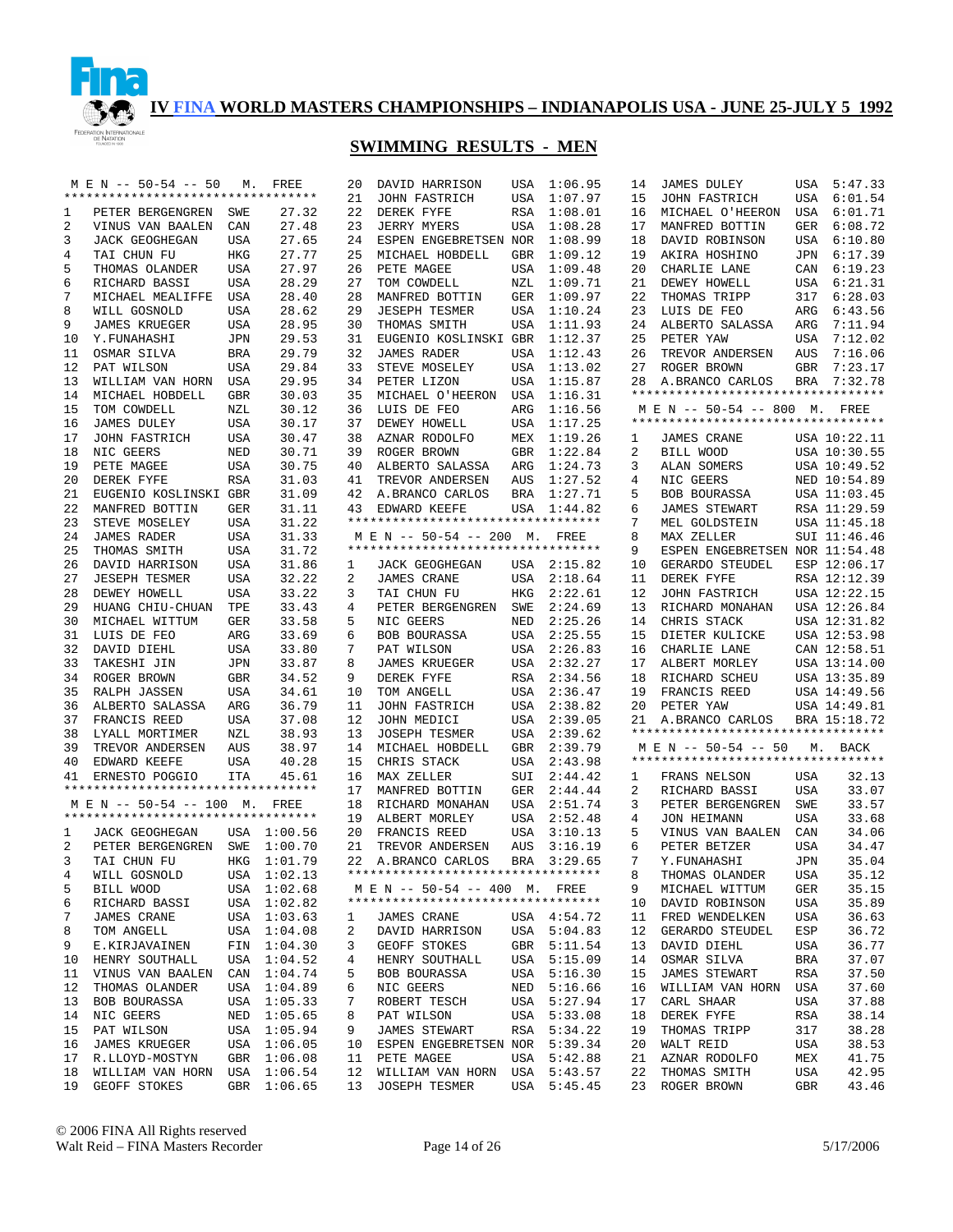# IV FINA WORLD MASTERS CHAMPIONSHIPS – INDIANAPOLIS USA - JUNE 25-JULY 5 1992

## SWIMMING RESULTS - MEN

### MEN -- 50-54 -- 50 M. FREE

| Place | Name | Country | Time |
|---|---|---|---|
| 1 | PETER BERGENGREN | SWE | 27.32 |
| 2 | VINUS VAN BAALEN | CAN | 27.48 |
| 3 | JACK GEOGHEGAN | USA | 27.65 |
| 4 | TAI CHUN FU | HKG | 27.77 |
| 5 | THOMAS OLANDER | USA | 27.97 |
| 6 | RICHARD BASSI | USA | 28.29 |
| 7 | MICHAEL MEALIFFE | USA | 28.40 |
| 8 | WILL GOSNOLD | USA | 28.62 |
| 9 | JAMES KRUEGER | USA | 28.95 |
| 10 | Y.FUNAHASHI | JPN | 29.53 |
| 11 | OSMAR SILVA | BRA | 29.79 |
| 12 | PAT WILSON | USA | 29.84 |
| 13 | WILLIAM VAN HORN | USA | 29.95 |
| 14 | MICHAEL HOBDELL | GBR | 30.03 |
| 15 | TOM COWDELL | NZL | 30.12 |
| 16 | JAMES DULEY | USA | 30.17 |
| 17 | JOHN FASTRICH | USA | 30.47 |
| 18 | NIC GEERS | NED | 30.71 |
| 19 | PETE MAGEE | USA | 30.75 |
| 20 | DEREK FYFE | RSA | 31.03 |
| 21 | EUGENIO KOSLINSKI | GBR | 31.09 |
| 22 | MANFRED BOTTIN | GER | 31.11 |
| 23 | STEVE MOSELEY | USA | 31.22 |
| 24 | JAMES RADER | USA | 31.33 |
| 25 | THOMAS SMITH | USA | 31.72 |
| 26 | DAVID HARRISON | USA | 31.86 |
| 27 | JESEPH TESMER | USA | 32.22 |
| 28 | DEWEY HOWELL | USA | 33.22 |
| 29 | HUANG CHIU-CHUAN | TPE | 33.43 |
| 30 | MICHAEL WITTUM | GER | 33.58 |
| 31 | LUIS DE FEO | ARG | 33.69 |
| 32 | DAVID DIEHL | USA | 33.80 |
| 33 | TAKESHI JIN | JPN | 33.87 |
| 34 | ROGER BROWN | GBR | 34.52 |
| 35 | RALPH JASSEN | USA | 34.61 |
| 36 | ALBERTO SALASSA | ARG | 36.79 |
| 37 | FRANCIS REED | USA | 37.08 |
| 38 | LYALL MORTIMER | NZL | 38.93 |
| 39 | TREVOR ANDERSEN | AUS | 38.97 |
| 40 | EDWARD KEEFE | USA | 40.28 |
| 41 | ERNESTO POGGIO | ITA | 45.61 |

### MEN -- 50-54 -- 100 M. FREE

| Place | Name | Country | Time |
|---|---|---|---|
| 1 | JACK GEOGHEGAN | USA | 1:00.56 |
| 2 | PETER BERGENGREN | SWE | 1:00.70 |
| 3 | TAI CHUN FU | HKG | 1:01.79 |
| 4 | WILL GOSNOLD | USA | 1:02.13 |
| 5 | BILL WOOD | USA | 1:02.68 |
| 6 | RICHARD BASSI | USA | 1:02.82 |
| 7 | JAMES CRANE | USA | 1:03.63 |
| 8 | TOM ANGELL | USA | 1:04.08 |
| 9 | E.KIRJAVAINEN | FIN | 1:04.30 |
| 10 | HENRY SOUTHALL | USA | 1:04.52 |
| 11 | VINUS VAN BAALEN | CAN | 1:04.74 |
| 12 | THOMAS OLANDER | USA | 1:04.89 |
| 13 | BOB BOURASSA | USA | 1:05.33 |
| 14 | NIC GEERS | NED | 1:05.65 |
| 15 | PAT WILSON | USA | 1:05.94 |
| 16 | JAMES KRUEGER | USA | 1:06.05 |
| 17 | R.LLOYD-MOSTYN | GBR | 1:06.08 |
| 18 | WILLIAM VAN HORN | USA | 1:06.54 |
| 19 | GEOFF STOKES | GBR | 1:06.65 |
| 20 | DAVID HARRISON | USA | 1:06.95 |
| 21 | JOHN FASTRICH | USA | 1:07.97 |
| 22 | DEREK FYFE | RSA | 1:08.01 |
| 23 | JERRY MYERS | USA | 1:08.28 |
| 24 | ESPEN ENGEBRETSEN | NOR | 1:08.99 |
| 25 | MICHAEL HOBDELL | GBR | 1:09.12 |
| 26 | PETE MAGEE | USA | 1:09.48 |
| 27 | TOM COWDELL | NZL | 1:09.71 |
| 28 | MANFRED BOTTIN | GER | 1:09.97 |
| 29 | JESEPH TESMER | USA | 1:10.24 |
| 30 | THOMAS SMITH | USA | 1:11.93 |
| 31 | EUGENIO KOSLINSKI | GBR | 1:12.37 |
| 32 | JAMES RADER | USA | 1:12.43 |
| 33 | STEVE MOSELEY | USA | 1:13.02 |
| 34 | PETER LIZON | USA | 1:15.87 |
| 35 | MICHAEL O'HEERON | USA | 1:16.31 |
| 36 | LUIS DE FEO | ARG | 1:16.56 |
| 37 | DEWEY HOWELL | USA | 1:17.25 |
| 38 | AZNAR RODOLFO | MEX | 1:19.26 |
| 39 | ROGER BROWN | GBR | 1:22.84 |
| 40 | ALBERTO SALASSA | ARG | 1:24.73 |
| 41 | TREVOR ANDERSEN | AUS | 1:27.52 |
| 42 | A.BRANCO CARLOS | BRA | 1:27.71 |
| 43 | EDWARD KEEFE | USA | 1:44.82 |

### MEN -- 50-54 -- 200 M. FREE

| Place | Name | Country | Time |
|---|---|---|---|
| 1 | JACK GEOGHEGAN | USA | 2:15.82 |
| 2 | JAMES CRANE | USA | 2:18.64 |
| 3 | TAI CHUN FU | HKG | 2:22.61 |
| 4 | PETER BERGENGREN | SWE | 2:24.69 |
| 5 | NIC GEERS | NED | 2:25.26 |
| 6 | BOB BOURASSA | USA | 2:25.55 |
| 7 | PAT WILSON | USA | 2:26.83 |
| 8 | JAMES KRUEGER | USA | 2:32.27 |
| 9 | DEREK FYFE | RSA | 2:34.56 |
| 10 | TOM ANGELL | USA | 2:36.47 |
| 11 | JOHN FASTRICH | USA | 2:38.82 |
| 12 | JOHN MEDICI | USA | 2:39.05 |
| 13 | JOSEPH TESMER | USA | 2:39.62 |
| 14 | MICHAEL HOBDELL | GBR | 2:39.79 |
| 15 | CHRIS STACK | USA | 2:43.98 |
| 16 | MAX ZELLER | SUI | 2:44.42 |
| 17 | MANFRED BOTTIN | GER | 2:44.44 |
| 18 | RICHARD MONAHAN | USA | 2:51.74 |
| 19 | ALBERT MORLEY | USA | 2:52.48 |
| 20 | FRANCIS REED | USA | 3:10.13 |
| 21 | TREVOR ANDERSEN | AUS | 3:16.19 |
| 22 | A.BRANCO CARLOS | BRA | 3:29.65 |

### MEN -- 50-54 -- 400 M. FREE

| Place | Name | Country | Time |
|---|---|---|---|
| 1 | JAMES CRANE | USA | 4:54.72 |
| 2 | DAVID HARRISON | USA | 5:04.83 |
| 3 | GEOFF STOKES | GBR | 5:11.54 |
| 4 | HENRY SOUTHALL | USA | 5:15.09 |
| 5 | BOB BOURASSA | USA | 5:16.30 |
| 6 | NIC GEERS | NED | 5:16.66 |
| 7 | ROBERT TESCH | USA | 5:27.94 |
| 8 | PAT WILSON | USA | 5:33.08 |
| 9 | JAMES STEWART | RSA | 5:34.22 |
| 10 | ESPEN ENGEBRETSEN | NOR | 5:39.34 |
| 11 | PETE MAGEE | USA | 5:42.88 |
| 12 | WILLIAM VAN HORN | USA | 5:43.57 |
| 13 | JOSEPH TESMER | USA | 5:45.45 |
| 14 | JAMES DULEY | USA | 5:47.33 |
| 15 | JOHN FASTRICH | USA | 6:01.54 |
| 16 | MICHAEL O'HEERON | USA | 6:01.71 |
| 17 | MANFRED BOTTIN | GER | 6:08.72 |
| 18 | DAVID ROBINSON | USA | 6:10.80 |
| 19 | AKIRA HOSHINO | JPN | 6:17.39 |
| 20 | CHARLIE LANE | CAN | 6:19.23 |
| 21 | DEWEY HOWELL | USA | 6:21.31 |
| 22 | THOMAS TRIPP | 317 | 6:28.03 |
| 23 | LUIS DE FEO | ARG | 6:43.56 |
| 24 | ALBERTO SALASSA | ARG | 7:11.94 |
| 25 | PETER YAW | USA | 7:12.02 |
| 26 | TREVOR ANDERSEN | AUS | 7:16.06 |
| 27 | ROGER BROWN | GBR | 7:23.17 |
| 28 | A.BRANCO CARLOS | BRA | 7:32.78 |

### MEN -- 50-54 -- 800 M. FREE

| Place | Name | Country | Time |
|---|---|---|---|
| 1 | JAMES CRANE | USA | 10:22.11 |
| 2 | BILL WOOD | USA | 10:30.55 |
| 3 | ALAN SOMERS | USA | 10:49.52 |
| 4 | NIC GEERS | NED | 10:54.89 |
| 5 | BOB BOURASSA | USA | 11:03.45 |
| 6 | JAMES STEWART | RSA | 11:29.59 |
| 7 | MEL GOLDSTEIN | USA | 11:45.18 |
| 8 | MAX ZELLER | SUI | 11:46.46 |
| 9 | ESPEN ENGEBRETSEN | NOR | 11:54.48 |
| 10 | GERARDO STEUDEL | ESP | 12:06.17 |
| 11 | DEREK FYFE | RSA | 12:12.39 |
| 12 | JOHN FASTRICH | USA | 12:22.15 |
| 13 | RICHARD MONAHAN | USA | 12:26.84 |
| 14 | CHRIS STACK | USA | 12:31.82 |
| 15 | DIETER KULICKE | USA | 12:53.98 |
| 16 | CHARLIE LANE | CAN | 12:58.51 |
| 17 | ALBERT MORLEY | USA | 13:14.00 |
| 18 | RICHARD SCHEU | USA | 13:35.89 |
| 19 | FRANCIS REED | USA | 14:49.56 |
| 20 | PETER YAW | USA | 14:49.81 |
| 21 | A.BRANCO CARLOS | BRA | 15:18.72 |

### MEN -- 50-54 -- 50 M. BACK

| Place | Name | Country | Time |
|---|---|---|---|
| 1 | FRANS NELSON | USA | 32.13 |
| 2 | RICHARD BASSI | USA | 33.07 |
| 3 | PETER BERGENGREN | SWE | 33.57 |
| 4 | JON HEIMANN | USA | 33.68 |
| 5 | VINUS VAN BAALEN | CAN | 34.06 |
| 6 | PETER BETZER | USA | 34.47 |
| 7 | Y.FUNAHASHI | JPN | 35.04 |
| 8 | THOMAS OLANDER | USA | 35.12 |
| 9 | MICHAEL WITTUM | GER | 35.15 |
| 10 | DAVID ROBINSON | USA | 35.89 |
| 11 | FRED WENDELKEN | USA | 36.63 |
| 12 | GERARDO STEUDEL | ESP | 36.72 |
| 13 | DAVID DIEHL | USA | 36.77 |
| 14 | OSMAR SILVA | BRA | 37.07 |
| 15 | JAMES STEWART | RSA | 37.50 |
| 16 | WILLIAM VAN HORN | USA | 37.60 |
| 17 | CARL SHAAR | USA | 37.88 |
| 18 | DEREK FYFE | RSA | 38.14 |
| 19 | THOMAS TRIPP | 317 | 38.28 |
| 20 | WALT REID | USA | 38.53 |
| 21 | AZNAR RODOLFO | MEX | 41.75 |
| 22 | THOMAS SMITH | USA | 42.95 |
| 23 | ROGER BROWN | GBR | 43.46 |

© 2006 FINA All Rights reserved
Walt Reid – FINA Masters Recorder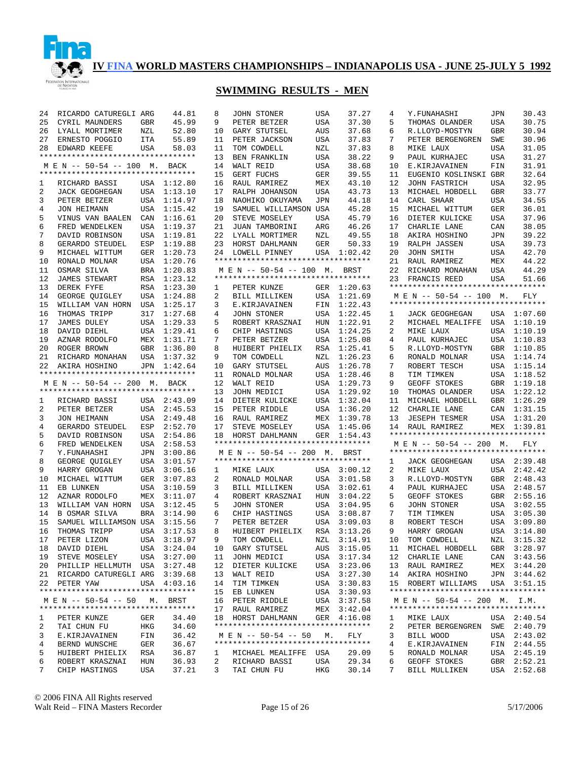# IV FINA WORLD MASTERS CHAMPIONSHIPS – INDIANAPOLIS USA - JUNE 25-JULY 5 1992

## SWIMMING RESULTS - MEN

| | | | |
|---|---|---|---|
| 24 | RICARDO CATUREGLI | ARG | 44.81 |
| 25 | CYRIL MAUNDERS | GBR | 45.99 |
| 26 | LYALL MORTIMER | NZL | 52.80 |
| 27 | ERNESTO POGGIO | ITA | 55.89 |
| 28 | EDWARD KEEFE | USA | 58.03 |

### M E N -- 50-54 -- 100 M. BACK

| | | | |
|---|---|---|---|
| 1 | RICHARD BASSI | USA | 1:12.80 |
| 2 | JACK GEOGHEGAN | USA | 1:13.10 |
| 3 | PETER BETZER | USA | 1:14.97 |
| 4 | JON HEIMANN | USA | 1:15.42 |
| 5 | VINUS VAN BAALEN | CAN | 1:16.61 |
| 6 | FRED WENDELKEN | USA | 1:19.37 |
| 7 | DAVID ROBINSON | USA | 1:19.81 |
| 8 | GERARDO STEUDEL | ESP | 1:19.88 |
| 9 | MICHAEL WITTUM | GER | 1:20.73 |
| 10 | RONALD MOLNAR | USA | 1:20.76 |
| 11 | OSMAR SILVA | BRA | 1:20.83 |
| 12 | JAMES STEWART | RSA | 1:23.12 |
| 13 | DEREK FYFE | RSA | 1:23.30 |
| 14 | GEORGE QUIGLEY | USA | 1:24.88 |
| 15 | WILLIAM VAN HORN | USA | 1:25.17 |
| 16 | THOMAS TRIPP | 317 | 1:27.68 |
| 17 | JAMES DULEY | USA | 1:29.33 |
| 18 | DAVID DIEHL | USA | 1:29.41 |
| 19 | AZNAR RODOLFO | MEX | 1:31.71 |
| 20 | ROGER BROWN | GBR | 1:36.80 |
| 21 | RICHARD MONAHAN | USA | 1:37.32 |
| 22 | AKIRA HOSHINO | JPN | 1:42.64 |

### M E N -- 50-54 -- 200 M. BACK

| | | | |
|---|---|---|---|
| 1 | RICHARD BASSI | USA | 2:43.09 |
| 2 | PETER BETZER | USA | 2:45.53 |
| 3 | JON HEIMANN | USA | 2:49.48 |
| 4 | GERARDO STEUDEL | ESP | 2:52.70 |
| 5 | DAVID ROBINSON | USA | 2:54.86 |
| 6 | FRED WENDELKEN | USA | 2:58.53 |
| 7 | Y.FUNAHASHI | JPN | 3:00.86 |
| 8 | GEORGE QUIGLEY | USA | 3:01.57 |
| 9 | HARRY GROGAN | USA | 3:06.16 |
| 10 | MICHAEL WITTUM | GER | 3:07.83 |
| 11 | EB LUNKEN | USA | 3:10.59 |
| 12 | AZNAR RODOLFO | MEX | 3:11.07 |
| 13 | WILLIAM VAN HORN | USA | 3:12.45 |
| 14 | B OSMAR SILVA | BRA | 3:14.90 |
| 15 | SAMUEL WILLIAMSON | USA | 3:15.56 |
| 16 | THOMAS TRIPP | USA | 3:17.53 |
| 17 | PETER LIZON | USA | 3:18.97 |
| 18 | DAVID DIEHL | USA | 3:24.04 |
| 19 | STEVE MOSELEY | USA | 3:27.00 |
| 20 | PHILLIP HELLMUTH | USA | 3:27.48 |
| 21 | RICARDO CATUREGLI | ARG | 3:39.68 |
| 22 | PETER YAW | USA | 4:03.16 |

### M E N -- 50-54 -- 50 M. BRST

| | | | |
|---|---|---|---|
| 1 | PETER KUNZE | GER | 34.40 |
| 2 | TAI CHUN FU | HKG | 34.60 |
| 3 | E.KIRJAVAINEN | FIN | 36.42 |
| 4 | BERND WUNSCHE | GER | 36.67 |
| 5 | HUIBERT PHIELIX | RSA | 36.87 |
| 6 | ROBERT KRASZNAI | HUN | 36.93 |
| 7 | CHIP HASTINGS | USA | 37.21 |
| 8 | JOHN STONER | USA | 37.27 |
| 9 | PETER BETZER | USA | 37.30 |
| 10 | GARY STUTSEL | AUS | 37.68 |
| 11 | PETER JACKSON | USA | 37.83 |
| 11 | TOM COWDELL | NZL | 37.83 |
| 13 | BEN FRANKLIN | USA | 38.22 |
| 14 | WALT REID | USA | 38.68 |
| 15 | GERT FUCHS | GER | 39.55 |
| 16 | RAUL RAMIREZ | MEX | 43.10 |
| 17 | RALPH JOHANSON | USA | 43.73 |
| 18 | NAOHIKO OKUYAMA | JPN | 44.18 |
| 19 | SAMUEL WILLIAMSON | USA | 45.28 |
| 20 | STEVE MOSELEY | USA | 45.79 |
| 21 | JUAN TAMBORINI | ARG | 46.26 |
| 22 | LYALL MORTIMER | NZL | 49.55 |
| 23 | HORST DAHLMANN | GER | 50.33 |
| 24 | LOWELL PINNEY | USA | 1:02.42 |

### M E N -- 50-54 -- 100 M. BRST

| | | | |
|---|---|---|---|
| 1 | PETER KUNZE | GER | 1:20.63 |
| 2 | BILL MILLIKEN | USA | 1:21.69 |
| 3 | E.KIRJAVAINEN | FIN | 1:22.43 |
| 4 | JOHN STONER | USA | 1:22.45 |
| 5 | ROBERT KRASZNAI | HUN | 1:22.91 |
| 6 | CHIP HASTINGS | USA | 1:24.25 |
| 7 | PETER BETZER | USA | 1:25.08 |
| 8 | HUIBERT PHIELIX | RSA | 1:25.41 |
| 9 | TOM COWDELL | NZL | 1:26.23 |
| 10 | GARY STUTSEL | AUS | 1:26.78 |
| 11 | RONALD MOLNAR | USA | 1:28.46 |
| 12 | WALT REID | USA | 1:29.73 |
| 13 | JOHN MEDICI | USA | 1:29.92 |
| 14 | DIETER KULICKE | USA | 1:32.04 |
| 15 | PETER RIDDLE | USA | 1:36.20 |
| 16 | RAUL RAMIREZ | MEX | 1:39.78 |
| 17 | STEVE MOSELEY | USA | 1:45.06 |
| 18 | HORST DAHLMANN | GER | 1:54.43 |

### M E N -- 50-54 -- 200 M. BRST

| | | | |
|---|---|---|---|
| 1 | MIKE LAUX | USA | 3:00.12 |
| 2 | RONALD MOLNAR | USA | 3:01.58 |
| 3 | BILL MILLIKEN | USA | 3:02.61 |
| 4 | ROBERT KRASZNAI | HUN | 3:04.22 |
| 5 | JOHN STONER | USA | 3:04.95 |
| 6 | CHIP HASTINGS | USA | 3:08.87 |
| 7 | PETER BETZER | USA | 3:09.03 |
| 8 | HUIBERT PHIELIX | RSA | 3:13.26 |
| 9 | TOM COWDELL | NZL | 3:14.91 |
| 10 | GARY STUTSEL | AUS | 3:15.05 |
| 11 | JOHN MEDICI | USA | 3:17.34 |
| 12 | DIETER KULICKE | USA | 3:23.06 |
| 13 | WALT REID | USA | 3:27.30 |
| 14 | TIM TIMKEN | USA | 3:30.83 |
| 15 | EB LUNKEN | USA | 3:30.93 |
| 16 | PETER RIDDLE | USA | 3:37.58 |
| 17 | RAUL RAMIREZ | MEX | 3:42.04 |
| 18 | HORST DAHLMANN | GER | 4:16.08 |

### M E N -- 50-54 -- 50 M. FLY

| | | | |
|---|---|---|---|
| 1 | MICHAEL MEALIFFE | USA | 29.09 |
| 2 | RICHARD BASSI | USA | 29.34 |
| 3 | TAI CHUN FU | HKG | 30.14 |
| 4 | Y.FUNAHASHI | JPN | 30.43 |
| 5 | THOMAS OLANDER | USA | 30.75 |
| 6 | R.LLOYD-MOSTYN | GBR | 30.94 |
| 7 | PETER BERGENGREN | SWE | 30.96 |
| 8 | MIKE LAUX | USA | 31.05 |
| 9 | PAUL KURHAJEC | USA | 31.27 |
| 10 | E.KIRJAVAINEN | FIN | 31.91 |
| 11 | EUGENIO KOSLINSKI | GBR | 32.64 |
| 12 | JOHN FASTRICH | USA | 32.95 |
| 13 | MICHAEL HOBDELL | GBR | 33.77 |
| 14 | CARL SHAAR | USA | 34.55 |
| 15 | MICHAEL WITTUM | GER | 36.01 |
| 16 | DIETER KULICKE | USA | 37.96 |
| 17 | CHARLIE LANE | CAN | 38.05 |
| 18 | AKIRA HOSHINO | JPN | 39.22 |
| 19 | RALPH JASSEN | USA | 39.73 |
| 20 | JOHN SMITH | USA | 42.70 |
| 21 | RAUL RAMIREZ | MEX | 44.22 |
| 22 | RICHARD MONAHAN | USA | 44.29 |
| 23 | FRANCIS REED | USA | 51.66 |

### M E N -- 50-54 -- 100 M. FLY

| | | | |
|---|---|---|---|
| 1 | JACK GEOGHEGAN | USA | 1:07.60 |
| 2 | MICHAEL MEALIFFE | USA | 1:10.19 |
| 2 | MIKE LAUX | USA | 1:10.19 |
| 4 | PAUL KURHAJEC | USA | 1:10.83 |
| 5 | R.LLOYD-MOSTYN | GBR | 1:10.85 |
| 6 | RONALD MOLNAR | USA | 1:14.74 |
| 7 | ROBERT TESCH | USA | 1:15.14 |
| 8 | TIM TIMKEN | USA | 1:18.52 |
| 9 | GEOFF STOKES | GBR | 1:19.18 |
| 10 | THOMAS OLANDER | USA | 1:22.12 |
| 11 | MICHAEL HOBDELL | GBR | 1:26.29 |
| 12 | CHARLIE LANE | CAN | 1:31.15 |
| 13 | JESEPH TESMER | USA | 1:31.20 |
| 14 | RAUL RAMIREZ | MEX | 1:39.81 |

### M E N -- 50-54 -- 200 M. FLY

| | | | |
|---|---|---|---|
| 1 | JACK GEOGHEGAN | USA | 2:39.48 |
| 2 | MIKE LAUX | USA | 2:42.42 |
| 3 | R.LLOYD-MOSTYN | GBR | 2:48.43 |
| 4 | PAUL KURHAJEC | USA | 2:48.57 |
| 5 | GEOFF STOKES | GBR | 2:55.16 |
| 6 | JOHN STONER | USA | 3:02.55 |
| 7 | TIM TIMKEN | USA | 3:05.30 |
| 8 | ROBERT TESCH | USA | 3:09.80 |
| 9 | HARRY GROGAN | USA | 3:14.80 |
| 10 | TOM COWDELL | NZL | 3:15.32 |
| 11 | MICHAEL HOBDELL | GBR | 3:28.97 |
| 12 | CHARLIE LANE | CAN | 3:43.56 |
| 13 | RAUL RAMIREZ | MEX | 3:44.20 |
| 14 | AKIRA HOSHINO | JPN | 3:44.62 |
| 15 | ROBERT WILLIAMS | USA | 3:51.15 |

### M E N -- 50-54 -- 200 M. I.M.

| | | | |
|---|---|---|---|
| 1 | MIKE LAUX | USA | 2:40.54 |
| 2 | PETER BERGENGREN | SWE | 2:40.79 |
| 3 | BILL WOOD | USA | 2:43.02 |
| 4 | E.KIRJAVAINEN | FIN | 2:44.55 |
| 5 | RONALD MOLNAR | USA | 2:45.19 |
| 6 | GEOFF STOKES | GBR | 2:52.21 |
| 7 | BILL MULLIKEN | USA | 2:52.68 |

© 2006 FINA All Rights reserved
Walt Reid – FINA Masters Recorder
5/17/2006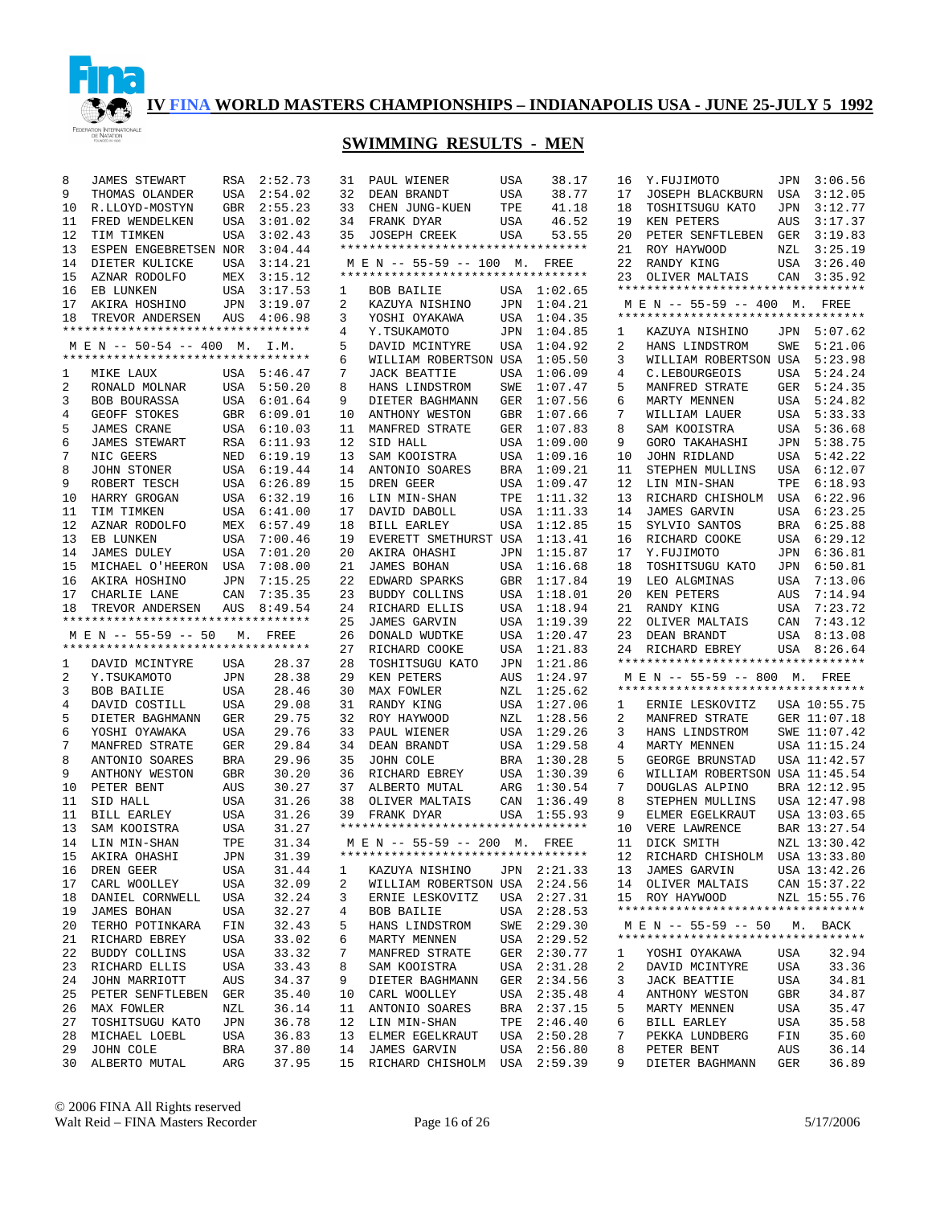# IV FINA WORLD MASTERS CHAMPIONSHIPS – INDIANAPOLIS USA - JUNE 25-JULY 5 1992

## SWIMMING RESULTS - MEN

| Place | Name | Country | Time |
|---|---|---|---|
| 8 | JAMES STEWART | RSA | 2:52.73 |
| 9 | THOMAS OLANDER | USA | 2:54.02 |
| 10 | R.LLOYD-MOSTYN | GBR | 2:55.23 |
| 11 | FRED WENDELKEN | USA | 3:01.02 |
| 12 | TIM TIMKEN | USA | 3:02.43 |
| 13 | ESPEN ENGEBRETSEN | NOR | 3:04.44 |
| 14 | DIETER KULICKE | USA | 3:14.21 |
| 15 | AZNAR RODOLFO | MEX | 3:15.12 |
| 16 | EB LUNKEN | USA | 3:17.53 |
| 17 | AKIRA HOSHINO | JPN | 3:19.07 |
| 18 | TREVOR ANDERSEN | AUS | 4:06.98 |

### M E N -- 50-54 -- 400 M. I.M.

| Place | Name | Country | Time |
|---|---|---|---|
| 1 | MIKE LAUX | USA | 5:46.47 |
| 2 | RONALD MOLNAR | USA | 5:50.20 |
| 3 | BOB BOURASSA | USA | 6:01.64 |
| 4 | GEOFF STOKES | GBR | 6:09.01 |
| 5 | JAMES CRANE | USA | 6:10.03 |
| 6 | JAMES STEWART | RSA | 6:11.93 |
| 7 | NIC GEERS | NED | 6:19.19 |
| 8 | JOHN STONER | USA | 6:19.44 |
| 9 | ROBERT TESCH | USA | 6:26.89 |
| 10 | HARRY GROGAN | USA | 6:32.19 |
| 11 | TIM TIMKEN | USA | 6:41.00 |
| 12 | AZNAR RODOLFO | MEX | 6:57.49 |
| 13 | EB LUNKEN | USA | 7:00.46 |
| 14 | JAMES DULEY | USA | 7:01.20 |
| 15 | MICHAEL O'HEERON | USA | 7:08.00 |
| 16 | AKIRA HOSHINO | JPN | 7:15.25 |
| 17 | CHARLIE LANE | CAN | 7:35.35 |
| 18 | TREVOR ANDERSEN | AUS | 8:49.54 |

### M E N -- 55-59 -- 50 M. FREE

| Place | Name | Country | Time |
|---|---|---|---|
| 1 | DAVID MCINTYRE | USA | 28.37 |
| 2 | Y.TSUKAMOTO | JPN | 28.38 |
| 3 | BOB BAILIE | USA | 28.46 |
| 4 | DAVID COSTILL | USA | 29.08 |
| 5 | DIETER BAGHMANN | GER | 29.75 |
| 6 | YOSHI OYAWAKA | USA | 29.76 |
| 7 | MANFRED STRATE | GER | 29.84 |
| 8 | ANTONIO SOARES | BRA | 29.96 |
| 9 | ANTHONY WESTON | GBR | 30.20 |
| 10 | PETER BENT | AUS | 30.27 |
| 11 | SID HALL | USA | 31.26 |
| 11 | BILL EARLEY | USA | 31.26 |
| 13 | SAM KOOISTRA | USA | 31.27 |
| 14 | LIN MIN-SHAN | TPE | 31.34 |
| 15 | AKIRA OHASHI | JPN | 31.39 |
| 16 | DREN GEER | USA | 31.44 |
| 17 | CARL WOOLLEY | USA | 32.09 |
| 18 | DANIEL CORNWELL | USA | 32.24 |
| 19 | JAMES BOHAN | USA | 32.27 |
| 20 | TERHO POTINKARA | FIN | 32.43 |
| 21 | RICHARD EBREY | USA | 33.02 |
| 22 | BUDDY COLLINS | USA | 33.32 |
| 23 | RICHARD ELLIS | USA | 33.43 |
| 24 | JOHN MARRIOTT | AUS | 34.37 |
| 25 | PETER SENFTLEBEN | GER | 35.40 |
| 26 | MAX FOWLER | NZL | 36.14 |
| 27 | TOSHITSUGU KATO | JPN | 36.78 |
| 28 | MICHAEL LOEBL | USA | 36.83 |
| 29 | JOHN COLE | BRA | 37.80 |
| 30 | ALBERTO MUTAL | ARG | 37.95 |
| 31 | PAUL WIENER | USA | 38.17 |
| 32 | DEAN BRANDT | USA | 38.77 |
| 33 | CHEN JUNG-KUEN | TPE | 41.18 |
| 34 | FRANK DYAR | USA | 46.52 |
| 35 | JOSEPH CREEK | USA | 53.55 |

### M E N -- 55-59 -- 100 M. FREE

| Place | Name | Country | Time |
|---|---|---|---|
| 1 | BOB BAILIE | USA | 1:02.65 |
| 2 | KAZUYA NISHINO | JPN | 1:04.21 |
| 3 | YOSHI OYAKAWA | USA | 1:04.35 |
| 4 | Y.TSUKAMOTO | JPN | 1:04.85 |
| 5 | DAVID MCINTYRE | USA | 1:04.92 |
| 6 | WILLIAM ROBERTSON | USA | 1:05.50 |
| 7 | JACK BEATTIE | USA | 1:06.09 |
| 8 | HANS LINDSTROM | SWE | 1:07.47 |
| 9 | DIETER BAGHMANN | GER | 1:07.56 |
| 10 | ANTHONY WESTON | GBR | 1:07.66 |
| 11 | MANFRED STRATE | GER | 1:07.83 |
| 12 | SID HALL | USA | 1:09.00 |
| 13 | SAM KOOISTRA | USA | 1:09.16 |
| 14 | ANTONIO SOARES | BRA | 1:09.21 |
| 15 | DREN GEER | USA | 1:09.47 |
| 16 | LIN MIN-SHAN | TPE | 1:11.32 |
| 17 | DAVID DABOLL | USA | 1:11.33 |
| 18 | BILL EARLEY | USA | 1:12.85 |
| 19 | EVERETT SMETHURST | USA | 1:13.41 |
| 20 | AKIRA OHASHI | JPN | 1:15.87 |
| 21 | JAMES BOHAN | USA | 1:16.68 |
| 22 | EDWARD SPARKS | GBR | 1:17.84 |
| 23 | BUDDY COLLINS | USA | 1:18.01 |
| 24 | RICHARD ELLIS | USA | 1:18.94 |
| 25 | JAMES GARVIN | USA | 1:19.39 |
| 26 | DONALD WUDTKE | USA | 1:20.47 |
| 27 | RICHARD COOKE | USA | 1:21.83 |
| 28 | TOSHITSUGU KATO | JPN | 1:21.86 |
| 29 | KEN PETERS | AUS | 1:24.97 |
| 30 | MAX FOWLER | NZL | 1:25.62 |
| 31 | RANDY KING | USA | 1:27.06 |
| 32 | ROY HAYWOOD | NZL | 1:28.56 |
| 33 | PAUL WIENER | USA | 1:29.26 |
| 34 | DEAN BRANDT | USA | 1:29.58 |
| 35 | JOHN COLE | BRA | 1:30.28 |
| 36 | RICHARD EBREY | USA | 1:30.39 |
| 37 | ALBERTO MUTAL | ARG | 1:30.54 |
| 38 | OLIVER MALTAIS | CAN | 1:36.49 |
| 39 | FRANK DYAR | USA | 1:55.93 |

### M E N -- 55-59 -- 200 M. FREE

| Place | Name | Country | Time |
|---|---|---|---|
| 1 | KAZUYA NISHINO | JPN | 2:21.33 |
| 2 | WILLIAM ROBERTSON | USA | 2:24.56 |
| 3 | ERNIE LESKOVITZ | USA | 2:27.31 |
| 4 | BOB BAILIE | USA | 2:28.53 |
| 5 | HANS LINDSTROM | SWE | 2:29.30 |
| 6 | MARTY MENNEN | USA | 2:29.52 |
| 7 | MANFRED STRATE | GER | 2:30.77 |
| 8 | SAM KOOISTRA | USA | 2:31.28 |
| 9 | DIETER BAGHMANN | GER | 2:34.56 |
| 10 | CARL WOOLLEY | USA | 2:35.48 |
| 11 | ANTONIO SOARES | BRA | 2:37.15 |
| 12 | LIN MIN-SHAN | TPE | 2:46.40 |
| 13 | ELMER EGELKRAUT | USA | 2:50.28 |
| 14 | JAMES GARVIN | USA | 2:56.80 |
| 15 | RICHARD CHISHOLM | USA | 2:59.39 |
| 16 | Y.FUJIMOTO | JPN | 3:06.56 |
| 17 | JOSEPH BLACKBURN | USA | 3:12.05 |
| 18 | TOSHITSUGU KATO | JPN | 3:12.77 |
| 19 | KEN PETERS | AUS | 3:17.37 |
| 20 | PETER SENFTLEBEN | GER | 3:19.83 |
| 21 | ROY HAYWOOD | NZL | 3:25.19 |
| 22 | RANDY KING | USA | 3:26.40 |
| 23 | OLIVER MALTAIS | CAN | 3:35.92 |

### M E N -- 55-59 -- 400 M. FREE

| Place | Name | Country | Time |
|---|---|---|---|
| 1 | KAZUYA NISHINO | JPN | 5:07.62 |
| 2 | HANS LINDSTROM | SWE | 5:21.06 |
| 3 | WILLIAM ROBERTSON | USA | 5:23.98 |
| 4 | C.LEBOURGEOIS | USA | 5:24.24 |
| 5 | MANFRED STRATE | GER | 5:24.35 |
| 6 | MARTY MENNEN | USA | 5:24.82 |
| 7 | WILLIAM LAUER | USA | 5:33.33 |
| 8 | SAM KOOISTRA | USA | 5:36.68 |
| 9 | GORO TAKAHASHI | JPN | 5:38.75 |
| 10 | JOHN RIDLAND | USA | 5:42.22 |
| 11 | STEPHEN MULLINS | USA | 6:12.07 |
| 12 | LIN MIN-SHAN | TPE | 6:18.93 |
| 13 | RICHARD CHISHOLM | USA | 6:22.96 |
| 14 | JAMES GARVIN | USA | 6:23.25 |
| 15 | SYLVIO SANTOS | BRA | 6:25.88 |
| 16 | RICHARD COOKE | USA | 6:29.12 |
| 17 | Y.FUJIMOTO | JPN | 6:36.81 |
| 18 | TOSHITSUGU KATO | JPN | 6:50.81 |
| 19 | LEO ALGMINAS | USA | 7:13.06 |
| 20 | KEN PETERS | AUS | 7:14.94 |
| 21 | RANDY KING | USA | 7:23.72 |
| 22 | OLIVER MALTAIS | CAN | 7:43.12 |
| 23 | DEAN BRANDT | USA | 8:13.08 |
| 24 | RICHARD EBREY | USA | 8:26.64 |

### M E N -- 55-59 -- 800 M. FREE

| Place | Name | Country | Time |
|---|---|---|---|
| 1 | ERNIE LESKOVITZ | USA | 10:55.75 |
| 2 | MANFRED STRATE | GER | 11:07.18 |
| 3 | HANS LINDSTROM | SWE | 11:07.42 |
| 4 | MARTY MENNEN | USA | 11:15.24 |
| 5 | GEORGE BRUNSTAD | USA | 11:42.57 |
| 6 | WILLIAM ROBERTSON | USA | 11:45.54 |
| 7 | DOUGLAS ALPINO | BRA | 12:12.95 |
| 8 | STEPHEN MULLINS | USA | 12:47.98 |
| 9 | ELMER EGELKRAUT | USA | 13:03.65 |
| 10 | VERE LAWRENCE | BAR | 13:27.54 |
| 11 | DICK SMITH | NZL | 13:30.42 |
| 12 | RICHARD CHISHOLM | USA | 13:33.80 |
| 13 | JAMES GARVIN | USA | 13:42.26 |
| 14 | OLIVER MALTAIS | CAN | 15:37.22 |
| 15 | ROY HAYWOOD | NZL | 15:55.76 |

### M E N -- 55-59 -- 50 M. BACK

| Place | Name | Country | Time |
|---|---|---|---|
| 1 | YOSHI OYAKAWA | USA | 32.94 |
| 2 | DAVID MCINTYRE | USA | 33.36 |
| 3 | JACK BEATTIE | USA | 34.81 |
| 4 | ANTHONY WESTON | GBR | 34.87 |
| 5 | MARTY MENNEN | USA | 35.47 |
| 6 | BILL EARLEY | USA | 35.58 |
| 7 | PEKKA LUNDBERG | FIN | 35.60 |
| 8 | PETER BENT | AUS | 36.14 |
| 9 | DIETER BAGHMANN | GER | 36.89 |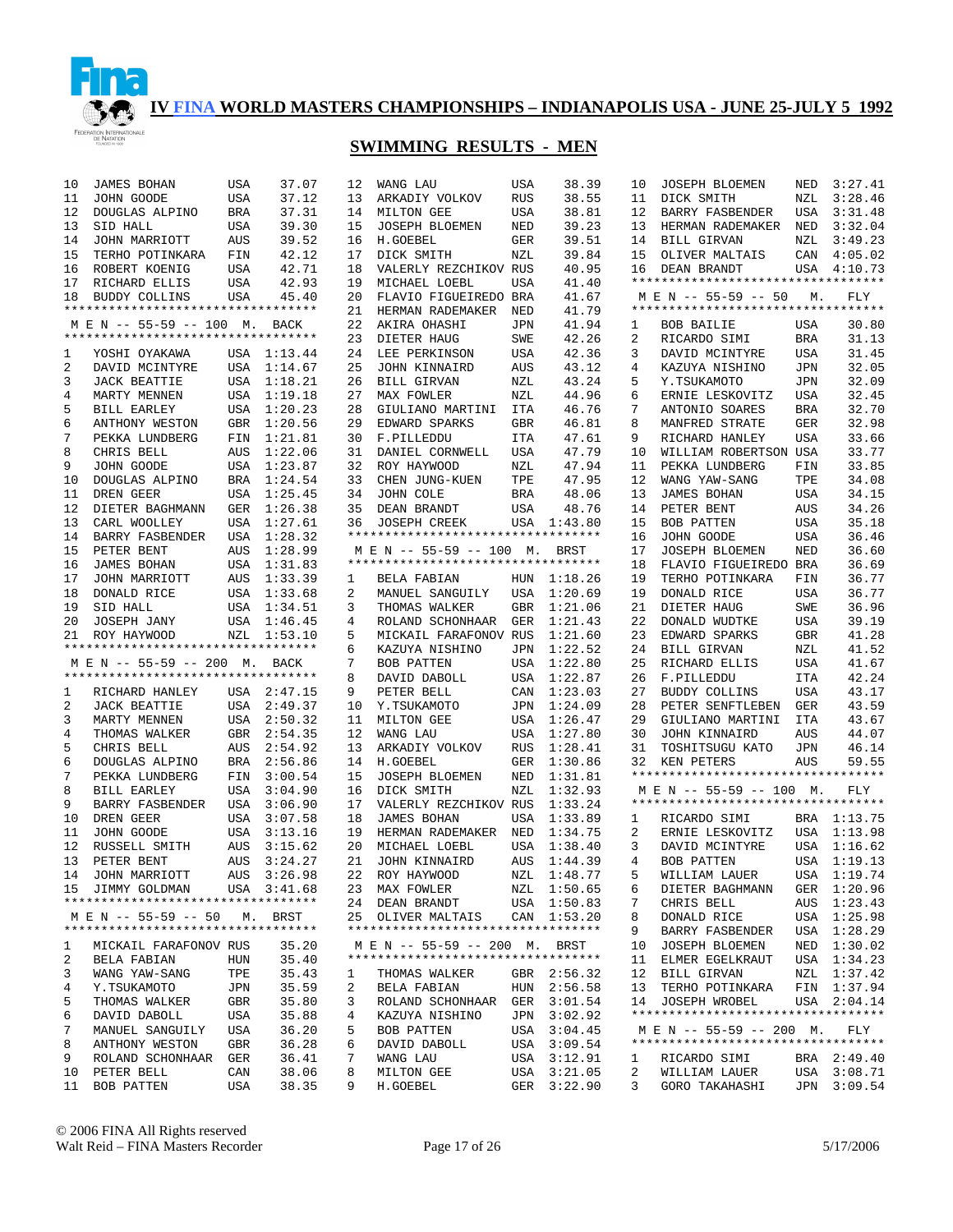# IV FINA WORLD MASTERS CHAMPIONSHIPS – INDIANAPOLIS USA - JUNE 25-JULY 5 1992

## SWIMMING RESULTS - MEN

| Place | Name | Country | Time |
|---|---|---|---|
| 10 | JAMES BOHAN | USA | 37.07 |
| 11 | JOHN GOODE | USA | 37.12 |
| 12 | DOUGLAS ALPINO | BRA | 37.31 |
| 13 | SID HALL | USA | 39.30 |
| 14 | JOHN MARRIOTT | AUS | 39.52 |
| 15 | TERHO POTINKARA | FIN | 42.12 |
| 16 | ROBERT KOENIG | USA | 42.71 |
| 17 | RICHARD ELLIS | USA | 42.93 |
| 18 | BUDDY COLLINS | USA | 45.40 |

### M E N -- 55-59 -- 100 M. BACK

| Place | Name | Country | Time |
|---|---|---|---|
| 1 | YOSHI OYAKAWA | USA | 1:13.44 |
| 2 | DAVID MCINTYRE | USA | 1:14.67 |
| 3 | JACK BEATTIE | USA | 1:18.21 |
| 4 | MARTY MENNEN | USA | 1:19.18 |
| 5 | BILL EARLEY | USA | 1:20.23 |
| 6 | ANTHONY WESTON | GBR | 1:20.56 |
| 7 | PEKKA LUNDBERG | FIN | 1:21.81 |
| 8 | CHRIS BELL | AUS | 1:22.06 |
| 9 | JOHN GOODE | USA | 1:23.87 |
| 10 | DOUGLAS ALPINO | BRA | 1:24.54 |
| 11 | DREN GEER | USA | 1:25.45 |
| 12 | DIETER BAGHMANN | GER | 1:26.38 |
| 13 | CARL WOOLLEY | USA | 1:27.61 |
| 14 | BARRY FASBENDER | USA | 1:28.32 |
| 15 | PETER BENT | AUS | 1:28.99 |
| 16 | JAMES BOHAN | USA | 1:31.83 |
| 17 | JOHN MARRIOTT | AUS | 1:33.39 |
| 18 | DONALD RICE | USA | 1:33.68 |
| 19 | SID HALL | USA | 1:34.51 |
| 20 | JOSEPH JANY | USA | 1:46.45 |
| 21 | ROY HAYWOOD | NZL | 1:53.10 |

### M E N -- 55-59 -- 200 M. BACK

| Place | Name | Country | Time |
|---|---|---|---|
| 1 | RICHARD HANLEY | USA | 2:47.15 |
| 2 | JACK BEATTIE | USA | 2:49.37 |
| 3 | MARTY MENNEN | USA | 2:50.32 |
| 4 | THOMAS WALKER | GBR | 2:54.35 |
| 5 | CHRIS BELL | AUS | 2:54.92 |
| 6 | DOUGLAS ALPINO | BRA | 2:56.86 |
| 7 | PEKKA LUNDBERG | FIN | 3:00.54 |
| 8 | BILL EARLEY | USA | 3:04.90 |
| 9 | BARRY FASBENDER | USA | 3:06.90 |
| 10 | DREN GEER | USA | 3:07.58 |
| 11 | JOHN GOODE | USA | 3:13.16 |
| 12 | RUSSELL SMITH | AUS | 3:15.62 |
| 13 | PETER BENT | AUS | 3:24.27 |
| 14 | JOHN MARRIOTT | AUS | 3:26.98 |
| 15 | JIMMY GOLDMAN | USA | 3:41.68 |

### M E N -- 55-59 -- 50 M. BRST

| Place | Name | Country | Time |
|---|---|---|---|
| 1 | MICKAIL FARAFONOV | RUS | 35.20 |
| 2 | BELA FABIAN | HUN | 35.40 |
| 3 | WANG YAW-SANG | TPE | 35.43 |
| 4 | Y.TSUKAMOTO | JPN | 35.59 |
| 5 | THOMAS WALKER | GBR | 35.80 |
| 6 | DAVID DABOLL | USA | 35.88 |
| 7 | MANUEL SANGUILY | USA | 36.20 |
| 8 | ANTHONY WESTON | GBR | 36.28 |
| 9 | ROLAND SCHONHAAR | GER | 36.41 |
| 10 | PETER BELL | CAN | 38.06 |
| 11 | BOB PATTEN | USA | 38.35 |
| 12 | WANG LAU | USA | 38.39 |
| 13 | ARKADIY VOLKOV | RUS | 38.55 |
| 14 | MILTON GEE | USA | 38.81 |
| 15 | JOSEPH BLOEMEN | NED | 39.23 |
| 16 | H.GOEBEL | GER | 39.51 |
| 17 | DICK SMITH | NZL | 39.84 |
| 18 | VALERLY REZCHIKOV | RUS | 40.95 |
| 19 | MICHAEL LOEBL | USA | 41.40 |
| 20 | FLAVIO FIGUEIREDO | BRA | 41.67 |
| 21 | HERMAN RADEMAKER | NED | 41.79 |
| 22 | AKIRA OHASHI | JPN | 41.94 |
| 23 | DIETER HAUG | SWE | 42.26 |
| 24 | LEE PERKINSON | USA | 42.36 |
| 25 | JOHN KINNAIRD | AUS | 43.12 |
| 26 | BILL GIRVAN | NZL | 43.24 |
| 27 | MAX FOWLER | NZL | 44.96 |
| 28 | GIULIANO MARTINI | ITA | 46.76 |
| 29 | EDWARD SPARKS | GBR | 46.81 |
| 30 | F.PILLEDDU | ITA | 47.61 |
| 31 | DANIEL CORNWELL | USA | 47.79 |
| 32 | ROY HAYWOOD | NZL | 47.94 |
| 33 | CHEN JUNG-KUEN | TPE | 47.95 |
| 34 | JOHN COLE | BRA | 48.06 |
| 35 | DEAN BRANDT | USA | 48.76 |
| 36 | JOSEPH CREEK | USA | 1:43.80 |

### M E N -- 55-59 -- 100 M. BRST

| Place | Name | Country | Time |
|---|---|---|---|
| 1 | BELA FABIAN | HUN | 1:18.26 |
| 2 | MANUEL SANGUILY | USA | 1:20.69 |
| 3 | THOMAS WALKER | GBR | 1:21.06 |
| 4 | ROLAND SCHONHAAR | GER | 1:21.43 |
| 5 | MICKAIL FARAFONOV | RUS | 1:21.60 |
| 6 | KAZUYA NISHINO | JPN | 1:22.52 |
| 7 | BOB PATTEN | USA | 1:22.80 |
| 8 | DAVID DABOLL | USA | 1:22.87 |
| 9 | PETER BELL | CAN | 1:23.03 |
| 10 | Y.TSUKAMOTO | JPN | 1:24.09 |
| 11 | MILTON GEE | USA | 1:26.47 |
| 12 | WANG LAU | USA | 1:27.80 |
| 13 | ARKADIY VOLKOV | RUS | 1:28.41 |
| 14 | H.GOEBEL | GER | 1:30.86 |
| 15 | JOSEPH BLOEMEN | NED | 1:31.81 |
| 16 | DICK SMITH | NZL | 1:32.93 |
| 17 | VALERLY REZCHIKOV | RUS | 1:33.24 |
| 18 | JAMES BOHAN | USA | 1:33.89 |
| 19 | HERMAN RADEMAKER | NED | 1:34.75 |
| 20 | MICHAEL LOEBL | USA | 1:38.40 |
| 21 | JOHN KINNAIRD | AUS | 1:44.39 |
| 22 | ROY HAYWOOD | NZL | 1:48.77 |
| 23 | MAX FOWLER | NZL | 1:50.65 |
| 24 | DEAN BRANDT | USA | 1:50.83 |
| 25 | OLIVER MALTAIS | CAN | 1:53.20 |

### M E N -- 55-59 -- 200 M. BRST

| Place | Name | Country | Time |
|---|---|---|---|
| 1 | THOMAS WALKER | GBR | 2:56.32 |
| 2 | BELA FABIAN | HUN | 2:56.58 |
| 3 | ROLAND SCHONHAAR | GER | 3:01.54 |
| 4 | KAZUYA NISHINO | JPN | 3:02.92 |
| 5 | BOB PATTEN | USA | 3:04.45 |
| 6 | DAVID DABOLL | USA | 3:09.54 |
| 7 | WANG LAU | USA | 3:12.91 |
| 8 | MILTON GEE | USA | 3:21.05 |
| 9 | H.GOEBEL | GER | 3:22.90 |
| 10 | JOSEPH BLOEMEN | NED | 3:27.41 |
| 11 | DICK SMITH | NZL | 3:28.46 |
| 12 | BARRY FASBENDER | USA | 3:31.48 |
| 13 | HERMAN RADEMAKER | NED | 3:32.04 |
| 14 | BILL GIRVAN | NZL | 3:49.23 |
| 15 | OLIVER MALTAIS | CAN | 4:05.02 |
| 16 | DEAN BRANDT | USA | 4:10.73 |

### M E N -- 55-59 -- 50 M. FLY

| Place | Name | Country | Time |
|---|---|---|---|
| 1 | BOB BAILIE | USA | 30.80 |
| 2 | RICARDO SIMI | BRA | 31.13 |
| 3 | DAVID MCINTYRE | USA | 31.45 |
| 4 | KAZUYA NISHINO | JPN | 32.05 |
| 5 | Y.TSUKAMOTO | JPN | 32.09 |
| 6 | ERNIE LESKOVITZ | USA | 32.45 |
| 7 | ANTONIO SOARES | BRA | 32.70 |
| 8 | MANFRED STRATE | GER | 32.98 |
| 9 | RICHARD HANLEY | USA | 33.66 |
| 10 | WILLIAM ROBERTSON | USA | 33.77 |
| 11 | PEKKA LUNDBERG | FIN | 33.85 |
| 12 | WANG YAW-SANG | TPE | 34.08 |
| 13 | JAMES BOHAN | USA | 34.15 |
| 14 | PETER BENT | AUS | 34.26 |
| 15 | BOB PATTEN | USA | 35.18 |
| 16 | JOHN GOODE | USA | 36.46 |
| 17 | JOSEPH BLOEMEN | NED | 36.60 |
| 18 | FLAVIO FIGUEIREDO | BRA | 36.69 |
| 19 | TERHO POTINKARA | FIN | 36.77 |
| 19 | DONALD RICE | USA | 36.77 |
| 21 | DIETER HAUG | SWE | 36.96 |
| 22 | DONALD WUDTKE | USA | 39.19 |
| 23 | EDWARD SPARKS | GBR | 41.28 |
| 24 | BILL GIRVAN | NZL | 41.52 |
| 25 | RICHARD ELLIS | USA | 41.67 |
| 26 | F.PILLEDDU | ITA | 42.24 |
| 27 | BUDDY COLLINS | USA | 43.17 |
| 28 | PETER SENFTLEBEN | GER | 43.59 |
| 29 | GIULIANO MARTINI | ITA | 43.67 |
| 30 | JOHN KINNAIRD | AUS | 44.07 |
| 31 | TOSHITSUGU KATO | JPN | 46.14 |
| 32 | KEN PETERS | AUS | 59.55 |

### M E N -- 55-59 -- 100 M. FLY

| Place | Name | Country | Time |
|---|---|---|---|
| 1 | RICARDO SIMI | BRA | 1:13.75 |
| 2 | ERNIE LESKOVITZ | USA | 1:13.98 |
| 3 | DAVID MCINTYRE | USA | 1:16.62 |
| 4 | BOB PATTEN | USA | 1:19.13 |
| 5 | WILLIAM LAUER | USA | 1:19.74 |
| 6 | DIETER BAGHMANN | GER | 1:20.96 |
| 7 | CHRIS BELL | AUS | 1:23.43 |
| 8 | DONALD RICE | USA | 1:25.98 |
| 9 | BARRY FASBENDER | USA | 1:28.29 |
| 10 | JOSEPH BLOEMEN | NED | 1:30.02 |
| 11 | ELMER EGELKRAUT | USA | 1:34.23 |
| 12 | BILL GIRVAN | NZL | 1:37.42 |
| 13 | TERHO POTINKARA | FIN | 1:37.94 |
| 14 | JOSEPH WROBEL | USA | 2:04.14 |

### M E N -- 55-59 -- 200 M. FLY

| Place | Name | Country | Time |
|---|---|---|---|
| 1 | RICARDO SIMI | BRA | 2:49.40 |
| 2 | WILLIAM LAUER | USA | 3:08.71 |
| 3 | GORO TAKAHASHI | JPN | 3:09.54 |

© 2006 FINA All Rights reserved
Walt Reid – FINA Masters Recorder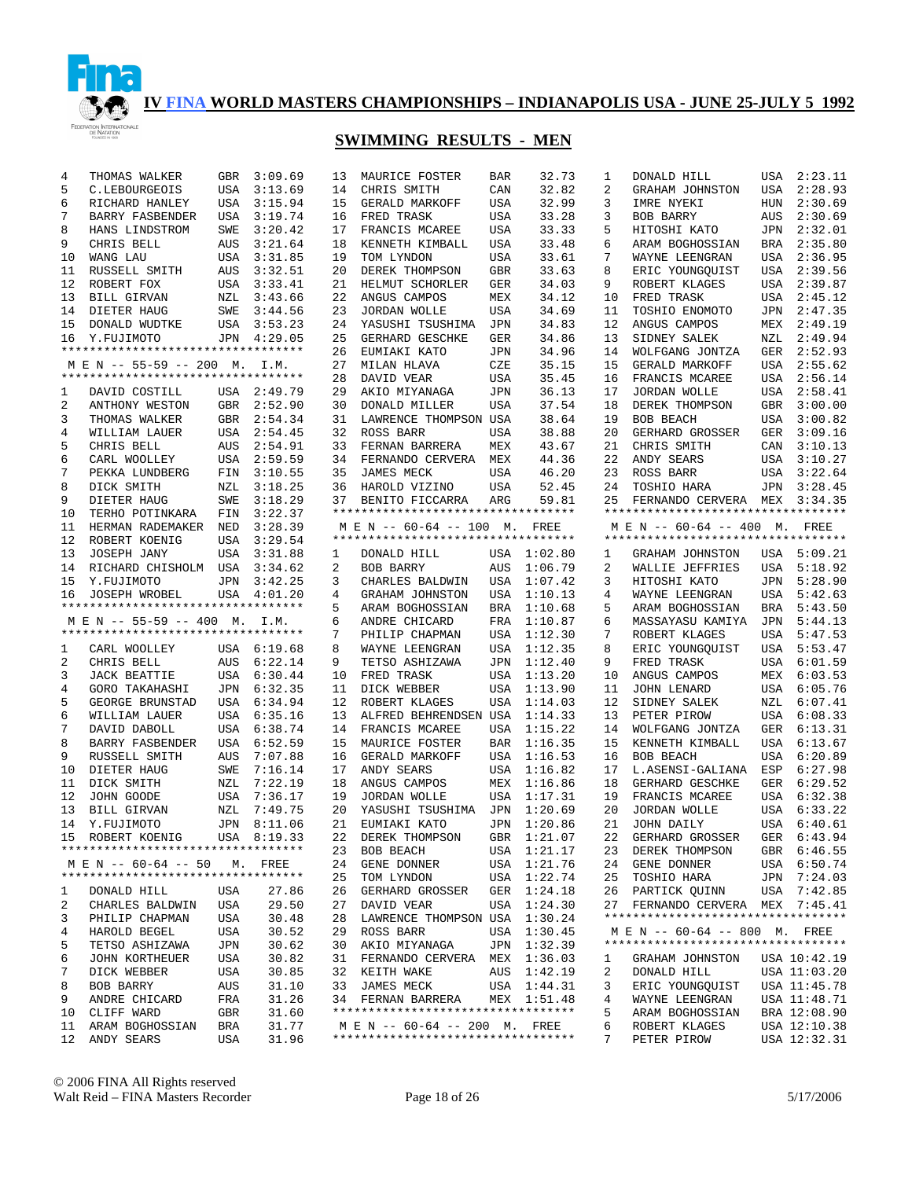# IV FINA WORLD MASTERS CHAMPIONSHIPS – INDIANAPOLIS USA - JUNE 25-JULY 5 1992

## SWIMMING RESULTS - MEN

| | | | |
|---|---|---|---|
| 4 | THOMAS WALKER | GBR | 3:09.69 |
| 5 | C.LEBOURGEOIS | USA | 3:13.69 |
| 6 | RICHARD HANLEY | USA | 3:15.94 |
| 7 | BARRY FASBENDER | USA | 3:19.74 |
| 8 | HANS LINDSTROM | SWE | 3:20.42 |
| 9 | CHRIS BELL | AUS | 3:21.64 |
| 10 | WANG LAU | USA | 3:31.85 |
| 11 | RUSSELL SMITH | AUS | 3:32.51 |
| 12 | ROBERT FOX | USA | 3:33.41 |
| 13 | BILL GIRVAN | NZL | 3:43.66 |
| 14 | DIETER HAUG | SWE | 3:44.56 |
| 15 | DONALD WUDTKE | USA | 3:53.23 |
| 16 | Y.FUJIMOTO | JPN | 4:29.05 |

### M E N -- 55-59 -- 200 M. I.M.

| | | | |
|---|---|---|---|
| 1 | DAVID COSTILL | USA | 2:49.79 |
| 2 | ANTHONY WESTON | GBR | 2:52.90 |
| 3 | THOMAS WALKER | GBR | 2:54.34 |
| 4 | WILLIAM LAUER | USA | 2:54.45 |
| 5 | CHRIS BELL | AUS | 2:54.91 |
| 6 | CARL WOOLLEY | USA | 2:59.59 |
| 7 | PEKKA LUNDBERG | FIN | 3:10.55 |
| 8 | DICK SMITH | NZL | 3:18.25 |
| 9 | DIETER HAUG | SWE | 3:18.29 |
| 10 | TERHO POTINKARA | FIN | 3:22.37 |
| 11 | HERMAN RADEMAKER | NED | 3:28.39 |
| 12 | ROBERT KOENIG | USA | 3:29.54 |
| 13 | JOSEPH JANY | USA | 3:31.88 |
| 14 | RICHARD CHISHOLM | USA | 3:34.62 |
| 15 | Y.FUJIMOTO | JPN | 3:42.25 |
| 16 | JOSEPH WROBEL | USA | 4:01.20 |

### M E N -- 55-59 -- 400 M. I.M.

| | | | |
|---|---|---|---|
| 1 | CARL WOOLLEY | USA | 6:19.68 |
| 2 | CHRIS BELL | AUS | 6:22.14 |
| 3 | JACK BEATTIE | USA | 6:30.44 |
| 4 | GORO TAKAHASHI | JPN | 6:32.35 |
| 5 | GEORGE BRUNSTAD | USA | 6:34.94 |
| 6 | WILLIAM LAUER | USA | 6:35.16 |
| 7 | DAVID DABOLL | USA | 6:38.74 |
| 8 | BARRY FASBENDER | USA | 6:52.59 |
| 9 | RUSSELL SMITH | AUS | 7:07.88 |
| 10 | DIETER HAUG | SWE | 7:16.14 |
| 11 | DICK SMITH | NZL | 7:22.19 |
| 12 | JOHN GOODE | USA | 7:36.17 |
| 13 | BILL GIRVAN | NZL | 7:49.75 |
| 14 | Y.FUJIMOTO | JPN | 8:11.06 |
| 15 | ROBERT KOENIG | USA | 8:19.33 |

### M E N -- 60-64 -- 50 M. FREE

| | | | |
|---|---|---|---|
| 1 | DONALD HILL | USA | 27.86 |
| 2 | CHARLES BALDWIN | USA | 29.50 |
| 3 | PHILIP CHAPMAN | USA | 30.48 |
| 4 | HAROLD BEGEL | USA | 30.52 |
| 5 | TETSO ASHIZAWA | JPN | 30.62 |
| 6 | JOHN KORTHEUER | USA | 30.82 |
| 7 | DICK WEBBER | USA | 30.85 |
| 8 | BOB BARRY | AUS | 31.10 |
| 9 | ANDRE CHICARD | FRA | 31.26 |
| 10 | CLIFF WARD | GBR | 31.60 |
| 11 | ARAM BOGHOSSIAN | BRA | 31.77 |
| 12 | ANDY SEARS | USA | 31.96 |
| 13 | MAURICE FOSTER | BAR | 32.73 |
| 14 | CHRIS SMITH | CAN | 32.82 |
| 15 | GERALD MARKOFF | USA | 32.99 |
| 16 | FRED TRASK | USA | 33.28 |
| 17 | FRANCIS MCAREE | USA | 33.33 |
| 18 | KENNETH KIMBALL | USA | 33.48 |
| 19 | TOM LYNDON | USA | 33.61 |
| 20 | DEREK THOMPSON | GBR | 33.63 |
| 21 | HELMUT SCHORLER | GER | 34.03 |
| 22 | ANGUS CAMPOS | MEX | 34.12 |
| 23 | JORDAN WOLLE | USA | 34.69 |
| 24 | YASUSHI TSUSHIMA | JPN | 34.83 |
| 25 | GERHARD GESCHKE | GER | 34.86 |
| 26 | EUMIAKI KATO | JPN | 34.96 |
| 27 | MILAN HLAVA | CZE | 35.15 |
| 28 | DAVID VEAR | USA | 35.45 |
| 29 | AKIO MIYANAGA | JPN | 36.13 |
| 30 | DONALD MILLER | USA | 37.54 |
| 31 | LAWRENCE THOMPSON | USA | 38.64 |
| 32 | ROSS BARR | USA | 38.88 |
| 33 | FERNAN BARRERA | MEX | 43.67 |
| 34 | FERNANDO CERVERA | MEX | 44.36 |
| 35 | JAMES MECK | USA | 46.20 |
| 36 | HAROLD VIZINO | USA | 52.45 |
| 37 | BENITO FICCARRA | ARG | 59.81 |

### M E N -- 60-64 -- 100 M. FREE

| | | | |
|---|---|---|---|
| 1 | DONALD HILL | USA | 1:02.80 |
| 2 | BOB BARRY | AUS | 1:06.79 |
| 3 | CHARLES BALDWIN | USA | 1:07.42 |
| 4 | GRAHAM JOHNSTON | USA | 1:10.13 |
| 5 | ARAM BOGHOSSIAN | BRA | 1:10.68 |
| 6 | ANDRE CHICARD | FRA | 1:10.87 |
| 7 | PHILIP CHAPMAN | USA | 1:12.30 |
| 8 | WAYNE LEENGRAN | USA | 1:12.35 |
| 9 | TETSO ASHIZAWA | JPN | 1:12.40 |
| 10 | FRED TRASK | USA | 1:13.20 |
| 11 | DICK WEBBER | USA | 1:13.90 |
| 12 | ROBERT KLAGES | USA | 1:14.03 |
| 13 | ALFRED BEHRENDSEN | USA | 1:14.33 |
| 14 | FRANCIS MCAREE | USA | 1:15.22 |
| 15 | MAURICE FOSTER | BAR | 1:16.35 |
| 16 | GERALD MARKOFF | USA | 1:16.53 |
| 17 | ANDY SEARS | USA | 1:16.82 |
| 18 | ANGUS CAMPOS | MEX | 1:16.86 |
| 19 | JORDAN WOLLE | USA | 1:17.31 |
| 20 | YASUSHI TSUSHIMA | JPN | 1:20.69 |
| 21 | EUMIAKI KATO | JPN | 1:20.86 |
| 22 | DEREK THOMPSON | GBR | 1:21.07 |
| 23 | BOB BEACH | USA | 1:21.17 |
| 24 | GENE DONNER | USA | 1:21.76 |
| 25 | TOM LYNDON | USA | 1:22.74 |
| 26 | GERHARD GROSSER | GER | 1:24.18 |
| 27 | DAVID VEAR | USA | 1:24.30 |
| 28 | LAWRENCE THOMPSON | USA | 1:30.24 |
| 29 | ROSS BARR | USA | 1:30.45 |
| 30 | AKIO MIYANAGA | JPN | 1:32.39 |
| 31 | FERNANDO CERVERA | MEX | 1:36.03 |
| 32 | KEITH WAKE | AUS | 1:42.19 |
| 33 | JAMES MECK | USA | 1:44.31 |
| 34 | FERNAN BARRERA | MEX | 1:51.48 |

### M E N -- 60-64 -- 200 M. FREE

| | | | |
|---|---|---|---|
| 1 | DONALD HILL | USA | 2:23.11 |
| 2 | GRAHAM JOHNSTON | USA | 2:28.93 |
| 3 | IMRE NYEKI | HUN | 2:30.69 |
| 3 | BOB BARRY | AUS | 2:30.69 |
| 5 | HITOSHI KATO | JPN | 2:32.01 |
| 6 | ARAM BOGHOSSIAN | BRA | 2:35.80 |
| 7 | WAYNE LEENGRAN | USA | 2:36.95 |
| 8 | ERIC YOUNGQUIST | USA | 2:39.56 |
| 9 | ROBERT KLAGES | USA | 2:39.87 |
| 10 | FRED TRASK | USA | 2:45.12 |
| 11 | TOSHIO ENOMOTO | JPN | 2:47.35 |
| 12 | ANGUS CAMPOS | MEX | 2:49.19 |
| 13 | SIDNEY SALEK | NZL | 2:49.94 |
| 14 | WOLFGANG JONTZA | GER | 2:52.93 |
| 15 | GERALD MARKOFF | USA | 2:55.62 |
| 16 | FRANCIS MCAREE | USA | 2:56.14 |
| 17 | JORDAN WOLLE | USA | 2:58.41 |
| 18 | DEREK THOMPSON | GBR | 3:00.00 |
| 19 | BOB BEACH | USA | 3:00.82 |
| 20 | GERHARD GROSSER | GER | 3:09.16 |
| 21 | CHRIS SMITH | CAN | 3:10.13 |
| 22 | ANDY SEARS | USA | 3:10.27 |
| 23 | ROSS BARR | USA | 3:22.64 |
| 24 | TOSHIO HARA | JPN | 3:28.45 |
| 25 | FERNANDO CERVERA | MEX | 3:34.35 |

### M E N -- 60-64 -- 400 M. FREE

| | | | |
|---|---|---|---|
| 1 | GRAHAM JOHNSTON | USA | 5:09.21 |
| 2 | WALLIE JEFFRIES | USA | 5:18.92 |
| 3 | HITOSHI KATO | JPN | 5:28.90 |
| 4 | WAYNE LEENGRAN | USA | 5:42.63 |
| 5 | ARAM BOGHOSSIAN | BRA | 5:43.50 |
| 6 | MASSAYASU KAMIYA | JPN | 5:44.13 |
| 7 | ROBERT KLAGES | USA | 5:47.53 |
| 8 | ERIC YOUNGQUIST | USA | 5:53.47 |
| 9 | FRED TRASK | USA | 6:01.59 |
| 10 | ANGUS CAMPOS | MEX | 6:03.53 |
| 11 | JOHN LENARD | USA | 6:05.76 |
| 12 | SIDNEY SALEK | NZL | 6:07.41 |
| 13 | PETER PIROW | USA | 6:08.33 |
| 14 | WOLFGANG JONTZA | GER | 6:13.31 |
| 15 | KENNETH KIMBALL | USA | 6:13.67 |
| 16 | BOB BEACH | USA | 6:20.89 |
| 17 | L.ASENSI-GALIANA | ESP | 6:27.98 |
| 18 | GERHARD GESCHKE | GER | 6:29.52 |
| 19 | FRANCIS MCAREE | USA | 6:32.38 |
| 20 | JORDAN WOLLE | USA | 6:33.22 |
| 21 | JOHN DAILY | USA | 6:40.61 |
| 22 | GERHARD GROSSER | GER | 6:43.94 |
| 23 | DEREK THOMPSON | GBR | 6:46.55 |
| 24 | GENE DONNER | USA | 6:50.74 |
| 25 | TOSHIO HARA | JPN | 7:24.03 |
| 26 | PARTICK QUINN | USA | 7:42.85 |
| 27 | FERNANDO CERVERA | MEX | 7:45.41 |

### M E N -- 60-64 -- 800 M. FREE

| | | | |
|---|---|---|---|
| 1 | GRAHAM JOHNSTON | USA | 10:42.19 |
| 2 | DONALD HILL | USA | 11:03.20 |
| 3 | ERIC YOUNGQUIST | USA | 11:45.78 |
| 4 | WAYNE LEENGRAN | USA | 11:48.71 |
| 5 | ARAM BOGHOSSIAN | BRA | 12:08.90 |
| 6 | ROBERT KLAGES | USA | 12:10.38 |
| 7 | PETER PIROW | USA | 12:32.31 |

© 2006 FINA All Rights reserved
Walt Reid – FINA Masters Recorder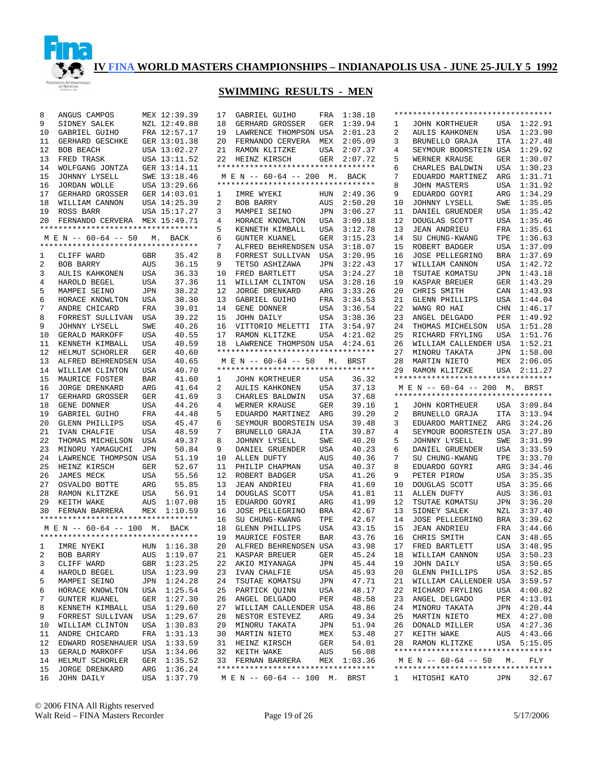# IV FINA WORLD MASTERS CHAMPIONSHIPS – INDIANAPOLIS USA - JUNE 25-JULY 5 1992

## SWIMMING RESULTS - MEN

| Place | Name | Country | Time |
|---|---|---|---|
| 8 | ANGUS CAMPOS | MEX | 12:39.39 |
| 9 | SIDNEY SALEK | NZL | 12:49.88 |
| 10 | GABRIEL GUIHO | FRA | 12:57.17 |
| 11 | GERHARD GESCHKE | GER | 13:01.38 |
| 12 | BOB BEACH | USA | 13:02.27 |
| 13 | FRED TRASK | USA | 13:11.52 |
| 14 | WOLFGANG JONTZA | GER | 13:14.11 |
| 15 | JOHNNY LYSELL | SWE | 13:18.46 |
| 16 | JORDAN WOLLE | USA | 13:29.66 |
| 17 | GERHARD GROSSER | GER | 14:03.01 |
| 18 | WILLIAM CANNON | USA | 14:25.39 |
| 19 | ROSS BARR | USA | 15:17.27 |
| 20 | FERNANDO CERVERA | MEX | 15:49.71 |

### M E N -- 60-64 -- 50 M. BACK

| Place | Name | Country | Time |
|---|---|---|---|
| 1 | CLIFF WARD | GBR | 35.42 |
| 2 | BOB BARRY | AUS | 36.15 |
| 3 | AULIS KAHKONEN | USA | 36.33 |
| 4 | HAROLD BEGEL | USA | 37.36 |
| 5 | MAMPEI SEINO | JPN | 38.22 |
| 6 | HORACE KNOWLTON | USA | 38.30 |
| 7 | ANDRE CHICARD | FRA | 39.01 |
| 8 | FORREST SULLIVAN | USA | 39.22 |
| 9 | JOHNNY LYSELL | SWE | 40.26 |
| 10 | GERALD MARKOFF | USA | 40.55 |
| 11 | KENNETH KIMBALL | USA | 40.59 |
| 12 | HELMUT SCHORLER | GER | 40.60 |
| 13 | ALFRED BEHRENDSEN | USA | 40.65 |
| 14 | WILLIAM CLINTON | USA | 40.70 |
| 15 | MAURICE FOSTER | BAR | 41.60 |
| 16 | JORGE DRENKARD | ARG | 41.64 |
| 17 | GERHARD GROSSER | GER | 41.69 |
| 18 | GENE DONNER | USA | 44.26 |
| 19 | GABRIEL GUIHO | FRA | 44.48 |
| 20 | GLENN PHILLIPS | USA | 45.47 |
| 21 | IVAN CHALFIE | USA | 48.59 |
| 22 | THOMAS MICHELSON | USA | 49.37 |
| 23 | MINORU YAMAGUCHI | JPN | 50.84 |
| 24 | LAWRENCE THOMPSON | USA | 51.19 |
| 25 | HEINZ KIRSCH | GER | 52.67 |
| 26 | JAMES MECK | USA | 55.56 |
| 27 | OSVALDO BOTTE | ARG | 55.85 |
| 28 | RAMON KLITZKE | USA | 56.72 |
| 29 | KEITH WAKE | AUS | 1:07.08 |
| 30 | FERNAN BARRERA | MEX | 1:10.59 |

### M E N -- 60-64 -- 100 M. BACK

| Place | Name | Country | Time |
|---|---|---|---|
| 1 | IMRE NYEKI | HUN | 1:16.38 |
| 2 | BOB BARRY | AUS | 1:19.07 |
| 3 | CLIFF WARD | GBR | 1:23.25 |
| 4 | HAROLD BEGEL | USA | 1:23.99 |
| 5 | MAMPEI SEINO | JPN | 1:24.28 |
| 6 | HORACE KNOWLTON | USA | 1:25.54 |
| 7 | GUNTER KUANEL | GER | 1:27.30 |
| 8 | KENNETH KIMBALL | USA | 1:29.60 |
| 9 | FORREST SULLIVAN | USA | 1:29.67 |
| 10 | WILLIAM CLINTON | USA | 1:30.83 |
| 11 | ANDRE CHICARD | FRA | 1:31.13 |
| 12 | EDWARD ROSENHAUER | USA | 1:33.59 |
| 13 | GERALD MARKOFF | USA | 1:34.06 |
| 14 | HELMUT SCHORLER | GER | 1:35.52 |
| 15 | JORGE DRENKARD | ARG | 1:36.24 |
| 16 | JOHN DAILY | USA | 1:37.79 |
| 17 | GABRIEL GUIHO | FRA | 1:38.18 |
| 18 | GERHARD GROSSER | GER | 1:39.94 |
| 19 | LAWRENCE THOMPSON | USA | 2:01.23 |
| 20 | FERNANDO CERVERA | MEX | 2:05.09 |
| 21 | RAMON KLITZKE | USA | 2:07.37 |
| 22 | HEINZ KIRSCH | GER | 2:07.72 |

### M E N -- 60-64 -- 200 M. BACK

| Place | Name | Country | Time |
|---|---|---|---|
| 1 | IMRE WYEKI | HUN | 2:49.36 |
| 2 | BOB BARRY | AUS | 2:50.20 |
| 3 | MAMPEI SEINO | JPN | 3:06.27 |
| 4 | HORACE KNOWLTON | USA | 3:09.18 |
| 5 | KENNETH KIMBALL | USA | 3:12.78 |
| 6 | GUNTER KUANEL | GER | 3:15.23 |
| 7 | ALFRED BEHRENDSEN | USA | 3:18.07 |
| 8 | FORREST SULLIVAN | USA | 3:20.95 |
| 9 | TETSO ASHIZAWA | JPN | 3:22.43 |
| 10 | FRED BARTLETT | USA | 3:24.27 |
| 11 | WILLIAM CLINTON | USA | 3:28.16 |
| 12 | JORGE DRENKARD | ARG | 3:33.26 |
| 13 | GABRIEL GUIHO | FRA | 3:34.53 |
| 14 | GENE DONNER | USA | 3:36.54 |
| 15 | JOHN DAILY | USA | 3:38.36 |
| 16 | VITTORIO MELETTI | ITA | 3:54.97 |
| 17 | RAMON KLITZKE | USA | 4:21.02 |
| 18 | LAWRENCE THOMPSON | USA | 4:24.61 |

### M E N -- 60-64 -- 50 M. BRST

| Place | Name | Country | Time |
|---|---|---|---|
| 1 | JOHN KORTHEUER | USA | 36.32 |
| 2 | AULIS KAHKONEN | USA | 37.13 |
| 3 | CHARLES BALDWIN | USA | 37.68 |
| 4 | WERNER KRAUSE | GER | 39.16 |
| 5 | EDUARDO MARTINEZ | ARG | 39.20 |
| 6 | SEYMOUR BOORSTEIN | USA | 39.48 |
| 7 | BRUNELLO GRAJA | ITA | 39.87 |
| 8 | JOHNNY LYSELL | SWE | 40.20 |
| 9 | DANIEL GRUENDER | USA | 40.23 |
| 10 | ALLEN DUFTY | AUS | 40.36 |
| 11 | PHILIP CHAPMAN | USA | 40.37 |
| 12 | ROBERT BADGER | USA | 41.26 |
| 13 | JEAN ANDRIEU | FRA | 41.69 |
| 14 | DOUGLAS SCOTT | USA | 41.81 |
| 15 | EDUARDO GOYRI | ARG | 41.99 |
| 16 | JOSE PELLEGRINO | BRA | 42.67 |
| 16 | SU CHUNG-KWANG | TPE | 42.67 |
| 18 | GLENN PHILLIPS | USA | 43.15 |
| 19 | MAURICE FOSTER | BAR | 43.76 |
| 20 | ALFRED BEHRENDSEN | USA | 43.98 |
| 21 | KASPAR BREUER | GER | 45.24 |
| 22 | AKIO MIYANAGA | JPN | 45.44 |
| 23 | IVAN CHALFIE | USA | 45.93 |
| 24 | TSUTAE KOMATSU | JPN | 47.71 |
| 25 | PARTICK QUINN | USA | 48.17 |
| 26 | ANGEL DELGADO | PER | 48.58 |
| 27 | WILLIAM CALLENDER | USA | 48.86 |
| 28 | NESTOR ESTEVEZ | ARG | 49.34 |
| 29 | MINORU TAKATA | JPN | 51.94 |
| 30 | MARTIN NIETO | MEX | 53.48 |
| 31 | HEINZ KIRSCH | GER | 54.01 |
| 32 | KEITH WAKE | AUS | 56.08 |
| 33 | FERNAN BARRERA | MEX | 1:03.36 |

### M E N -- 60-64 -- 100 M. BRST

| Place | Name | Country | Time |
|---|---|---|---|
| 1 | JOHN KORTHEUER | USA | 1:22.91 |
| 2 | AULIS KAHKONEN | USA | 1:23.90 |
| 3 | BRUNELLO GRAJA | ITA | 1:27.48 |
| 4 | SEYMOUR BOORSTEIN | USA | 1:29.92 |
| 5 | WERNER KRAUSE | GER | 1:30.07 |
| 6 | CHARLES BALDWIN | USA | 1:30.23 |
| 7 | EDUARDO MARTINEZ | ARG | 1:31.71 |
| 8 | JOHN MASTERS | USA | 1:31.92 |
| 9 | EDUARDO GOYRI | ARG | 1:34.29 |
| 10 | JOHNNY LYSELL | SWE | 1:35.05 |
| 11 | DANIEL GRUENDER | USA | 1:35.42 |
| 12 | DOUGLAS SCOTT | USA | 1:35.46 |
| 13 | JEAN ANDRIEU | FRA | 1:35.61 |
| 14 | SU CHUNG-KWANG | TPE | 1:36.63 |
| 15 | ROBERT BADGER | USA | 1:37.09 |
| 16 | JOSE PELLEGRINO | BRA | 1:37.69 |
| 17 | WILLIAM CANNON | USA | 1:42.72 |
| 18 | TSUTAE KOMATSU | JPN | 1:43.18 |
| 19 | KASPAR BREUER | GER | 1:43.29 |
| 20 | CHRIS SMITH | CAN | 1:43.93 |
| 21 | GLENN PHILLIPS | USA | 1:44.04 |
| 22 | WANG RO HAI | CHN | 1:46.17 |
| 23 | ANGEL DELGADO | PER | 1:49.92 |
| 24 | THOMAS MICHELSON | USA | 1:51.28 |
| 25 | RICHARD FRYLING | USA | 1:51.76 |
| 26 | WILLIAM CALLENDER | USA | 1:52.21 |
| 27 | MINORU TAKATA | JPN | 1:58.00 |
| 28 | MARTIN NIETO | MEX | 2:06.05 |
| 29 | RAMON KLITZKE | USA | 2:11.27 |

### M E N -- 60-64 -- 200 M. BRST

| Place | Name | Country | Time |
|---|---|---|---|
| 1 | JOHN KORTHEUER | USA | 3:09.84 |
| 2 | BRUNELLO GRAJA | ITA | 3:13.94 |
| 3 | EDUARDO MARTINEZ | ARG | 3:24.26 |
| 4 | SEYMOUR BOORSTEIN | USA | 3:27.89 |
| 5 | JOHNNY LYSELL | SWE | 3:31.99 |
| 6 | DANIEL GRUENDER | USA | 3:33.59 |
| 7 | SU CHUNG-KWANG | TPE | 3:33.70 |
| 8 | EDUARDO GOYRI | ARG | 3:34.46 |
| 9 | PETER PIROW | USA | 3:35.35 |
| 10 | DOUGLAS SCOTT | USA | 3:35.66 |
| 11 | ALLEN DUFTY | AUS | 3:36.01 |
| 12 | TSUTAE KOMATSU | JPN | 3:36.20 |
| 13 | SIDNEY SALEK | NZL | 3:37.40 |
| 14 | JOSE PELLEGRINO | BRA | 3:39.62 |
| 15 | JEAN ANDRIEU | FRA | 3:44.66 |
| 16 | CHRIS SMITH | CAN | 3:48.65 |
| 17 | FRED BARTLETT | USA | 3:48.95 |
| 18 | WILLIAM CANNON | USA | 3:50.23 |
| 19 | JOHN DAILY | USA | 3:50.65 |
| 20 | GLENN PHILLIPS | USA | 3:52.85 |
| 21 | WILLIAM CALLENDER | USA | 3:59.57 |
| 22 | RICHARD FRYLING | USA | 4:04.23 |
| 23 | ANGEL DELGADO | PER | 4:13.01 |
| 24 | MINORU TAKATA | JPN | 4:20.44 |
| 25 | MARTIN NIETO | MEX | 4:27.08 |
| 26 | DONALD MILLER | USA | 4:27.36 |
| 27 | KEITH WAKE | AUS | 4:43.66 |
| 28 | RAMON KLITZKE | USA | 5:15.05 |

### M E N -- 60-64 -- 50 M. FLY

| Place | Name | Country | Time |
|---|---|---|---|
| 1 | HITOSHI KATO | JPN | 32.67 |

© 2006 FINA All Rights reserved
Walt Reid – FINA Masters Recorder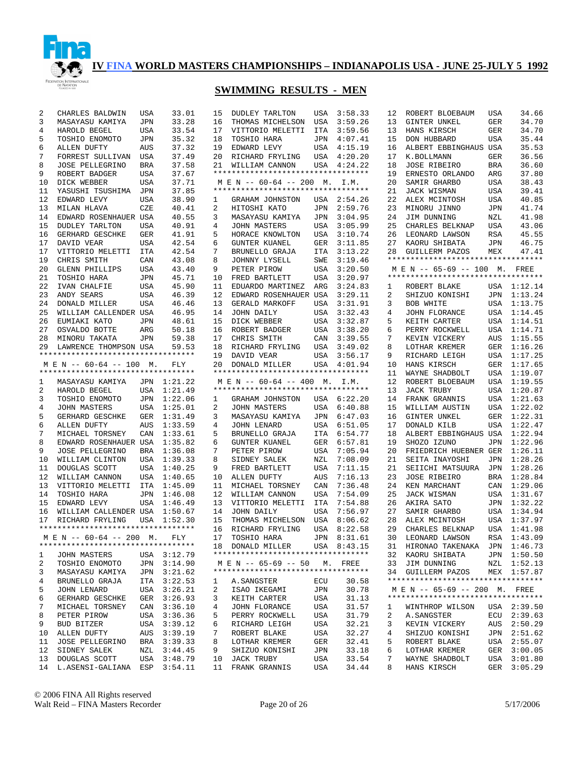# IV FINA WORLD MASTERS CHAMPIONSHIPS – INDIANAPOLIS USA - JUNE 25-JULY 5 1992

## SWIMMING RESULTS - MEN

| Place | Name | Country | Time |
|---|---|---|---|
| 2 | CHARLES BALDWIN | USA | 33.01 |
| 3 | MASAYASU KAMIYA | JPN | 33.28 |
| 4 | HAROLD BEGEL | USA | 33.54 |
| 5 | TOSHIO ENOMOTO | JPN | 35.32 |
| 6 | ALLEN DUFTY | AUS | 37.32 |
| 7 | FORREST SULLIVAN | USA | 37.49 |
| 8 | JOSE PELLEGRINO | BRA | 37.58 |
| 9 | ROBERT BADGER | USA | 37.67 |
| 10 | DICK WEBBER | USA | 37.71 |
| 11 | YASUSHI TSUSHIMA | JPN | 37.85 |
| 12 | EDWARD LEVY | USA | 38.90 |
| 13 | MILAN HLAVA | CZE | 40.41 |
| 14 | EDWARD ROSENHAUER | USA | 40.55 |
| 15 | DUDLEY TARLTON | USA | 40.91 |
| 16 | GERHARD GESCHKE | GER | 41.91 |
| 17 | DAVID VEAR | USA | 42.54 |
| 17 | VITTORIO MELETTI | ITA | 42.54 |
| 19 | CHRIS SMITH | CAN | 43.08 |
| 20 | GLENN PHILLIPS | USA | 43.40 |
| 21 | TOSHIO HARA | JPN | 45.71 |
| 22 | IVAN CHALFIE | USA | 45.90 |
| 23 | ANDY SEARS | USA | 46.39 |
| 24 | DONALD MILLER | USA | 46.46 |
| 25 | WILLIAM CALLENDER | USA | 46.95 |
| 26 | EUMIAKI KATO | JPN | 48.61 |
| 27 | OSVALDO BOTTE | ARG | 50.18 |
| 28 | MINORU TAKATA | JPN | 59.38 |
| 29 | LAWRENCE THOMPSON | USA | 59.53 |

### M E N -- 60-64 -- 100 M. FLY

| Place | Name | Country | Time |
|---|---|---|---|
| 1 | MASAYASU KAMIYA | JPN | 1:21.22 |
| 2 | HAROLD BEGEL | USA | 1:21.49 |
| 3 | TOSHIO ENOMOTO | JPN | 1:22.06 |
| 4 | JOHN MASTERS | USA | 1:25.01 |
| 5 | GERHARD GESCHKE | GER | 1:31.49 |
| 6 | ALLEN DUFTY | AUS | 1:33.59 |
| 7 | MICHAEL TORSNEY | CAN | 1:33.61 |
| 8 | EDWARD ROSENHAUER | USA | 1:35.82 |
| 9 | JOSE PELLEGRINO | BRA | 1:36.08 |
| 10 | WILLIAM CLINTON | USA | 1:39.33 |
| 11 | DOUGLAS SCOTT | USA | 1:40.25 |
| 12 | WILLIAM CANNON | USA | 1:40.65 |
| 13 | VITTORIO MELETTI | ITA | 1:45.09 |
| 14 | TOSHIO HARA | JPN | 1:46.08 |
| 15 | EDWARD LEVY | USA | 1:46.49 |
| 16 | WILLIAM CALLENDER | USA | 1:50.67 |
| 17 | RICHARD FRYLING | USA | 1:52.30 |

### M E N -- 60-64 -- 200 M. FLY

| Place | Name | Country | Time |
|---|---|---|---|
| 1 | JOHN MASTERS | USA | 3:12.79 |
| 2 | TOSHIO ENOMOTO | JPN | 3:14.90 |
| 3 | MASAYASU KAMIYA | JPN | 3:21.62 |
| 4 | BRUNELLO GRAJA | ITA | 3:22.53 |
| 5 | JOHN LENARD | USA | 3:26.21 |
| 6 | GERHARD GESCHKE | GER | 3:26.93 |
| 7 | MICHAEL TORSNEY | CAN | 3:36.10 |
| 8 | PETER PIROW | USA | 3:36.36 |
| 9 | BUD BITZER | USA | 3:39.12 |
| 10 | ALLEN DUFTY | AUS | 3:39.19 |
| 11 | JOSE PELLEGRINO | BRA | 3:39.33 |
| 12 | SIDNEY SALEK | NZL | 3:44.45 |
| 13 | DOUGLAS SCOTT | USA | 3:48.79 |
| 14 | L.ASENSI-GALIANA | ESP | 3:54.11 |
| 15 | DUDLEY TARLTON | USA | 3:58.33 |
| 16 | THOMAS MICHELSON | USA | 3:59.26 |
| 17 | VITTORIO MELETTI | ITA | 3:59.56 |
| 18 | TOSHIO HARA | JPN | 4:07.41 |
| 19 | EDWARD LEVY | USA | 4:15.19 |
| 20 | RICHARD FRYLING | USA | 4:20.20 |
| 21 | WILLIAM CANNON | USA | 4:24.22 |

### M E N -- 60-64 -- 200 M. I.M.

| Place | Name | Country | Time |
|---|---|---|---|
| 1 | GRAHAM JOHNSTON | USA | 2:54.26 |
| 2 | HITOSHI KATO | JPN | 2:59.76 |
| 3 | MASAYASU KAMIYA | JPN | 3:04.95 |
| 4 | JOHN MASTERS | USA | 3:05.99 |
| 5 | HORACE KNOWLTON | USA | 3:10.74 |
| 6 | GUNTER KUANEL | GER | 3:11.85 |
| 7 | BRUNELLO GRAJA | ITA | 3:13.22 |
| 8 | JOHNNY LYSELL | SWE | 3:19.46 |
| 9 | PETER PIROW | USA | 3:20.50 |
| 10 | FRED BARTLETT | USA | 3:20.97 |
| 11 | EDUARDO MARTINEZ | ARG | 3:24.83 |
| 12 | EDWARD ROSENHAUER | USA | 3:29.11 |
| 13 | GERALD MARKOFF | USA | 3:31.91 |
| 14 | JOHN DAILY | USA | 3:32.43 |
| 15 | DICK WEBBER | USA | 3:32.87 |
| 16 | ROBERT BADGER | USA | 3:38.20 |
| 17 | CHRIS SMITH | CAN | 3:39.55 |
| 18 | RICHARD FRYLING | USA | 3:49.02 |
| 19 | DAVID VEAR | USA | 3:56.17 |
| 20 | DONALD MILLER | USA | 4:01.94 |

### M E N -- 60-64 -- 400 M. I.M.

| Place | Name | Country | Time |
|---|---|---|---|
| 1 | GRAHAM JOHNSTON | USA | 6:22.20 |
| 2 | JOHN MASTERS | USA | 6:40.88 |
| 3 | MASAYASU KAMIYA | JPN | 6:47.03 |
| 4 | JOHN LENARD | USA | 6:51.05 |
| 5 | BRUNELLO GRAJA | ITA | 6:54.77 |
| 6 | GUNTER KUANEL | GER | 6:57.81 |
| 7 | PETER PIROW | USA | 7:05.94 |
| 8 | SIDNEY SALEK | NZL | 7:08.09 |
| 9 | FRED BARTLETT | USA | 7:11.15 |
| 10 | ALLEN DUFTY | AUS | 7:16.13 |
| 11 | MICHAEL TORSNEY | CAN | 7:36.48 |
| 12 | WILLIAM CANNON | USA | 7:54.09 |
| 13 | VITTORIO MELETTI | ITA | 7:54.88 |
| 14 | JOHN DAILY | USA | 7:56.97 |
| 15 | THOMAS MICHELSON | USA | 8:06.62 |
| 16 | RICHARD FRYLING | USA | 8:22.58 |
| 17 | TOSHIO HARA | JPN | 8:31.61 |
| 18 | DONALD MILLER | USA | 8:43.15 |

### M E N -- 65-69 -- 50 M. FREE

| Place | Name | Country | Time |
|---|---|---|---|
| 1 | A.SANGSTER | ECU | 30.58 |
| 2 | ISAO IKEGAMI | JPN | 30.78 |
| 3 | KEITH CARTER | USA | 31.13 |
| 4 | JOHN FLORANCE | USA | 31.57 |
| 5 | PERRY ROCKWELL | USA | 31.79 |
| 6 | RICHARD LEIGH | USA | 32.21 |
| 7 | ROBERT BLAKE | USA | 32.27 |
| 8 | LOTHAR KREMER | GER | 32.41 |
| 9 | SHIZUO KONISHI | JPN | 33.18 |
| 10 | JACK TRUBY | USA | 33.54 |
| 11 | FRANK GRANNIS | USA | 34.44 |
| 12 | ROBERT BLOEBAUM | USA | 34.66 |
| 13 | GINTER UNKEL | GER | 34.70 |
| 13 | HANS KIRSCH | GER | 34.70 |
| 15 | DON HUBBARD | USA | 35.44 |
| 16 | ALBERT EBBINGHAUS | USA | 35.53 |
| 17 | K.BOLLMANN | GER | 36.56 |
| 18 | JOSE RIBEIRO | BRA | 36.60 |
| 19 | ERNESTO ORLANDO | ARG | 37.80 |
| 20 | SAMIR GHARBO | USA | 38.43 |
| 21 | JACK WISMAN | USA | 39.41 |
| 22 | ALEX MCINTOSH | USA | 40.85 |
| 23 | MINORU JINNO | JPN | 41.74 |
| 24 | JIM DUNNING | NZL | 41.98 |
| 25 | CHARLES BELKNAP | USA | 43.06 |
| 26 | LEONARD LAWSON | RSA | 45.55 |
| 27 | KAORU SHIBATA | JPN | 46.75 |
| 28 | GUILLERM PAZOS | MEX | 47.41 |

### M E N -- 65-69 -- 100 M. FREE

| Place | Name | Country | Time |
|---|---|---|---|
| 1 | ROBERT BLAKE | USA | 1:12.14 |
| 2 | SHIZUO KONISHI | JPN | 1:13.24 |
| 3 | BOB WHITE | USA | 1:13.75 |
| 4 | JOHN FLORANCE | USA | 1:14.45 |
| 5 | KEITH CARTER | USA | 1:14.51 |
| 6 | PERRY ROCKWELL | USA | 1:14.71 |
| 7 | KEVIN VICKERY | AUS | 1:15.55 |
| 8 | LOTHAR KREMER | GER | 1:16.26 |
| 9 | RICHARD LEIGH | USA | 1:17.25 |
| 10 | HANS KIRSCH | GER | 1:17.65 |
| 11 | WAYNE SHADBOLT | USA | 1:19.07 |
| 12 | ROBERT BLOEBAUM | USA | 1:19.55 |
| 13 | JACK TRUBY | USA | 1:20.87 |
| 14 | FRANK GRANNIS | USA | 1:21.63 |
| 15 | WILLIAM AUSTIN | USA | 1:22.02 |
| 16 | GINTER UNKEL | GER | 1:22.31 |
| 17 | DONALD KILB | USA | 1:22.47 |
| 18 | ALBERT EBBINGHAUS | USA | 1:22.94 |
| 19 | SHOZO IZUNO | JPN | 1:22.96 |
| 20 | FRIEDRICH HUEBNER | GER | 1:26.11 |
| 21 | SEITA INAYOSHI | JPN | 1:28.26 |
| 21 | SEIICHI MATSUURA | JPN | 1:28.26 |
| 23 | JOSE RIBEIRO | BRA | 1:28.84 |
| 24 | KEN MARCHANT | CAN | 1:29.06 |
| 25 | JACK WISMAN | USA | 1:31.67 |
| 26 | AKIRA SATO | JPN | 1:32.22 |
| 27 | SAMIR GHARBO | USA | 1:34.94 |
| 28 | ALEX MCINTOSH | USA | 1:37.97 |
| 29 | CHARLES BELKNAP | USA | 1:41.98 |
| 30 | LEONARD LAWSON | RSA | 1:43.09 |
| 31 | HIRONAO TAKENAKA | JPN | 1:46.73 |
| 32 | KAORU SHIBATA | JPN | 1:50.50 |
| 33 | JIM DUNNING | NZL | 1:52.13 |
| 34 | GUILLERM PAZOS | MEX | 1:57.87 |

### M E N -- 65-69 -- 200 M. FREE

| Place | Name | Country | Time |
|---|---|---|---|
| 1 | WINTHROP WILSON | USA | 2:39.50 |
| 2 | A.SANGSTER | ECU | 2:39.63 |
| 3 | KEVIN VICKERY | AUS | 2:50.29 |
| 4 | SHIZUO KONISHI | JPN | 2:51.62 |
| 5 | ROBERT BLAKE | USA | 2:55.07 |
| 6 | LOTHAR KREMER | GER | 3:00.05 |
| 7 | WAYNE SHADBOLT | USA | 3:01.80 |
| 8 | HANS KIRSCH | GER | 3:05.29 |

© 2006 FINA All Rights reserved
Walt Reid – FINA Masters Recorder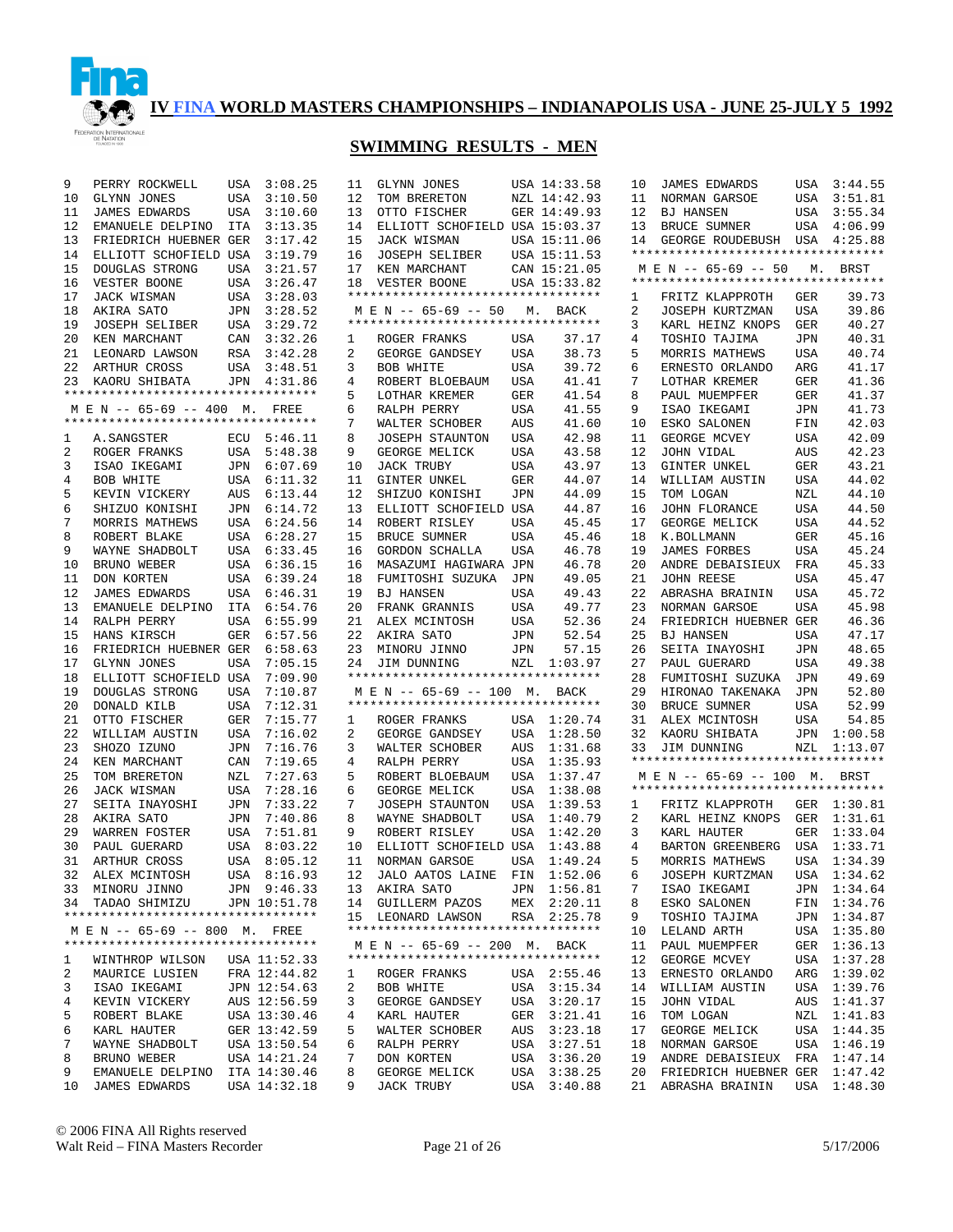**IV FINA WORLD MASTERS CHAMPIONSHIPS – INDIANAPOLIS USA - JUNE 25-JULY 5 1992**

## SWIMMING RESULTS - MEN

| Place | Name | Country | Time |
|---|---|---|---|
| 9 | PERRY ROCKWELL | USA | 3:08.25 |
| 10 | GLYNN JONES | USA | 3:10.50 |
| 11 | JAMES EDWARDS | USA | 3:10.60 |
| 12 | EMANUELE DELPINO | ITA | 3:13.35 |
| 13 | FRIEDRICH HUEBNER | GER | 3:17.42 |
| 14 | ELLIOTT SCHOFIELD | USA | 3:19.79 |
| 15 | DOUGLAS STRONG | USA | 3:21.57 |
| 16 | VESTER BOONE | USA | 3:26.47 |
| 17 | JACK WISMAN | USA | 3:28.03 |
| 18 | AKIRA SATO | JPN | 3:28.52 |
| 19 | JOSEPH SELIBER | USA | 3:29.72 |
| 20 | KEN MARCHANT | CAN | 3:32.26 |
| 21 | LEONARD LAWSON | RSA | 3:42.28 |
| 22 | ARTHUR CROSS | USA | 3:48.51 |
| 23 | KAORU SHIBATA | JPN | 4:31.86 |

### M E N -- 65-69 -- 400 M. FREE

| Place | Name | Country | Time |
|---|---|---|---|
| 1 | A.SANGSTER | ECU | 5:46.11 |
| 2 | ROGER FRANKS | USA | 5:48.38 |
| 3 | ISAO IKEGAMI | JPN | 6:07.69 |
| 4 | BOB WHITE | USA | 6:11.32 |
| 5 | KEVIN VICKERY | AUS | 6:13.44 |
| 6 | SHIZUO KONISHI | JPN | 6:14.72 |
| 7 | MORRIS MATHEWS | USA | 6:24.56 |
| 8 | ROBERT BLAKE | USA | 6:28.27 |
| 9 | WAYNE SHADBOLT | USA | 6:33.45 |
| 10 | BRUNO WEBER | USA | 6:36.15 |
| 11 | DON KORTEN | USA | 6:39.24 |
| 12 | JAMES EDWARDS | USA | 6:46.31 |
| 13 | EMANUELE DELPINO | ITA | 6:54.76 |
| 14 | RALPH PERRY | USA | 6:55.99 |
| 15 | HANS KIRSCH | GER | 6:57.56 |
| 16 | FRIEDRICH HUEBNER | GER | 6:58.63 |
| 17 | GLYNN JONES | USA | 7:05.15 |
| 18 | ELLIOTT SCHOFIELD | USA | 7:09.90 |
| 19 | DOUGLAS STRONG | USA | 7:10.87 |
| 20 | DONALD KILB | USA | 7:12.31 |
| 21 | OTTO FISCHER | GER | 7:15.77 |
| 22 | WILLIAM AUSTIN | USA | 7:16.02 |
| 23 | SHOZO IZUNO | JPN | 7:16.76 |
| 24 | KEN MARCHANT | CAN | 7:19.65 |
| 25 | TOM BRERETON | NZL | 7:27.63 |
| 26 | JACK WISMAN | USA | 7:28.16 |
| 27 | SEITA INAYOSHI | JPN | 7:33.22 |
| 28 | AKIRA SATO | JPN | 7:40.86 |
| 29 | WARREN FOSTER | USA | 7:51.81 |
| 30 | PAUL GUERARD | USA | 8:03.22 |
| 31 | ARTHUR CROSS | USA | 8:05.12 |
| 32 | ALEX MCINTOSH | USA | 8:16.93 |
| 33 | MINORU JINNO | JPN | 9:46.33 |
| 34 | TADAO SHIMIZU | JPN | 10:51.78 |

### M E N -- 65-69 -- 800 M. FREE

| Place | Name | Country | Time |
|---|---|---|---|
| 1 | WINTHROP WILSON | USA | 11:52.33 |
| 2 | MAURICE LUSIEN | FRA | 12:44.82 |
| 3 | ISAO IKEGAMI | JPN | 12:54.63 |
| 4 | KEVIN VICKERY | AUS | 12:56.59 |
| 5 | ROBERT BLAKE | USA | 13:30.46 |
| 6 | KARL HAUTER | GER | 13:42.59 |
| 7 | WAYNE SHADBOLT | USA | 13:50.54 |
| 8 | BRUNO WEBER | USA | 14:21.24 |
| 9 | EMANUELE DELPINO | ITA | 14:30.46 |
| 10 | JAMES EDWARDS | USA | 14:32.18 |
| 11 | GLYNN JONES | USA | 14:33.58 |
| 12 | TOM BRERETON | NZL | 14:42.93 |
| 13 | OTTO FISCHER | GER | 14:49.93 |
| 14 | ELLIOTT SCHOFIELD | USA | 15:03.37 |
| 15 | JACK WISMAN | USA | 15:11.06 |
| 16 | JOSEPH SELIBER | USA | 15:11.53 |
| 17 | KEN MARCHANT | CAN | 15:21.05 |
| 18 | VESTER BOONE | USA | 15:33.82 |

### M E N -- 65-69 -- 50 M. BACK

| Place | Name | Country | Time |
|---|---|---|---|
| 1 | ROGER FRANKS | USA | 37.17 |
| 2 | GEORGE GANDSEY | USA | 38.73 |
| 3 | BOB WHITE | USA | 39.72 |
| 4 | ROBERT BLOEBAUM | USA | 41.41 |
| 5 | LOTHAR KREMER | GER | 41.54 |
| 6 | RALPH PERRY | USA | 41.55 |
| 7 | WALTER SCHOBER | AUS | 41.60 |
| 8 | JOSEPH STAUNTON | USA | 42.98 |
| 9 | GEORGE MELICK | USA | 43.58 |
| 10 | JACK TRUBY | USA | 43.97 |
| 11 | GINTER UNKEL | GER | 44.07 |
| 12 | SHIZUO KONISHI | JPN | 44.09 |
| 13 | ELLIOTT SCHOFIELD | USA | 44.87 |
| 14 | ROBERT RISLEY | USA | 45.45 |
| 15 | BRUCE SUMNER | USA | 45.46 |
| 16 | GORDON SCHALLA | USA | 46.78 |
| 16 | MASAZUMI HAGIWARA | JPN | 46.78 |
| 18 | FUMITOSHI SUZUKA | JPN | 49.05 |
| 19 | BJ HANSEN | USA | 49.43 |
| 20 | FRANK GRANNIS | USA | 49.77 |
| 21 | ALEX MCINTOSH | USA | 52.36 |
| 22 | AKIRA SATO | JPN | 52.54 |
| 23 | MINORU JINNO | JPN | 57.15 |
| 24 | JIM DUNNING | NZL | 1:03.97 |

### M E N -- 65-69 -- 100 M. BACK

| Place | Name | Country | Time |
|---|---|---|---|
| 1 | ROGER FRANKS | USA | 1:20.74 |
| 2 | GEORGE GANDSEY | USA | 1:28.50 |
| 3 | WALTER SCHOBER | AUS | 1:31.68 |
| 4 | RALPH PERRY | USA | 1:35.93 |
| 5 | ROBERT BLOEBAUM | USA | 1:37.47 |
| 6 | GEORGE MELICK | USA | 1:38.08 |
| 7 | JOSEPH STAUNTON | USA | 1:39.53 |
| 8 | WAYNE SHADBOLT | USA | 1:40.79 |
| 9 | ROBERT RISLEY | USA | 1:42.20 |
| 10 | ELLIOTT SCHOFIELD | USA | 1:43.88 |
| 11 | NORMAN GARSOE | USA | 1:49.24 |
| 12 | JALO AATOS LAINE | FIN | 1:52.06 |
| 13 | AKIRA SATO | JPN | 1:56.81 |
| 14 | GUILLERM PAZOS | MEX | 2:20.11 |
| 15 | LEONARD LAWSON | RSA | 2:25.78 |

### M E N -- 65-69 -- 200 M. BACK

| Place | Name | Country | Time |
|---|---|---|---|
| 1 | ROGER FRANKS | USA | 2:55.46 |
| 2 | BOB WHITE | USA | 3:15.34 |
| 3 | GEORGE GANDSEY | USA | 3:20.17 |
| 4 | KARL HAUTER | GER | 3:21.41 |
| 5 | WALTER SCHOBER | AUS | 3:23.18 |
| 6 | RALPH PERRY | USA | 3:27.51 |
| 7 | DON KORTEN | USA | 3:36.20 |
| 8 | GEORGE MELICK | USA | 3:38.25 |
| 9 | JACK TRUBY | USA | 3:40.88 |
| 10 | JAMES EDWARDS | USA | 3:44.55 |
| 11 | NORMAN GARSOE | USA | 3:51.81 |
| 12 | BJ HANSEN | USA | 3:55.34 |
| 13 | BRUCE SUMNER | USA | 4:06.99 |
| 14 | GEORGE ROUDEBUSH | USA | 4:25.88 |

### M E N -- 65-69 -- 50 M. BRST

| Place | Name | Country | Time |
|---|---|---|---|
| 1 | FRITZ KLAPPROTH | GER | 39.73 |
| 2 | JOSEPH KURTZMAN | USA | 39.86 |
| 3 | KARL HEINZ KNOPS | GER | 40.27 |
| 4 | TOSHIO TAJIMA | JPN | 40.31 |
| 5 | MORRIS MATHEWS | USA | 40.74 |
| 6 | ERNESTO ORLANDO | ARG | 41.17 |
| 7 | LOTHAR KREMER | GER | 41.36 |
| 8 | PAUL MUEMPFER | GER | 41.37 |
| 9 | ISAO IKEGAMI | JPN | 41.73 |
| 10 | ESKO SALONEN | FIN | 42.03 |
| 11 | GEORGE MCVEY | USA | 42.09 |
| 12 | JOHN VIDAL | AUS | 42.23 |
| 13 | GINTER UNKEL | GER | 43.21 |
| 14 | WILLIAM AUSTIN | USA | 44.02 |
| 15 | TOM LOGAN | NZL | 44.10 |
| 16 | JOHN FLORANCE | USA | 44.50 |
| 17 | GEORGE MELICK | USA | 44.52 |
| 18 | K.BOLLMANN | GER | 45.16 |
| 19 | JAMES FORBES | USA | 45.24 |
| 20 | ANDRE DEBAISIEUX | FRA | 45.33 |
| 21 | JOHN REESE | USA | 45.47 |
| 22 | ABRASHA BRAININ | USA | 45.72 |
| 23 | NORMAN GARSOE | USA | 45.98 |
| 24 | FRIEDRICH HUEBNER | GER | 46.36 |
| 25 | BJ HANSEN | USA | 47.17 |
| 26 | SEITA INAYOSHI | JPN | 48.65 |
| 27 | PAUL GUERARD | USA | 49.38 |
| 28 | FUMITOSHI SUZUKA | JPN | 49.69 |
| 29 | HIRONAO TAKENAKA | JPN | 52.80 |
| 30 | BRUCE SUMNER | USA | 52.99 |
| 31 | ALEX MCINTOSH | USA | 54.85 |
| 32 | KAORU SHIBATA | JPN | 1:00.58 |
| 33 | JIM DUNNING | NZL | 1:13.07 |

### M E N -- 65-69 -- 100 M. BRST

| Place | Name | Country | Time |
|---|---|---|---|
| 1 | FRITZ KLAPPROTH | GER | 1:30.81 |
| 2 | KARL HEINZ KNOPS | GER | 1:31.61 |
| 3 | KARL HAUTER | GER | 1:33.04 |
| 4 | BARTON GREENBERG | USA | 1:33.71 |
| 5 | MORRIS MATHEWS | USA | 1:34.39 |
| 6 | JOSEPH KURTZMAN | USA | 1:34.62 |
| 7 | ISAO IKEGAMI | JPN | 1:34.64 |
| 8 | ESKO SALONEN | FIN | 1:34.76 |
| 9 | TOSHIO TAJIMA | JPN | 1:34.87 |
| 10 | LELAND ARTH | USA | 1:35.80 |
| 11 | PAUL MUEMPFER | GER | 1:36.13 |
| 12 | GEORGE MCVEY | USA | 1:37.28 |
| 13 | ERNESTO ORLANDO | ARG | 1:39.02 |
| 14 | WILLIAM AUSTIN | USA | 1:39.76 |
| 15 | JOHN VIDAL | AUS | 1:41.37 |
| 16 | TOM LOGAN | NZL | 1:41.83 |
| 17 | GEORGE MELICK | USA | 1:44.35 |
| 18 | NORMAN GARSOE | USA | 1:46.19 |
| 19 | ANDRE DEBAISIEUX | FRA | 1:47.14 |
| 20 | FRIEDRICH HUEBNER | GER | 1:47.42 |
| 21 | ABRASHA BRAININ | USA | 1:48.30 |

© 2006 FINA All Rights reserved
Walt Reid – FINA Masters Recorder
5/17/2006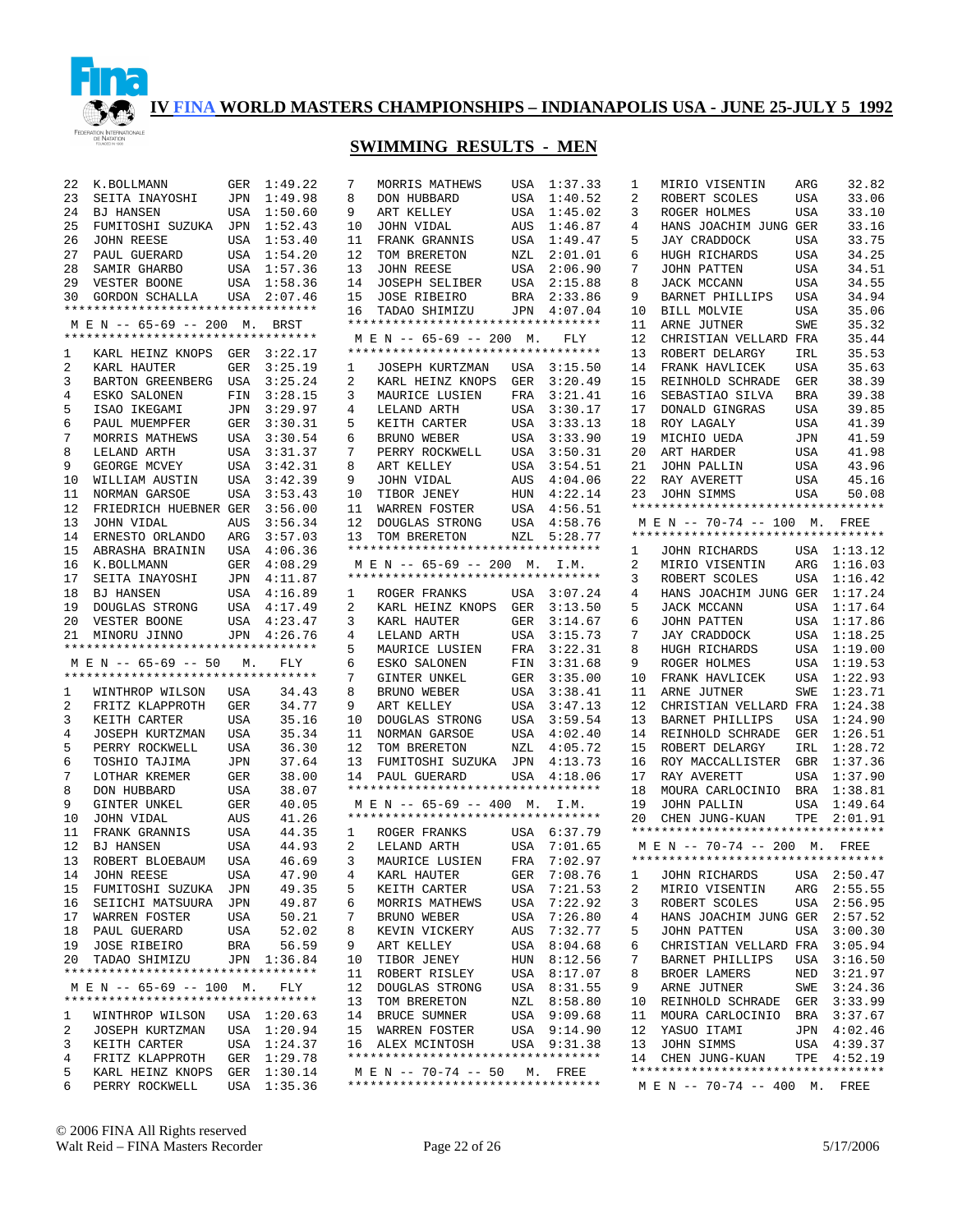# IV FINA WORLD MASTERS CHAMPIONSHIPS – INDIANAPOLIS USA - JUNE 25-JULY 5 1992

## SWIMMING RESULTS - MEN

| | | | |
|---|---|---|---|
| 22 | K.BOLLMANN | GER | 1:49.22 |
| 23 | SEITA INAYOSHI | JPN | 1:49.98 |
| 24 | BJ HANSEN | USA | 1:50.60 |
| 25 | FUMITOSHI SUZUKA | JPN | 1:52.43 |
| 26 | JOHN REESE | USA | 1:53.40 |
| 27 | PAUL GUERARD | USA | 1:54.20 |
| 28 | SAMIR GHARBO | USA | 1:57.36 |
| 29 | VESTER BOONE | USA | 1:58.36 |
| 30 | GORDON SCHALLA | USA | 2:07.46 |

### M E N -- 65-69 -- 200 M. BRST

| | | | |
|---|---|---|---|
| 1 | KARL HEINZ KNOPS | GER | 3:22.17 |
| 2 | KARL HAUTER | GER | 3:25.19 |
| 3 | BARTON GREENBERG | USA | 3:25.24 |
| 4 | ESKO SALONEN | FIN | 3:28.15 |
| 5 | ISAO IKEGAMI | JPN | 3:29.97 |
| 6 | PAUL MUEMPFER | GER | 3:30.31 |
| 7 | MORRIS MATHEWS | USA | 3:30.54 |
| 8 | LELAND ARTH | USA | 3:31.37 |
| 9 | GEORGE MCVEY | USA | 3:42.31 |
| 10 | WILLIAM AUSTIN | USA | 3:42.39 |
| 11 | NORMAN GARSOE | USA | 3:53.43 |
| 12 | FRIEDRICH HUEBNER | GER | 3:56.00 |
| 13 | JOHN VIDAL | AUS | 3:56.34 |
| 14 | ERNESTO ORLANDO | ARG | 3:57.03 |
| 15 | ABRASHA BRAININ | USA | 4:06.36 |
| 16 | K.BOLLMANN | GER | 4:08.29 |
| 17 | SEITA INAYOSHI | JPN | 4:11.87 |
| 18 | BJ HANSEN | USA | 4:16.89 |
| 19 | DOUGLAS STRONG | USA | 4:17.49 |
| 20 | VESTER BOONE | USA | 4:23.47 |
| 21 | MINORU JINNO | JPN | 4:26.76 |

### M E N -- 65-69 -- 50 M. FLY

| | | | |
|---|---|---|---|
| 1 | WINTHROP WILSON | USA | 34.43 |
| 2 | FRITZ KLAPPROTH | GER | 34.77 |
| 3 | KEITH CARTER | USA | 35.16 |
| 4 | JOSEPH KURTZMAN | USA | 35.34 |
| 5 | PERRY ROCKWELL | USA | 36.30 |
| 6 | TOSHIO TAJIMA | JPN | 37.64 |
| 7 | LOTHAR KREMER | GER | 38.00 |
| 8 | DON HUBBARD | USA | 38.07 |
| 9 | GINTER UNKEL | GER | 40.05 |
| 10 | JOHN VIDAL | AUS | 41.26 |
| 11 | FRANK GRANNIS | USA | 44.35 |
| 12 | BJ HANSEN | USA | 44.93 |
| 13 | ROBERT BLOEBAUM | USA | 46.69 |
| 14 | JOHN REESE | USA | 47.90 |
| 15 | FUMITOSHI SUZUKA | JPN | 49.35 |
| 16 | SEIICHI MATSUURA | JPN | 49.87 |
| 17 | WARREN FOSTER | USA | 50.21 |
| 18 | PAUL GUERARD | USA | 52.02 |
| 19 | JOSE RIBEIRO | BRA | 56.59 |
| 20 | TADAO SHIMIZU | JPN | 1:36.84 |

### M E N -- 65-69 -- 100 M. FLY

| | | | |
|---|---|---|---|
| 1 | WINTHROP WILSON | USA | 1:20.63 |
| 2 | JOSEPH KURTZMAN | USA | 1:20.94 |
| 3 | KEITH CARTER | USA | 1:24.37 |
| 4 | FRITZ KLAPPROTH | GER | 1:29.78 |
| 5 | KARL HEINZ KNOPS | GER | 1:30.14 |
| 6 | PERRY ROCKWELL | USA | 1:35.36 |
| 7 | MORRIS MATHEWS | USA | 1:37.33 |
| 8 | DON HUBBARD | USA | 1:40.52 |
| 9 | ART KELLEY | USA | 1:45.02 |
| 10 | JOHN VIDAL | AUS | 1:46.87 |
| 11 | FRANK GRANNIS | USA | 1:49.47 |
| 12 | TOM BRERETON | NZL | 2:01.01 |
| 13 | JOHN REESE | USA | 2:06.90 |
| 14 | JOSEPH SELIBER | USA | 2:15.88 |
| 15 | JOSE RIBEIRO | BRA | 2:33.86 |
| 16 | TADAO SHIMIZU | JPN | 4:07.04 |

### M E N -- 65-69 -- 200 M. FLY

| | | | |
|---|---|---|---|
| 1 | JOSEPH KURTZMAN | USA | 3:15.50 |
| 2 | KARL HEINZ KNOPS | GER | 3:20.49 |
| 3 | MAURICE LUSIEN | FRA | 3:21.41 |
| 4 | LELAND ARTH | USA | 3:30.17 |
| 5 | KEITH CARTER | USA | 3:33.13 |
| 6 | BRUNO WEBER | USA | 3:33.90 |
| 7 | PERRY ROCKWELL | USA | 3:50.31 |
| 8 | ART KELLEY | USA | 3:54.51 |
| 9 | JOHN VIDAL | AUS | 4:04.06 |
| 10 | TIBOR JENEY | HUN | 4:22.14 |
| 11 | WARREN FOSTER | USA | 4:56.51 |
| 12 | DOUGLAS STRONG | USA | 4:58.76 |
| 13 | TOM BRERETON | NZL | 5:28.77 |

### M E N -- 65-69 -- 200 M. I.M.

| | | | |
|---|---|---|---|
| 1 | ROGER FRANKS | USA | 3:07.24 |
| 2 | KARL HEINZ KNOPS | GER | 3:13.50 |
| 3 | KARL HAUTER | GER | 3:14.67 |
| 4 | LELAND ARTH | USA | 3:15.73 |
| 5 | MAURICE LUSIEN | FRA | 3:22.31 |
| 6 | ESKO SALONEN | FIN | 3:31.68 |
| 7 | GINTER UNKEL | GER | 3:35.00 |
| 8 | BRUNO WEBER | USA | 3:38.41 |
| 9 | ART KELLEY | USA | 3:47.13 |
| 10 | DOUGLAS STRONG | USA | 3:59.54 |
| 11 | NORMAN GARSOE | USA | 4:02.40 |
| 12 | TOM BRERETON | NZL | 4:05.72 |
| 13 | FUMITOSHI SUZUKA | JPN | 4:13.73 |
| 14 | PAUL GUERARD | USA | 4:18.06 |

### M E N -- 65-69 -- 400 M. I.M.

| | | | |
|---|---|---|---|
| 1 | ROGER FRANKS | USA | 6:37.79 |
| 2 | LELAND ARTH | USA | 7:01.65 |
| 3 | MAURICE LUSIEN | FRA | 7:02.97 |
| 4 | KARL HAUTER | GER | 7:08.76 |
| 5 | KEITH CARTER | USA | 7:21.53 |
| 6 | MORRIS MATHEWS | USA | 7:22.92 |
| 7 | BRUNO WEBER | USA | 7:26.80 |
| 8 | KEVIN VICKERY | AUS | 7:32.77 |
| 9 | ART KELLEY | USA | 8:04.68 |
| 10 | TIBOR JENEY | HUN | 8:12.56 |
| 11 | ROBERT RISLEY | USA | 8:17.07 |
| 12 | DOUGLAS STRONG | USA | 8:31.55 |
| 13 | TOM BRERETON | NZL | 8:58.80 |
| 14 | BRUCE SUMNER | USA | 9:09.68 |
| 15 | WARREN FOSTER | USA | 9:14.90 |
| 16 | ALEX MCINTOSH | USA | 9:31.38 |

### M E N -- 70-74 -- 50 M. FREE

| | | | |
|---|---|---|---|
| 1 | MIRIO VISENTIN | ARG | 32.82 |
| 2 | ROBERT SCOLES | USA | 33.06 |
| 3 | ROGER HOLMES | USA | 33.10 |
| 4 | HANS JOACHIM JUNG | GER | 33.16 |
| 5 | JAY CRADDOCK | USA | 33.75 |
| 6 | HUGH RICHARDS | USA | 34.25 |
| 7 | JOHN PATTEN | USA | 34.51 |
| 8 | JACK MCCANN | USA | 34.55 |
| 9 | BARNET PHILLIPS | USA | 34.94 |
| 10 | BILL MOLVIE | USA | 35.06 |
| 11 | ARNE JUTNER | SWE | 35.32 |
| 12 | CHRISTIAN VELLARD | FRA | 35.44 |
| 13 | ROBERT DELARGY | IRL | 35.53 |
| 14 | FRANK HAVLICEK | USA | 35.63 |
| 15 | REINHOLD SCHRADE | GER | 38.39 |
| 16 | SEBASTIAO SILVA | BRA | 39.38 |
| 17 | DONALD GINGRAS | USA | 39.85 |
| 18 | ROY LAGALY | USA | 41.39 |
| 19 | MICHIO UEDA | JPN | 41.59 |
| 20 | ART HARDER | USA | 41.98 |
| 21 | JOHN PALLIN | USA | 43.96 |
| 22 | RAY AVERETT | USA | 45.16 |
| 23 | JOHN SIMMS | USA | 50.08 |

### M E N -- 70-74 -- 100 M. FREE

| | | | |
|---|---|---|---|
| 1 | JOHN RICHARDS | USA | 1:13.12 |
| 2 | MIRIO VISENTIN | ARG | 1:16.03 |
| 3 | ROBERT SCOLES | USA | 1:16.42 |
| 4 | HANS JOACHIM JUNG | GER | 1:17.24 |
| 5 | JACK MCCANN | USA | 1:17.64 |
| 6 | JOHN PATTEN | USA | 1:17.86 |
| 7 | JAY CRADDOCK | USA | 1:18.25 |
| 8 | HUGH RICHARDS | USA | 1:19.00 |
| 9 | ROGER HOLMES | USA | 1:19.53 |
| 10 | FRANK HAVLICEK | USA | 1:22.93 |
| 11 | ARNE JUTNER | SWE | 1:23.71 |
| 12 | CHRISTIAN VELLARD | FRA | 1:24.38 |
| 13 | BARNET PHILLIPS | USA | 1:24.90 |
| 14 | REINHOLD SCHRADE | GER | 1:26.51 |
| 15 | ROBERT DELARGY | IRL | 1:28.72 |
| 16 | ROY MACCALLISTER | GBR | 1:37.36 |
| 17 | RAY AVERETT | USA | 1:37.90 |
| 18 | MOURA CARLOCINIO | BRA | 1:38.81 |
| 19 | JOHN PALLIN | USA | 1:49.64 |
| 20 | CHEN JUNG-KUAN | TPE | 2:01.91 |

### M E N -- 70-74 -- 200 M. FREE

| | | | |
|---|---|---|---|
| 1 | JOHN RICHARDS | USA | 2:50.47 |
| 2 | MIRIO VISENTIN | ARG | 2:55.55 |
| 3 | ROBERT SCOLES | USA | 2:56.95 |
| 4 | HANS JOACHIM JUNG | GER | 2:57.52 |
| 5 | JOHN PATTEN | USA | 3:00.30 |
| 6 | CHRISTIAN VELLARD | FRA | 3:05.94 |
| 7 | BARNET PHILLIPS | USA | 3:16.50 |
| 8 | BROER LAMERS | NED | 3:21.97 |
| 9 | ARNE JUTNER | SWE | 3:24.36 |
| 10 | REINHOLD SCHRADE | GER | 3:33.99 |
| 11 | MOURA CARLOCINIO | BRA | 3:37.67 |
| 12 | YASUO ITAMI | JPN | 4:02.46 |
| 13 | JOHN SIMMS | USA | 4:39.37 |
| 14 | CHEN JUNG-KUAN | TPE | 4:52.19 |

### M E N -- 70-74 -- 400 M. FREE

© 2006 FINA All Rights reserved
Walt Reid – FINA Masters Recorder
5/17/2006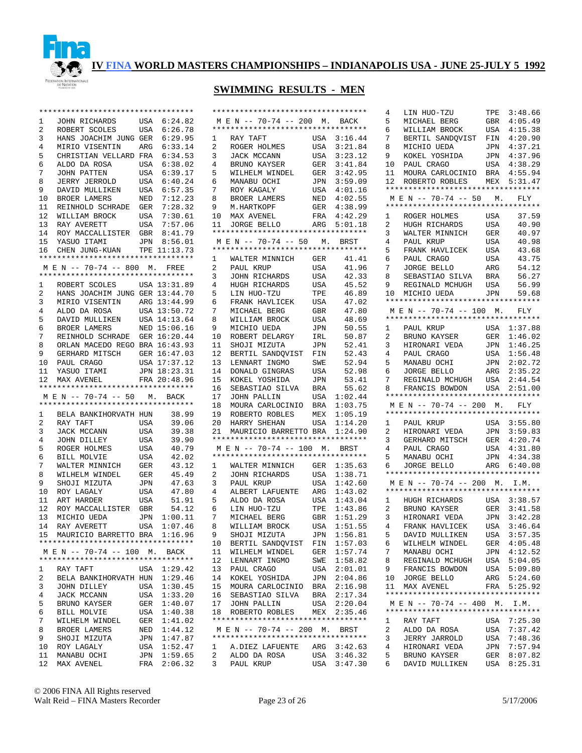# IV FINA WORLD MASTERS CHAMPIONSHIPS – INDIANAPOLIS USA - JUNE 25-JULY 5 1992

## SWIMMING RESULTS - MEN

| Place | Name | Country | Time |
|---|---|---|---|
| 1 | JOHN RICHARDS | USA | 6:24.82 |
| 2 | ROBERT SCOLES | USA | 6:26.78 |
| 3 | HANS JOACHIM JUNG | GER | 6:29.95 |
| 4 | MIRIO VISENTIN | ARG | 6:33.14 |
| 5 | CHRISTIAN VELLARD | FRA | 6:34.53 |
| 6 | ALDO DA ROSA | USA | 6:38.02 |
| 7 | JOHN PATTEN | USA | 6:39.17 |
| 8 | JERRY JERROLD | USA | 6:40.24 |
| 9 | DAVID MULLIKEN | USA | 6:57.35 |
| 10 | BROER LAMERS | NED | 7:12.23 |
| 11 | REINHOLD SCHRADE | GER | 7:28.32 |
| 12 | WILLIAM BROCK | USA | 7:30.61 |
| 13 | RAY AVERETT | USA | 7:57.06 |
| 14 | ROY MACCALLISTER | GBR | 8:41.79 |
| 15 | YASUO ITAMI | JPN | 8:56.01 |
| 16 | CHEN JUNG-KUAN | TPE | 11:13.73 |

### M E N -- 70-74 -- 800 M. FREE

| Place | Name | Country | Time |
|---|---|---|---|
| 1 | ROBERT SCOLES | USA | 13:31.89 |
| 2 | HANS JOACHIM JUNG | GER | 13:44.70 |
| 3 | MIRIO VISENTIN | ARG | 13:44.99 |
| 4 | ALDO DA ROSA | USA | 13:50.72 |
| 5 | DAVID MULLIKEN | USA | 14:13.64 |
| 6 | BROER LAMERS | NED | 15:06.16 |
| 7 | REINHOLD SCHRADE | GER | 16:20.44 |
| 8 | ORLAN MACEDO REGO | BRA | 16:43.93 |
| 9 | GERHARD MITSCH | GER | 16:47.03 |
| 10 | PAUL CRAGO | USA | 17:37.12 |
| 11 | YASUO ITAMI | JPN | 18:23.31 |
| 12 | MAX AVENEL | FRA | 20:48.96 |

### M E N -- 70-74 -- 50 M. BACK

| Place | Name | Country | Time |
|---|---|---|---|
| 1 | BELA BANKIHORVATH | HUN | 38.99 |
| 2 | RAY TAFT | USA | 39.06 |
| 3 | JACK MCCANN | USA | 39.38 |
| 4 | JOHN DILLEY | USA | 39.90 |
| 5 | ROGER HOLMES | USA | 40.79 |
| 6 | BILL MOLVIE | USA | 42.02 |
| 7 | WALTER MINNICH | GER | 43.12 |
| 8 | WILHELM WINDEL | GER | 45.49 |
| 9 | SHOJI MIZUTA | JPN | 47.63 |
| 10 | ROY LAGALY | USA | 47.80 |
| 11 | ART HARDER | USA | 51.91 |
| 12 | ROY MACCALLISTER | GBR | 54.12 |
| 13 | MICHIO UEDA | JPN | 1:00.11 |
| 14 | RAY AVERETT | USA | 1:07.46 |
| 15 | MAURICIO BARRETTO | BRA | 1:16.96 |

### M E N -- 70-74 -- 100 M. BACK

| Place | Name | Country | Time |
|---|---|---|---|
| 1 | RAY TAFT | USA | 1:29.42 |
| 2 | BELA BANKIHORVATH | HUN | 1:29.46 |
| 3 | JOHN DILLEY | USA | 1:30.45 |
| 4 | JACK MCCANN | USA | 1:33.20 |
| 5 | BRUNO KAYSER | GER | 1:40.07 |
| 6 | BILL MOLVIE | USA | 1:40.38 |
| 7 | WILHELM WINDEL | GER | 1:41.02 |
| 8 | BROER LAMERS | NED | 1:44.12 |
| 9 | SHOJI MIZUTA | JPN | 1:47.87 |
| 10 | ROY LAGALY | USA | 1:52.47 |
| 11 | MANABU OCHI | JPN | 1:59.65 |
| 12 | MAX AVENEL | FRA | 2:06.32 |

### M E N -- 70-74 -- 200 M. BACK

| Place | Name | Country | Time |
|---|---|---|---|
| 1 | RAY TAFT | USA | 3:16.44 |
| 2 | ROGER HOLMES | USA | 3:21.84 |
| 3 | JACK MCCANN | USA | 3:23.12 |
| 4 | BRUNO KAYSER | GER | 3:41.84 |
| 5 | WILHELM WINDEL | GER | 3:42.95 |
| 6 | MANABU OCHI | JPN | 3:59.09 |
| 7 | ROY KAGALY | USA | 4:01.16 |
| 8 | BROER LAMERS | NED | 4:02.55 |
| 9 | M.HARTKOPF | GER | 4:38.99 |
| 10 | MAX AVENEL | FRA | 4:42.29 |
| 11 | JORGE BELLO | ARG | 5:01.18 |

### M E N -- 70-74 -- 50 M. BRST

| Place | Name | Country | Time |
|---|---|---|---|
| 1 | WALTER MINNICH | GER | 41.41 |
| 2 | PAUL KRUP | USA | 41.96 |
| 3 | JOHN RICHARDS | USA | 42.33 |
| 4 | HUGH RICHARDS | USA | 45.52 |
| 5 | LIN HUO-TZU | TPE | 46.89 |
| 6 | FRANK HAVLICEK | USA | 47.02 |
| 7 | MICHAEL BERG | GBR | 47.80 |
| 8 | WILLIAM BROCK | USA | 48.69 |
| 9 | MICHIO UEDA | JPN | 50.55 |
| 10 | ROBERT DELARGY | IRL | 50.87 |
| 11 | SHOJI MIZUTA | JPN | 52.41 |
| 12 | BERTIL SANDQVIST | FIN | 52.43 |
| 13 | LENNART INGMO | SWE | 52.94 |
| 14 | DONALD GINGRAS | USA | 52.98 |
| 15 | KOKEL YOSHIDA | JPN | 53.41 |
| 16 | SEBASTIAO SILVA | BRA | 55.62 |
| 17 | JOHN PALLIN | USA | 1:02.44 |
| 18 | MOURA CARLOCINIO | BRA | 1:03.75 |
| 19 | ROBERTO ROBLES | MEX | 1:05.19 |
| 20 | HARRY SHEHAN | USA | 1:14.20 |
| 21 | MAURICIO BARRETTO | BRA | 1:24.90 |

### M E N -- 70-74 -- 100 M. BRST

| Place | Name | Country | Time |
|---|---|---|---|
| 1 | WALTER MINNICH | GER | 1:35.63 |
| 2 | JOHN RICHARDS | USA | 1:38.71 |
| 3 | PAUL KRUP | USA | 1:42.60 |
| 4 | ALBERT LAFUENTE | ARG | 1:43.02 |
| 5 | ALDO DA ROSA | USA | 1:43.04 |
| 6 | LIN HUO-TZU | TPE | 1:43.86 |
| 7 | MICHAEL BERG | GBR | 1:51.29 |
| 8 | WILLIAM BROCK | USA | 1:51.55 |
| 9 | SHOJI MIZUTA | JPN | 1:56.81 |
| 10 | BERTIL SANDQVIST | FIN | 1:57.03 |
| 11 | WILHELM WINDEL | GER | 1:57.74 |
| 12 | LENNART INGMO | SWE | 1:58.82 |
| 13 | PAUL CRAGO | USA | 2:01.01 |
| 14 | KOKEL YOSHIDA | JPN | 2:04.86 |
| 15 | MOURA CARLOCINIO | BRA | 2:16.98 |
| 16 | SEBASTIAO SILVA | BRA | 2:17.34 |
| 17 | JOHN PALLIN | USA | 2:20.04 |
| 18 | ROBERTO ROBLES | MEX | 2:35.46 |

### M E N -- 70-74 -- 200 M. BRST

| Place | Name | Country | Time |
|---|---|---|---|
| 1 | A.DIEZ LAFUENTE | ARG | 3:42.63 |
| 2 | ALDO DA ROSA | USA | 3:46.32 |
| 3 | PAUL KRUP | USA | 3:47.30 |
| 4 | LIN HUO-TZU | TPE | 3:48.66 |
| 5 | MICHAEL BERG | GBR | 4:05.49 |
| 6 | WILLIAM BROCK | USA | 4:15.38 |
| 7 | BERTIL SANDQVIST | FIN | 4:20.90 |
| 8 | MICHIO UEDA | JPN | 4:37.21 |
| 9 | KOKEL YOSHIDA | JPN | 4:37.96 |
| 10 | PAUL CRAGO | USA | 4:38.29 |
| 11 | MOURA CARLOCINIO | BRA | 4:55.94 |
| 12 | ROBERTO ROBLES | MEX | 5:31.47 |

### M E N -- 70-74 -- 50 M. FLY

| Place | Name | Country | Time |
|---|---|---|---|
| 1 | ROGER HOLMES | USA | 37.59 |
| 2 | HUGH RICHARDS | USA | 40.90 |
| 3 | WALTER MINNICH | GER | 40.97 |
| 4 | PAUL KRUP | USA | 40.98 |
| 5 | FRANK HAVLICEK | USA | 43.68 |
| 6 | PAUL CRAGO | USA | 43.75 |
| 7 | JORGE BELLO | ARG | 54.12 |
| 8 | SEBASTIAO SILVA | BRA | 56.27 |
| 9 | REGINALD MCHUGH | USA | 56.99 |
| 10 | MICHIO UEDA | JPN | 59.68 |

### M E N -- 70-74 -- 100 M. FLY

| Place | Name | Country | Time |
|---|---|---|---|
| 1 | PAUL KRUP | USA | 1:37.88 |
| 2 | BRUNO KAYSER | GER | 1:46.02 |
| 3 | HIRONARI VEDA | JPN | 1:46.25 |
| 4 | PAUL CRAGO | USA | 1:56.48 |
| 5 | MANABU OCHI | JPN | 2:02.72 |
| 6 | JORGE BELLO | ARG | 2:35.22 |
| 7 | REGINALD MCHUGH | USA | 2:44.54 |
| 8 | FRANCIS BOWDON | USA | 2:51.00 |

### M E N -- 70-74 -- 200 M. FLY

| Place | Name | Country | Time |
|---|---|---|---|
| 1 | PAUL KRUP | USA | 3:55.80 |
| 2 | HIRONARI VEDA | JPN | 3:59.83 |
| 3 | GERHARD MITSCH | GER | 4:20.74 |
| 4 | PAUL CRAGO | USA | 4:31.80 |
| 5 | MANABU OCHI | JPN | 4:34.38 |
| 6 | JORGE BELLO | ARG | 6:40.08 |

### M E N -- 70-74 -- 200 M. I.M.

| Place | Name | Country | Time |
|---|---|---|---|
| 1 | HUGH RICHARDS | USA | 3:38.57 |
| 2 | BRUNO KAYSER | GER | 3:41.58 |
| 3 | HIRONARI VEDA | JPN | 3:42.28 |
| 4 | FRANK HAVLICEK | USA | 3:46.64 |
| 5 | DAVID MULLIKEN | USA | 3:57.35 |
| 6 | WILHELM WINDEL | GER | 4:05.48 |
| 7 | MANABU OCHI | JPN | 4:12.52 |
| 8 | REGINALD MCHUGH | USA | 5:04.05 |
| 9 | FRANCIS BOWDON | USA | 5:09.80 |
| 10 | JORGE BELLO | ARG | 5:24.60 |
| 11 | MAX AVENEL | FRA | 5:25.92 |

### M E N -- 70-74 -- 400 M. I.M.

| Place | Name | Country | Time |
|---|---|---|---|
| 1 | RAY TAFT | USA | 7:25.30 |
| 2 | ALDO DA ROSA | USA | 7:37.42 |
| 3 | JERRY JARROLD | USA | 7:48.36 |
| 4 | HIRONARI VEDA | JPN | 7:57.94 |
| 5 | BRUNO KAYSER | GER | 8:07.82 |
| 6 | DAVID MULLIKEN | USA | 8:25.31 |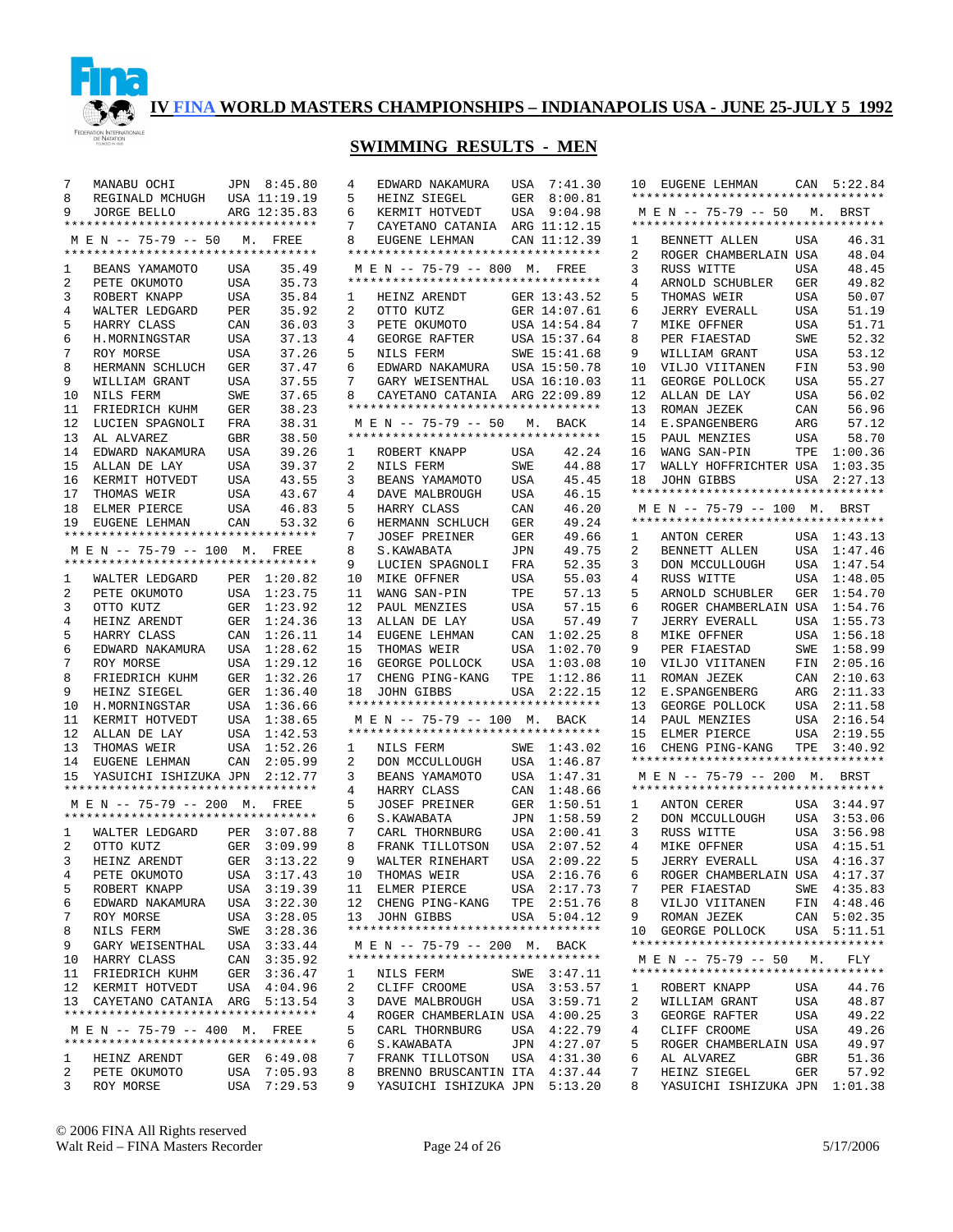# IV FINA WORLD MASTERS CHAMPIONSHIPS – INDIANAPOLIS USA - JUNE 25-JULY 5 1992

## SWIMMING RESULTS - MEN

| Place | Name | Country | Time |
|---|---|---|---|
| 7 | MANABU OCHI | JPN | 8:45.80 |
| 8 | REGINALD MCHUGH | USA | 11:19.19 |
| 9 | JORGE BELLO | ARG | 12:35.83 |

### MEN -- 75-79 -- 50 M. FREE

| Place | Name | Country | Time |
|---|---|---|---|
| 1 | BEANS YAMAMOTO | USA | 35.49 |
| 2 | PETE OKUMOTO | USA | 35.73 |
| 3 | ROBERT KNAPP | USA | 35.84 |
| 4 | WALTER LEDGARD | PER | 35.92 |
| 5 | HARRY CLASS | CAN | 36.03 |
| 6 | H.MORNINGSTAR | USA | 37.13 |
| 7 | ROY MORSE | USA | 37.26 |
| 8 | HERMANN SCHLUCH | GER | 37.47 |
| 9 | WILLIAM GRANT | USA | 37.55 |
| 10 | NILS FERM | SWE | 37.65 |
| 11 | FRIEDRICH KUHM | GER | 38.23 |
| 12 | LUCIEN SPAGNOLI | FRA | 38.31 |
| 13 | AL ALVAREZ | GBR | 38.50 |
| 14 | EDWARD NAKAMURA | USA | 39.26 |
| 15 | ALLAN DE LAY | USA | 39.37 |
| 16 | KERMIT HOTVEDT | USA | 43.55 |
| 17 | THOMAS WEIR | USA | 43.67 |
| 18 | ELMER PIERCE | USA | 46.83 |
| 19 | EUGENE LEHMAN | CAN | 53.32 |

### MEN -- 75-79 -- 100 M. FREE

| Place | Name | Country | Time |
|---|---|---|---|
| 1 | WALTER LEDGARD | PER | 1:20.82 |
| 2 | PETE OKUMOTO | USA | 1:23.75 |
| 3 | OTTO KUTZ | GER | 1:23.92 |
| 4 | HEINZ ARENDT | GER | 1:24.36 |
| 5 | HARRY CLASS | CAN | 1:26.11 |
| 6 | EDWARD NAKAMURA | USA | 1:28.62 |
| 7 | ROY MORSE | USA | 1:29.12 |
| 8 | FRIEDRICH KUHM | GER | 1:32.26 |
| 9 | HEINZ SIEGEL | GER | 1:36.40 |
| 10 | H.MORNINGSTAR | USA | 1:36.66 |
| 11 | KERMIT HOTVEDT | USA | 1:38.65 |
| 12 | ALLAN DE LAY | USA | 1:42.53 |
| 13 | THOMAS WEIR | USA | 1:52.26 |
| 14 | EUGENE LEHMAN | CAN | 2:05.99 |
| 15 | YASUICHI ISHIZUKA | JPN | 2:12.77 |

### MEN -- 75-79 -- 200 M. FREE

| Place | Name | Country | Time |
|---|---|---|---|
| 1 | WALTER LEDGARD | PER | 3:07.88 |
| 2 | OTTO KUTZ | GER | 3:09.99 |
| 3 | HEINZ ARENDT | GER | 3:13.22 |
| 4 | PETE OKUMOTO | USA | 3:17.43 |
| 5 | ROBERT KNAPP | USA | 3:19.39 |
| 6 | EDWARD NAKAMURA | USA | 3:22.30 |
| 7 | ROY MORSE | USA | 3:28.05 |
| 8 | NILS FERM | SWE | 3:28.36 |
| 9 | GARY WEISENTHAL | USA | 3:33.44 |
| 10 | HARRY CLASS | CAN | 3:35.92 |
| 11 | FRIEDRICH KUHM | GER | 3:36.47 |
| 12 | KERMIT HOTVEDT | USA | 4:04.96 |
| 13 | CAYETANO CATANIA | ARG | 5:13.54 |

### MEN -- 75-79 -- 400 M. FREE

| Place | Name | Country | Time |
|---|---|---|---|
| 1 | HEINZ ARENDT | GER | 6:49.08 |
| 2 | PETE OKUMOTO | USA | 7:05.93 |
| 3 | ROY MORSE | USA | 7:29.53 |
| 4 | EDWARD NAKAMURA | USA | 7:41.30 |
| 5 | HEINZ SIEGEL | GER | 8:00.81 |
| 6 | KERMIT HOTVEDT | USA | 9:04.98 |
| 7 | CAYETANO CATANIA | ARG | 11:12.15 |
| 8 | EUGENE LEHMAN | CAN | 11:12.39 |

### MEN -- 75-79 -- 800 M. FREE

| Place | Name | Country | Time |
|---|---|---|---|
| 1 | HEINZ ARENDT | GER | 13:43.52 |
| 2 | OTTO KUTZ | GER | 14:07.61 |
| 3 | PETE OKUMOTO | USA | 14:54.84 |
| 4 | GEORGE RAFTER | USA | 15:37.64 |
| 5 | NILS FERM | SWE | 15:41.68 |
| 6 | EDWARD NAKAMURA | USA | 15:50.78 |
| 7 | GARY WEISENTHAL | USA | 16:10.03 |
| 8 | CAYETANO CATANIA | ARG | 22:09.89 |

### MEN -- 75-79 -- 50 M. BACK

| Place | Name | Country | Time |
|---|---|---|---|
| 1 | ROBERT KNAPP | USA | 42.24 |
| 2 | NILS FERM | SWE | 44.88 |
| 3 | BEANS YAMAMOTO | USA | 45.45 |
| 4 | DAVE MALBROUGH | USA | 46.15 |
| 5 | HARRY CLASS | CAN | 46.20 |
| 6 | HERMANN SCHLUCH | GER | 49.24 |
| 7 | JOSEF PREINER | GER | 49.66 |
| 8 | S.KAWABATA | JPN | 49.75 |
| 9 | LUCIEN SPAGNOLI | FRA | 52.35 |
| 10 | MIKE OFFNER | USA | 55.03 |
| 11 | WANG SAN-PIN | TPE | 57.13 |
| 12 | PAUL MENZIES | USA | 57.15 |
| 13 | ALLAN DE LAY | USA | 57.49 |
| 14 | EUGENE LEHMAN | CAN | 1:02.25 |
| 15 | THOMAS WEIR | USA | 1:02.70 |
| 16 | GEORGE POLLOCK | USA | 1:03.08 |
| 17 | CHENG PING-KANG | TPE | 1:12.86 |
| 18 | JOHN GIBBS | USA | 2:22.15 |

### MEN -- 75-79 -- 100 M. BACK

| Place | Name | Country | Time |
|---|---|---|---|
| 1 | NILS FERM | SWE | 1:43.02 |
| 2 | DON MCCULLOUGH | USA | 1:46.87 |
| 3 | BEANS YAMAMOTO | USA | 1:47.31 |
| 4 | HARRY CLASS | CAN | 1:48.66 |
| 5 | JOSEF PREINER | GER | 1:50.51 |
| 6 | S.KAWABATA | JPN | 1:58.59 |
| 7 | CARL THORNBURG | USA | 2:00.41 |
| 8 | FRANK TILLOTSON | USA | 2:07.52 |
| 9 | WALTER RINEHART | USA | 2:09.22 |
| 10 | THOMAS WEIR | USA | 2:16.76 |
| 11 | ELMER PIERCE | USA | 2:17.73 |
| 12 | CHENG PING-KANG | TPE | 2:51.76 |
| 13 | JOHN GIBBS | USA | 5:04.12 |

### MEN -- 75-79 -- 200 M. BACK

| Place | Name | Country | Time |
|---|---|---|---|
| 1 | NILS FERM | SWE | 3:47.11 |
| 2 | CLIFF CROOME | USA | 3:53.57 |
| 3 | DAVE MALBROUGH | USA | 3:59.71 |
| 4 | ROGER CHAMBERLAIN | USA | 4:00.25 |
| 5 | CARL THORNBURG | USA | 4:22.79 |
| 6 | S.KAWABATA | JPN | 4:27.07 |
| 7 | FRANK TILLOTSON | USA | 4:31.30 |
| 8 | BRENNO BRUSCANTIN | ITA | 4:37.44 |
| 9 | YASUICHI ISHIZUKA | JPN | 5:13.20 |
| 10 | EUGENE LEHMAN | CAN | 5:22.84 |

### MEN -- 75-79 -- 50 M. BRST

| Place | Name | Country | Time |
|---|---|---|---|
| 1 | BENNETT ALLEN | USA | 46.31 |
| 2 | ROGER CHAMBERLAIN | USA | 48.04 |
| 3 | RUSS WITTE | USA | 48.45 |
| 4 | ARNOLD SCHUBLER | GER | 49.82 |
| 5 | THOMAS WEIR | USA | 50.07 |
| 6 | JERRY EVERALL | USA | 51.19 |
| 7 | MIKE OFFNER | USA | 51.71 |
| 8 | PER FIAESTAD | SWE | 52.32 |
| 9 | WILLIAM GRANT | USA | 53.12 |
| 10 | VILJO VIITANEN | FIN | 53.90 |
| 11 | GEORGE POLLOCK | USA | 55.27 |
| 12 | ALLAN DE LAY | USA | 56.02 |
| 13 | ROMAN JEZEK | CAN | 56.96 |
| 14 | E.SPANGENBERG | ARG | 57.12 |
| 15 | PAUL MENZIES | USA | 58.70 |
| 16 | WANG SAN-PIN | TPE | 1:00.36 |
| 17 | WALLY HOFFRICHTER | USA | 1:03.35 |
| 18 | JOHN GIBBS | USA | 2:27.13 |

### MEN -- 75-79 -- 100 M. BRST

| Place | Name | Country | Time |
|---|---|---|---|
| 1 | ANTON CERER | USA | 1:43.13 |
| 2 | BENNETT ALLEN | USA | 1:47.46 |
| 3 | DON MCCULLOUGH | USA | 1:47.54 |
| 4 | RUSS WITTE | USA | 1:48.05 |
| 5 | ARNOLD SCHUBLER | GER | 1:54.70 |
| 6 | ROGER CHAMBERLAIN | USA | 1:54.76 |
| 7 | JERRY EVERALL | USA | 1:55.73 |
| 8 | MIKE OFFNER | USA | 1:56.18 |
| 9 | PER FIAESTAD | SWE | 1:58.99 |
| 10 | VILJO VIITANEN | FIN | 2:05.16 |
| 11 | ROMAN JEZEK | CAN | 2:10.63 |
| 12 | E.SPANGENBERG | ARG | 2:11.33 |
| 13 | GEORGE POLLOCK | USA | 2:11.58 |
| 14 | PAUL MENZIES | USA | 2:16.54 |
| 15 | ELMER PIERCE | USA | 2:19.55 |
| 16 | CHENG PING-KANG | TPE | 3:40.92 |

### MEN -- 75-79 -- 200 M. BRST

| Place | Name | Country | Time |
|---|---|---|---|
| 1 | ANTON CERER | USA | 3:44.97 |
| 2 | DON MCCULLOUGH | USA | 3:53.06 |
| 3 | RUSS WITTE | USA | 3:56.98 |
| 4 | MIKE OFFNER | USA | 4:15.51 |
| 5 | JERRY EVERALL | USA | 4:16.37 |
| 6 | ROGER CHAMBERLAIN | USA | 4:17.37 |
| 7 | PER FIAESTAD | SWE | 4:35.83 |
| 8 | VILJO VIITANEN | FIN | 4:48.46 |
| 9 | ROMAN JEZEK | CAN | 5:02.35 |
| 10 | GEORGE POLLOCK | USA | 5:11.51 |

### MEN -- 75-79 -- 50 M. FLY

| Place | Name | Country | Time |
|---|---|---|---|
| 1 | ROBERT KNAPP | USA | 44.76 |
| 2 | WILLIAM GRANT | USA | 48.87 |
| 3 | GEORGE RAFTER | USA | 49.22 |
| 4 | CLIFF CROOME | USA | 49.26 |
| 5 | ROGER CHAMBERLAIN | USA | 49.97 |
| 6 | AL ALVAREZ | GBR | 51.36 |
| 7 | HEINZ SIEGEL | GER | 57.92 |
| 8 | YASUICHI ISHIZUKA | JPN | 1:01.38 |

© 2006 FINA All Rights reserved
Walt Reid – FINA Masters Recorder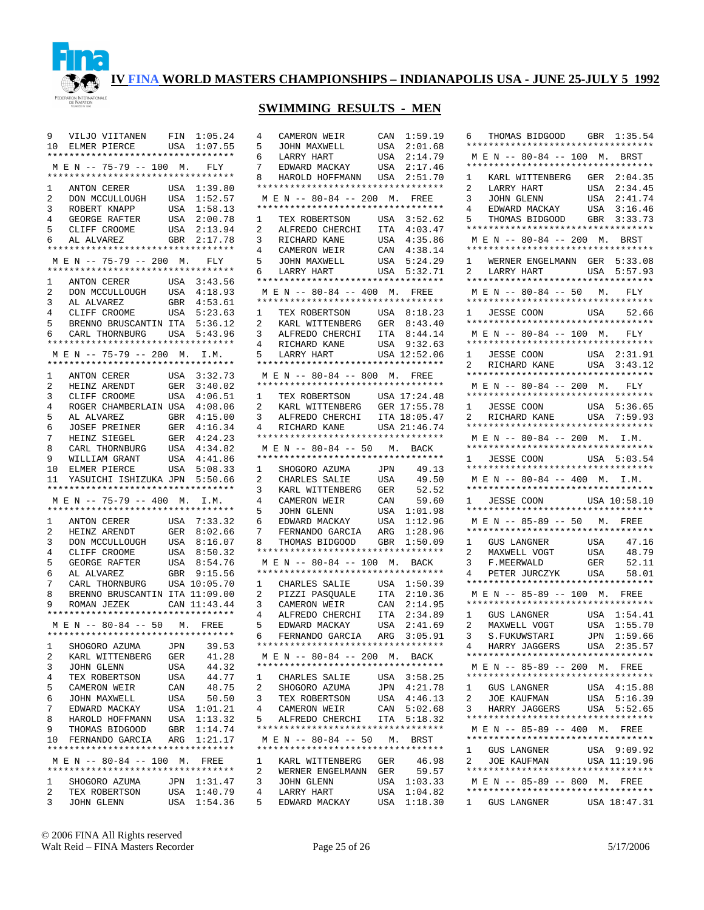# IV FINA WORLD MASTERS CHAMPIONSHIPS – INDIANAPOLIS USA - JUNE 25-JULY 5 1992

## SWIMMING RESULTS - MEN

| | | | |
|---|---|---|---|
| 9 | VILJO VIITANEN | FIN | 1:05.24 |
| 10 | ELMER PIERCE | USA | 1:07.55 |

### M E N -- 75-79 -- 100 M. FLY

| | | | |
|---|---|---|---|
| 1 | ANTON CERER | USA | 1:39.80 |
| 2 | DON MCCULLOUGH | USA | 1:52.57 |
| 3 | ROBERT KNAPP | USA | 1:58.13 |
| 4 | GEORGE RAFTER | USA | 2:00.78 |
| 5 | CLIFF CROOME | USA | 2:13.94 |
| 6 | AL ALVAREZ | GBR | 2:17.78 |

### M E N -- 75-79 -- 200 M. FLY

| | | | |
|---|---|---|---|
| 1 | ANTON CERER | USA | 3:43.56 |
| 2 | DON MCCULLOUGH | USA | 4:18.93 |
| 3 | AL ALVAREZ | GBR | 4:53.61 |
| 4 | CLIFF CROOME | USA | 5:23.63 |
| 5 | BRENNO BRUSCANTIN | ITA | 5:36.12 |
| 6 | CARL THORNBURG | USA | 5:43.96 |

### M E N -- 75-79 -- 200 M. I.M.

| | | | |
|---|---|---|---|
| 1 | ANTON CERER | USA | 3:32.73 |
| 2 | HEINZ ARENDT | GER | 3:40.02 |
| 3 | CLIFF CROOME | USA | 4:06.51 |
| 4 | ROGER CHAMBERLAIN | USA | 4:08.06 |
| 5 | AL ALVAREZ | GBR | 4:15.00 |
| 6 | JOSEF PREINER | GER | 4:16.34 |
| 7 | HEINZ SIEGEL | GER | 4:24.23 |
| 8 | CARL THORNBURG | USA | 4:34.82 |
| 9 | WILLIAM GRANT | USA | 4:41.86 |
| 10 | ELMER PIERCE | USA | 5:08.33 |
| 11 | YASUICHI ISHIZUKA | JPN | 5:50.66 |

### M E N -- 75-79 -- 400 M. I.M.

| | | | |
|---|---|---|---|
| 1 | ANTON CERER | USA | 7:33.32 |
| 2 | HEINZ ARENDT | GER | 8:02.66 |
| 3 | DON MCCULLOUGH | USA | 8:16.07 |
| 4 | CLIFF CROOME | USA | 8:50.32 |
| 5 | GEORGE RAFTER | USA | 8:54.76 |
| 6 | AL ALVAREZ | GBR | 9:15.56 |
| 7 | CARL THORNBURG | USA | 10:05.70 |
| 8 | BRENNO BRUSCANTIN | ITA | 11:09.00 |
| 9 | ROMAN JEZEK | CAN | 11:43.44 |

### M E N -- 80-84 -- 50 M. FREE

| | | | |
|---|---|---|---|
| 1 | SHOGORO AZUMA | JPN | 39.53 |
| 2 | KARL WITTENBERG | GER | 41.28 |
| 3 | JOHN GLENN | USA | 44.32 |
| 4 | TEX ROBERTSON | USA | 44.77 |
| 5 | CAMERON WEIR | CAN | 48.75 |
| 6 | JOHN MAXWELL | USA | 50.50 |
| 7 | EDWARD MACKAY | USA | 1:01.21 |
| 8 | HAROLD HOFFMANN | USA | 1:13.32 |
| 9 | THOMAS BIDGOOD | GBR | 1:14.74 |
| 10 | FERNANDO GARCIA | ARG | 1:21.17 |

### M E N -- 80-84 -- 100 M. FREE

| | | | |
|---|---|---|---|
| 1 | SHOGORO AZUMA | JPN | 1:31.47 |
| 2 | TEX ROBERTSON | USA | 1:40.79 |
| 3 | JOHN GLENN | USA | 1:54.36 |
| 4 | CAMERON WEIR | CAN | 1:59.19 |
| 5 | JOHN MAXWELL | USA | 2:01.68 |
| 6 | LARRY HART | USA | 2:14.79 |
| 7 | EDWARD MACKAY | USA | 2:17.46 |
| 8 | HAROLD HOFFMANN | USA | 2:51.70 |

### M E N -- 80-84 -- 200 M. FREE

| | | | |
|---|---|---|---|
| 1 | TEX ROBERTSON | USA | 3:52.62 |
| 2 | ALFREDO CHERCHI | ITA | 4:03.47 |
| 3 | RICHARD KANE | USA | 4:35.86 |
| 4 | CAMERON WEIR | CAN | 4:38.14 |
| 5 | JOHN MAXWELL | USA | 5:24.29 |
| 6 | LARRY HART | USA | 5:32.71 |

### M E N -- 80-84 -- 400 M. FREE

| | | | |
|---|---|---|---|
| 1 | TEX ROBERTSON | USA | 8:18.23 |
| 2 | KARL WITTENBERG | GER | 8:43.40 |
| 3 | ALFREDO CHERCHI | ITA | 8:44.14 |
| 4 | RICHARD KANE | USA | 9:32.63 |
| 5 | LARRY HART | USA | 12:52.06 |

### M E N -- 80-84 -- 800 M. FREE

| | | | |
|---|---|---|---|
| 1 | TEX ROBERTSON | USA | 17:24.48 |
| 2 | KARL WITTENBERG | GER | 17:55.78 |
| 3 | ALFREDO CHERCHI | ITA | 18:05.47 |
| 4 | RICHARD KANE | USA | 21:46.74 |

### M E N -- 80-84 -- 50 M. BACK

| | | | |
|---|---|---|---|
| 1 | SHOGORO AZUMA | JPN | 49.13 |
| 2 | CHARLES SALIE | USA | 49.50 |
| 3 | KARL WITTENBERG | GER | 52.52 |
| 4 | CAMERON WEIR | CAN | 59.60 |
| 5 | JOHN GLENN | USA | 1:01.98 |
| 6 | EDWARD MACKAY | USA | 1:12.96 |
| 7 | FERNANDO GARCIA | ARG | 1:28.96 |
| 8 | THOMAS BIDGOOD | GBR | 1:50.09 |

### M E N -- 80-84 -- 100 M. BACK

| | | | |
|---|---|---|---|
| 1 | CHARLES SALIE | USA | 1:50.39 |
| 2 | PIZZI PASQUALE | ITA | 2:10.36 |
| 3 | CAMERON WEIR | CAN | 2:14.95 |
| 4 | ALFREDO CHERCHI | ITA | 2:34.89 |
| 5 | EDWARD MACKAY | USA | 2:41.69 |
| 6 | FERNANDO GARCIA | ARG | 3:05.91 |

### M E N -- 80-84 -- 200 M. BACK

| | | | |
|---|---|---|---|
| 1 | CHARLES SALIE | USA | 3:58.25 |
| 2 | SHOGORO AZUMA | JPN | 4:21.78 |
| 3 | TEX ROBERTSON | USA | 4:46.13 |
| 4 | CAMERON WEIR | CAN | 5:02.68 |
| 5 | ALFREDO CHERCHI | ITA | 5:18.32 |

### M E N -- 80-84 -- 50 M. BRST

| | | | |
|---|---|---|---|
| 1 | KARL WITTENBERG | GER | 46.98 |
| 2 | WERNER ENGELMANN | GER | 59.57 |
| 3 | JOHN GLENN | USA | 1:03.33 |
| 4 | LARRY HART | USA | 1:04.82 |
| 5 | EDWARD MACKAY | USA | 1:18.30 |
| 6 | THOMAS BIDGOOD | GBR | 1:35.54 |

### M E N -- 80-84 -- 100 M. BRST

| | | | |
|---|---|---|---|
| 1 | KARL WITTENBERG | GER | 2:04.35 |
| 2 | LARRY HART | USA | 2:34.45 |
| 3 | JOHN GLENN | USA | 2:41.74 |
| 4 | EDWARD MACKAY | USA | 3:16.46 |
| 5 | THOMAS BIDGOOD | GBR | 3:33.73 |

### M E N -- 80-84 -- 200 M. BRST

| | | | |
|---|---|---|---|
| 1 | WERNER ENGELMANN | GER | 5:33.08 |
| 2 | LARRY HART | USA | 5:57.93 |

### M E N -- 80-84 -- 50 M. FLY

| | | | |
|---|---|---|---|
| 1 | JESSE COON | USA | 52.66 |

### M E N -- 80-84 -- 100 M. FLY

| | | | |
|---|---|---|---|
| 1 | JESSE COON | USA | 2:31.91 |
| 2 | RICHARD KANE | USA | 3:43.12 |

### M E N -- 80-84 -- 200 M. FLY

| | | | |
|---|---|---|---|
| 1 | JESSE COON | USA | 5:36.65 |
| 2 | RICHARD KANE | USA | 7:59.93 |

### M E N -- 80-84 -- 200 M. I.M.

| | | | |
|---|---|---|---|
| 1 | JESSE COON | USA | 5:03.54 |

### M E N -- 80-84 -- 400 M. I.M.

| | | | |
|---|---|---|---|
| 1 | JESSE COON | USA | 10:58.10 |

### M E N -- 85-89 -- 50 M. FREE

| | | | |
|---|---|---|---|
| 1 | GUS LANGNER | USA | 47.16 |
| 2 | MAXWELL VOGT | USA | 48.79 |
| 3 | F.MEERWALD | GER | 52.11 |
| 4 | PETER JURCZYK | USA | 58.01 |

### M E N -- 85-89 -- 100 M. FREE

| | | | |
|---|---|---|---|
| 1 | GUS LANGNER | USA | 1:54.41 |
| 2 | MAXWELL VOGT | USA | 1:55.70 |
| 3 | S.FUKUWSTARI | JPN | 1:59.66 |
| 4 | HARRY JAGGERS | USA | 2:35.57 |

### M E N -- 85-89 -- 200 M. FREE

| | | | |
|---|---|---|---|
| 1 | GUS LANGNER | USA | 4:15.88 |
| 2 | JOE KAUFMAN | USA | 5:16.39 |
| 3 | HARRY JAGGERS | USA | 5:52.65 |

### M E N -- 85-89 -- 400 M. FREE

| | | | |
|---|---|---|---|
| 1 | GUS LANGNER | USA | 9:09.92 |
| 2 | JOE KAUFMAN | USA | 11:19.96 |

### M E N -- 85-89 -- 800 M. FREE

| | | | |
|---|---|---|---|
| 1 | GUS LANGNER | USA | 18:47.31 |

© 2006 FINA All Rights reserved
Walt Reid – FINA Masters Recorder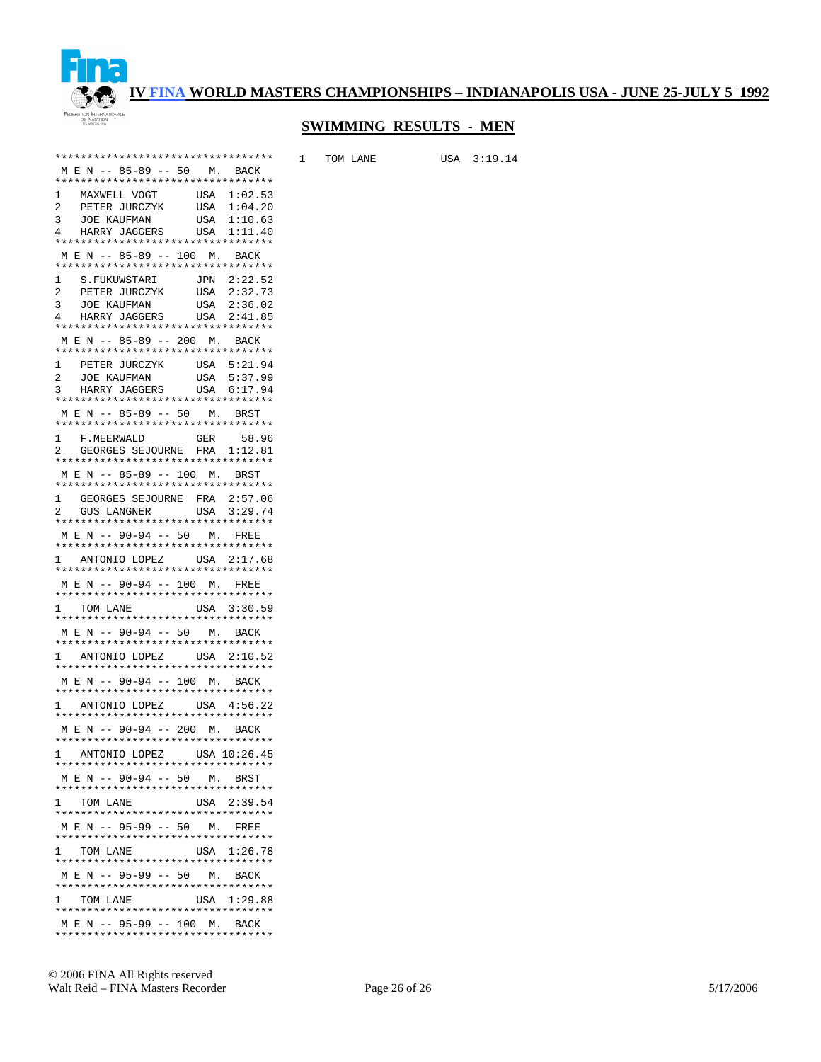# IV FINA WORLD MASTERS CHAMPIONSHIPS – INDIANAPOLIS USA - JUNE 25-JULY 5 1992

## SWIMMING RESULTS - MEN

**M E N -- 85-89 -- 50 M. BACK**

| Place | Name | Country | Time |
|---|---|---|---|
| 1 | MAXWELL VOGT | USA | 1:02.53 |
| 2 | PETER JURCZYK | USA | 1:04.20 |
| 3 | JOE KAUFMAN | USA | 1:10.63 |
| 4 | HARRY JAGGERS | USA | 1:11.40 |

**M E N -- 85-89 -- 100 M. BACK**

| Place | Name | Country | Time |
|---|---|---|---|
| 1 | S.FUKUWSTARI | JPN | 2:22.52 |
| 2 | PETER JURCZYK | USA | 2:32.73 |
| 3 | JOE KAUFMAN | USA | 2:36.02 |
| 4 | HARRY JAGGERS | USA | 2:41.85 |

**M E N -- 85-89 -- 200 M. BACK**

| Place | Name | Country | Time |
|---|---|---|---|
| 1 | PETER JURCZYK | USA | 5:21.94 |
| 2 | JOE KAUFMAN | USA | 5:37.99 |
| 3 | HARRY JAGGERS | USA | 6:17.94 |

**M E N -- 85-89 -- 50 M. BRST**

| Place | Name | Country | Time |
|---|---|---|---|
| 1 | F.MEERWALD | GER | 58.96 |
| 2 | GEORGES SEJOURNE | FRA | 1:12.81 |

**M E N -- 85-89 -- 100 M. BRST**

| Place | Name | Country | Time |
|---|---|---|---|
| 1 | GEORGES SEJOURNE | FRA | 2:57.06 |
| 2 | GUS LANGNER | USA | 3:29.74 |

**M E N -- 90-94 -- 50 M. FREE**

| Place | Name | Country | Time |
|---|---|---|---|
| 1 | ANTONIO LOPEZ | USA | 2:17.68 |

**M E N -- 90-94 -- 100 M. FREE**

| Place | Name | Country | Time |
|---|---|---|---|
| 1 | TOM LANE | USA | 3:30.59 |

**M E N -- 90-94 -- 50 M. BACK**

| Place | Name | Country | Time |
|---|---|---|---|
| 1 | ANTONIO LOPEZ | USA | 2:10.52 |

**M E N -- 90-94 -- 100 M. BACK**

| Place | Name | Country | Time |
|---|---|---|---|
| 1 | ANTONIO LOPEZ | USA | 4:56.22 |

**M E N -- 90-94 -- 200 M. BACK**

| Place | Name | Country | Time |
|---|---|---|---|
| 1 | ANTONIO LOPEZ | USA | 10:26.45 |

**M E N -- 90-94 -- 50 M. BRST**

| Place | Name | Country | Time |
|---|---|---|---|
| 1 | TOM LANE | USA | 2:39.54 |

**M E N -- 95-99 -- 50 M. FREE**

| Place | Name | Country | Time |
|---|---|---|---|
| 1 | TOM LANE | USA | 1:26.78 |

**M E N -- 95-99 -- 50 M. BACK**

| Place | Name | Country | Time |
|---|---|---|---|
| 1 | TOM LANE | USA | 1:29.88 |

**M E N -- 95-99 -- 100 M. BACK**

| Place | Name | Country | Time |
|---|---|---|---|
| 1 | TOM LANE | USA | 3:19.14 |

© 2006 FINA All Rights reserved
Walt Reid – FINA Masters Recorder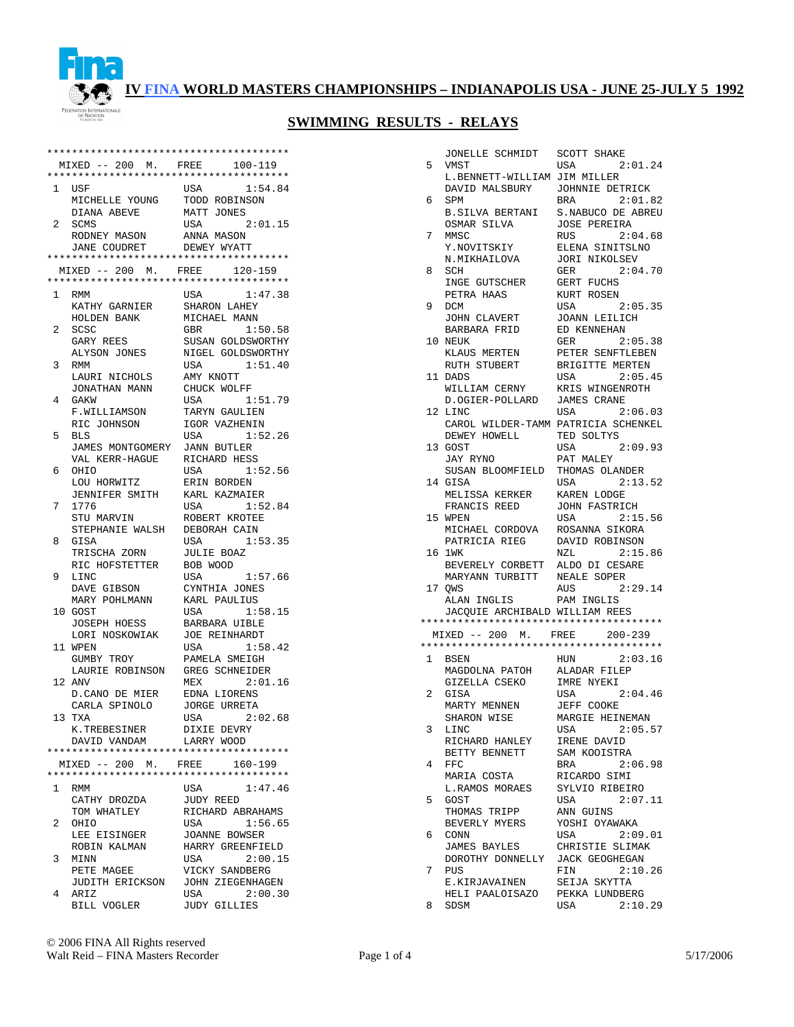# IV FINA WORLD MASTERS CHAMPIONSHIPS – INDIANAPOLIS USA - JUNE 25-JULY 5 1992

## SWIMMING RESULTS - RELAYS

```
***************************************
  MIXED -- 200  M.   FREE    100-119
***************************************
 1  USF                USA      1:54.84
    MICHELLE YOUNG     TODD ROBINSON
    DIANA ABEVE        MATT JONES
 2  SCMS               USA      2:01.15
    RODNEY MASON       ANNA MASON
    JANE COUDRET       DEWEY WYATT
***************************************
  MIXED -- 200  M.   FREE    120-159
***************************************
 1  RMM                USA      1:47.38
    KATHY GARNIER      SHARON LAHEY
    HOLDEN BANK        MICHAEL MANN
 2  SCSC               GBR      1:50.58
    GARY REES          SUSAN GOLDSWORTHY
    ALYSON JONES       NIGEL GOLDSWORTHY
 3  RMM                USA      1:51.40
    LAURI NICHOLS      AMY KNOTT
    JONATHAN MANN      CHUCK WOLFF
 4  GAKW               USA      1:51.79
    F.WILLIAMSON       TARYN GAULIEN
    RIC JOHNSON        IGOR VAZHENIN
 5  BLS                USA      1:52.26
    JAMES MONTGOMERY   JANN BUTLER
    VAL KERR-HAGUE     RICHARD HESS
 6  OHIO               USA      1:52.56
    LOU HORWITZ        ERIN BORDEN
    JENNIFER SMITH     KARL KAZMAIER
 7  1776               USA      1:52.84
    STU MARVIN         ROBERT KROTEE
    STEPHANIE WALSH    DEBORAH CAIN
 8  GISA               USA      1:53.35
    TRISCHA ZORN       JULIE BOAZ
    RIC HOFSTETTER     BOB WOOD
 9  LINC               USA      1:57.66
    DAVE GIBSON        CYNTHIA JONES
    MARY POHLMANN      KARL PAULIUS
10  GOST               USA      1:58.15
    JOSEPH HOESS       BARBARA UIBLE
    LORI NOSKOWIAK     JOE REINHARDT
11  WPEN               USA      1:58.42
    GUMBY TROY         PAMELA SMEIGH
    LAURIE ROBINSON    GREG SCHNEIDER
12  ANV                MEX      2:01.16
    D.CANO DE MIER     EDNA LIORENS
    CARLA SPINOLO      JORGE URRETA
13  TXA                USA      2:02.68
    K.TREBESINER       DIXIE DEVRY
    DAVID VANDAM       LARRY WOOD
***************************************
  MIXED -- 200  M.   FREE    160-199
***************************************
 1  RMM                USA      1:47.46
    CATHY DROZDA       JUDY REED
    TOM WHATLEY        RICHARD ABRAHAMS
 2  OHIO               USA      1:56.65
    LEE EISINGER       JOANNE BOWSER
    ROBIN KALMAN       HARRY GREENFIELD
 3  MINN               USA      2:00.15
    PETE MAGEE         VICKY SANDBERG
    JUDITH ERICKSON    JOHN ZIEGENHAGEN
 4  ARIZ               USA      2:00.30
    BILL VOGLER        JUDY GILLIES
    JONELLE SCHMIDT    SCOTT SHAKE
 5  VMST               USA      2:01.24
    L.BENNETT-WILLIAM  JIM MILLER
    DAVID MALSBURY     JOHNNIE DETRICK
 6  SPM                BRA      2:01.82
    B.SILVA BERTANI    S.NABUCO DE ABREU
    OSMAR SILVA        JOSE PEREIRA
 7  MMSC               RUS      2:04.68
    Y.NOVITSKIY        ELENA SINITSLNO
    N.MIKHAILOVA       JORI NIKOLSEV
 8  SCH                GER      2:04.70
    INGE GUTSCHER      GERT FUCHS
    PETRA HAAS         KURT ROSEN
 9  DCM                USA      2:05.35
    JOHN CLAVERT       JOANN LEILICH
    BARBARA FRID       ED KENNEHAN
10  NEUK               GER      2:05.38
    KLAUS MERTEN       PETER SENFTLEBEN
    RUTH STUBERT       BRIGITTE MERTEN
11  DADS               USA      2:05.45
    WILLIAM CERNY      KRIS WINGENROTH
    D.OGIER-POLLARD    JAMES CRANE
12  LINC               USA      2:06.03
    CAROL WILDER-TAMM  PATRICIA SCHENKEL
    DEWEY HOWELL       TED SOLTYS
13  GOST               USA      2:09.93
    JAY RYNO           PAT MALEY
    SUSAN BLOOMFIELD   THOMAS OLANDER
14  GISA               USA      2:13.52
    MELISSA KERKER     KAREN LODGE
    FRANCIS REED       JOHN FASTRICH
15  WPEN               USA      2:15.56
    MICHAEL CORDOVA    ROSANNA SIKORA
    PATRICIA RIEG      DAVID ROBINSON
16  1WK                NZL      2:15.86
    BEVERELY CORBETT   ALDO DI CESARE
    MARYANN TURBITT    NEALE SOPER
17  QWS                AUS      2:29.14
    ALAN INGLIS        PAM INGLIS
    JACQUIE ARCHIBALD  WILLIAM REES
***************************************
  MIXED -- 200  M.   FREE    200-239
***************************************
 1  BSEN               HUN      2:03.16
    MAGDOLNA PATOH     ALADAR FILEP
    GIZELLA CSEKO      IMRE NYEKI
 2  GISA               USA      2:04.46
    MARTY MENNEN       JEFF COOKE
    SHARON WISE        MARGIE HEINEMAN
 3  LINC               USA      2:05.57
    RICHARD HANLEY     IRENE DAVID
    BETTY BENNETT      SAM KOOISTRA
 4  FFC                BRA      2:06.98
    MARIA COSTA        RICARDO SIMI
    L.RAMOS MORAES     SYLVIO RIBEIRO
 5  GOST               USA      2:07.11
    THOMAS TRIPP       ANN GUINS
    BEVERLY MYERS      YOSHI OYAWAKA
 6  CONN               USA      2:09.01
    JAMES BAYLES       CHRISTIE SLIMAK
    DOROTHY DONNELLY   JACK GEOGHEGAN
 7  PUS                FIN      2:10.26
    E.KIRJAVAINEN      SEIJA SKYTTA
    HELI PAALOISAZO    PEKKA LUNDBERG
 8  SDSM               USA      2:10.29
```

© 2006 FINA All Rights reserved
Walt Reid – FINA Masters Recorder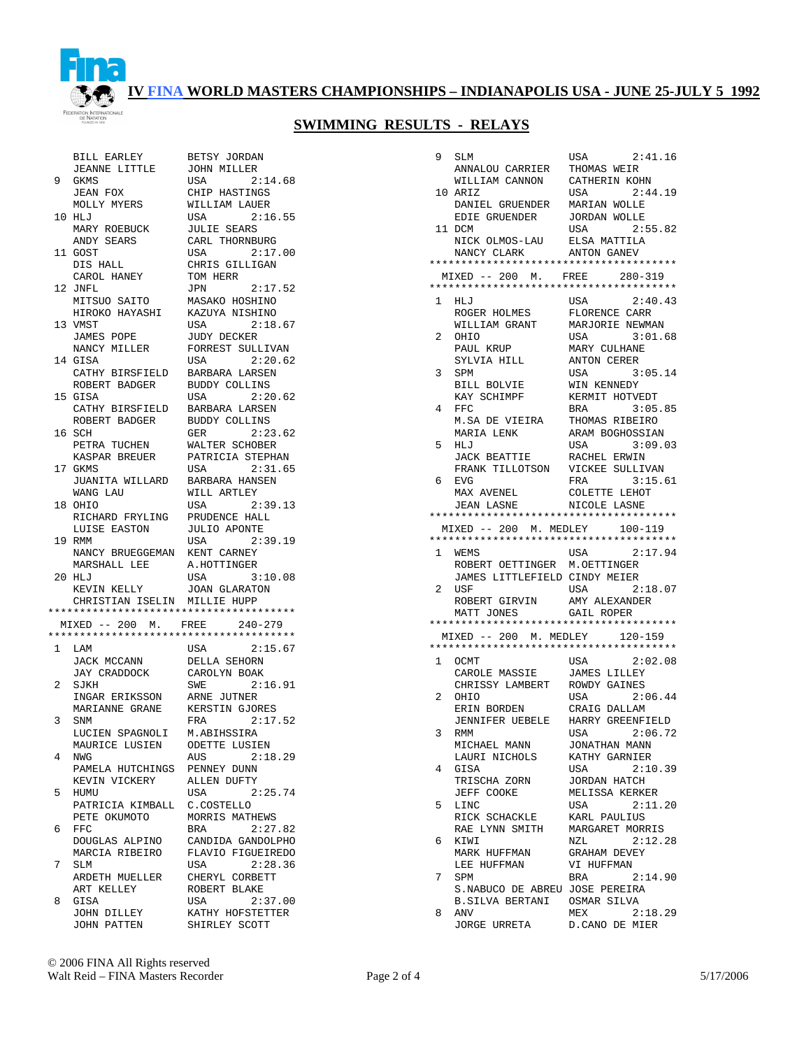# IV FINA WORLD MASTERS CHAMPIONSHIPS – INDIANAPOLIS USA - JUNE 25-JULY 5 1992

## SWIMMING RESULTS - RELAYS

```
    BILL EARLEY        BETSY JORDAN
    JEANNE LITTLE      JOHN MILLER
 9  GKMS               USA       2:14.68
    JEAN FOX           CHIP HASTINGS
    MOLLY MYERS        WILLIAM LAUER
10  HLJ                USA       2:16.55
    MARY ROEBUCK       JULIE SEARS
    ANDY SEARS         CARL THORNBURG
11  GOST               USA       2:17.00
    DIS HALL           CHRIS GILLIGAN
    CAROL HANEY        TOM HERR
12  JNFL               JPN       2:17.52
    MITSUO SAITO       MASAKO HOSHINO
    HIROKO HAYASHI     KAZUYA NISHINO
13  VMST               USA       2:18.67
    JAMES POPE         JUDY DECKER
    NANCY MILLER       FORREST SULLIVAN
14  GISA               USA       2:20.62
    CATHY BIRSFIELD    BARBARA LARSEN
    ROBERT BADGER      BUDDY COLLINS
15  GISA               USA       2:20.62
    CATHY BIRSFIELD    BARBARA LARSEN
    ROBERT BADGER      BUDDY COLLINS
16  SCH                GER       2:23.62
    PETRA TUCHEN       WALTER SCHOBER
    KASPAR BREUER      PATRICIA STEPHAN
17  GKMS               USA       2:31.65
    JUANITA WILLARD    BARBARA HANSEN
    WANG LAU           WILL ARTLEY
18  OHIO               USA       2:39.13
    RICHARD FRYLING    PRUDENCE HALL
    LUISE EASTON       JULIO APONTE
19  RMM                USA       2:39.19
    NANCY BRUEGGEMAN   KENT CARNEY
    MARSHALL LEE       A.HOTTINGER
20  HLJ                USA       3:10.08
    KEVIN KELLY        JOAN GLARATON
    CHRISTIAN ISELIN   MILLIE HUPP
***************************************
  MIXED -- 200  M.   FREE     240-279
***************************************
 1  LAM                USA       2:15.67
    JACK MCCANN        DELLA SEHORN
    JAY CRADDOCK       CAROLYN BOAK
 2  SJKH               SWE       2:16.91
    INGAR ERIKSSON     ARNE JUTNER
    MARIANNE GRANE     KERSTIN GJORES
 3  SNM                FRA       2:17.52
    LUCIEN SPAGNOLI    M.ABIHSSIRA
    MAURICE LUSIEN     ODETTE LUSIEN
 4  NWG                AUS       2:18.29
    PAMELA HUTCHINGS   PENNEY DUNN
    KEVIN VICKERY      ALLEN DUFTY
 5  HUMU               USA       2:25.74
    PATRICIA KIMBALL   C.COSTELLO
    PETE OKUMOTO       MORRIS MATHEWS
 6  FFC                BRA       2:27.82
    DOUGLAS ALPINO     CANDIDA GANDOLPHO
    MARCIA RIBEIRO     FLAVIO FIGUEIREDO
 7  SLM                USA       2:28.36
    ARDETH MUELLER     CHERYL CORBETT
    ART KELLEY         ROBERT BLAKE
 8  GISA               USA       2:37.00
    JOHN DILLEY        KATHY HOFSTETTER
    JOHN PATTEN        SHIRLEY SCOTT
 9  SLM                USA       2:41.16
    ANNALOU CARRIER    THOMAS WEIR
    WILLIAM CANNON     CATHERIN KOHN
10  ARIZ               USA       2:44.19
    DANIEL GRUENDER    MARIAN WOLLE
    EDIE GRUENDER      JORDAN WOLLE
11  DCM                USA       2:55.82
    NICK OLMOS-LAU     ELSA MATTILA
    NANCY CLARK        ANTON GANEV
***************************************
  MIXED -- 200  M.   FREE     280-319
***************************************
 1  HLJ                USA       2:40.43
    ROGER HOLMES       FLORENCE CARR
    WILLIAM GRANT      MARJORIE NEWMAN
 2  OHIO               USA       3:01.68
    PAUL KRUP          MARY CULHANE
    SYLVIA HILL        ANTON CERER
 3  SPM                USA       3:05.14
    BILL BOLVIE        WIN KENNEDY
    KAY SCHIMPF        KERMIT HOTVEDT
 4  FFC                BRA       3:05.85
    M.SA DE VIEIRA     THOMAS RIBEIRO
    MARIA LENK         ARAM BOGHOSSIAN
 5  HLJ                USA       3:09.03
    JACK BEATTIE       RACHEL ERWIN
    FRANK TILLOTSON    VICKEE SULLIVAN
 6  EVG                FRA       3:15.61
    MAX AVENEL         COLETTE LEHOT
    JEAN LASNE         NICOLE LASNE
***************************************
  MIXED -- 200  M. MEDLEY     100-119
***************************************
 1  WEMS               USA       2:17.94
    ROBERT OETTINGER   M.OETTINGER
    JAMES LITTLEFIELD  CINDY MEIER
 2  USF                USA       2:18.07
    ROBERT GIRVIN      AMY ALEXANDER
    MATT JONES         GAIL ROPER
***************************************
  MIXED -- 200  M. MEDLEY     120-159
***************************************
 1  OCMT               USA       2:02.08
    CAROLE MASSIE      JAMES LILLEY
    CHRISSY LAMBERT    ROWDY GAINES
 2  OHIO               USA       2:06.44
    ERIN BORDEN        CRAIG DALLAM
    JENNIFER UEBELE    HARRY GREENFIELD
 3  RMM                USA       2:06.72
    MICHAEL MANN       JONATHAN MANN
    LAURI NICHOLS      KATHY GARNIER
 4  GISA               USA       2:10.39
    TRISCHA ZORN       JORDAN HATCH
    JEFF COOKE         MELISSA KERKER
 5  LINC               USA       2:11.20
    RICK SCHACKLE      KARL PAULIUS
    RAE LYNN SMITH     MARGARET MORRIS
 6  KIWI               NZL       2:12.28
    MARK HUFFMAN       GRAHAM DEVEY
    LEE HUFFMAN        VI HUFFMAN
 7  SPM                BRA       2:14.90
    S.NABUCO DE ABREU  JOSE PEREIRA
    B.SILVA BERTANI    OSMAR SILVA
 8  ANV                MEX       2:18.29
    JORGE URRETA       D.CANO DE MIER
```

© 2006 FINA All Rights reserved
Walt Reid – FINA Masters Recorder    5/17/2006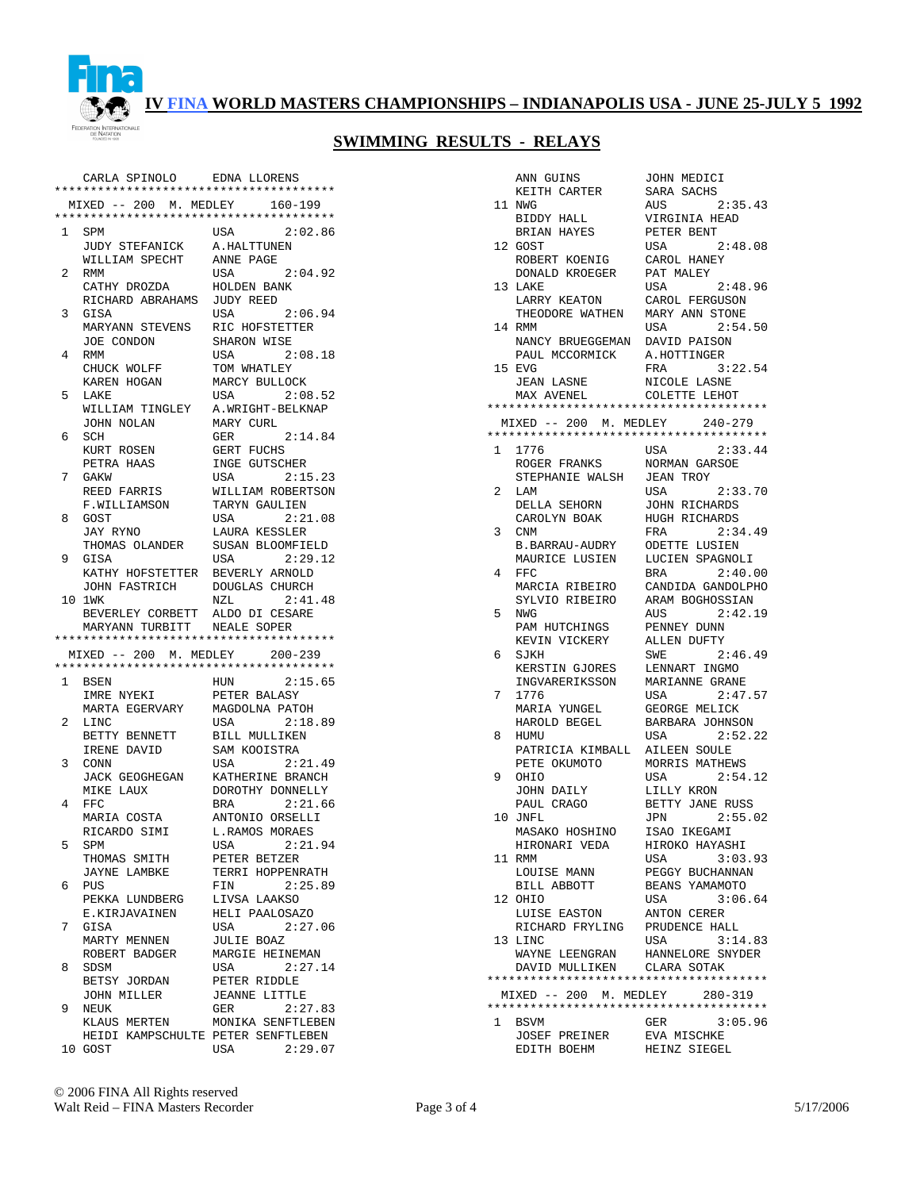# IV FINA WORLD MASTERS CHAMPIONSHIPS – INDIANAPOLIS USA - JUNE 25-JULY 5 1992

## SWIMMING RESULTS - RELAYS

```
     CARLA SPINOLO      EDNA LLORENS
****************************************
  MIXED -- 200  M. MEDLEY     160-199
****************************************
 1  SPM                 USA       2:02.86
     JUDY STEFANICK     A.HALTTUNEN
     WILLIAM SPECHT     ANNE PAGE
 2  RMM                 USA       2:04.92
     CATHY DROZDA       HOLDEN BANK
     RICHARD ABRAHAMS   JUDY REED
 3  GISA                USA       2:06.94
     MARYANN STEVENS    RIC HOFSTETTER
     JOE CONDON         SHARON WISE
 4  RMM                 USA       2:08.18
     CHUCK WOLFF        TOM WHATLEY
     KAREN HOGAN        MARCY BULLOCK
 5  LAKE                USA       2:08.52
     WILLIAM TINGLEY    A.WRIGHT-BELKNAP
     JOHN NOLAN         MARY CURL
 6  SCH                 GER       2:14.84
     KURT ROSEN         GERT FUCHS
     PETRA HAAS         INGE GUTSCHER
 7  GAKW                USA       2:15.23
     REED FARRIS        WILLIAM ROBERTSON
     F.WILLIAMSON       TARYN GAULIEN
 8  GOST                USA       2:21.08
     JAY RYNO           LAURA KESSLER
     THOMAS OLANDER     SUSAN BLOOMFIELD
 9  GISA                USA       2:29.12
     KATHY HOFSTETTER   BEVERLY ARNOLD
     JOHN FASTRICH      DOUGLAS CHURCH
10  1WK                 NZL       2:41.48
     BEVERLEY CORBETT   ALDO DI CESARE
     MARYANN TURBITT    NEALE SOPER
****************************************
  MIXED -- 200  M. MEDLEY     200-239
****************************************
 1  BSEN                HUN       2:15.65
     IMRE NYEKI         PETER BALASY
     MARTA EGERVARY     MAGDOLNA PATOH
 2  LINC                USA       2:18.89
     BETTY BENNETT      BILL MULLIKEN
     IRENE DAVID        SAM KOOISTRA
 3  CONN                USA       2:21.49
     JACK GEOGHEGAN     KATHERINE BRANCH
     MIKE LAUX          DOROTHY DONNELLY
 4  FFC                 BRA       2:21.66
     MARIA COSTA        ANTONIO ORSELLI
     RICARDO SIMI       L.RAMOS MORAES
 5  SPM                 USA       2:21.94
     THOMAS SMITH       PETER BETZER
     JAYNE LAMBKE       TERRI HOPPENRATH
 6  PUS                 FIN       2:25.89
     PEKKA LUNDBERG     LIVSA LAAKSO
     E.KIRJAVAINEN      HELI PAALOSAZO
 7  GISA                USA       2:27.06
     MARTY MENNEN       JULIE BOAZ
     ROBERT BADGER      MARGIE HEINEMAN
 8  SDSM                USA       2:27.14
     BETSY JORDAN       PETER RIDDLE
     JOHN MILLER        JEANNE LITTLE
 9  NEUK                GER       2:27.83
     KLAUS MERTEN       MONIKA SENFTLEBEN
     HEIDI KAMPSCHULTE  PETER SENFTLEBEN
10  GOST                USA       2:29.07
     ANN GUINS          JOHN MEDICI
     KEITH CARTER       SARA SACHS
11  NWG                 AUS       2:35.43
     BIDDY HALL         VIRGINIA HEAD
     BRIAN HAYES        PETER BENT
12  GOST                USA       2:48.08
     ROBERT KOENIG      CAROL HANEY
     DONALD KROEGER     PAT MALEY
13  LAKE                USA       2:48.96
     LARRY KEATON       CAROL FERGUSON
     THEODORE WATHEN    MARY ANN STONE
14  RMM                 USA       2:54.50
     NANCY BRUEGGEMAN   DAVID PAISON
     PAUL MCCORMICK     A.HOTTINGER
15  EVG                 FRA       3:22.54
     JEAN LASNE         NICOLE LASNE
     MAX AVENEL         COLETTE LEHOT
****************************************
  MIXED -- 200  M. MEDLEY     240-279
****************************************
 1  1776                USA       2:33.44
     ROGER FRANKS       NORMAN GARSOE
     STEPHANIE WALSH    JEAN TROY
 2  LAM                 USA       2:33.70
     DELLA SEHORN       JOHN RICHARDS
     CAROLYN BOAK       HUGH RICHARDS
 3  CNM                 FRA       2:34.49
     B.BARRAU-AUDRY     ODETTE LUSIEN
     MAURICE LUSIEN     LUCIEN SPAGNOLI
 4  FFC                 BRA       2:40.00
     MARCIA RIBEIRO     CANDIDA GANDOLPHO
     SYLVIO RIBEIRO     ARAM BOGHOSSIAN
 5  NWG                 AUS       2:42.19
     PAM HUTCHINGS      PENNEY DUNN
     KEVIN VICKERY      ALLEN DUFTY
 6  SJKH                SWE       2:46.49
     KERSTIN GJORES     LENNART INGMO
     INGVARERIKSSON     MARIANNE GRANE
 7  1776                USA       2:47.57
     MARIA YUNGEL       GEORGE MELICK
     HAROLD BEGEL       BARBARA JOHNSON
 8  HUMU                USA       2:52.22
     PATRICIA KIMBALL   AILEEN SOULE
     PETE OKUMOTO       MORRIS MATHEWS
 9  OHIO                USA       2:54.12
     JOHN DAILY         LILLY KRON
     PAUL CRAGO         BETTY JANE RUSS
10  JNFL                JPN       2:55.02
     MASAKO HOSHINO     ISAO IKEGAMI
     HIRONARI VEDA      HIROKO HAYASHI
11  RMM                 USA       3:03.93
     LOUISE MANN        PEGGY BUCHANNAN
     BILL ABBOTT        BEANS YAMAMOTO
12  OHIO                USA       3:06.64
     LUISE EASTON       ANTON CERER
     RICHARD FRYLING    PRUDENCE HALL
13  LINC                USA       3:14.83
     WAYNE LEENGRAN     HANNELORE SNYDER
     DAVID MULLIKEN     CLARA SOTAK
****************************************
  MIXED -- 200  M. MEDLEY     280-319
****************************************
 1  BSVM                GER       3:05.96
     JOSEF PREINER      EVA MISCHKE
     EDITH BOEHM        HEINZ SIEGEL
```

© 2006 FINA All Rights reserved
Walt Reid – FINA Masters Recorder    5/17/2006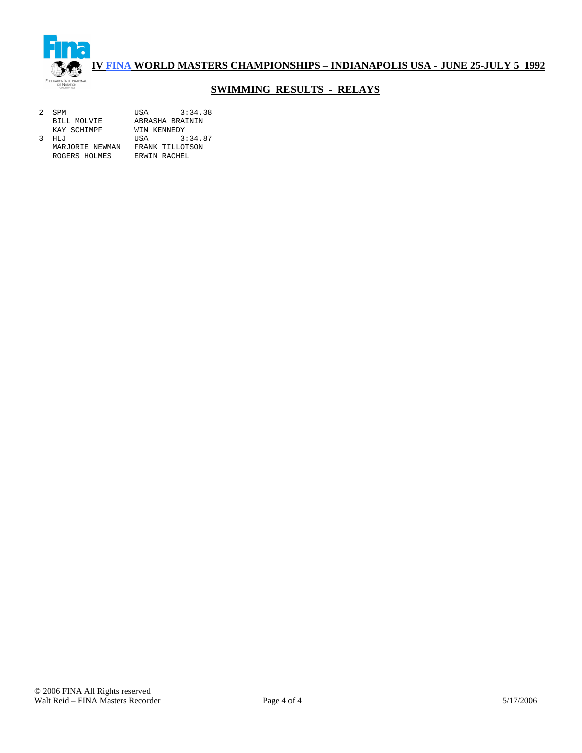**IV FINA WORLD MASTERS CHAMPIONSHIPS – INDIANAPOLIS USA - JUNE 25-JULY 5 1992**

## SWIMMING RESULTS - RELAYS

```
 2  SPM              USA       3:34.38
    BILL MOLVIE      ABRASHA BRAININ
    KAY SCHIMPF      WIN KENNEDY
 3  HLJ              USA       3:34.87
    MARJORIE NEWMAN  FRANK TILLOTSON
    ROGERS HOLMES    ERWIN RACHEL
```

© 2006 FINA All Rights reserved
Walt Reid – FINA Masters Recorder

5/17/2006